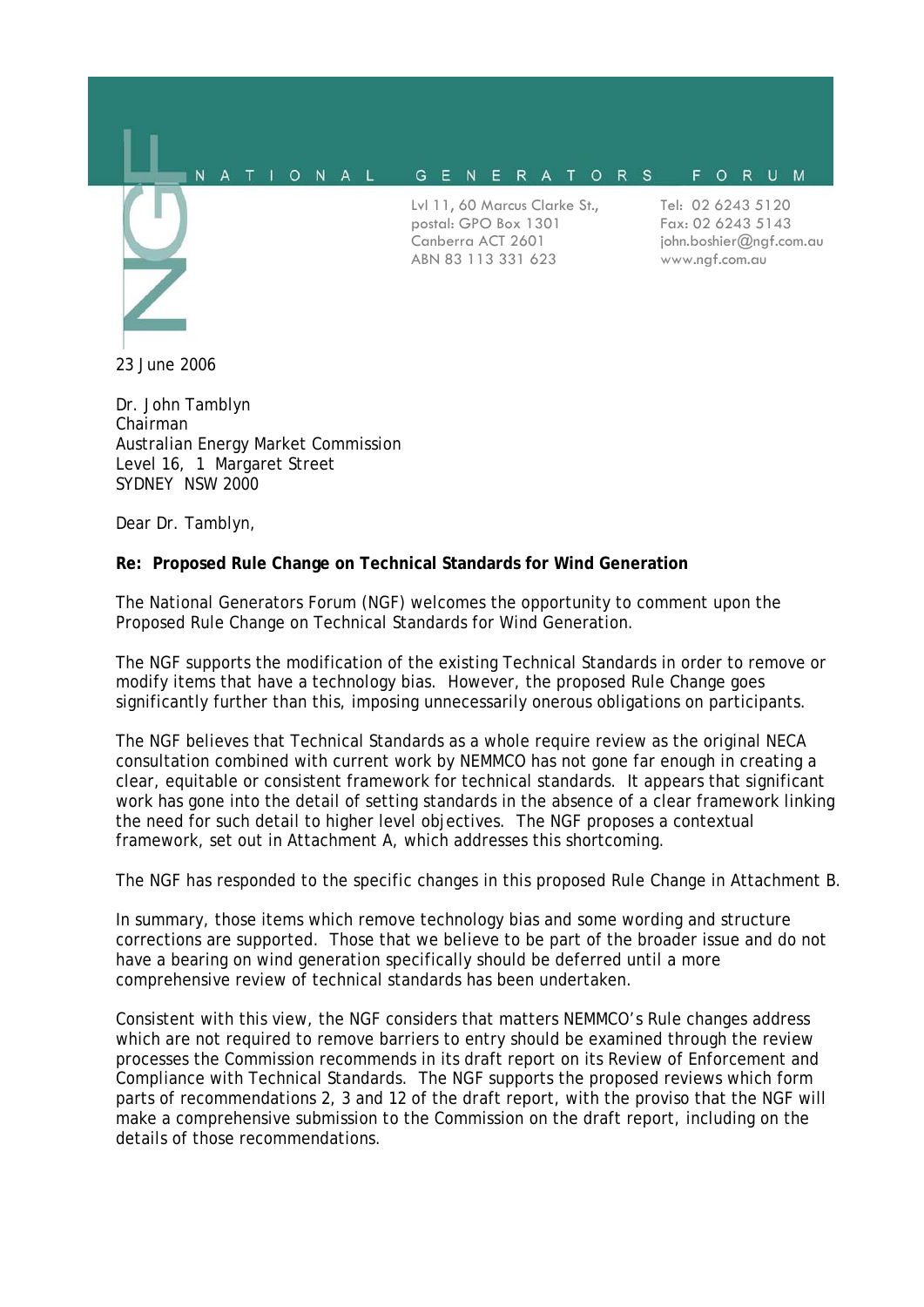NATIONAL GENERATORS FORUM

Lvl 11, 60 Marcus Clarke St.,
postal: GPO Box 1301
Canberra ACT 2601
ABN 83 113 331 623

Tel: 02 6243 5120
Fax: 02 6243 5143
john.boshier@ngf.com.au
www.ngf.com.au

23 June 2006

Dr. John Tamblyn
Chairman
Australian Energy Market Commission
Level 16, 1 Margaret Street
SYDNEY NSW 2000

Dear Dr. Tamblyn,

**Re: Proposed Rule Change on Technical Standards for Wind Generation**

The National Generators Forum (NGF) welcomes the opportunity to comment upon the Proposed Rule Change on Technical Standards for Wind Generation.

The NGF supports the modification of the existing Technical Standards in order to remove or modify items that have a technology bias. However, the proposed Rule Change goes significantly further than this, imposing unnecessarily onerous obligations on participants.

The NGF believes that Technical Standards as a whole require review as the original NECA consultation combined with current work by NEMMCO has not gone far enough in creating a clear, equitable or consistent framework for technical standards. It appears that significant work has gone into the detail of setting standards in the absence of a clear framework linking the need for such detail to higher level objectives. The NGF proposes a contextual framework, set out in Attachment A, which addresses this shortcoming.

The NGF has responded to the specific changes in this proposed Rule Change in Attachment B.

In summary, those items which remove technology bias and some wording and structure corrections are supported. Those that we believe to be part of the broader issue and do not have a bearing on wind generation specifically should be deferred until a more comprehensive review of technical standards has been undertaken.

Consistent with this view, the NGF considers that matters NEMMCO's Rule changes address which are not required to remove barriers to entry should be examined through the review processes the Commission recommends in its draft report on its Review of Enforcement and Compliance with Technical Standards. The NGF supports the proposed reviews which form parts of recommendations 2, 3 and 12 of the draft report, with the proviso that the NGF will make a comprehensive submission to the Commission on the draft report, including on the details of those recommendations.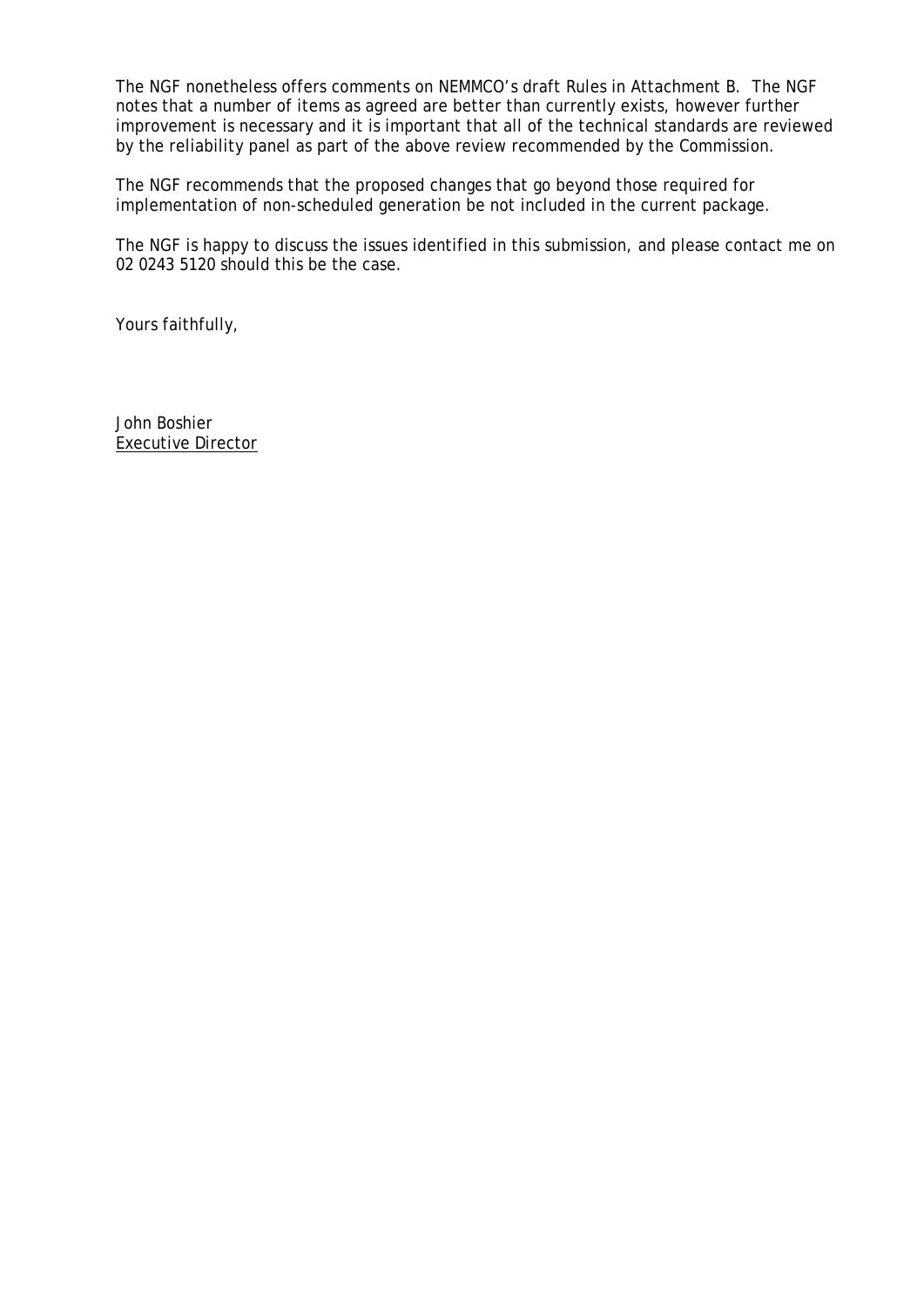The NGF nonetheless offers comments on NEMMCO's draft Rules in Attachment B. The NGF notes that a number of items as agreed are better than currently exists, however further improvement is necessary and it is important that all of the technical standards are reviewed by the reliability panel as part of the above review recommended by the Commission.

The NGF recommends that the proposed changes that go beyond those required for implementation of non-scheduled generation be not included in the current package.

The NGF is happy to discuss the issues identified in this submission, and please contact me on 02 0243 5120 should this be the case.

Yours faithfully,

John Boshier
Executive Director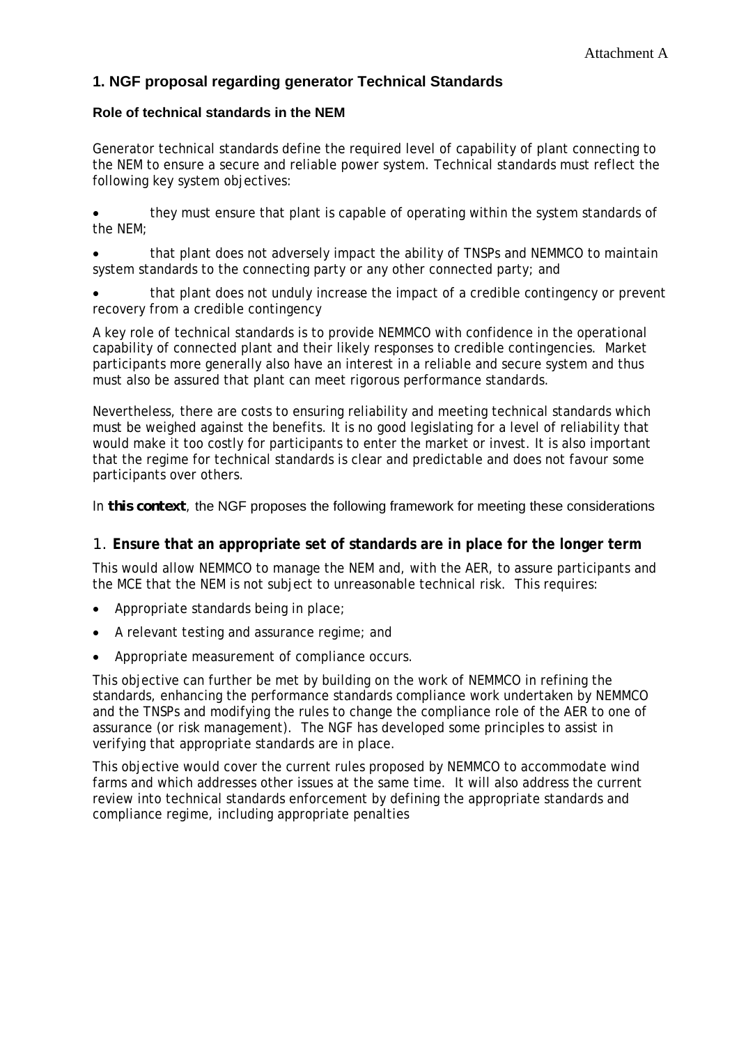Attachment A

## 1. NGF proposal regarding generator Technical Standards

### Role of technical standards in the NEM

Generator technical standards define the required level of capability of plant connecting to the NEM to ensure a secure and reliable power system. Technical standards must reflect the following key system objectives:

- they must ensure that plant is capable of operating within the system standards of the NEM;
- that plant does not adversely impact the ability of TNSPs and NEMMCO to maintain system standards to the connecting party or any other connected party; and
- that plant does not unduly increase the impact of a credible contingency or prevent recovery from a credible contingency

A key role of technical standards is to provide NEMMCO with confidence in the operational capability of connected plant and their likely responses to credible contingencies. Market participants more generally also have an interest in a reliable and secure system and thus must also be assured that plant can meet rigorous performance standards.

Nevertheless, there are costs to ensuring reliability and meeting technical standards which must be weighed against the benefits. It is no good legislating for a level of reliability that would make it too costly for participants to enter the market or invest. It is also important that the regime for technical standards is clear and predictable and does not favour some participants over others.

In ***this context***, the NGF proposes the following framework for meeting these considerations

### 1. Ensure that an appropriate set of standards are in place for the longer term

This would allow NEMMCO to manage the NEM and, with the AER, to assure participants and the MCE that the NEM is not subject to unreasonable technical risk. This requires:

- Appropriate standards being in place;
- A relevant testing and assurance regime; and
- Appropriate measurement of compliance occurs.

This objective can further be met by building on the work of NEMMCO in refining the standards, enhancing the performance standards compliance work undertaken by NEMMCO and the TNSPs and modifying the rules to change the compliance role of the AER to one of assurance (or risk management). The NGF has developed some principles to assist in verifying that appropriate standards are in place.

This objective would cover the current rules proposed by NEMMCO to accommodate wind farms and which addresses other issues at the same time. It will also address the current review into technical standards enforcement by defining the appropriate standards and compliance regime, including appropriate penalties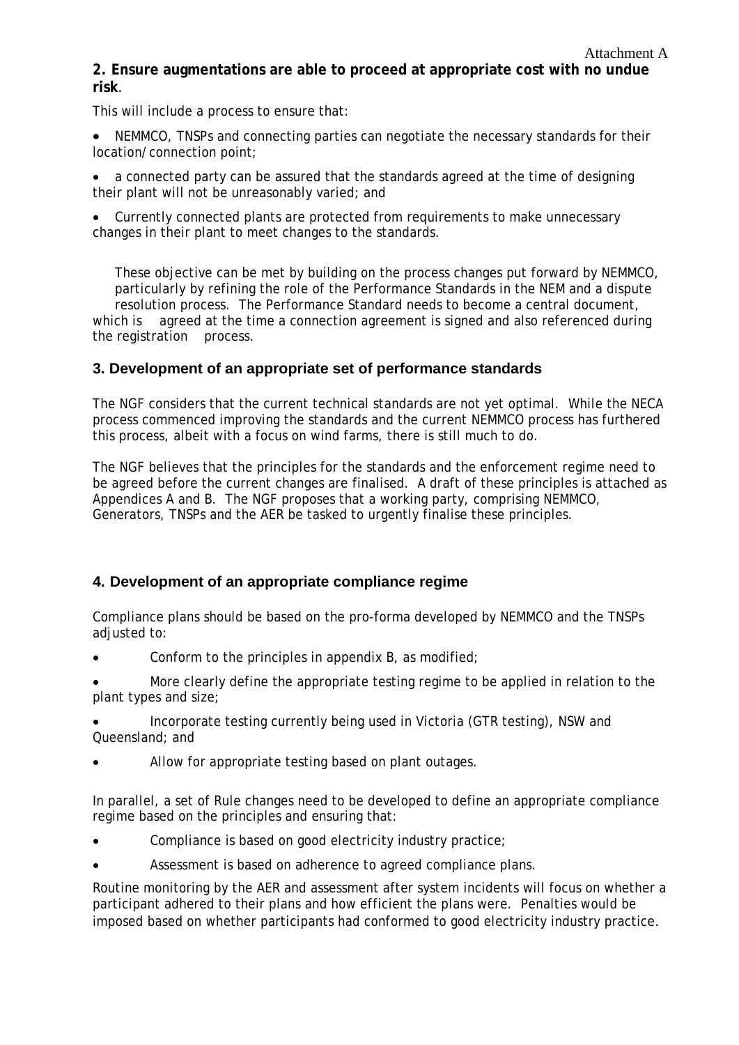**2. Ensure augmentations are able to proceed at appropriate cost with no undue risk**.

This will include a process to ensure that:

- NEMMCO, TNSPs and connecting parties can negotiate the necessary standards for their location/connection point;
- a connected party can be assured that the standards agreed at the time of designing their plant will not be unreasonably varied; and
- Currently connected plants are protected from requirements to make unnecessary changes in their plant to meet changes to the standards.

These objective can be met by building on the process changes put forward by NEMMCO, particularly by refining the role of the Performance Standards in the NEM and a dispute resolution process. The Performance Standard needs to become a central document, which is agreed at the time a connection agreement is signed and also referenced during the registration process.

### 3. Development of an appropriate set of performance standards

The NGF considers that the current technical standards are not yet optimal. While the NECA process commenced improving the standards and the current NEMMCO process has furthered this process, albeit with a focus on wind farms, there is still much to do.

The NGF believes that the principles for the standards and the enforcement regime need to be agreed before the current changes are finalised. A draft of these principles is attached as Appendices A and B. The NGF proposes that a working party, comprising NEMMCO, Generators, TNSPs and the AER be tasked to urgently finalise these principles.

### 4. Development of an appropriate compliance regime

Compliance plans should be based on the pro-forma developed by NEMMCO and the TNSPs adjusted to:

- Conform to the principles in appendix B, as modified;
- More clearly define the appropriate testing regime to be applied in relation to the plant types and size;
- Incorporate testing currently being used in Victoria (GTR testing), NSW and Queensland; and
- Allow for appropriate testing based on plant outages.

In parallel, a set of Rule changes need to be developed to define an appropriate compliance regime based on the principles and ensuring that:

- Compliance is based on good electricity industry practice;
- Assessment is based on adherence to agreed compliance plans.

Routine monitoring by the AER and assessment after system incidents will focus on whether a participant adhered to their plans and how efficient the plans were. Penalties would be imposed based on whether participants had conformed to good electricity industry practice.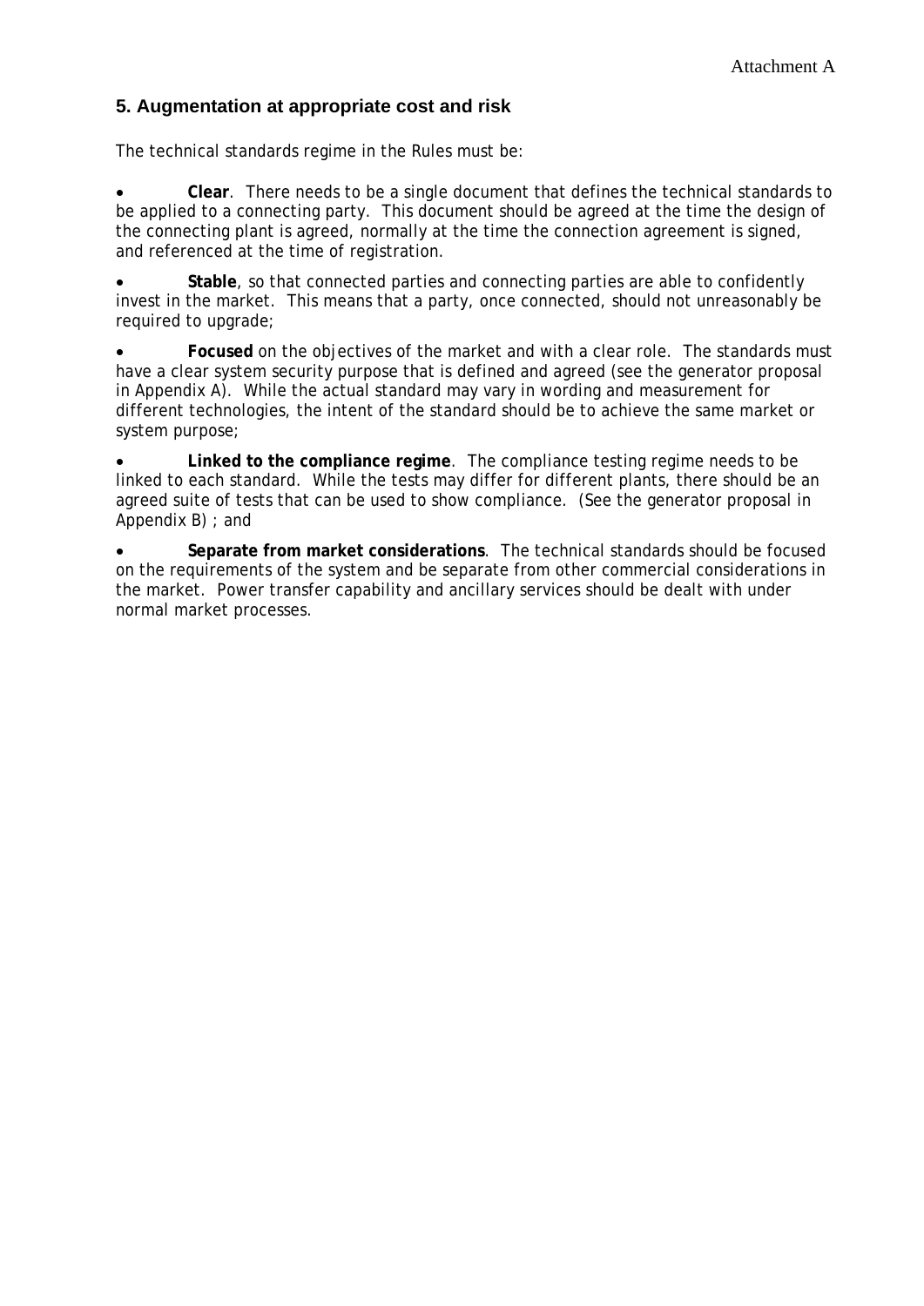## 5. Augmentation at appropriate cost and risk

*The technical standards regime in the Rules must be:*

- **Clear**. There needs to be a single document that defines the technical standards to be applied to a connecting party. This document should be agreed at the time the design of the connecting plant is agreed, normally at the time the connection agreement is signed, and referenced at the time of registration.

- **Stable**, so that connected parties and connecting parties are able to confidently invest in the market. This means that a party, once connected, should not unreasonably be required to upgrade;

- **Focused** on the objectives of the market and with a clear role. The standards must have a clear system security purpose that is defined and agreed (see the generator proposal in Appendix A). While the actual standard may vary in wording and measurement for different technologies, the intent of the standard should be to achieve the same market or system purpose;

- **Linked to the compliance regime**. The compliance testing regime needs to be linked to each standard. While the tests may differ for different plants, there should be an agreed suite of tests that can be used to show compliance. (See the generator proposal in Appendix B) ; and

- **Separate from market considerations**. The technical standards should be focused on the requirements of the system and be separate from other commercial considerations in the market. Power transfer capability and ancillary services should be dealt with under normal market processes.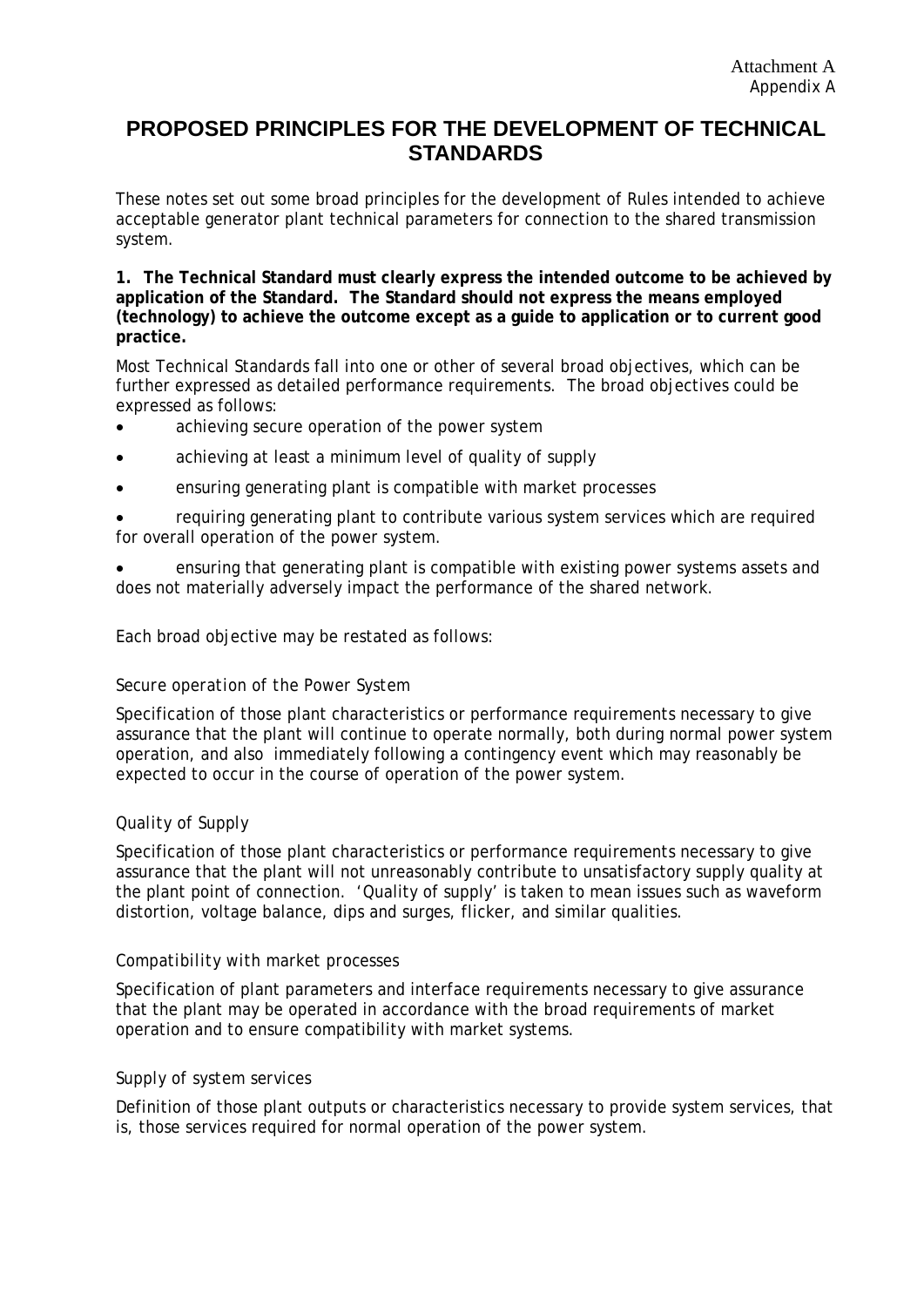Attachment A
Appendix A

# PROPOSED PRINCIPLES FOR THE DEVELOPMENT OF TECHNICAL STANDARDS

These notes set out some broad principles for the development of Rules intended to achieve acceptable generator plant technical parameters for connection to the shared transmission system.

**1. The Technical Standard must clearly express the intended outcome to be achieved by application of the Standard. The Standard should not express the means employed (technology) to achieve the outcome except as a guide to application or to current good practice.**

Most Technical Standards fall into one or other of several broad objectives, which can be further expressed as detailed performance requirements. The broad objectives could be expressed as follows:

- achieving secure operation of the power system
- achieving at least a minimum level of quality of supply
- ensuring generating plant is compatible with market processes
- requiring generating plant to contribute various system services which are required for overall operation of the power system.
- ensuring that generating plant is compatible with existing power systems assets and does not materially adversely impact the performance of the shared network.

Each broad objective may be restated as follows:

*Secure operation of the Power System*

Specification of those plant characteristics or performance requirements necessary to give assurance that the plant will continue to operate normally, both during normal power system operation, and also immediately following a contingency event which may reasonably be expected to occur in the course of operation of the power system.

*Quality of Supply*

Specification of those plant characteristics or performance requirements necessary to give assurance that the plant will not unreasonably contribute to unsatisfactory supply quality at the plant point of connection. 'Quality of supply' is taken to mean issues such as waveform distortion, voltage balance, dips and surges, flicker, and similar qualities.

*Compatibility with market processes*

Specification of plant parameters and interface requirements necessary to give assurance that the plant may be operated in accordance with the broad requirements of market operation and to ensure compatibility with market systems.

*Supply of system services*

Definition of those plant outputs or characteristics necessary to provide system services, that is, those services required for normal operation of the power system.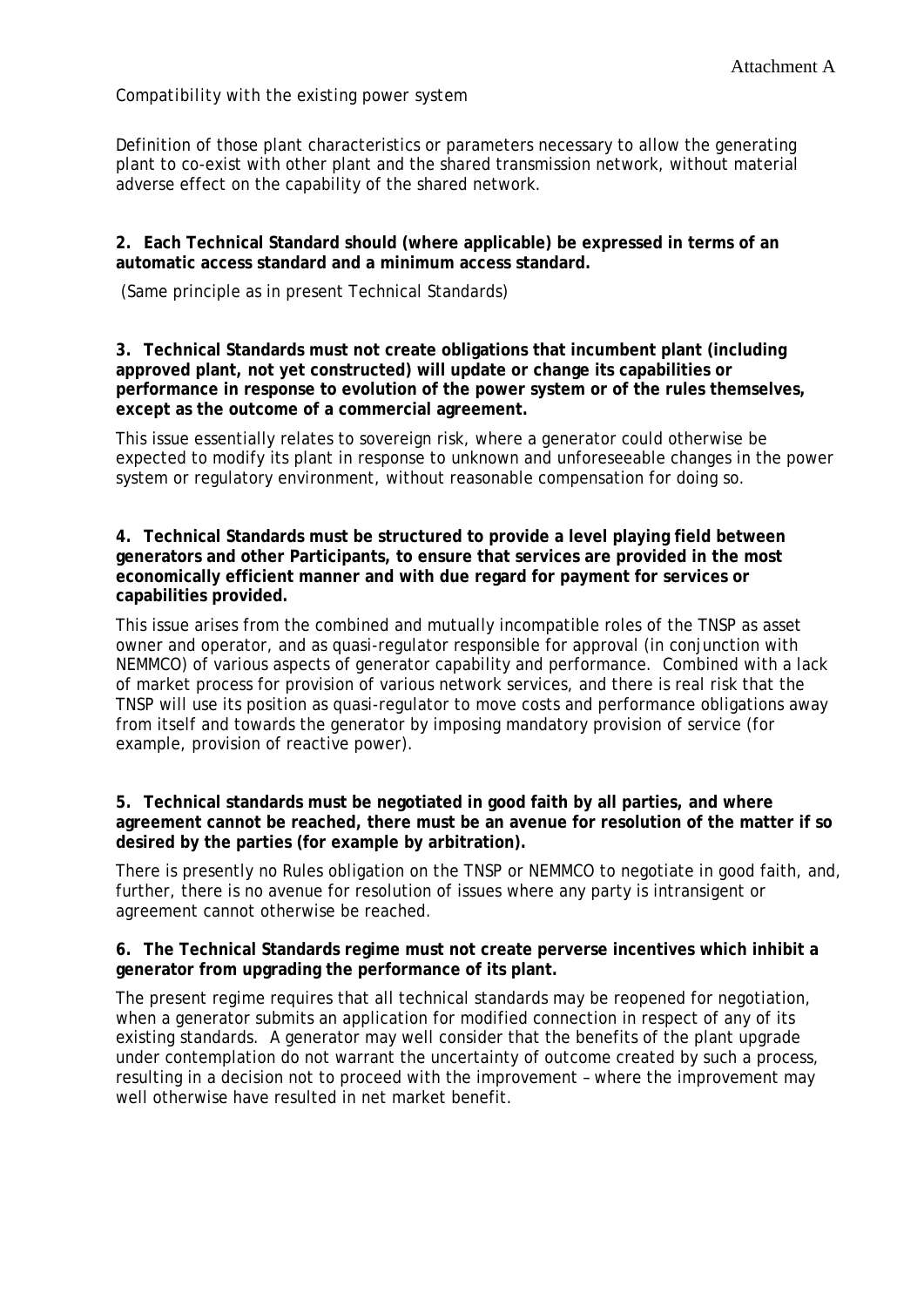Attachment A

*Compatibility with the existing power system*

Definition of those plant characteristics or parameters necessary to allow the generating plant to co-exist with other plant and the shared transmission network, without material adverse effect on the capability of the shared network.

**2. Each Technical Standard should (where applicable) be expressed in terms of an automatic access standard and a minimum access standard.**

(Same principle as in present Technical Standards)

**3. Technical Standards must not create obligations that incumbent plant (including approved plant, not yet constructed) will update or change its capabilities or performance in response to evolution of the power system or of the rules themselves, except as the outcome of a commercial agreement.**

This issue essentially relates to sovereign risk, where a generator could otherwise be expected to modify its plant in response to unknown and unforeseeable changes in the power system or regulatory environment, without reasonable compensation for doing so.

**4. Technical Standards must be structured to provide a level playing field between generators and other Participants, to ensure that services are provided in the most economically efficient manner and with due regard for payment for services or capabilities provided.**

This issue arises from the combined and mutually incompatible roles of the TNSP as asset owner and operator, and as quasi-regulator responsible for approval (in conjunction with NEMMCO) of various aspects of generator capability and performance. Combined with a lack of market process for provision of various network services, and there is real risk that the TNSP will use its position as quasi-regulator to move costs and performance obligations away from itself and towards the generator by imposing mandatory provision of service (for example, provision of reactive power).

**5. Technical standards must be negotiated in good faith by all parties, and where agreement cannot be reached, there must be an avenue for resolution of the matter if so desired by the parties (for example by arbitration).**

There is presently no Rules obligation on the TNSP or NEMMCO to negotiate in good faith, and, further, there is no avenue for resolution of issues where any party is intransigent or agreement cannot otherwise be reached.

**6. The Technical Standards regime must not create perverse incentives which inhibit a generator from upgrading the performance of its plant.**

The present regime requires that all technical standards may be reopened for negotiation, when a generator submits an application for modified connection in respect of any of its existing standards. A generator may well consider that the benefits of the plant upgrade under contemplation do not warrant the uncertainty of outcome created by such a process, resulting in a decision not to proceed with the improvement – where the improvement may well otherwise have resulted in net market benefit.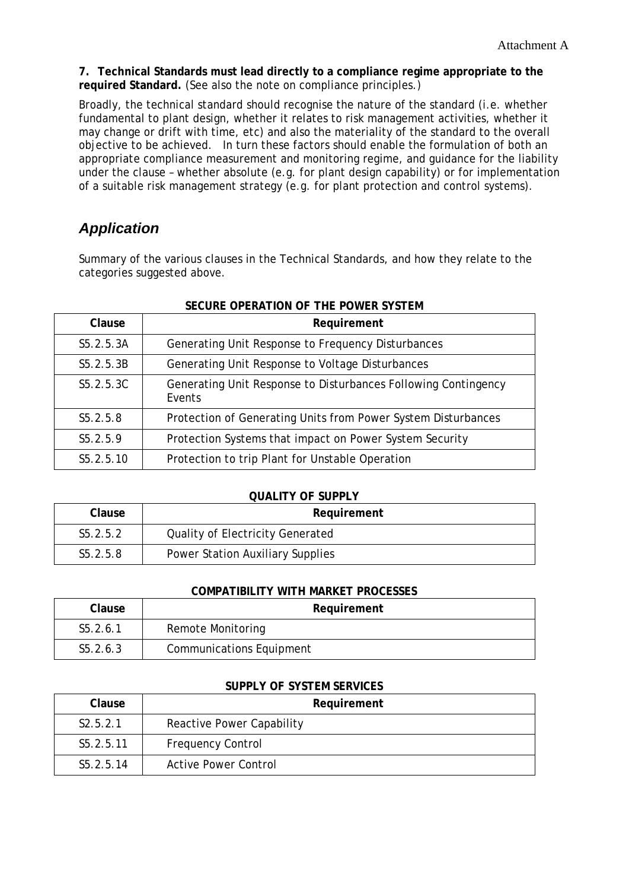Attachment A

**7. Technical Standards must lead directly to a compliance regime appropriate to the required Standard.** (See also the note on compliance principles.)

Broadly, the technical standard should recognise the nature of the standard (i.e. whether fundamental to plant design, whether it relates to risk management activities, whether it may change or drift with time, etc) and also the materiality of the standard to the overall objective to be achieved. In turn these factors should enable the formulation of both an appropriate compliance measurement and monitoring regime, and guidance for the liability under the clause – whether absolute (e.g. for plant design capability) or for implementation of a suitable risk management strategy (e.g. for plant protection and control systems).

## *Application*

Summary of the various clauses in the Technical Standards, and how they relate to the categories suggested above.

**SECURE OPERATION OF THE POWER SYSTEM**

| Clause | Requirement |
|---|---|
| S5.2.5.3A | Generating Unit Response to Frequency Disturbances |
| S5.2.5.3B | Generating Unit Response to Voltage Disturbances |
| S5.2.5.3C | Generating Unit Response to Disturbances Following Contingency Events |
| S5.2.5.8 | Protection of Generating Units from Power System Disturbances |
| S5.2.5.9 | Protection Systems that impact on Power System Security |
| S5.2.5.10 | Protection to trip Plant for Unstable Operation |

**QUALITY OF SUPPLY**

| Clause | Requirement |
|---|---|
| S5.2.5.2 | Quality of Electricity Generated |
| S5.2.5.8 | Power Station Auxiliary Supplies |

**COMPATIBILITY WITH MARKET PROCESSES**

| Clause | Requirement |
|---|---|
| S5.2.6.1 | Remote Monitoring |
| S5.2.6.3 | Communications Equipment |

**SUPPLY OF SYSTEM SERVICES**

| Clause | Requirement |
|---|---|
| S2.5.2.1 | Reactive Power Capability |
| S5.2.5.11 | Frequency Control |
| S5.2.5.14 | Active Power Control |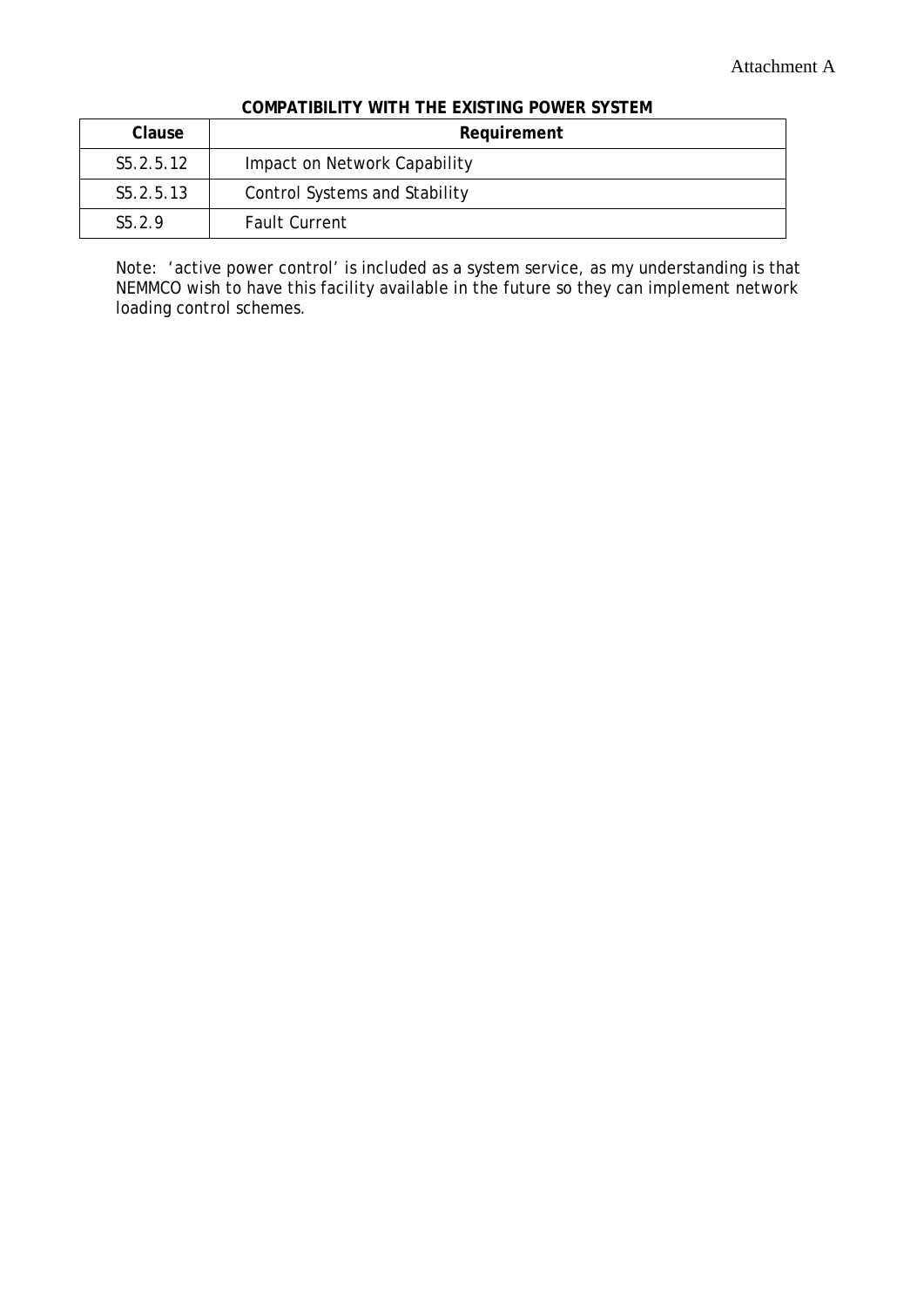Attachment A

**COMPATIBILITY WITH THE EXISTING POWER SYSTEM**

| Clause | Requirement |
| --- | --- |
| S5.2.5.12 | Impact on Network Capability |
| S5.2.5.13 | Control Systems and Stability |
| S5.2.9 | Fault Current |

Note: 'active power control' is included as a system service, as my understanding is that NEMMCO wish to have this facility available in the future so they can implement network loading control schemes.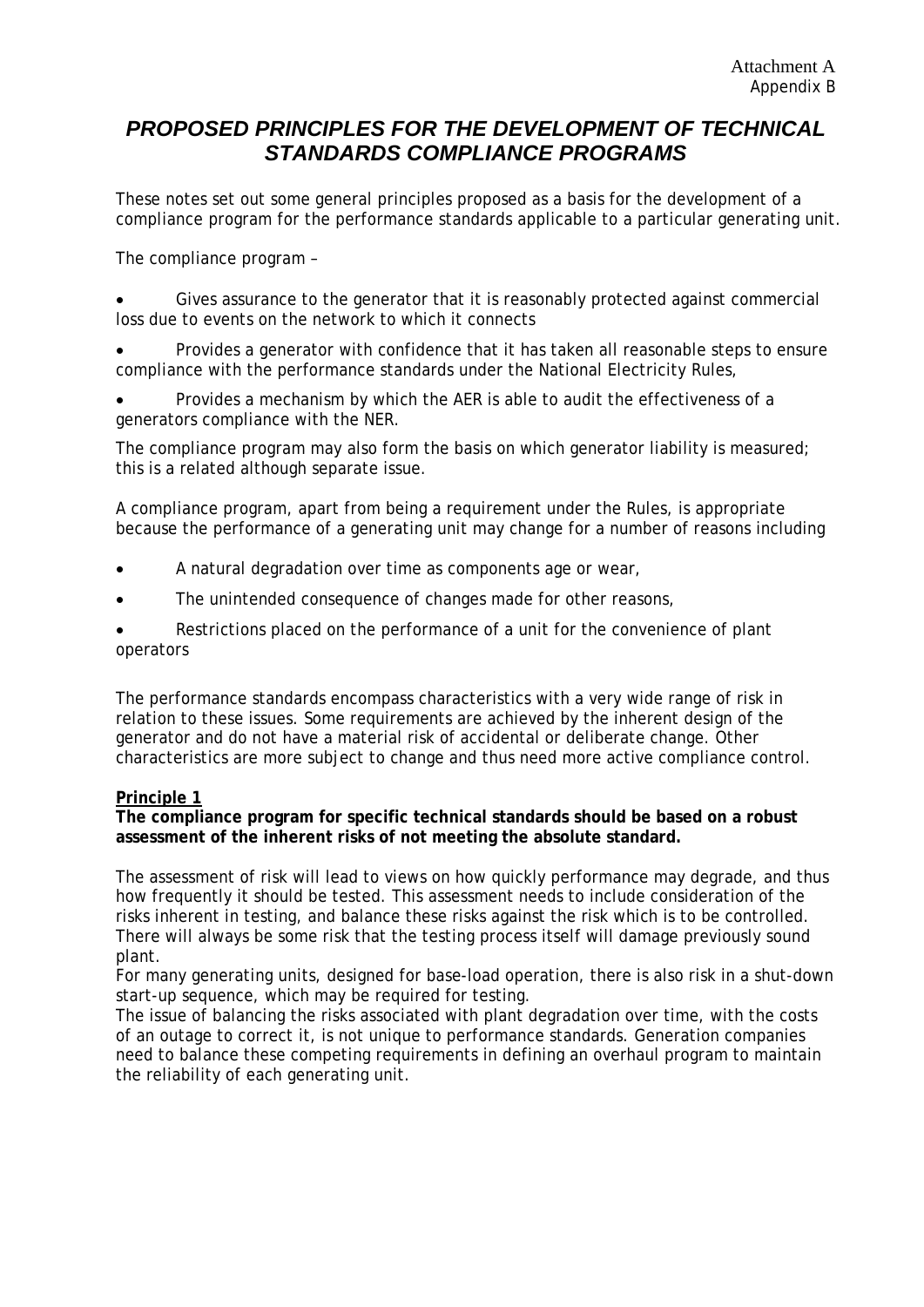Attachment A
Appendix B

# *PROPOSED PRINCIPLES FOR THE DEVELOPMENT OF TECHNICAL STANDARDS COMPLIANCE PROGRAMS*

These notes set out some general principles proposed as a basis for the development of a compliance program for the performance standards applicable to a particular generating unit.

The compliance program –

- Gives assurance to the generator that it is reasonably protected against commercial loss due to events on the network to which it connects
- Provides a generator with confidence that it has taken all reasonable steps to ensure compliance with the performance standards under the National Electricity Rules,
- Provides a mechanism by which the AER is able to audit the effectiveness of a generators compliance with the NER.

The compliance program may also form the basis on which generator liability is measured; this is a related although separate issue.

A compliance program, apart from being a requirement under the Rules, is appropriate because the performance of a generating unit may change for a number of reasons including

- A natural degradation over time as components age or wear,
- The unintended consequence of changes made for other reasons,
- Restrictions placed on the performance of a unit for the convenience of plant operators

The performance standards encompass characteristics with a very wide range of risk in relation to these issues. Some requirements are achieved by the inherent design of the generator and do not have a material risk of accidental or deliberate change. Other characteristics are more subject to change and thus need more active compliance control.

**Principle 1**

**The compliance program for specific technical standards should be based on a robust assessment of the inherent risks of not meeting the absolute standard.**

The assessment of risk will lead to views on how quickly performance may degrade, and thus how frequently it should be tested. This assessment needs to include consideration of the risks inherent in testing, and balance these risks against the risk which is to be controlled. There will always be some risk that the testing process itself will damage previously sound plant.

For many generating units, designed for base-load operation, there is also risk in a shut-down start-up sequence, which may be required for testing.

The issue of balancing the risks associated with plant degradation over time, with the costs of an outage to correct it, is not unique to performance standards. Generation companies need to balance these competing requirements in defining an overhaul program to maintain the reliability of each generating unit.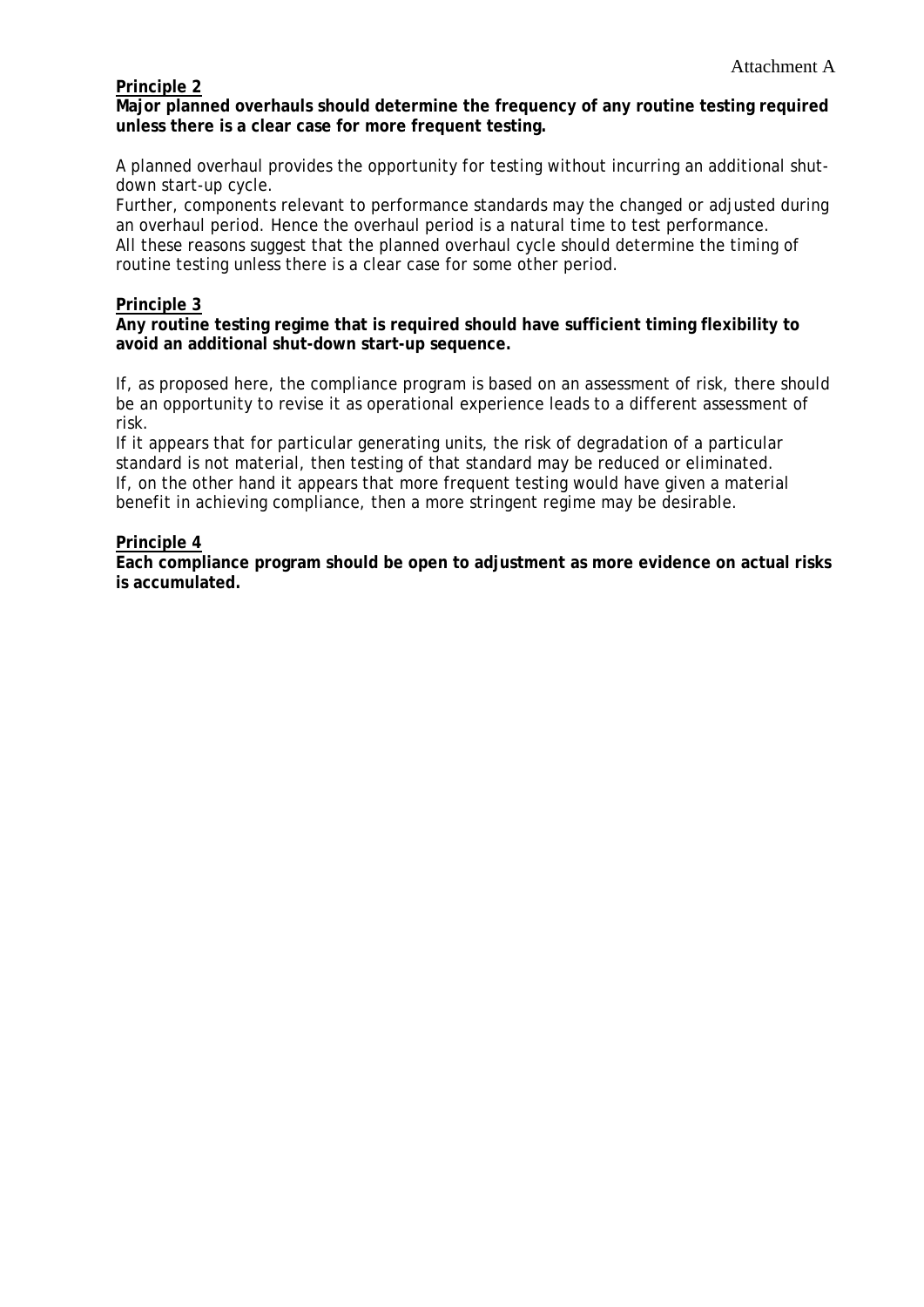Attachment A

**Principle 2**

**Major planned overhauls should determine the frequency of any routine testing required unless there is a clear case for more frequent testing.**

A planned overhaul provides the opportunity for testing without incurring an additional shut-down start-up cycle.

Further, components relevant to performance standards may the changed or adjusted during an overhaul period. Hence the overhaul period is a natural time to test performance.

All these reasons suggest that the planned overhaul cycle should determine the timing of routine testing unless there is a clear case for some other period.

**Principle 3**

**Any routine testing regime that is required should have sufficient timing flexibility to avoid an additional shut-down start-up sequence.**

If, as proposed here, the compliance program is based on an assessment of risk, there should be an opportunity to revise it as operational experience leads to a different assessment of risk.

If it appears that for particular generating units, the risk of degradation of a particular standard is not material, then testing of that standard may be reduced or eliminated.

If, on the other hand it appears that more frequent testing would have given a material benefit in achieving compliance, then a more stringent regime may be desirable.

**Principle 4**

**Each compliance program should be open to adjustment as more evidence on actual risks is accumulated.**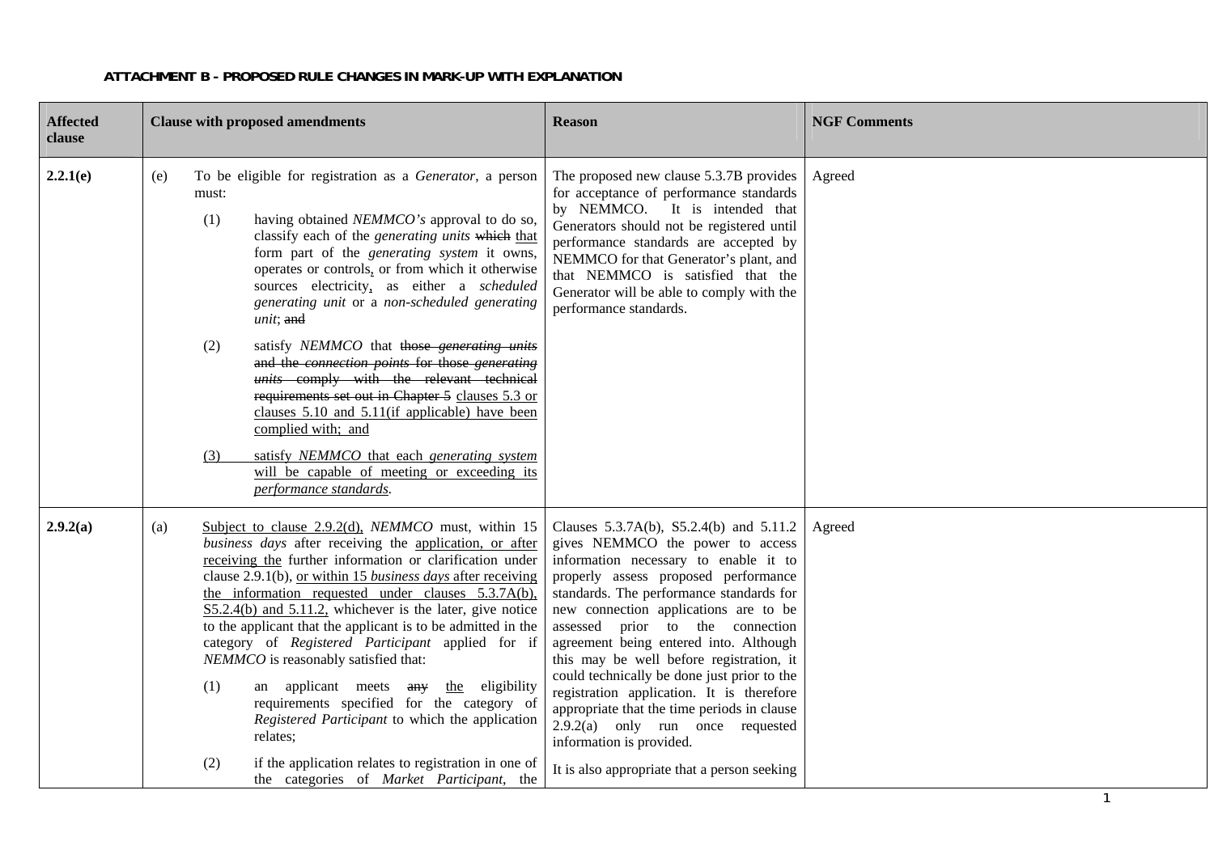**ATTACHMENT B - PROPOSED RULE CHANGES IN MARK-UP WITH EXPLANATION**

| Affected clause | Clause with proposed amendments | Reason | NGF Comments |
|---|---|---|---|
| **2.2.1(e)** | (e) To be eligible for registration as a *Generator*, a person must:<br><br>(1) having obtained *NEMMCO's* approval to do so, classify each of the *generating units* ~~which~~ <u>that</u> form part of the *generating system* it owns, operates or controls<u>,</u> or from which it otherwise sources electricity<u>,</u> as either a *scheduled generating unit* or a *non-scheduled generating unit*; ~~and~~<br><br>(2) satisfy *NEMMCO* that ~~those *generating units* and the *connection points* for those *generating units* comply with the relevant technical requirements set out in Chapter 5~~ <u>clauses 5.3 or clauses 5.10 and 5.11(if applicable) have been complied with; and</u><br><br><u>(3) satisfy *NEMMCO* that each *generating system* will be capable of meeting or exceeding its *performance standards*.</u> | The proposed new clause 5.3.7B provides for acceptance of performance standards by NEMMCO. It is intended that Generators should not be registered until performance standards are accepted by NEMMCO for that Generator's plant, and that NEMMCO is satisfied that the Generator will be able to comply with the performance standards. | Agreed |
| **2.9.2(a)** | (a) <u>Subject to clause 2.9.2(d),</u> *NEMMCO* must, within 15 *business days* after receiving the <u>application, or after receiving the</u> further information or clarification under clause 2.9.1(b), <u>or within 15 *business days* after receiving the information requested under clauses 5.3.7A(b), S5.2.4(b) and 5.11.2,</u> whichever is the later, give notice to the applicant that the applicant is to be admitted in the category of *Registered Participant* applied for if *NEMMCO* is reasonably satisfied that:<br><br>(1) an applicant meets ~~any~~ <u>the</u> eligibility requirements specified for the category of *Registered Participant* to which the application relates;<br><br>(2) if the application relates to registration in one of the categories of *Market Participant*, the | Clauses 5.3.7A(b), S5.2.4(b) and 5.11.2 gives NEMMCO the power to access information necessary to enable it to properly assess proposed performance standards. The performance standards for new connection applications are to be assessed prior to the connection agreement being entered into. Although this may be well before registration, it could technically be done just prior to the registration application. It is therefore appropriate that the time periods in clause 2.9.2(a) only run once requested information is provided.<br><br>It is also appropriate that a person seeking | Agreed |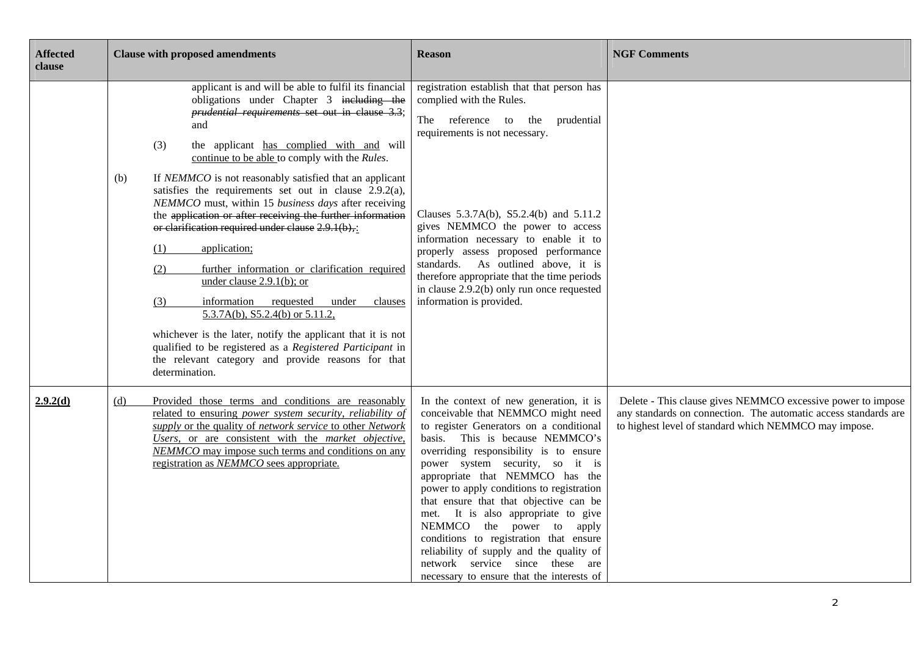| Affected clause | Clause with proposed amendments | Reason | NGF Comments |
|---|---|---|---|
| | applicant is and will be able to fulfil its financial obligations under Chapter 3 ~~including the *prudential requirements* set out in clause 3.3~~; and<br><br>(3) the applicant <u>has complied with and</u> will <u>continue to be able</u> to comply with the *Rules*.<br><br>(b) If *NEMMCO* is not reasonably satisfied that an applicant satisfies the requirements set out in clause 2.9.2(a), *NEMMCO* must, within 15 *business days* after receiving the ~~application or after receiving the further information or clarification required under clause 2.9.1(b),~~<u>:</u><br><br><u>(1) application;</u><br><br><u>(2) further information or clarification required under clause 2.9.1(b); or</u><br><br><u>(3) information requested under clauses 5.3.7A(b), S5.2.4(b) or 5.11.2,</u><br><br>whichever is the later, notify the applicant that it is not qualified to be registered as a *Registered Participant* in the relevant category and provide reasons for that determination. | registration establish that that person has complied with the Rules.<br><br>The reference to the prudential requirements is not necessary.<br><br>Clauses 5.3.7A(b), S5.2.4(b) and 5.11.2 gives NEMMCO the power to access information necessary to enable it to properly assess proposed performance standards. As outlined above, it is therefore appropriate that the time periods in clause 2.9.2(b) only run once requested information is provided. | |
| <u>**2.9.2(d)**</u> | <u>(d) Provided those terms and conditions are reasonably related to ensuring *power system security*, *reliability of supply* or the quality of *network service* to other *Network Users*, or are consistent with the *market objective*, *NEMMCO* may impose such terms and conditions on any registration as *NEMMCO* sees appropriate.</u> | In the context of new generation, it is conceivable that NEMMCO might need to register Generators on a conditional basis. This is because NEMMCO's overriding responsibility is to ensure power system security, so it is appropriate that NEMMCO has the power to apply conditions to registration that ensure that that objective can be met. It is also appropriate to give NEMMCO the power to apply conditions to registration that ensure reliability of supply and the quality of network service since these are necessary to ensure that the interests of | Delete - This clause gives NEMMCO excessive power to impose any standards on connection. The automatic access standards are to highest level of standard which NEMMCO may impose. |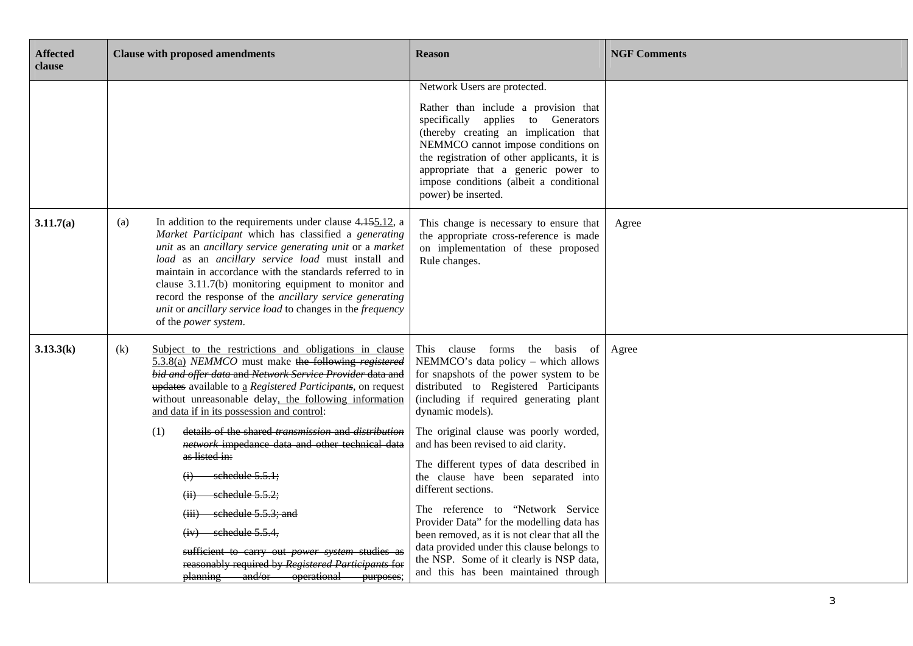| Affected clause | Clause with proposed amendments | Reason | NGF Comments |
|---|---|---|---|
| | | Network Users are protected.<br><br>Rather than include a provision that specifically applies to Generators (thereby creating an implication that NEMMCO cannot impose conditions on the registration of other applicants, it is appropriate that a generic power to impose conditions (albeit a conditional power) be inserted. | |
| **3.11.7(a)** | (a) In addition to the requirements under clause ~~4.15~~5.12, a *Market Participant* which has classified a *generating unit* as an *ancillary service generating unit* or a *market load* as an *ancillary service load* must install and maintain in accordance with the standards referred to in clause 3.11.7(b) monitoring equipment to monitor and record the response of the *ancillary service generating unit* or *ancillary service load* to changes in the *frequency* of the *power system*. | This change is necessary to ensure that the appropriate cross-reference is made on implementation of these proposed Rule changes. | Agree |
| **3.13.3(k)** | (k) <u>Subject to the restrictions and obligations in clause 5.3.8(a)</u> *NEMMCO* must make ~~the following~~ ~~*registered bid and offer data*~~ ~~and~~ ~~*Network Service Provider*~~ ~~data and updates~~ available to <u>a</u> *Registered Participant*~~s~~, on request without unreasonable delay<u>, the following information and data if in its possession and control</u>:<br><br>(1) ~~details of the shared~~ ~~*transmission*~~ ~~and~~ ~~*distribution network*~~ ~~impedance data and other technical data as listed in:~~<br><br>~~(i) schedule 5.5.1;~~<br><br>~~(ii) schedule 5.5.2;~~<br><br>~~(iii) schedule 5.5.3; and~~<br><br>~~(iv) schedule 5.5.4,~~<br><br>~~sufficient to carry out~~ ~~*power system*~~ ~~studies as reasonably required by~~ ~~*Registered Participants*~~ ~~for planning and/or operational purposes;~~ | This clause forms the basis of NEMMCO's data policy – which allows for snapshots of the power system to be distributed to Registered Participants (including if required generating plant dynamic models).<br><br>The original clause was poorly worded, and has been revised to aid clarity.<br><br>The different types of data described in the clause have been separated into different sections.<br><br>The reference to "Network Service Provider Data" for the modelling data has been removed, as it is not clear that all the data provided under this clause belongs to the NSP. Some of it clearly is NSP data, and this has been maintained through | Agree |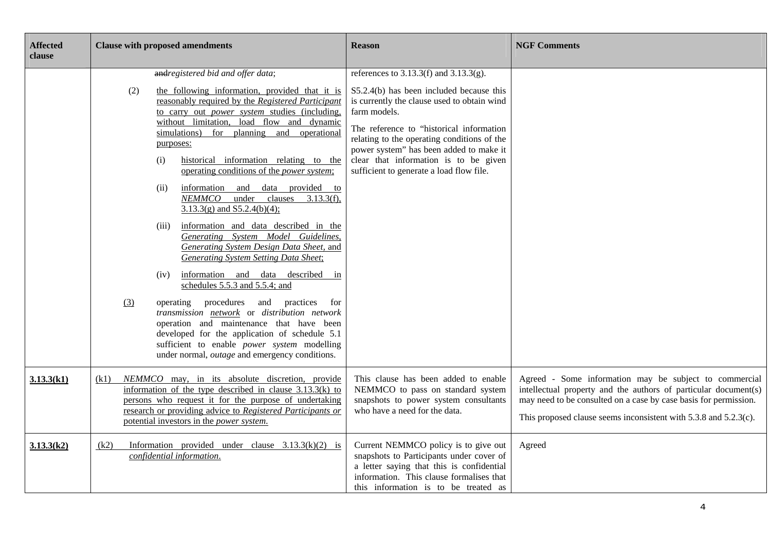| Affected clause | Clause with proposed amendments | Reason | NGF Comments |
|---|---|---|---|
| | ~~and~~*registered bid and offer data*;<br><br>(2) the following information, provided that it is reasonably required by the *Registered Participant* to carry out *power system* studies (including, without limitation, load flow and dynamic simulations) for planning and operational purposes:<br><br>(i) historical information relating to the operating conditions of the *power system*;<br><br>(ii) information and data provided to *NEMMCO* under clauses 3.13.3(f), 3.13.3(g) and S5.2.4(b)(4);<br><br>(iii) information and data described in the *Generating System Model Guidelines*, *Generating System Design Data Sheet*, and *Generating System Setting Data Sheet*;<br><br>(iv) information and data described in schedules 5.5.3 and 5.5.4; and<br><br>(3) operating procedures and practices for *transmission network* or *distribution network* operation and maintenance that have been developed for the application of schedule 5.1 sufficient to enable *power system* modelling under normal, *outage* and emergency conditions. | references to 3.13.3(f) and 3.13.3(g).<br><br>S5.2.4(b) has been included because this is currently the clause used to obtain wind farm models.<br><br>The reference to "historical information relating to the operating conditions of the power system" has been added to make it clear that information is to be given sufficient to generate a load flow file. | |
| **3.13.3(k1)** | (k1) *NEMMCO* may, in its absolute discretion, provide information of the type described in clause 3.13.3(k) to persons who request it for the purpose of undertaking research or providing advice to *Registered Participants or* potential investors in the *power system*. | This clause has been added to enable NEMMCO to pass on standard system snapshots to power system consultants who have a need for the data. | Agreed - Some information may be subject to commercial intellectual property and the authors of particular document(s) may need to be consulted on a case by case basis for permission.<br><br>This proposed clause seems inconsistent with 5.3.8 and 5.2.3(c). |
| **3.13.3(k2)** | (k2) Information provided under clause 3.13.3(k)(2) is *confidential information*. | Current NEMMCO policy is to give out snapshots to Participants under cover of a letter saying that this is confidential information. This clause formalises that this information is to be treated as | Agreed |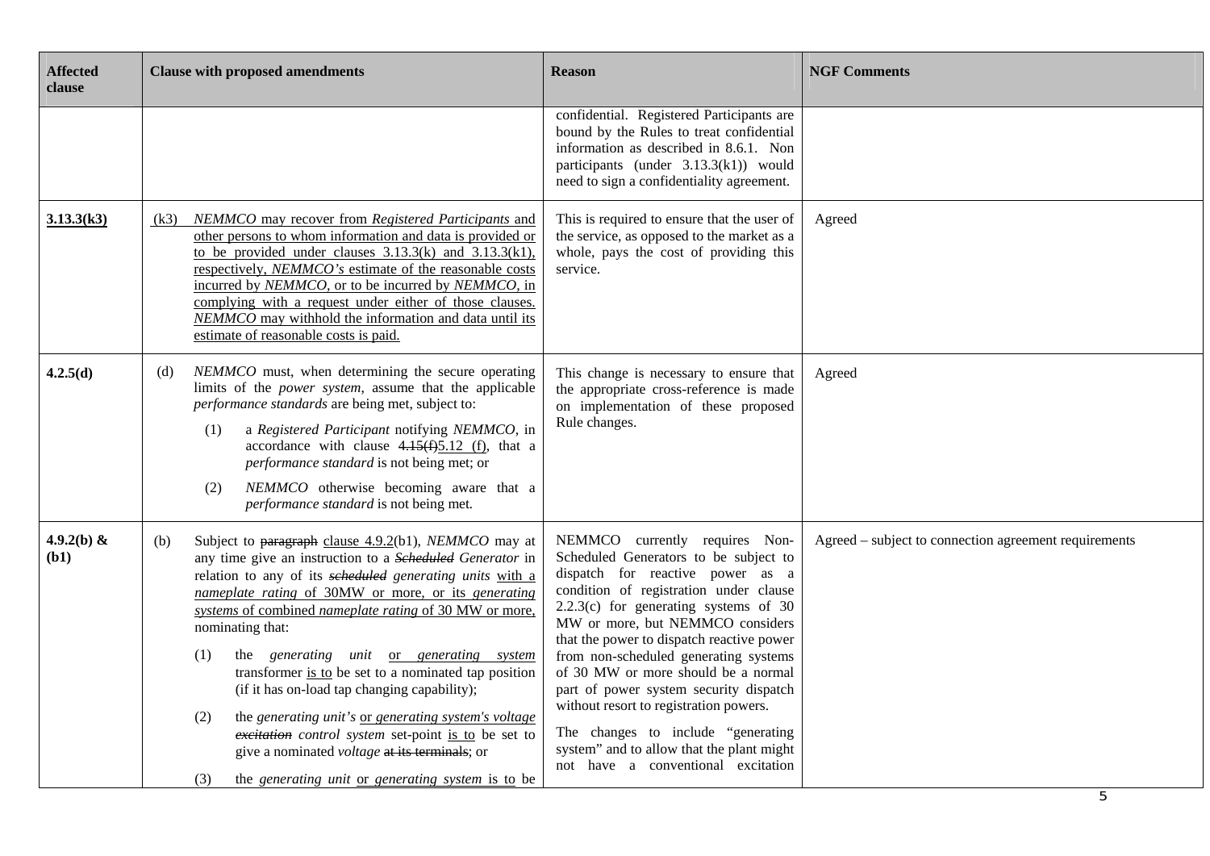| Affected clause | Clause with proposed amendments | Reason | NGF Comments |
|---|---|---|---|
| | | confidential. Registered Participants are bound by the Rules to treat confidential information as described in 8.6.1. Non participants (under 3.13.3(k1)) would need to sign a confidentiality agreement. | |
| 3.13.3(k3) | (k3) *NEMMCO* may recover from *Registered Participants* and other persons to whom information and data is provided or to be provided under clauses 3.13.3(k) and 3.13.3(k1), respectively, *NEMMCO's* estimate of the reasonable costs incurred by *NEMMCO*, or to be incurred by *NEMMCO*, in complying with a request under either of those clauses. *NEMMCO* may withhold the information and data until its estimate of reasonable costs is paid. | This is required to ensure that the user of the service, as opposed to the market as a whole, pays the cost of providing this service. | Agreed |
| 4.2.5(d) | (d) *NEMMCO* must, when determining the secure operating limits of the *power system*, assume that the applicable *performance standards* are being met, subject to:<br>(1) a *Registered Participant* notifying *NEMMCO*, in accordance with clause ~~4.15(f)~~5.12 (f), that a *performance standard* is not being met; or<br>(2) *NEMMCO* otherwise becoming aware that a *performance standard* is not being met. | This change is necessary to ensure that the appropriate cross-reference is made on implementation of these proposed Rule changes. | Agreed |
| 4.9.2(b) & (b1) | (b) Subject to ~~paragraph~~ clause 4.9.2(b1), *NEMMCO* may at any time give an instruction to a ~~*Scheduled*~~ *Generator* in relation to any of its ~~*scheduled*~~ *generating units* with a *nameplate rating* of 30MW or more, or its *generating systems* of combined *nameplate rating* of 30 MW or more, nominating that:<br>(1) the *generating unit* or *generating system* transformer is to be set to a nominated tap position (if it has on-load tap changing capability);<br>(2) the *generating unit's* or *generating system's voltage* ~~*excitation*~~ *control system* set-point is to be set to give a nominated *voltage* ~~at its terminals~~; or<br>(3) the *generating unit* or *generating system* is to be | NEMMCO currently requires Non-Scheduled Generators to be subject to dispatch for reactive power as a condition of registration under clause 2.2.3(c) for generating systems of 30 MW or more, but NEMMCO considers that the power to dispatch reactive power from non-scheduled generating systems of 30 MW or more should be a normal part of power system security dispatch without resort to registration powers.<br>The changes to include "generating system" and to allow that the plant might not have a conventional excitation | Agreed – subject to connection agreement requirements |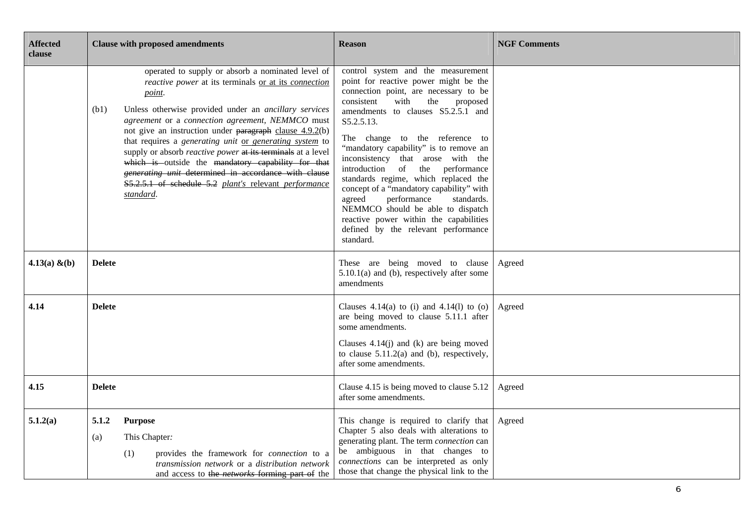| Affected clause | Clause with proposed amendments | Reason | NGF Comments |
|---|---|---|---|
| | operated to supply or absorb a nominated level of *reactive power* at its terminals <u>or at its *connection point*</u>.<br><br>(b1) Unless otherwise provided under an *ancillary services agreement* or a *connection agreement*, *NEMMCO* must not give an instruction under ~~paragraph~~ <u>clause 4.9.2</u>(b) that requires a *generating unit* <u>or *generating system*</u> to supply or absorb *reactive power* ~~at its terminals~~ at a level ~~which is~~ outside the ~~mandatory capability for that *generating unit* determined in accordance with clause S5.2.5.1 of schedule 5.2~~ <u>*plant's* relevant *performance standard*</u>. | control system and the measurement point for reactive power might be the connection point, are necessary to be consistent with the proposed amendments to clauses S5.2.5.1 and S5.2.5.13.<br><br>The change to the reference to "mandatory capability" is to remove an inconsistency that arose with the introduction of the performance standards regime, which replaced the concept of a "mandatory capability" with agreed performance standards. NEMMCO should be able to dispatch reactive power within the capabilities defined by the relevant performance standard. | |
| **4.13(a) &(b)** | **Delete** | These are being moved to clause 5.10.1(a) and (b), respectively after some amendments | Agreed |
| **4.14** | **Delete** | Clauses 4.14(a) to (i) and 4.14(l) to (o) are being moved to clause 5.11.1 after some amendments.<br><br>Clauses 4.14(j) and (k) are being moved to clause 5.11.2(a) and (b), respectively, after some amendments. | Agreed |
| **4.15** | **Delete** | Clause 4.15 is being moved to clause 5.12 after some amendments. | Agreed |
| **5.1.2(a)** | **5.1.2 Purpose**<br><br>(a) This Chapter:<br><br>(1) provides the framework for *connection* to a *transmission network* or a *distribution network* and access to ~~the *networks* forming part of~~ the | This change is required to clarify that Chapter 5 also deals with alterations to generating plant. The term *connection* can be ambiguous in that changes to *connections* can be interpreted as only those that change the physical link to the | Agreed |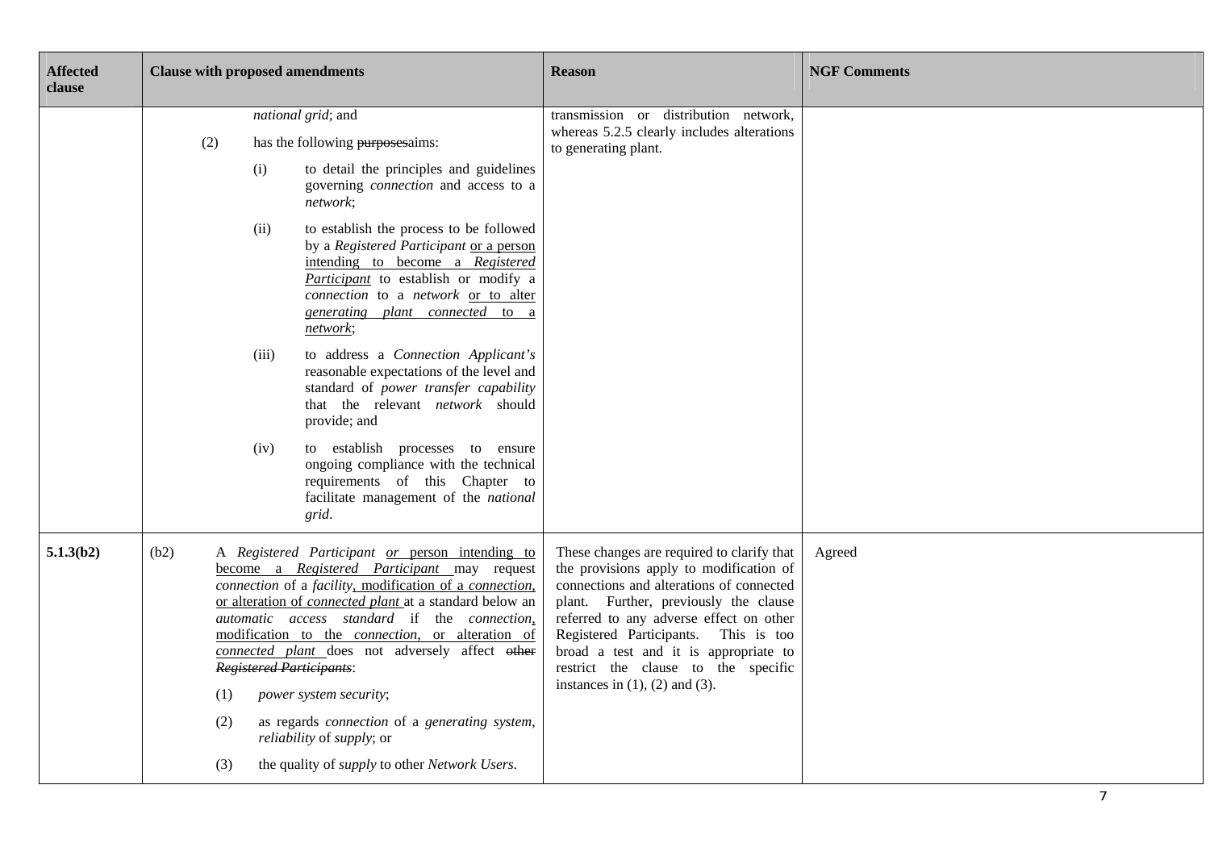| Affected clause | Clause with proposed amendments | Reason | NGF Comments |
|---|---|---|---|
| | *national grid*; and<br><br>(2) has the following ~~purposes~~aims:<br><br>(i) to detail the principles and guidelines governing *connection* and access to a *network*;<br><br>(ii) to establish the process to be followed by a *Registered Participant* <u>or a person intending to become a *Registered Participant*</u> to establish or modify a *connection* to a *network* <u>or to alter *generating plant connected* to a *network*</u>;<br><br>(iii) to address a *Connection Applicant's* reasonable expectations of the level and standard of *power transfer capability* that the relevant *network* should provide; and<br><br>(iv) to establish processes to ensure ongoing compliance with the technical requirements of this Chapter to facilitate management of the *national grid*. | transmission or distribution network, whereas 5.2.5 clearly includes alterations to generating plant. | |
| **5.1.3(b2)** | (b2) A *Registered Participant* <u>*or* person intending to become a *Registered Participant*</u> may request *connection* of a *facility*<u>, modification of a *connection*, or alteration of *connected plant*</u> at a standard below an *automatic access standard* if the *connection*<u>, modification to the *connection*, or alteration of *connected plant*</u> does not adversely affect ~~other *Registered Participants*~~:<br><br>(1) *power system security*;<br><br>(2) as regards *connection* of a *generating system*, *reliability* of *supply*; or<br><br>(3) the quality of *supply* to other *Network Users*. | These changes are required to clarify that the provisions apply to modification of connections and alterations of connected plant. Further, previously the clause referred to any adverse effect on other Registered Participants. This is too broad a test and it is appropriate to restrict the clause to the specific instances in (1), (2) and (3). | Agreed |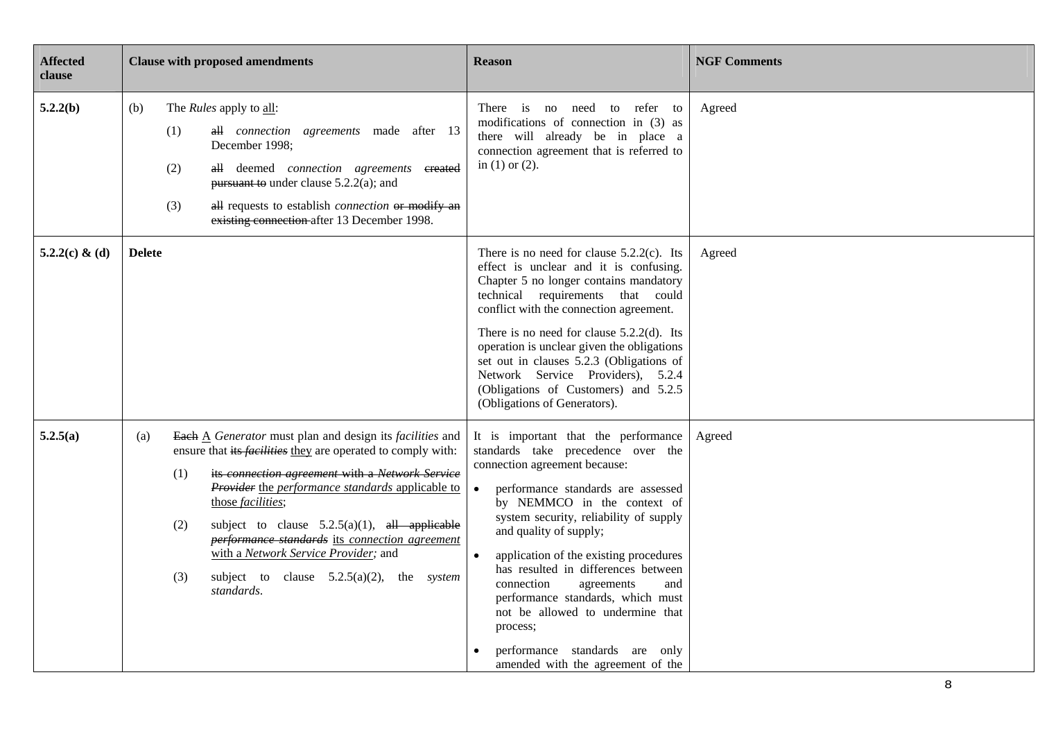| Affected clause | Clause with proposed amendments | Reason | NGF Comments |
|---|---|---|---|
| **5.2.2(b)** | (b) The *Rules* apply to <u>all</u>:<br>(1) ~~all~~ *connection agreements* made after 13 December 1998;<br>(2) ~~all~~ deemed *connection agreements* ~~created pursuant to~~ under clause 5.2.2(a); and<br>(3) ~~all~~ requests to establish *connection* ~~or modify an existing connection~~ after 13 December 1998. | There is no need to refer to modifications of connection in (3) as there will already be in place a connection agreement that is referred to in (1) or (2). | Agreed |
| **5.2.2(c) & (d)** | **Delete** | There is no need for clause 5.2.2(c). Its effect is unclear and it is confusing. Chapter 5 no longer contains mandatory technical requirements that could conflict with the connection agreement.<br><br>There is no need for clause 5.2.2(d). Its operation is unclear given the obligations set out in clauses 5.2.3 (Obligations of Network Service Providers), 5.2.4 (Obligations of Customers) and 5.2.5 (Obligations of Generators). | Agreed |
| **5.2.5(a)** | (a) ~~Each~~ <u>A</u> *Generator* must plan and design its *facilities* and ensure that ~~its *facilities*~~ <u>they</u> are operated to comply with:<br>(1) ~~its *connection agreement* with a *Network Service Provider*~~ <u>the *performance standards* applicable to those *facilities*</u>;<br>(2) subject to clause 5.2.5(a)(1), ~~all applicable *performance standards*~~ <u>its *connection agreement* with a *Network Service Provider*</u>; and<br>(3) subject to clause 5.2.5(a)(2), the *system standards*. | It is important that the performance standards take precedence over the connection agreement because:<br>• performance standards are assessed by NEMMCO in the context of system security, reliability of supply and quality of supply;<br>• application of the existing procedures has resulted in differences between connection agreements and performance standards, which must not be allowed to undermine that process;<br>• performance standards are only amended with the agreement of the | Agreed |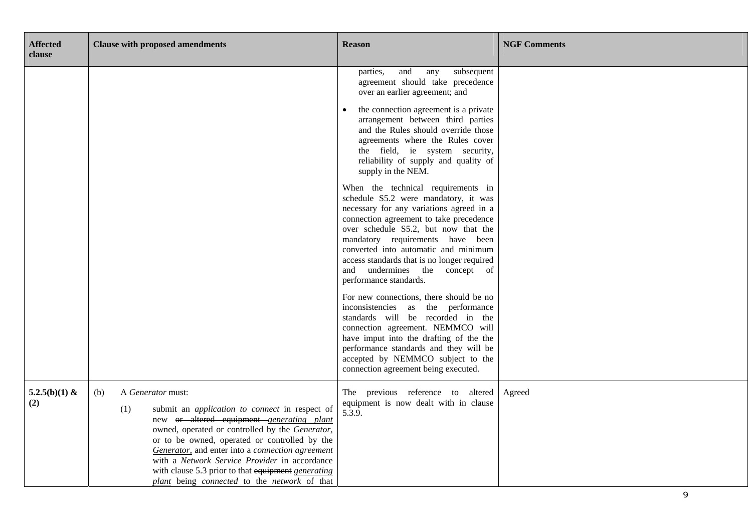| Affected clause | Clause with proposed amendments | Reason | NGF Comments |
|---|---|---|---|
| | | parties, and any subsequent agreement should take precedence over an earlier agreement; and<br><br>• the connection agreement is a private arrangement between third parties and the Rules should override those agreements where the Rules cover the field, ie system security, reliability of supply and quality of supply in the NEM.<br><br>When the technical requirements in schedule S5.2 were mandatory, it was necessary for any variations agreed in a connection agreement to take precedence over schedule S5.2, but now that the mandatory requirements have been converted into automatic and minimum access standards that is no longer required and undermines the concept of performance standards.<br><br>For new connections, there should be no inconsistencies as the performance standards will be recorded in the connection agreement. NEMMCO will have imput into the drafting of the the performance standards and they will be accepted by NEMMCO subject to the connection agreement being executed. | |
| **5.2.5(b)(1) & (2)** | (b) A *Generator* must:<br><br>(1) submit an *application to connect* in respect of new ~~or altered equipment~~ <u>*generating plant*</u> owned, operated or controlled by the *Generator*<u>, or to be owned, operated or controlled by the *Generator*,</u> and enter into a *connection agreement* with a *Network Service Provider* in accordance with clause 5.3 prior to that ~~equipment~~ <u>*generating plant*</u> being *connected* to the *network* of that | The previous reference to altered equipment is now dealt with in clause 5.3.9. | Agreed |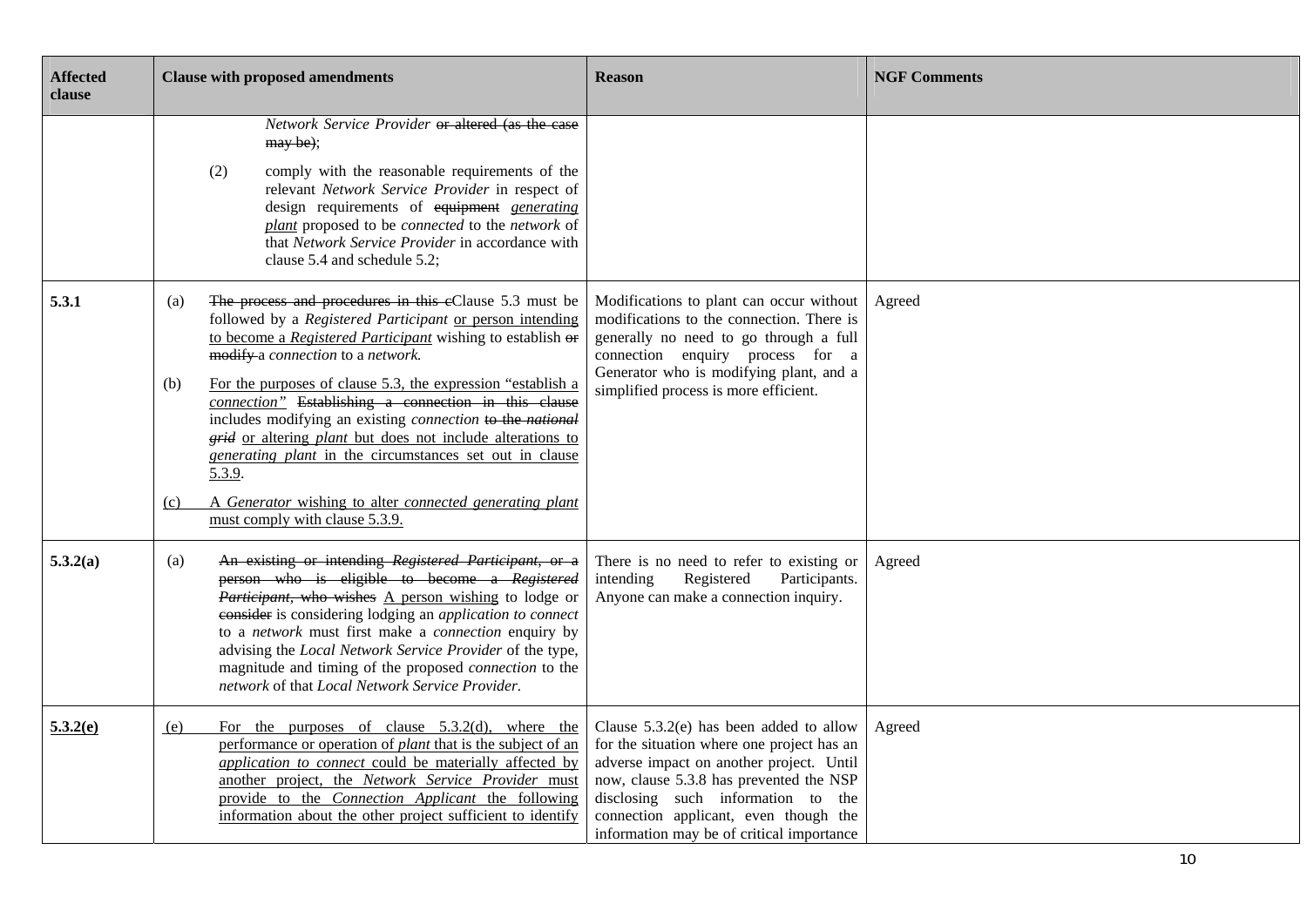| Affected clause | Clause with proposed amendments | Reason | NGF Comments |
|---|---|---|---|
| | *Network Service Provider* ~~or altered (as the case may be)~~;<br><br>(2) comply with the reasonable requirements of the relevant *Network Service Provider* in respect of design requirements of ~~equipment~~ *generating plant* proposed to be *connected* to the *network* of that *Network Service Provider* in accordance with clause 5.4 and schedule 5.2; | | |
| 5.3.1 | (a) ~~The process and procedures in this c~~Clause 5.3 must be followed by a *Registered Participant* or person intending to become a *Registered Participant* wishing to establish ~~or modify~~ a *connection* to a *network*.<br><br>(b) For the purposes of clause 5.3, the expression "establish a *connection*" ~~Establishing a connection in this clause~~ includes modifying an existing *connection* ~~to the *national grid*~~ or altering *plant* but does not include alterations to *generating plant* in the circumstances set out in clause 5.3.9.<br><br>(c) A *Generator* wishing to alter *connected generating plant* must comply with clause 5.3.9. | Modifications to plant can occur without modifications to the connection. There is generally no need to go through a full connection enquiry process for a Generator who is modifying plant, and a simplified process is more efficient. | Agreed |
| 5.3.2(a) | (a) ~~An existing or intending *Registered Participant*, or a person who is eligible to become a *Registered Participant*, who wishes~~ A person wishing to lodge or ~~consider~~ is considering lodging an *application to connect* to a *network* must first make a *connection* enquiry by advising the *Local Network Service Provider* of the type, magnitude and timing of the proposed *connection* to the *network* of that *Local Network Service Provider*. | There is no need to refer to existing or intending Registered Participants. Anyone can make a connection inquiry. | Agreed |
| 5.3.2(e) | (e) For the purposes of clause 5.3.2(d), where the performance or operation of *plant* that is the subject of an *application to connect* could be materially affected by another project, the *Network Service Provider* must provide to the *Connection Applicant* the following information about the other project sufficient to identify | Clause 5.3.2(e) has been added to allow for the situation where one project has an adverse impact on another project. Until now, clause 5.3.8 has prevented the NSP disclosing such information to the connection applicant, even though the information may be of critical importance | Agreed |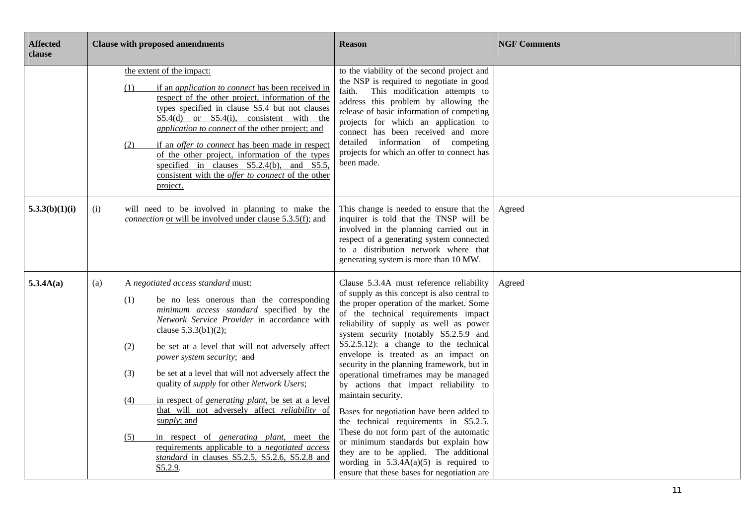| Affected clause | Clause with proposed amendments | Reason | NGF Comments |
|---|---|---|---|
| | the extent of the impact:<br>(1) if an *application to connect* has been received in respect of the other project, information of the types specified in clause S5.4 but not clauses S5.4(d) or S5.4(i), consistent with the *application to connect* of the other project; and<br>(2) if an *offer to connect* has been made in respect of the other project, information of the types specified in clauses S5.2.4(b), and S5.5, consistent with the *offer to connect* of the other project. | to the viability of the second project and the NSP is required to negotiate in good faith. This modification attempts to address this problem by allowing the release of basic information of competing projects for which an application to connect has been received and more detailed information of competing projects for which an offer to connect has been made. | |
| **5.3.3(b)(1)(i)** | (i) will need to be involved in planning to make the *connection* or will be involved under clause 5.3.5(f); and | This change is needed to ensure that the inquirer is told that the TNSP will be involved in the planning carried out in respect of a generating system connected to a distribution network where that generating system is more than 10 MW. | Agreed |
| **5.3.4A(a)** | (a) A *negotiated access standard* must:<br>(1) be no less onerous than the corresponding *minimum access standard* specified by the *Network Service Provider* in accordance with clause 5.3.3(b1)(2);<br>(2) be set at a level that will not adversely affect *power system security*; ~~and~~<br>(3) be set at a level that will not adversely affect the quality of *supply* for other *Network Users*;<br>(4) in respect of *generating plant*, be set at a level that will not adversely affect *reliability of supply*; and<br>(5) in respect of *generating plant*, meet the requirements applicable to a *negotiated access standard* in clauses S5.2.5, S5.2.6, S5.2.8 and S5.2.9. | Clause 5.3.4A must reference reliability of supply as this concept is also central to the proper operation of the market. Some of the technical requirements impact reliability of supply as well as power system security (notably S5.2.5.9 and S5.2.5.12): a change to the technical envelope is treated as an impact on security in the planning framework, but in operational timeframes may be managed by actions that impact reliability to maintain security.<br><br>Bases for negotiation have been added to the technical requirements in S5.2.5. These do not form part of the automatic or minimum standards but explain how they are to be applied. The additional wording in 5.3.4A(a)(5) is required to ensure that these bases for negotiation are | Agreed |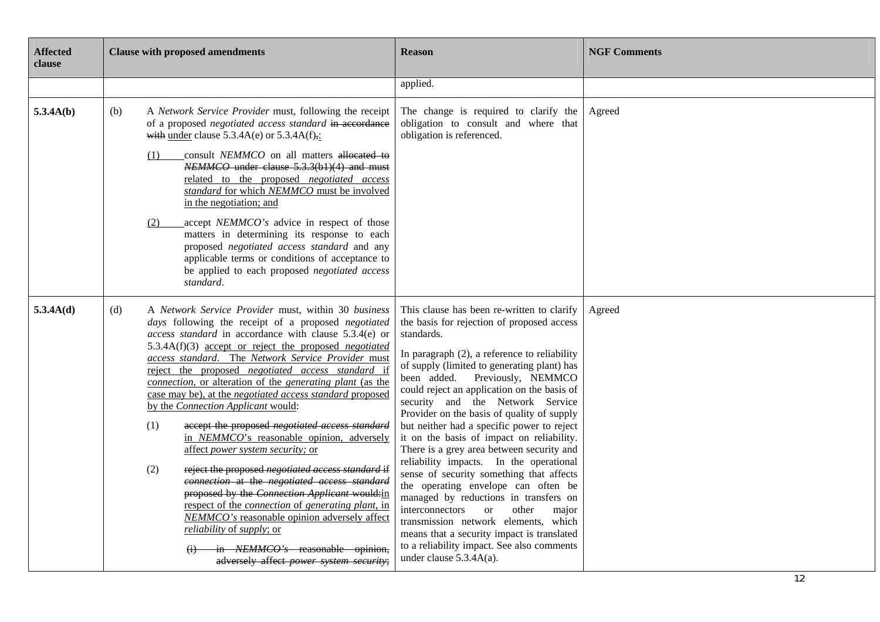| Affected clause | Clause with proposed amendments | Reason | NGF Comments |
|---|---|---|---|
| | | applied. | |
| **5.3.4A(b)** | (b) A *Network Service Provider* must, following the receipt of a proposed *negotiated access standard* ~~in accordance with~~ under clause 5.3.4A(e) or 5.3.4A(f)~~,~~:<br><br>(1) consult *NEMMCO* on all matters ~~allocated to *NEMMCO* under clause 5.3.3(b1)(4) and must~~ related to the proposed *negotiated access standard* for which *NEMMCO* must be involved in the negotiation; and<br><br>(2) accept *NEMMCO's* advice in respect of those matters in determining its response to each proposed *negotiated access standard* and any applicable terms or conditions of acceptance to be applied to each proposed *negotiated access standard*. | The change is required to clarify the obligation to consult and where that obligation is referenced. | Agreed |
| **5.3.4A(d)** | (d) A *Network Service Provider* must, within 30 *business days* following the receipt of a proposed *negotiated access standard* in accordance with clause 5.3.4(e) or 5.3.4A(f)(3) accept or reject the proposed *negotiated access standard*. The *Network Service Provider* must reject the proposed *negotiated access standard* if *connection*, or alteration of the *generating plant* (as the case may be), at the *negotiated access standard* proposed by the *Connection Applicant* would:<br><br>(1) ~~accept the proposed *negotiated access standard*~~ in *NEMMCO*'s reasonable opinion, adversely affect *power system security;* or<br><br>(2) ~~reject the proposed *negotiated access standard* if *connection* at the *negotiated access standard* proposed by the *Connection Applicant* would:~~in respect of the *connection* of *generating plant*, in *NEMMCO's* reasonable opinion adversely affect *reliability* of *supply*; or<br><br>~~(i) in *NEMMCO's* reasonable opinion, adversely affect *power system security*;~~ | This clause has been re-written to clarify the basis for rejection of proposed access standards.<br><br>In paragraph (2), a reference to reliability of supply (limited to generating plant) has been added. Previously, NEMMCO could reject an application on the basis of security and the Network Service Provider on the basis of quality of supply but neither had a specific power to reject it on the basis of impact on reliability. There is a grey area between security and reliability impacts. In the operational sense of security something that affects the operating envelope can often be managed by reductions in transfers on interconnectors or other major transmission network elements, which means that a security impact is translated to a reliability impact. See also comments under clause 5.3.4A(a). | Agreed |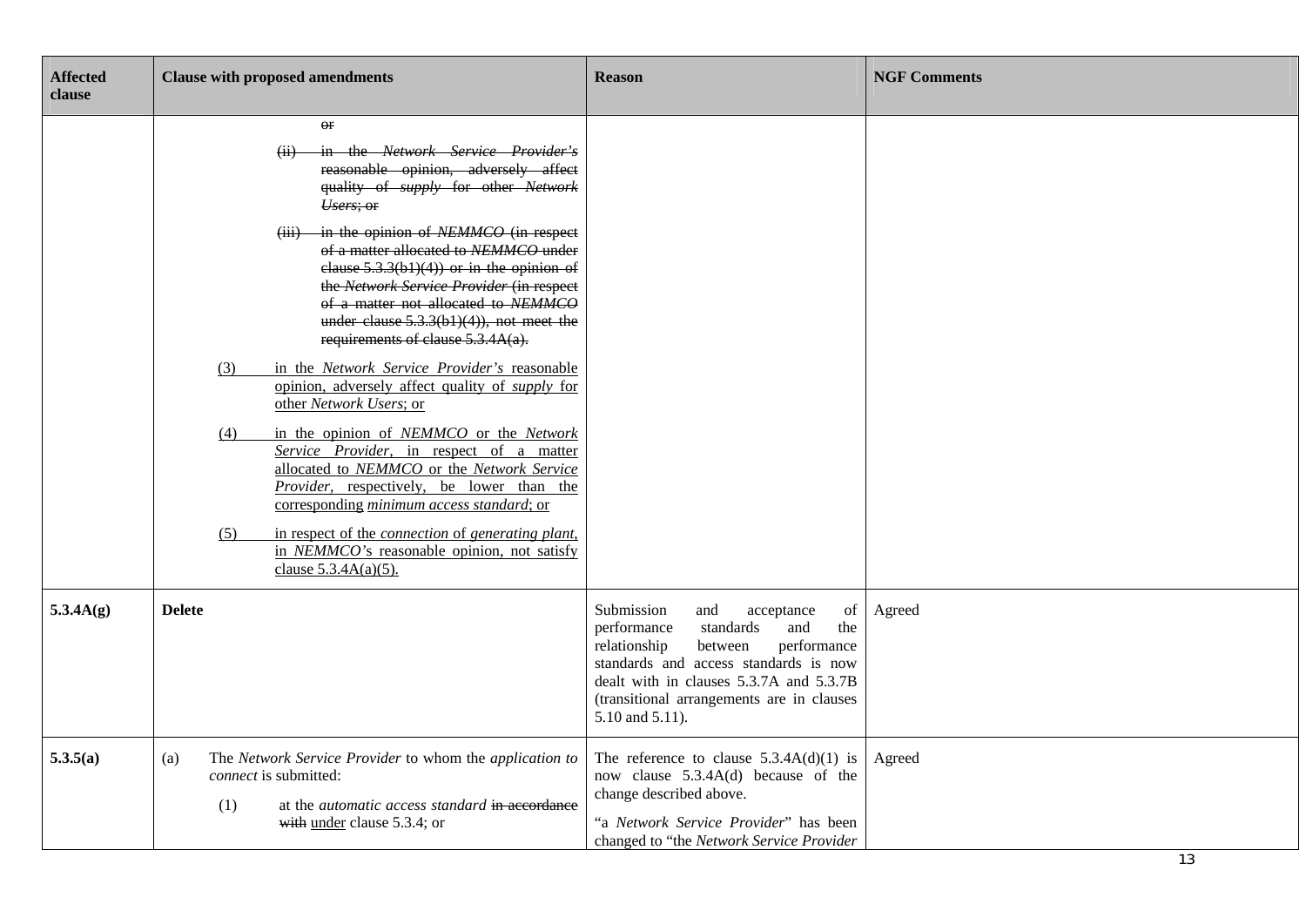| Affected clause | Clause with proposed amendments | Reason | NGF Comments |
|---|---|---|---|
| | ~~or~~<br><br>~~(ii) in the *Network Service Provider's* reasonable opinion, adversely affect quality of *supply* for other *Network Users*; or~~<br><br>~~(iii) in the opinion of *NEMMCO* (in respect of a matter allocated to *NEMMCO* under clause 5.3.3(b1)(4)) or in the opinion of the *Network Service Provider* (in respect of a matter not allocated to *NEMMCO* under clause 5.3.3(b1)(4)), not meet the requirements of clause 5.3.4A(a).~~<br><br><u>(3) in the *Network Service Provider's* reasonable opinion, adversely affect quality of *supply* for other *Network Users*; or</u><br><br><u>(4) in the opinion of *NEMMCO* or the *Network Service Provider*, in respect of a matter allocated to *NEMMCO* or the *Network Service Provider*, respectively, be lower than the corresponding *minimum access standard*; or</u><br><br><u>(5) in respect of the *connection* of *generating plant*, in *NEMMCO*'s reasonable opinion, not satisfy clause 5.3.4A(a)(5).</u> | | |
| **5.3.4A(g)** | **Delete** | Submission and acceptance of performance standards and the relationship between performance standards and access standards is now dealt with in clauses 5.3.7A and 5.3.7B (transitional arrangements are in clauses 5.10 and 5.11). | Agreed |
| **5.3.5(a)** | (a) The *Network Service Provider* to whom the *application to connect* is submitted:<br><br>(1) at the *automatic access standard* ~~in accordance with~~ <u>under</u> clause 5.3.4; or | The reference to clause 5.3.4A(d)(1) is now clause 5.3.4A(d) because of the change described above.<br><br>"a *Network Service Provider*" has been changed to "the *Network Service Provider* | Agreed |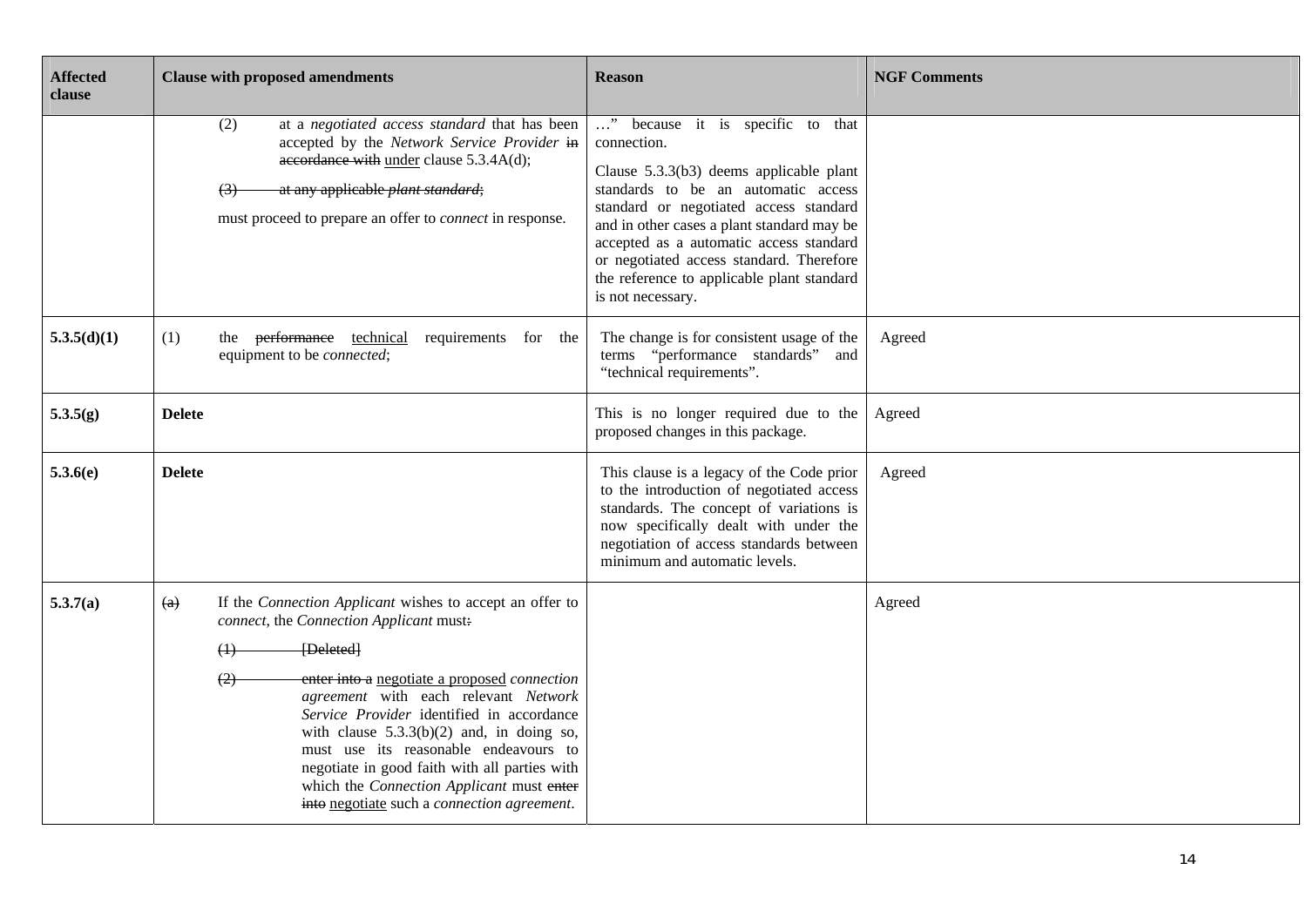| Affected clause | Clause with proposed amendments | Reason | NGF Comments |
|---|---|---|---|
| | (2) at a *negotiated access standard* that has been accepted by the *Network Service Provider* ~~in accordance with~~ <u>under</u> clause 5.3.4A(d);<br><br>~~(3) at any applicable *plant standard*~~;<br><br>must proceed to prepare an offer to *connect* in response. | …" because it is specific to that connection.<br><br>Clause 5.3.3(b3) deems applicable plant standards to be an automatic access standard or negotiated access standard and in other cases a plant standard may be accepted as a automatic access standard or negotiated access standard. Therefore the reference to applicable plant standard is not necessary. | |
| **5.3.5(d)(1)** | (1) the ~~performance~~ <u>technical</u> requirements for the equipment to be *connected*; | The change is for consistent usage of the terms "performance standards" and "technical requirements". | Agreed |
| **5.3.5(g)** | **Delete** | This is no longer required due to the proposed changes in this package. | Agreed |
| **5.3.6(e)** | **Delete** | This clause is a legacy of the Code prior to the introduction of negotiated access standards. The concept of variations is now specifically dealt with under the negotiation of access standards between minimum and automatic levels. | Agreed |
| **5.3.7(a)** | ~~(a)~~ If the *Connection Applicant* wishes to accept an offer to *connect*, the *Connection Applicant* must~~:~~<br><br>~~(1) [Deleted]~~<br><br>~~(2)~~ ~~enter into a~~ <u>negotiate a proposed</u> *connection agreement* with each relevant *Network Service Provider* identified in accordance with clause 5.3.3(b)(2) and, in doing so, must use its reasonable endeavours to negotiate in good faith with all parties with which the *Connection Applicant* must ~~enter into~~ <u>negotiate</u> such a *connection agreement*. | | Agreed |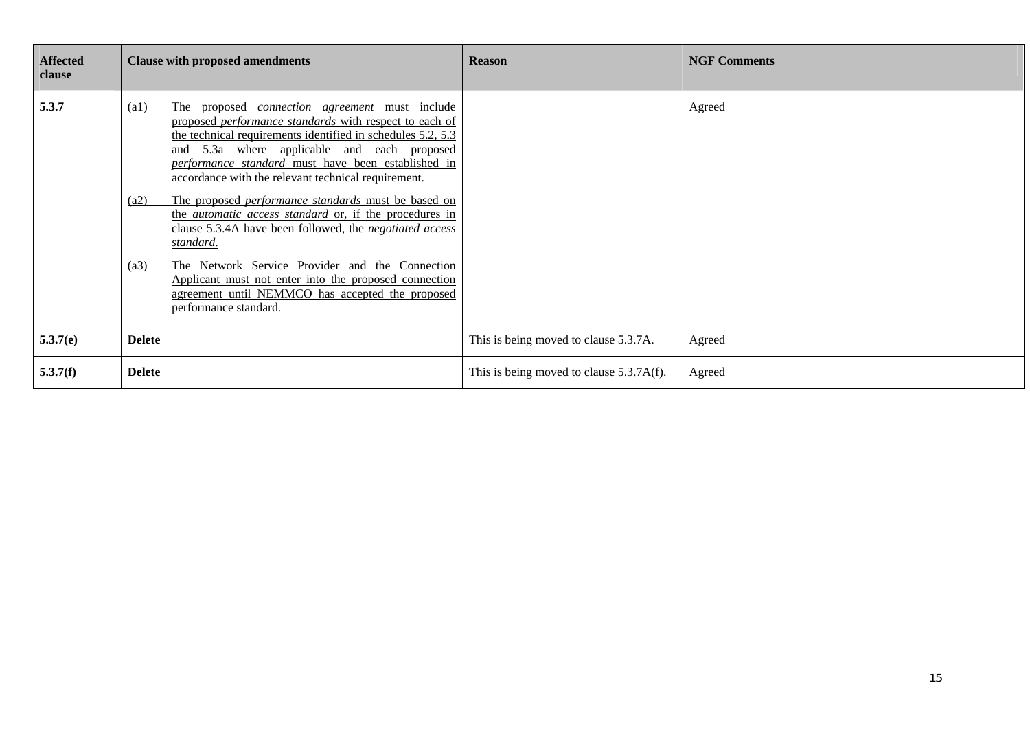| Affected clause | Clause with proposed amendments | Reason | NGF Comments |
|---|---|---|---|
| **5.3.7** | (a1) The proposed *connection agreement* must include proposed *performance standards* with respect to each of the technical requirements identified in schedules 5.2, 5.3 and 5.3a where applicable and each proposed *performance standard* must have been established in accordance with the relevant technical requirement.<br><br>(a2) The proposed *performance standards* must be based on the *automatic access standard* or, if the procedures in clause 5.3.4A have been followed, the *negotiated access standard*.<br><br>(a3) The Network Service Provider and the Connection Applicant must not enter into the proposed connection agreement until NEMMCO has accepted the proposed performance standard. | | Agreed |
| **5.3.7(e)** | **Delete** | This is being moved to clause 5.3.7A. | Agreed |
| **5.3.7(f)** | **Delete** | This is being moved to clause 5.3.7A(f). | Agreed |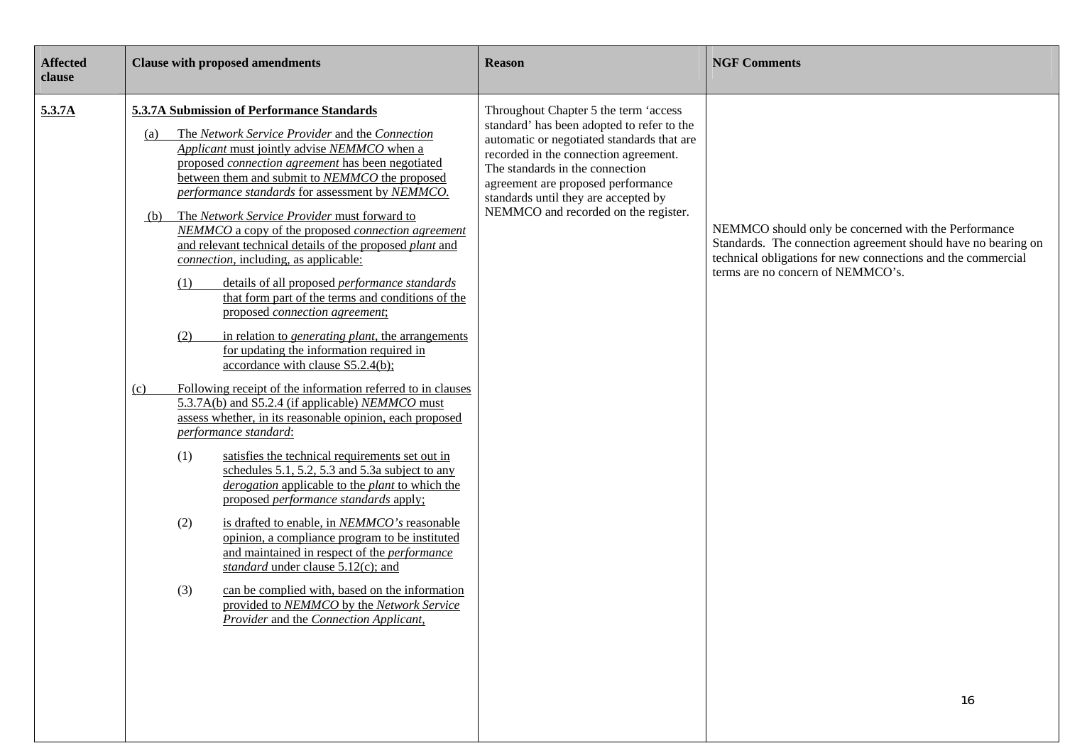| Affected clause | Clause with proposed amendments | Reason | NGF Comments |
| --- | --- | --- | --- |
| 5.3.7A | **5.3.7A Submission of Performance Standards**<br><br>(a) The *Network Service Provider* and the *Connection Applicant* must jointly advise *NEMMCO* when a proposed *connection agreement* has been negotiated between them and submit to *NEMMCO* the proposed *performance standards* for assessment by *NEMMCO.*<br><br>(b) The *Network Service Provider* must forward to *NEMMCO* a copy of the proposed *connection agreement* and relevant technical details of the proposed *plant* and *connection*, including, as applicable:<br><br>(1) details of all proposed *performance standards* that form part of the terms and conditions of the proposed *connection agreement*;<br><br>(2) in relation to *generating plant*, the arrangements for updating the information required in accordance with clause S5.2.4(b);<br><br>(c) Following receipt of the information referred to in clauses 5.3.7A(b) and S5.2.4 (if applicable) *NEMMCO* must assess whether, in its reasonable opinion, each proposed *performance standard*:<br><br>(1) satisfies the technical requirements set out in schedules 5.1, 5.2, 5.3 and 5.3a subject to any *derogation* applicable to the *plant* to which the proposed *performance standards* apply;<br><br>(2) is drafted to enable, in *NEMMCO's* reasonable opinion, a compliance program to be instituted and maintained in respect of the *performance standard* under clause 5.12(c); and<br><br>(3) can be complied with, based on the information provided to *NEMMCO* by the *Network Service Provider* and the *Connection Applicant*, | Throughout Chapter 5 the term 'access standard' has been adopted to refer to the automatic or negotiated standards that are recorded in the connection agreement. The standards in the connection agreement are proposed performance standards until they are accepted by NEMMCO and recorded on the register. | NEMMCO should only be concerned with the Performance Standards. The connection agreement should have no bearing on technical obligations for new connections and the commercial terms are no concern of NEMMCO's. |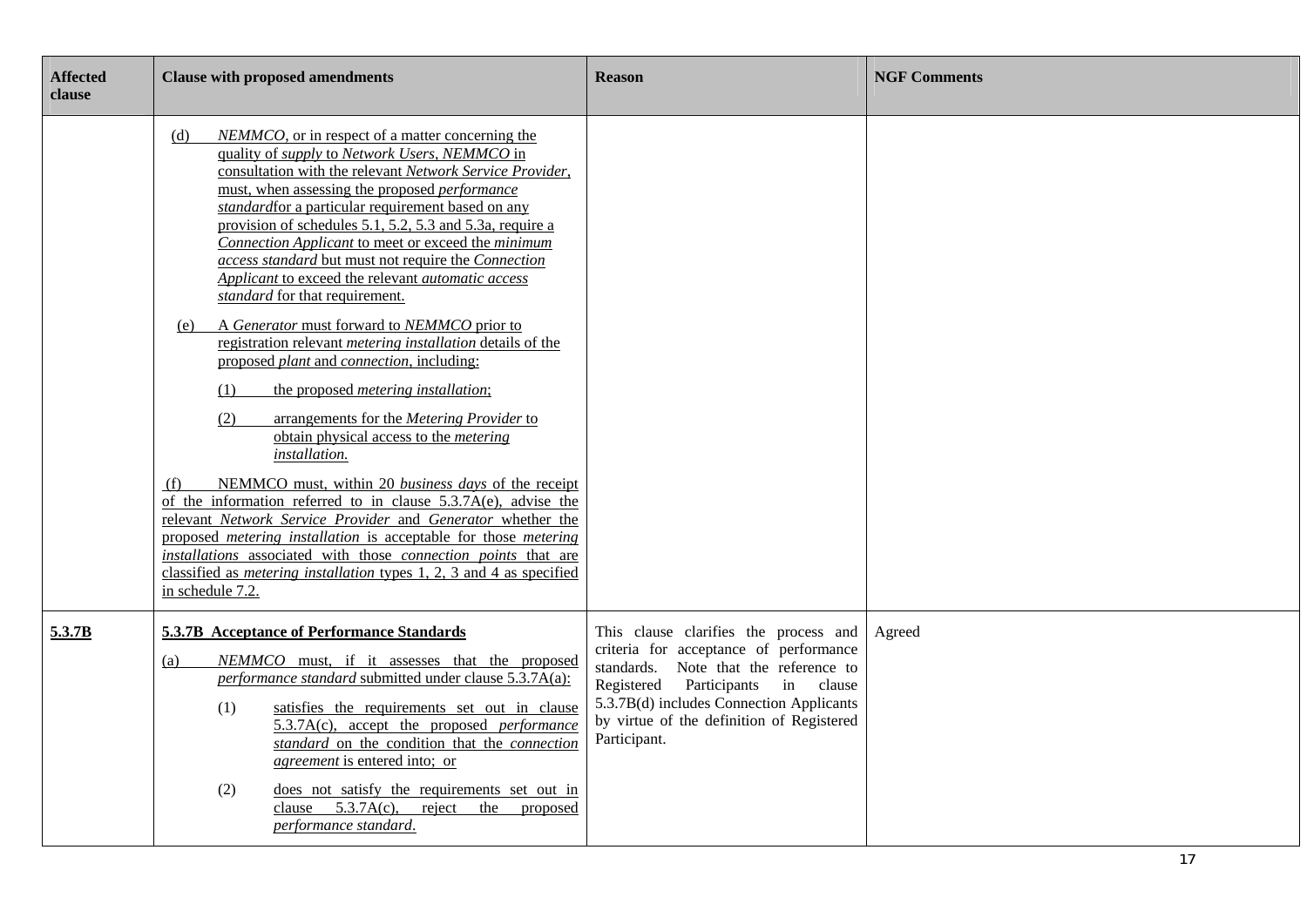| Affected clause | Clause with proposed amendments | Reason | NGF Comments |
|---|---|---|---|
| | (d) *NEMMCO*, or in respect of a matter concerning the quality of *supply* to *Network Users*, *NEMMCO* in consultation with the relevant *Network Service Provider*, must, when assessing the proposed *performance standard*for a particular requirement based on any provision of schedules 5.1, 5.2, 5.3 and 5.3a, require a *Connection Applicant* to meet or exceed the *minimum access standard* but must not require the *Connection Applicant* to exceed the relevant *automatic access standard* for that requirement.<br><br>(e) A *Generator* must forward to *NEMMCO* prior to registration relevant *metering installation* details of the proposed *plant* and *connection*, including:<br><br>(1) the proposed *metering installation*;<br><br>(2) arrangements for the *Metering Provider* to obtain physical access to the *metering installation.*<br><br>(f) NEMMCO must, within 20 *business days* of the receipt of the information referred to in clause 5.3.7A(e), advise the relevant *Network Service Provider* and *Generator* whether the proposed *metering installation* is acceptable for those *metering installations* associated with those *connection points* that are classified as *metering installation* types 1, 2, 3 and 4 as specified in schedule 7.2. | | |
| **5.3.7B** | **5.3.7B Acceptance of Performance Standards**<br><br>(a) *NEMMCO* must, if it assesses that the proposed *performance standard* submitted under clause 5.3.7A(a):<br><br>(1) satisfies the requirements set out in clause 5.3.7A(c), accept the proposed *performance standard* on the condition that the *connection agreement* is entered into; or<br><br>(2) does not satisfy the requirements set out in clause 5.3.7A(c), reject the proposed *performance standard*. | This clause clarifies the process and criteria for acceptance of performance standards. Note that the reference to Registered Participants in clause 5.3.7B(d) includes Connection Applicants by virtue of the definition of Registered Participant. | Agreed |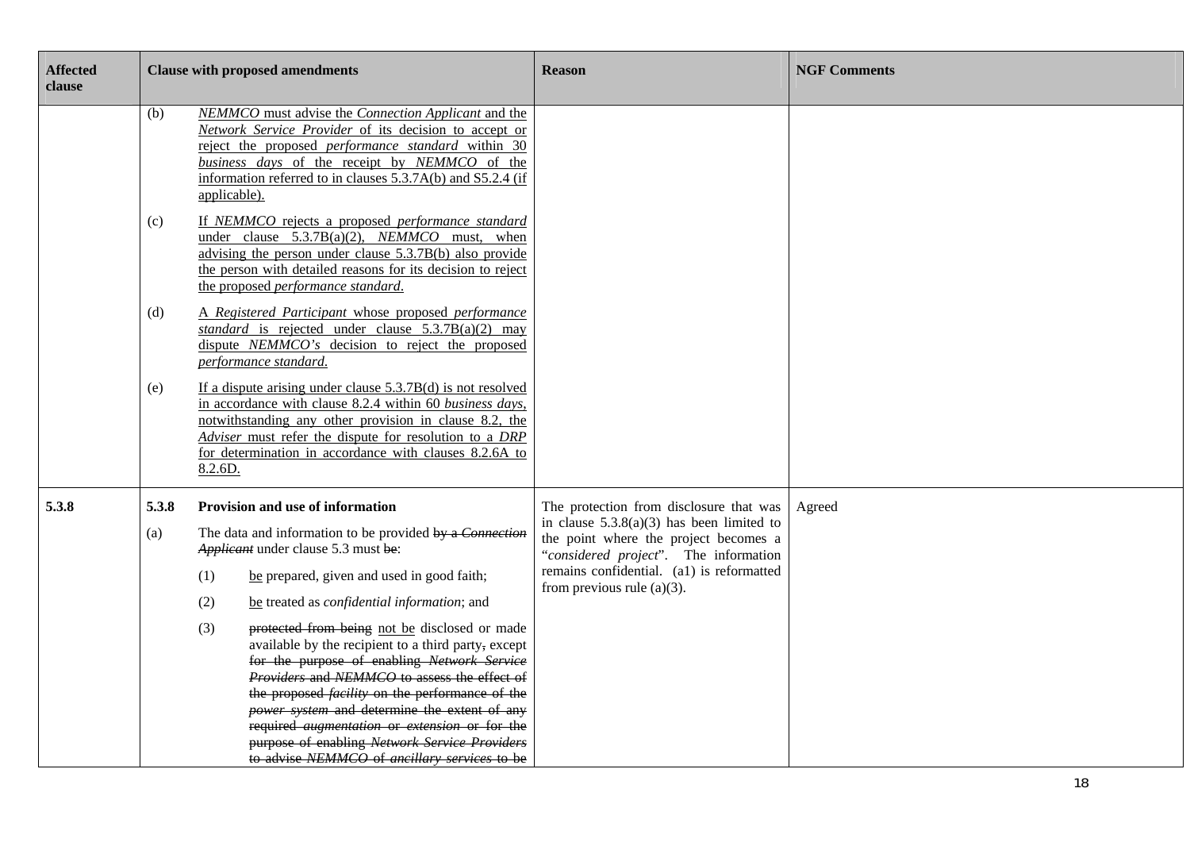| Affected clause | Clause with proposed amendments | Reason | NGF Comments |
|---|---|---|---|
| | (b) *NEMMCO* must advise the *Connection Applicant* and the *Network Service Provider* of its decision to accept or reject the proposed *performance standard* within 30 *business days* of the receipt by *NEMMCO* of the information referred to in clauses 5.3.7A(b) and S5.2.4 (if applicable).<br><br>(c) If *NEMMCO* rejects a proposed *performance standard* under clause 5.3.7B(a)(2), *NEMMCO* must, when advising the person under clause 5.3.7B(b) also provide the person with detailed reasons for its decision to reject the proposed *performance standard*.<br><br>(d) A *Registered Participant* whose proposed *performance standard* is rejected under clause 5.3.7B(a)(2) may dispute *NEMMCO's* decision to reject the proposed *performance standard*.<br><br>(e) If a dispute arising under clause 5.3.7B(d) is not resolved in accordance with clause 8.2.4 within 60 *business days*, notwithstanding any other provision in clause 8.2, the *Adviser* must refer the dispute for resolution to a *DRP* for determination in accordance with clauses 8.2.6A to 8.2.6D. | | |
| **5.3.8** | **5.3.8 Provision and use of information**<br><br>(a) The data and information to be provided ~~by a *Connection Applicant*~~ under clause 5.3 must ~~be~~:<br><br>(1) be prepared, given and used in good faith;<br><br>(2) be treated as *confidential information*; and<br><br>(3) ~~protected from being~~ not be disclosed or made available by the recipient to a third party~~,~~ ~~except for the purpose of enabling *Network Service Providers* and *NEMMCO* to assess the effect of the proposed *facility* on the performance of the *power system* and determine the extent of any required *augmentation* or *extension* or for the purpose of enabling *Network Service Providers* to advise *NEMMCO* of *ancillary services* to be~~ | The protection from disclosure that was in clause 5.3.8(a)(3) has been limited to the point where the project becomes a "*considered project*". The information remains confidential. (a1) is reformatted from previous rule (a)(3). | Agreed |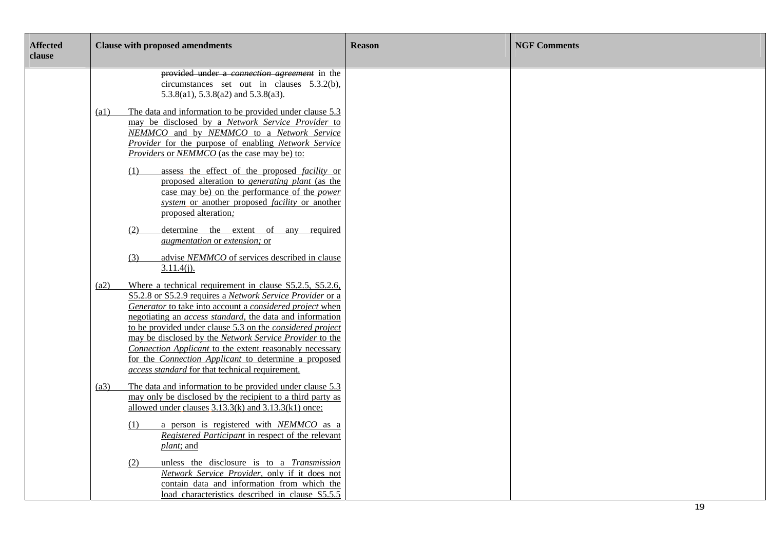| Affected clause | Clause with proposed amendments | Reason | NGF Comments |
|---|---|---|---|
| | ~~provided under a *connection agreement*~~ in the circumstances set out in clauses 5.3.2(b), 5.3.8(a1), 5.3.8(a2) and 5.3.8(a3).<br><br>(a1) The data and information to be provided under clause 5.3 may be disclosed by a *Network Service Provider* to *NEMMCO* and by *NEMMCO* to a *Network Service Provider* for the purpose of enabling *Network Service Providers* or *NEMMCO* (as the case may be) to:<br><br>(1) assess the effect of the proposed *facility* or proposed alteration to *generating plant* (as the case may be) on the performance of the *power system* or another proposed *facility* or another proposed alteration;<br><br>(2) determine the extent of any required *augmentation* or *extension;* or<br><br>(3) advise *NEMMCO* of services described in clause 3.11.4(j).<br><br>(a2) Where a technical requirement in clause S5.2.5, S5.2.6, S5.2.8 or S5.2.9 requires a *Network Service Provider* or a *Generator* to take into account a *considered project* when negotiating an *access standard,* the data and information to be provided under clause 5.3 on the *considered project* may be disclosed by the *Network Service Provider* to the *Connection Applicant* to the extent reasonably necessary for the *Connection Applicant* to determine a proposed *access standard* for that technical requirement.<br><br>(a3) The data and information to be provided under clause 5.3 may only be disclosed by the recipient to a third party as allowed under clauses 3.13.3(k) and 3.13.3(k1) once:<br><br>(1) a person is registered with *NEMMCO* as a *Registered Participant* in respect of the relevant *plant*; and<br><br>(2) unless the disclosure is to a *Transmission Network Service Provider*, only if it does not contain data and information from which the load characteristics described in clause S5.5.5 | | |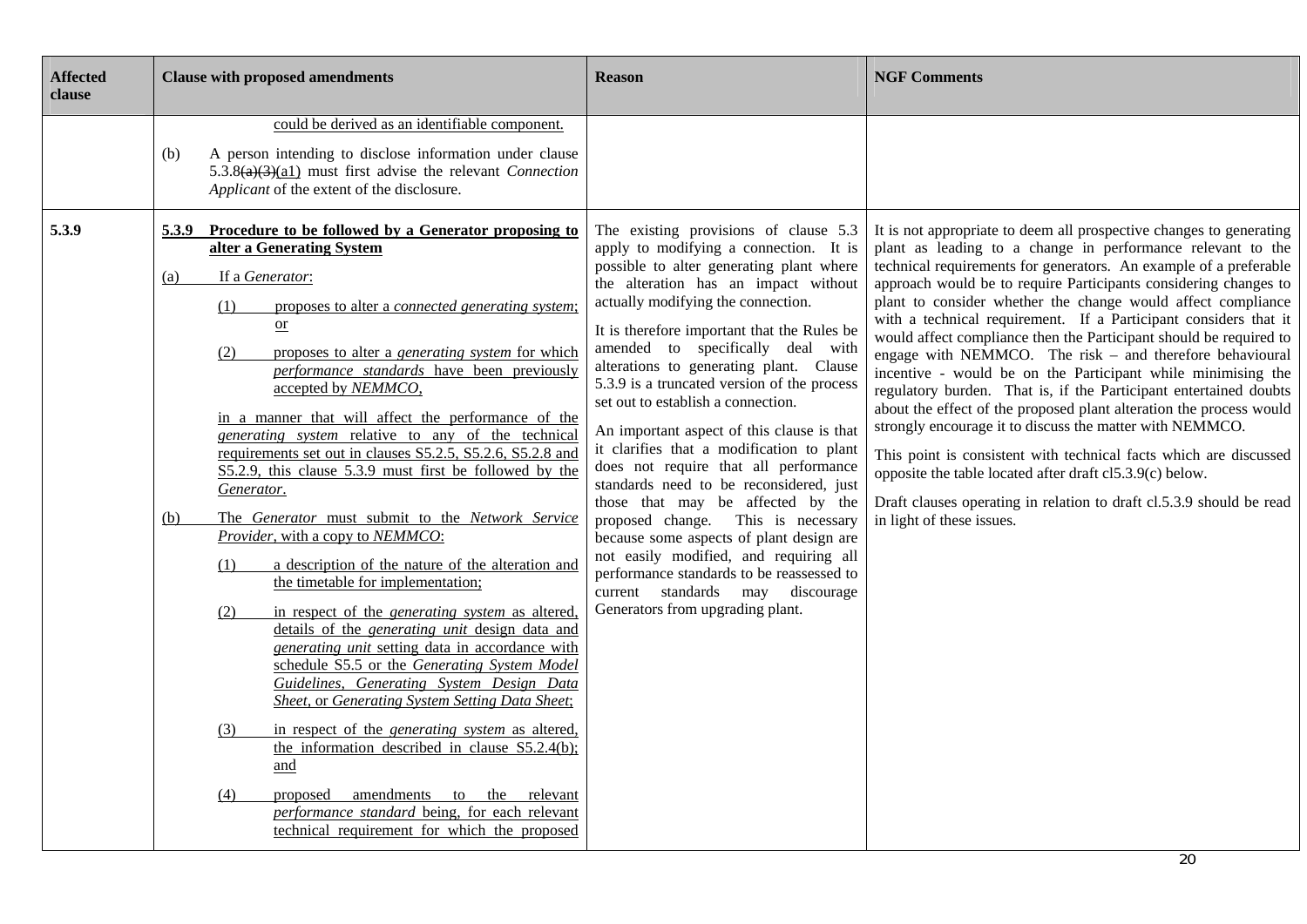| Affected clause | Clause with proposed amendments | Reason | NGF Comments |
|---|---|---|---|
| | could be derived as an identifiable component.<br><br>(b) A person intending to disclose information under clause 5.3.8~~(a)(3)~~(a1) must first advise the relevant *Connection Applicant* of the extent of the disclosure. | | |
| 5.3.9 | **5.3.9 Procedure to be followed by a Generator proposing to alter a Generating System**<br><br>(a) If a *Generator*:<br><br>(1) proposes to alter a *connected generating system*; or<br><br>(2) proposes to alter a *generating system* for which *performance standards* have been previously accepted by *NEMMCO*,<br><br>in a manner that will affect the performance of the *generating system* relative to any of the technical requirements set out in clauses S5.2.5, S5.2.6, S5.2.8 and S5.2.9, this clause 5.3.9 must first be followed by the *Generator*.<br><br>(b) The *Generator* must submit to the *Network Service Provider*, with a copy to *NEMMCO*:<br><br>(1) a description of the nature of the alteration and the timetable for implementation;<br><br>(2) in respect of the *generating system* as altered, details of the *generating unit* design data and *generating unit* setting data in accordance with schedule S5.5 or the *Generating System Model Guidelines*, *Generating System Design Data Sheet*, or *Generating System Setting Data Sheet*;<br><br>(3) in respect of the *generating system* as altered, the information described in clause S5.2.4(b); and<br><br>(4) proposed amendments to the relevant *performance standard* being, for each relevant technical requirement for which the proposed | The existing provisions of clause 5.3 apply to modifying a connection. It is possible to alter generating plant where the alteration has an impact without actually modifying the connection.<br><br>It is therefore important that the Rules be amended to specifically deal with alterations to generating plant. Clause 5.3.9 is a truncated version of the process set out to establish a connection.<br><br>An important aspect of this clause is that it clarifies that a modification to plant does not require that all performance standards need to be reconsidered, just those that may be affected by the proposed change. This is necessary because some aspects of plant design are not easily modified, and requiring all performance standards to be reassessed to current standards may discourage Generators from upgrading plant. | It is not appropriate to deem all prospective changes to generating plant as leading to a change in performance relevant to the technical requirements for generators. An example of a preferable approach would be to require Participants considering changes to plant to consider whether the change would affect compliance with a technical requirement. If a Participant considers that it would affect compliance then the Participant should be required to engage with NEMMCO. The risk – and therefore behavioural incentive - would be on the Participant while minimising the regulatory burden. That is, if the Participant entertained doubts about the effect of the proposed plant alteration the process would strongly encourage it to discuss the matter with NEMMCO.<br><br>This point is consistent with technical facts which are discussed opposite the table located after draft cl5.3.9(c) below.<br><br>Draft clauses operating in relation to draft cl.5.3.9 should be read in light of these issues. |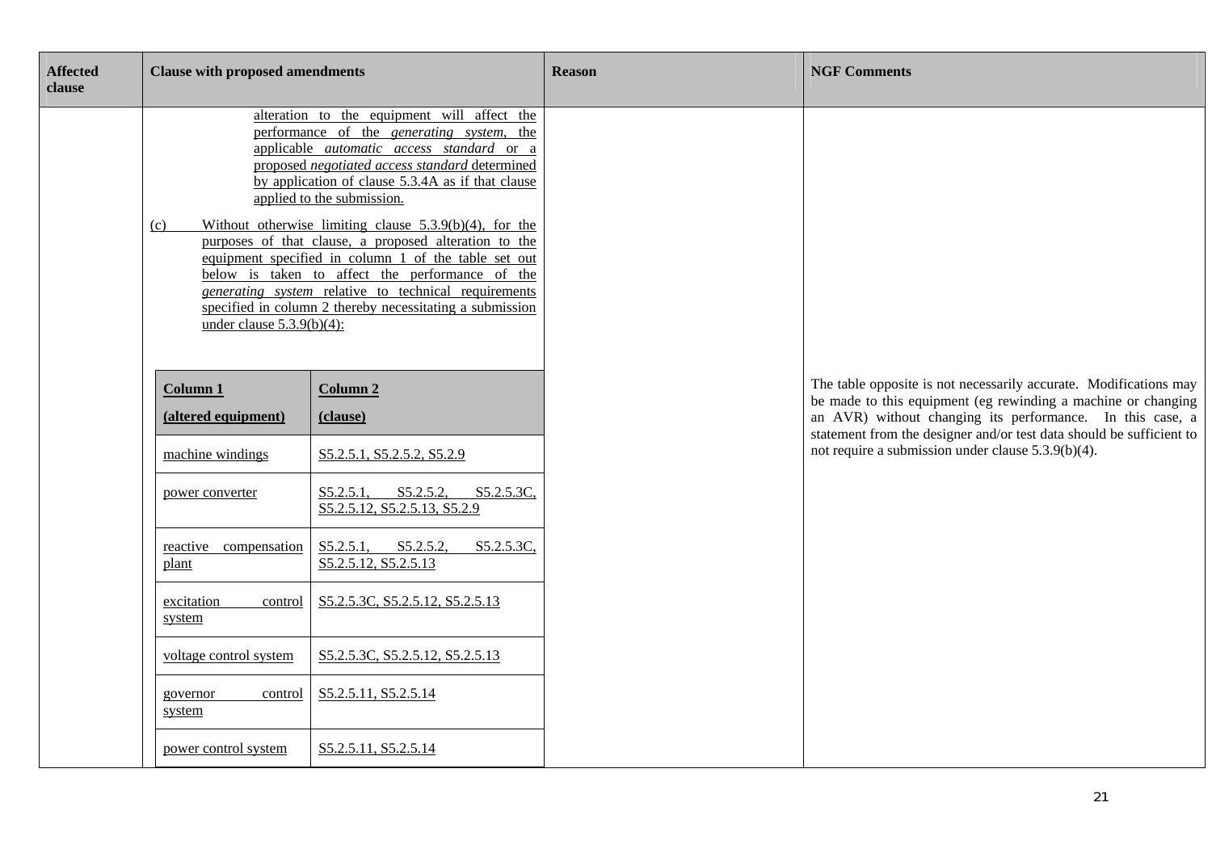| Affected clause | Clause with proposed amendments | Reason | NGF Comments |
|---|---|---|---|
| | alteration to the equipment will affect the performance of the *generating system*, the applicable *automatic access standard* or a proposed *negotiated access standard* determined by application of clause 5.3.4A as if that clause applied to the submission.<br><br>(c) Without otherwise limiting clause 5.3.9(b)(4), for the purposes of that clause, a proposed alteration to the equipment specified in column 1 of the table set out below is taken to affect the performance of the *generating system* relative to technical requirements specified in column 2 thereby necessitating a submission under clause 5.3.9(b)(4): | | The table opposite is not necessarily accurate. Modifications may be made to this equipment (eg rewinding a machine or changing an AVR) without changing its performance. In this case, a statement from the designer and/or test data should be sufficient to not require a submission under clause 5.3.9(b)(4). |

| Column 1 (altered equipment) | Column 2 (clause) |
|---|---|
| machine windings | S5.2.5.1, S5.2.5.2, S5.2.9 |
| power converter | S5.2.5.1, S5.2.5.2, S5.2.5.3C, S5.2.5.12, S5.2.5.13, S5.2.9 |
| reactive compensation plant | S5.2.5.1, S5.2.5.2, S5.2.5.3C, S5.2.5.12, S5.2.5.13 |
| excitation control system | S5.2.5.3C, S5.2.5.12, S5.2.5.13 |
| voltage control system | S5.2.5.3C, S5.2.5.12, S5.2.5.13 |
| governor control system | S5.2.5.11, S5.2.5.14 |
| power control system | S5.2.5.11, S5.2.5.14 |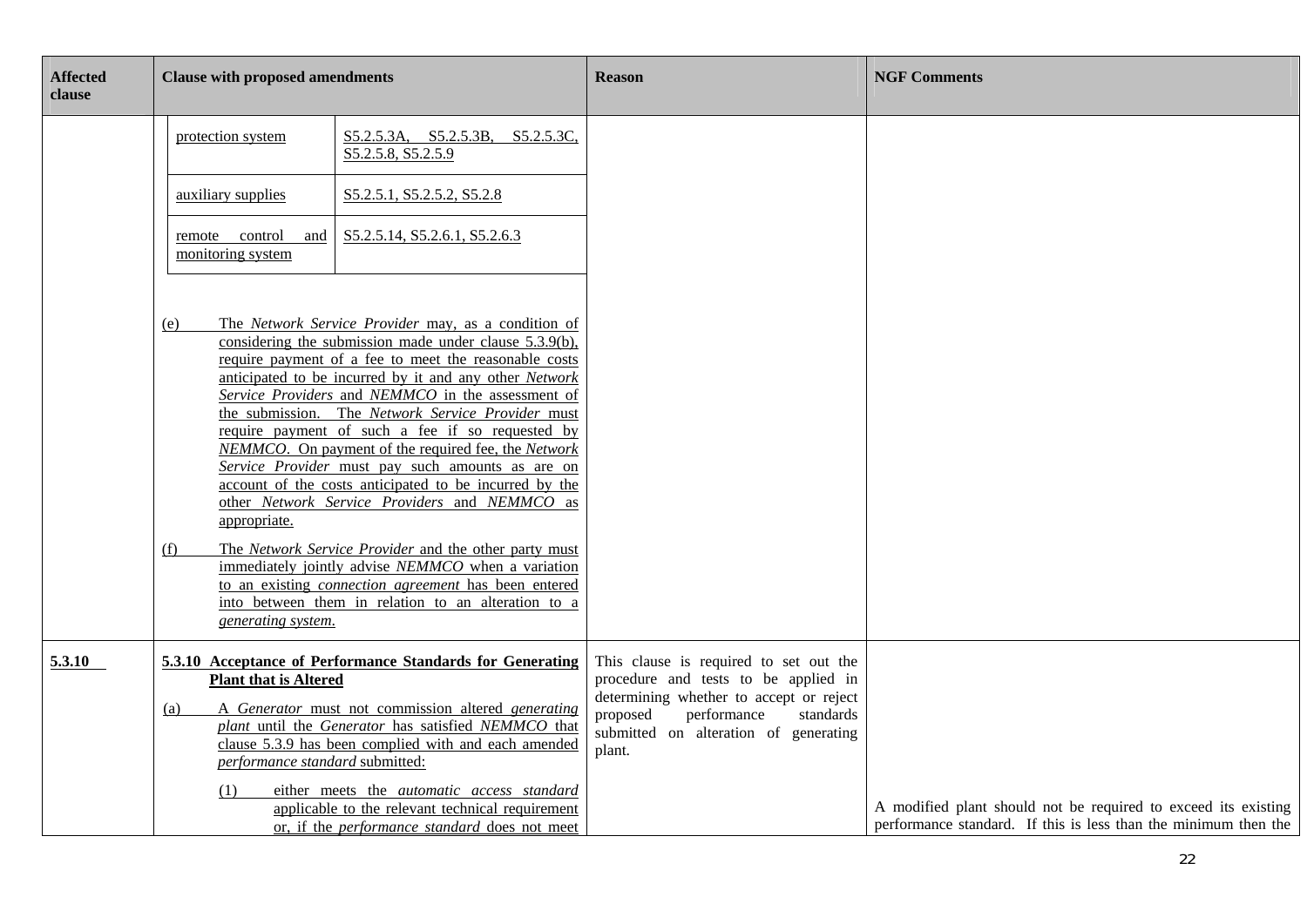| Affected clause | Clause with proposed amendments | Reason | NGF Comments |
|---|---|---|---|
| | protection system — S5.2.5.3A, S5.2.5.3B, S5.2.5.3C, S5.2.5.8, S5.2.5.9<br><br>auxiliary supplies — S5.2.5.1, S5.2.5.2, S5.2.8<br><br>remote control and monitoring system — S5.2.5.14, S5.2.6.1, S5.2.6.3<br><br>(e) The *Network Service Provider* may, as a condition of considering the submission made under clause 5.3.9(b), require payment of a fee to meet the reasonable costs anticipated to be incurred by it and any other *Network Service Providers* and *NEMMCO* in the assessment of the submission. The *Network Service Provider* must require payment of such a fee if so requested by *NEMMCO*. On payment of the required fee, the *Network Service Provider* must pay such amounts as are on account of the costs anticipated to be incurred by the other *Network Service Providers* and *NEMMCO* as appropriate.<br><br>(f) The *Network Service Provider* and the other party must immediately jointly advise *NEMMCO* when a variation to an existing *connection agreement* has been entered into between them in relation to an alteration to a *generating system*. | | |
| **5.3.10** | **5.3.10 Acceptance of Performance Standards for Generating Plant that is Altered**<br><br>(a) A *Generator* must not commission altered *generating plant* until the *Generator* has satisfied *NEMMCO* that clause 5.3.9 has been complied with and each amended *performance standard* submitted:<br><br>(1) either meets the *automatic access standard* applicable to the relevant technical requirement or, if the *performance standard* does not meet | This clause is required to set out the procedure and tests to be applied in determining whether to accept or reject proposed performance standards submitted on alteration of generating plant. | A modified plant should not be required to exceed its existing performance standard. If this is less than the minimum then the |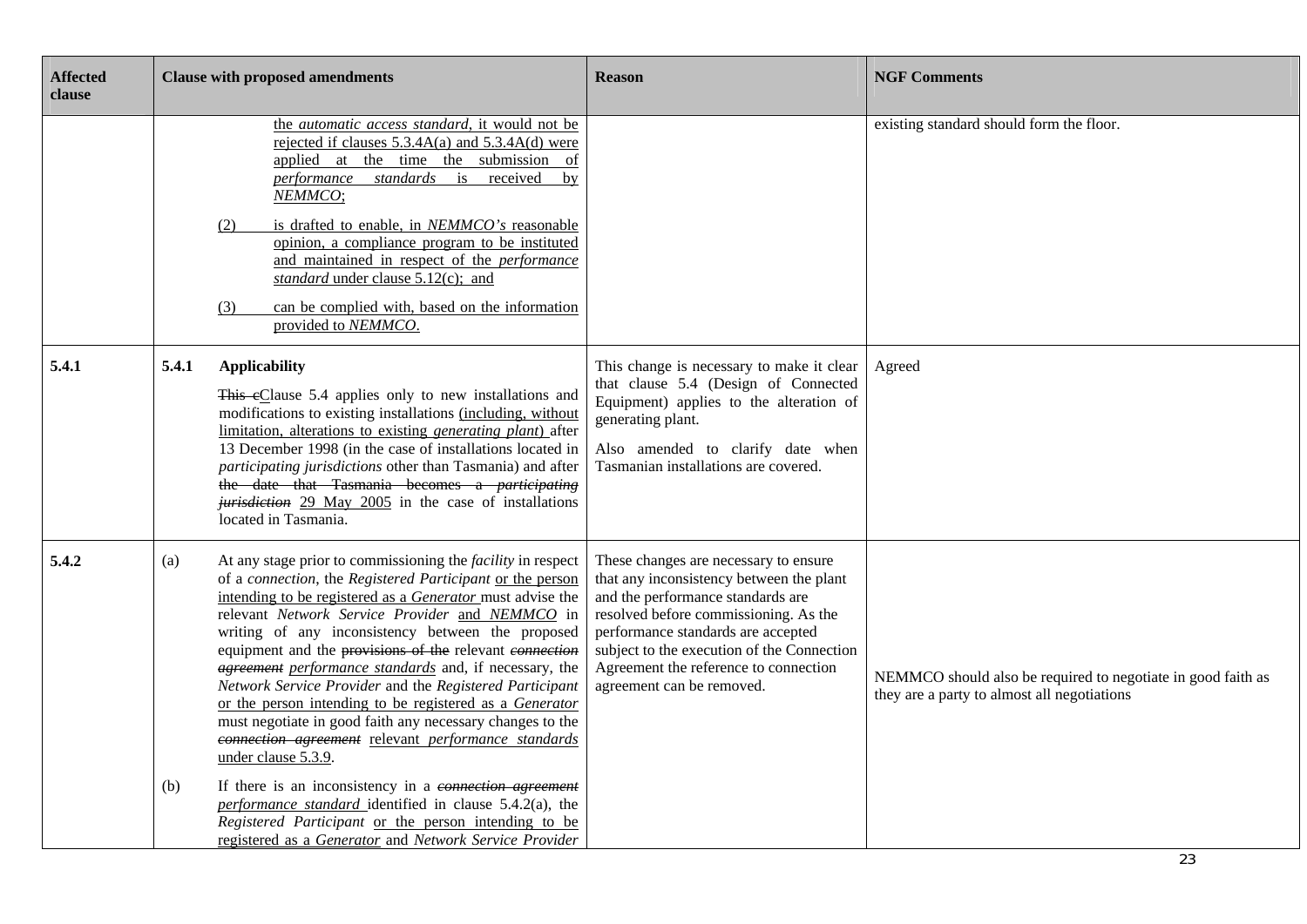| Affected clause | Clause with proposed amendments | Reason | NGF Comments |
|---|---|---|---|
| | the *automatic access standard*, it would not be rejected if clauses 5.3.4A(a) and 5.3.4A(d) were applied at the time the submission of *performance standards* is received by *NEMMCO*;<br><br>(2) is drafted to enable, in *NEMMCO's* reasonable opinion, a compliance program to be instituted and maintained in respect of the *performance standard* under clause 5.12(c); and<br><br>(3) can be complied with, based on the information provided to *NEMMCO*. | | existing standard should form the floor. |
| **5.4.1** | **5.4.1 Applicability**<br><br>~~This c~~Clause 5.4 applies only to new installations and modifications to existing installations (including, without limitation, alterations to existing *generating plant*) after 13 December 1998 (in the case of installations located in *participating jurisdictions* other than Tasmania) and after ~~the date that Tasmania becomes a *participating jurisdiction*~~ 29 May 2005 in the case of installations located in Tasmania. | This change is necessary to make it clear that clause 5.4 (Design of Connected Equipment) applies to the alteration of generating plant.<br><br>Also amended to clarify date when Tasmanian installations are covered. | Agreed |
| **5.4.2** | (a) At any stage prior to commissioning the *facility* in respect of a *connection*, the *Registered Participant* or the person intending to be registered as a *Generator* must advise the relevant *Network Service Provider* and *NEMMCO* in writing of any inconsistency between the proposed equipment and the ~~provisions of the~~ relevant ~~*connection agreement*~~ *performance standards* and, if necessary, the *Network Service Provider* and the *Registered Participant* or the person intending to be registered as a *Generator* must negotiate in good faith any necessary changes to the ~~*connection agreement*~~ relevant *performance standards* under clause 5.3.9.<br><br>(b) If there is an inconsistency in a ~~*connection agreement*~~ *performance standard* identified in clause 5.4.2(a), the *Registered Participant* or the person intending to be registered as a *Generator* and *Network Service Provider* | These changes are necessary to ensure that any inconsistency between the plant and the performance standards are resolved before commissioning. As the performance standards are accepted subject to the execution of the Connection Agreement the reference to connection agreement can be removed. | NEMMCO should also be required to negotiate in good faith as they are a party to almost all negotiations |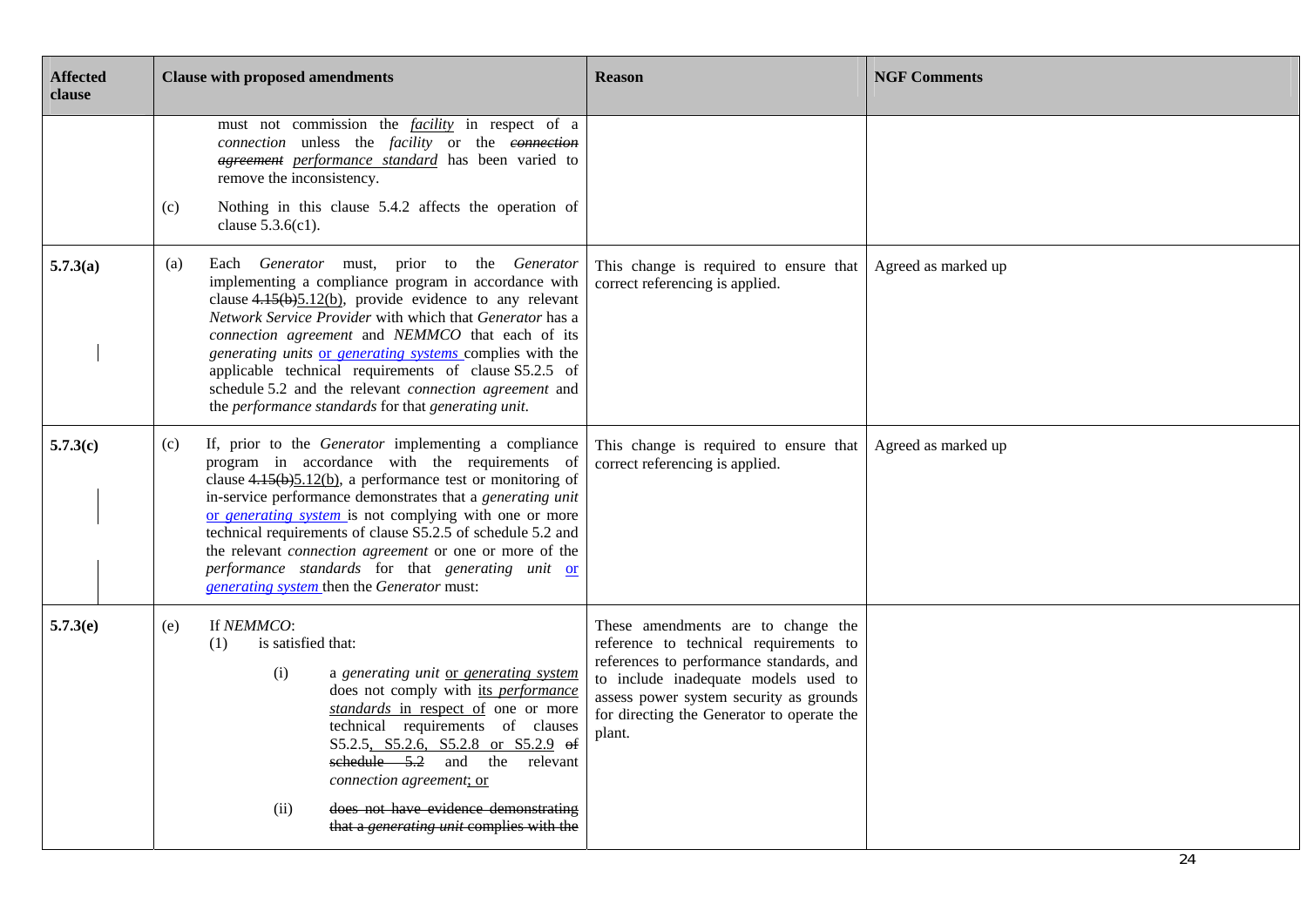| Affected clause | Clause with proposed amendments | Reason | NGF Comments |
|---|---|---|---|
| | must not commission the *facility* in respect of a *connection* unless the *facility* or the ~~*connection agreement*~~ *performance standard* has been varied to remove the inconsistency.<br><br>(c) Nothing in this clause 5.4.2 affects the operation of clause 5.3.6(c1). | | |
| **5.7.3(a)** | (a) Each *Generator* must, prior to the *Generator* implementing a compliance program in accordance with clause ~~4.15(b)~~5.12(b), provide evidence to any relevant *Network Service Provider* with which that *Generator* has a *connection agreement* and *NEMMCO* that each of its *generating units* or *generating systems* complies with the applicable technical requirements of clause S5.2.5 of schedule 5.2 and the relevant *connection agreement* and the *performance standards* for that *generating unit*. | This change is required to ensure that correct referencing is applied. | Agreed as marked up |
| **5.7.3(c)** | (c) If, prior to the *Generator* implementing a compliance program in accordance with the requirements of clause ~~4.15(b)~~5.12(b), a performance test or monitoring of in-service performance demonstrates that a *generating unit* or *generating system* is not complying with one or more technical requirements of clause S5.2.5 of schedule 5.2 and the relevant *connection agreement* or one or more of the *performance standards* for that *generating unit* or *generating system* then the *Generator* must: | This change is required to ensure that correct referencing is applied. | Agreed as marked up |
| **5.7.3(e)** | (e) If *NEMMCO*:<br>(1) is satisfied that:<br>(i) a *generating unit* or *generating system* does not comply with its *performance standards* in respect of one or more technical requirements of clauses S5.2.5, S5.2.6, S5.2.8 or S5.2.9 ~~of schedule 5.2~~ and the relevant *connection agreement*; or<br>(ii) ~~does not have evidence demonstrating that a *generating unit* complies with the~~ | These amendments are to change the reference to technical requirements to references to performance standards, and to include inadequate models used to assess power system security as grounds for directing the Generator to operate the plant. | |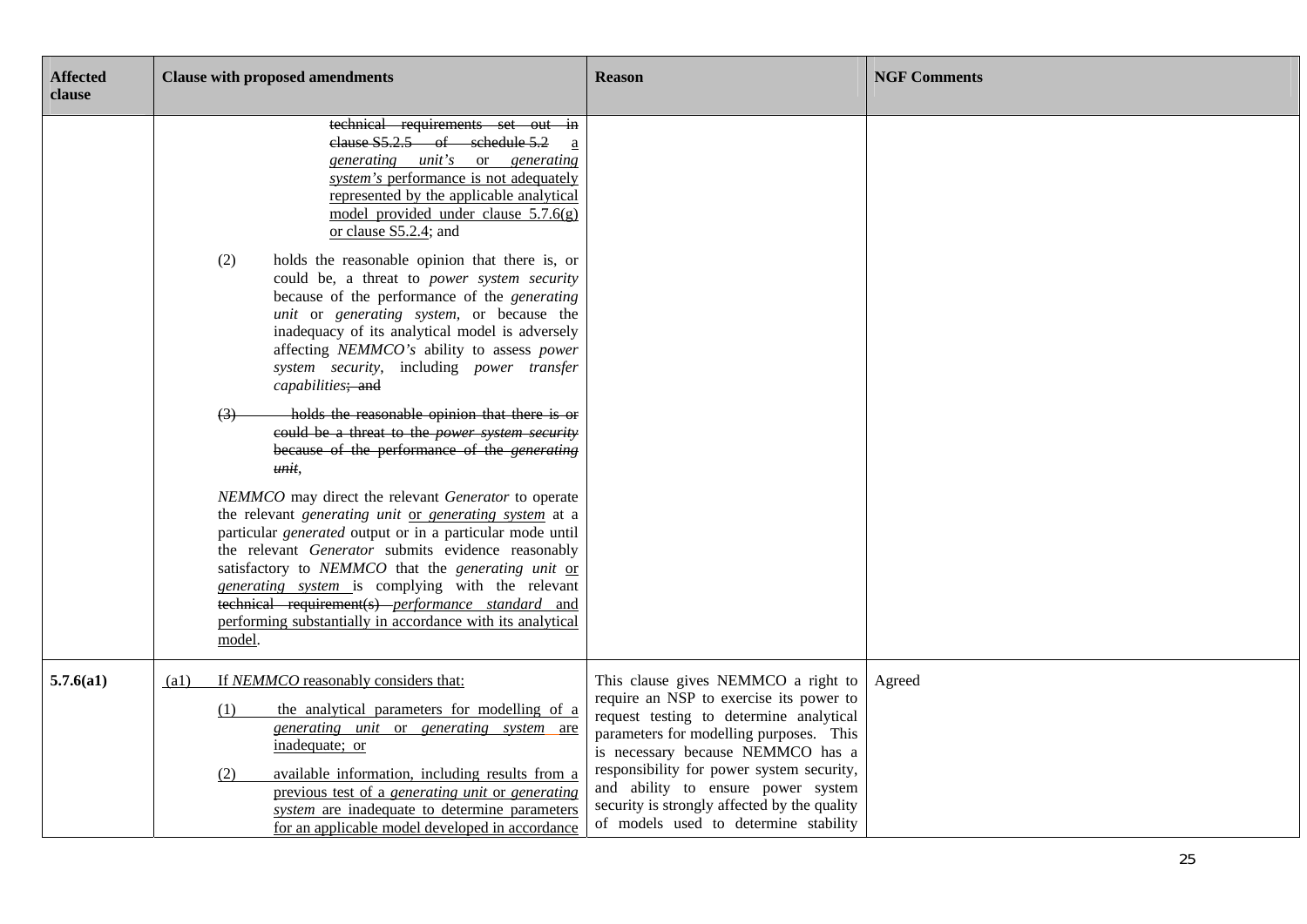| Affected clause | Clause with proposed amendments | Reason | NGF Comments |
|---|---|---|---|
| | ~~technical requirements set out in clause S5.2.5 of schedule 5.2~~ a *generating unit's* or *generating system's* performance is not adequately represented by the applicable analytical model provided under clause 5.7.6(g) or clause S5.2.4; and<br><br>(2) holds the reasonable opinion that there is, or could be, a threat to *power system security* because of the performance of the *generating unit* or *generating system*, or because the inadequacy of its analytical model is adversely affecting *NEMMCO's* ability to assess *power system security*, including *power transfer capabilities*~~; and~~<br><br>~~(3) holds the reasonable opinion that there is or could be a threat to the *power system security* because of the performance of the *generating unit*,~~<br><br>*NEMMCO* may direct the relevant *Generator* to operate the relevant *generating unit* or *generating system* at a particular *generated* output or in a particular mode until the relevant *Generator* submits evidence reasonably satisfactory to *NEMMCO* that the *generating unit* or *generating system* is complying with the relevant ~~technical requirement(s)~~ *performance standard* and performing substantially in accordance with its analytical model. | | |
| **5.7.6(a1)** | (a1) If *NEMMCO* reasonably considers that:<br><br>(1) the analytical parameters for modelling of a *generating unit* or *generating system* are inadequate; or<br><br>(2) available information, including results from a previous test of a *generating unit* or *generating system* are inadequate to determine parameters for an applicable model developed in accordance | This clause gives NEMMCO a right to require an NSP to exercise its power to request testing to determine analytical parameters for modelling purposes. This is necessary because NEMMCO has a responsibility for power system security, and ability to ensure power system security is strongly affected by the quality of models used to determine stability | Agreed |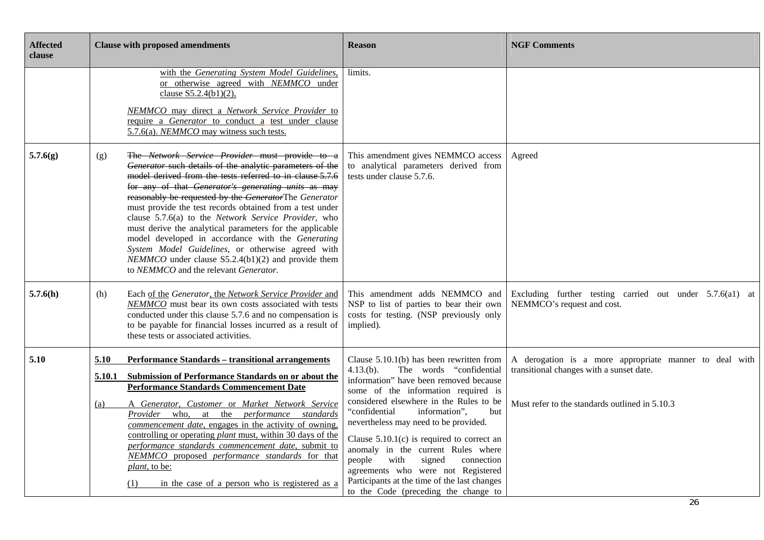| Affected clause | Clause with proposed amendments | Reason | NGF Comments |
|---|---|---|---|
| | with the *Generating System Model Guidelines*, or otherwise agreed with *NEMMCO* under clause S5.2.4(b1)(2), <br><br> *NEMMCO* may direct a *Network Service Provider* to require a *Generator* to conduct a test under clause 5.7.6(a). *NEMMCO* may witness such tests. | limits. | |
| **5.7.6(g)** | (g) ~~The *Network Service Provider* must provide to a *Generator* such details of the analytic parameters of the model derived from the tests referred to in clause 5.7.6 for any of that *Generator's generating units* as may reasonably be requested by the *Generator*~~The *Generator* must provide the test records obtained from a test under clause 5.7.6(a) to the *Network Service Provider*, who must derive the analytical parameters for the applicable model developed in accordance with the *Generating System Model Guidelines*, or otherwise agreed with *NEMMCO* under clause S5.2.4(b1)(2) and provide them to *NEMMCO* and the relevant *Generator*. | This amendment gives NEMMCO access to analytical parameters derived from tests under clause 5.7.6. | Agreed |
| **5.7.6(h)** | (h) Each of the *Generator*, the *Network Service Provider* and *NEMMCO* must bear its own costs associated with tests conducted under this clause 5.7.6 and no compensation is to be payable for financial losses incurred as a result of these tests or associated activities. | This amendment adds NEMMCO and NSP to list of parties to bear their own costs for testing. (NSP previously only implied). | Excluding further testing carried out under 5.7.6(a1) at NEMMCO's request and cost. |
| **5.10** | **5.10 Performance Standards – transitional arrangements** <br><br> **5.10.1 Submission of Performance Standards on or about the Performance Standards Commencement Date** <br><br> (a) A *Generator*, *Customer* or *Market Network Service Provider* who, at the *performance standards commencement date*, engages in the activity of owning, controlling or operating *plant* must, within 30 days of the *performance standards commencement date*, submit to *NEMMCO* proposed *performance standards* for that *plant*, to be: <br><br> (1) in the case of a person who is registered as a | Clause 5.10.1(b) has been rewritten from 4.13.(b). The words "confidential information" have been removed because some of the information required is considered elsewhere in the Rules to be "confidential information", but nevertheless may need to be provided. <br><br> Clause 5.10.1(c) is required to correct an anomaly in the current Rules where people with signed connection agreements who were not Registered Participants at the time of the last changes to the Code (preceding the change to | A derogation is a more appropriate manner to deal with transitional changes with a sunset date. <br><br> Must refer to the standards outlined in 5.10.3 |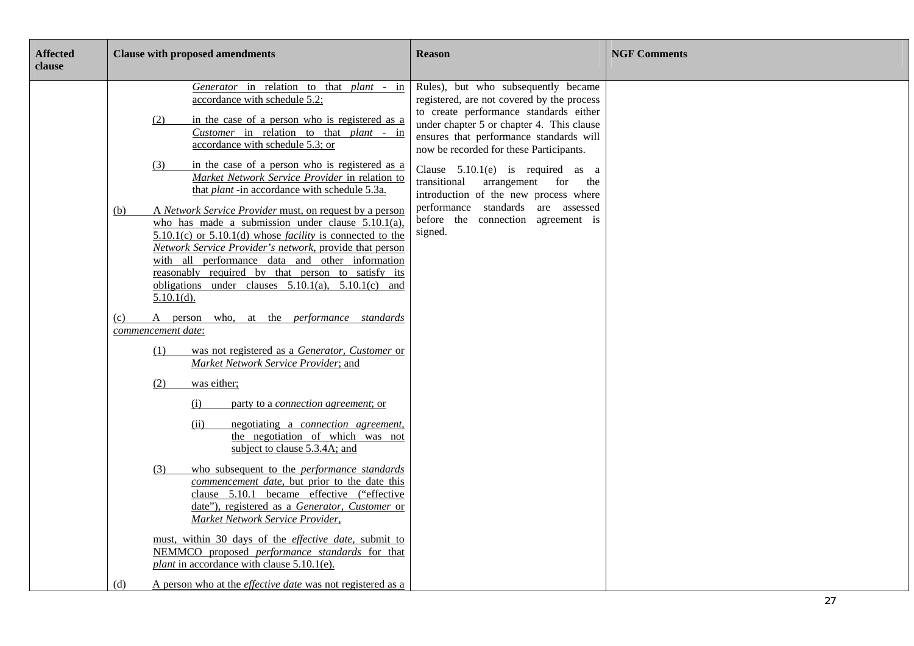| Affected clause | Clause with proposed amendments | Reason | NGF Comments |
|---|---|---|---|
| | *Generator* in relation to that *plant* - in accordance with schedule 5.2;<br><br>(2) in the case of a person who is registered as a *Customer* in relation to that *plant* - in accordance with schedule 5.3; or<br><br>(3) in the case of a person who is registered as a *Market Network Service Provider* in relation to that *plant* -in accordance with schedule 5.3a.<br><br>(b) A *Network Service Provider* must, on request by a person who has made a submission under clause 5.10.1(a), 5.10.1(c) or 5.10.1(d) whose *facility* is connected to the *Network Service Provider's network*, provide that person with all performance data and other information reasonably required by that person to satisfy its obligations under clauses 5.10.1(a), 5.10.1(c) and 5.10.1(d).<br><br>(c) A person who, at the *performance standards commencement date*:<br><br>(1) was not registered as a *Generator*, *Customer* or *Market Network Service Provider*; and<br><br>(2) was either;<br><br>(i) party to a *connection agreement*; or<br><br>(ii) negotiating a *connection agreement*, the negotiation of which was not subject to clause 5.3.4A; and<br><br>(3) who subsequent to the *performance standards commencement date*, but prior to the date this clause 5.10.1 became effective ("effective date"), registered as a *Generator*, *Customer* or *Market Network Service Provider*,<br><br>must, within 30 days of the *effective date*, submit to NEMMCO proposed *performance standards* for that *plant* in accordance with clause 5.10.1(e).<br><br>(d) A person who at the *effective date* was not registered as a | Rules), but who subsequently became registered, are not covered by the process to create performance standards either under chapter 5 or chapter 4. This clause ensures that performance standards will now be recorded for these Participants.<br><br>Clause 5.10.1(e) is required as a transitional arrangement for the introduction of the new process where performance standards are assessed before the connection agreement is signed. | |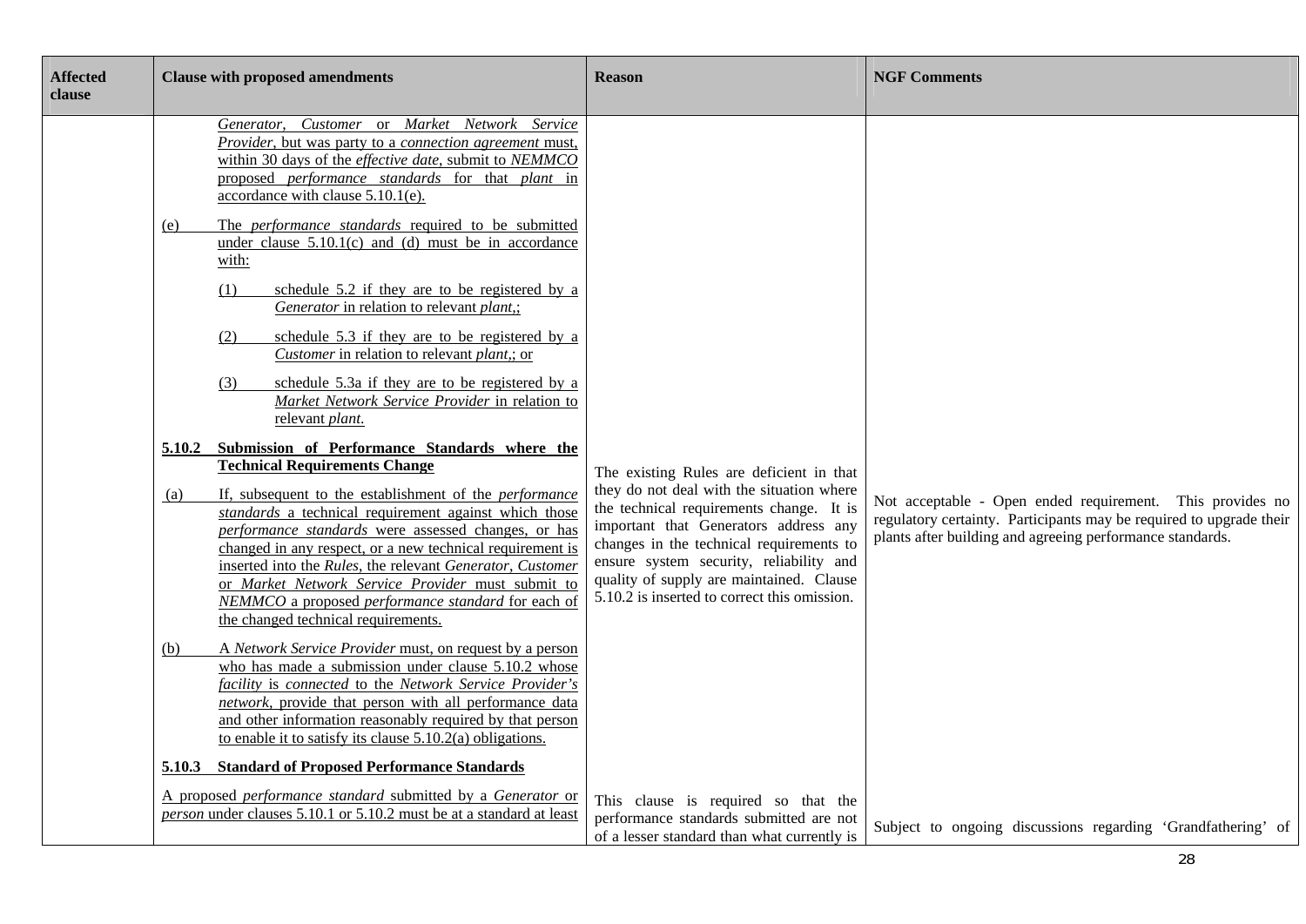| Affected clause | Clause with proposed amendments | Reason | NGF Comments |
|---|---|---|---|
| | *Generator, Customer* or *Market Network Service Provider*, but was party to a *connection agreement* must, within 30 days of the *effective date*, submit to *NEMMCO* proposed *performance standards* for that *plant* in accordance with clause 5.10.1(e).<br><br>(e) The *performance standards* required to be submitted under clause 5.10.1(c) and (d) must be in accordance with:<br><br>(1) schedule 5.2 if they are to be registered by a *Generator* in relation to relevant *plant*,;<br><br>(2) schedule 5.3 if they are to be registered by a *Customer* in relation to relevant *plant*,; or<br><br>(3) schedule 5.3a if they are to be registered by a *Market Network Service Provider* in relation to relevant *plant*.<br><br>**5.10.2 Submission of Performance Standards where the Technical Requirements Change**<br><br>(a) If, subsequent to the establishment of the *performance standards* a technical requirement against which those *performance standards* were assessed changes, or has changed in any respect, or a new technical requirement is inserted into the *Rules*, the relevant *Generator*, *Customer* or *Market Network Service Provider* must submit to *NEMMCO* a proposed *performance standard* for each of the changed technical requirements.<br><br>(b) A *Network Service Provider* must, on request by a person who has made a submission under clause 5.10.2 whose *facility* is *connected* to the *Network Service Provider's network*, provide that person with all performance data and other information reasonably required by that person to enable it to satisfy its clause 5.10.2(a) obligations. | The existing Rules are deficient in that they do not deal with the situation where the technical requirements change. It is important that Generators address any changes in the technical requirements to ensure system security, reliability and quality of supply are maintained. Clause 5.10.2 is inserted to correct this omission. | Not acceptable - Open ended requirement. This provides no regulatory certainty. Participants may be required to upgrade their plants after building and agreeing performance standards. |
| | **5.10.3 Standard of Proposed Performance Standards**<br><br>A proposed *performance standard* submitted by a *Generator* or *person* under clauses 5.10.1 or 5.10.2 must be at a standard at least | This clause is required so that the performance standards submitted are not of a lesser standard than what currently is | Subject to ongoing discussions regarding 'Grandfathering' of |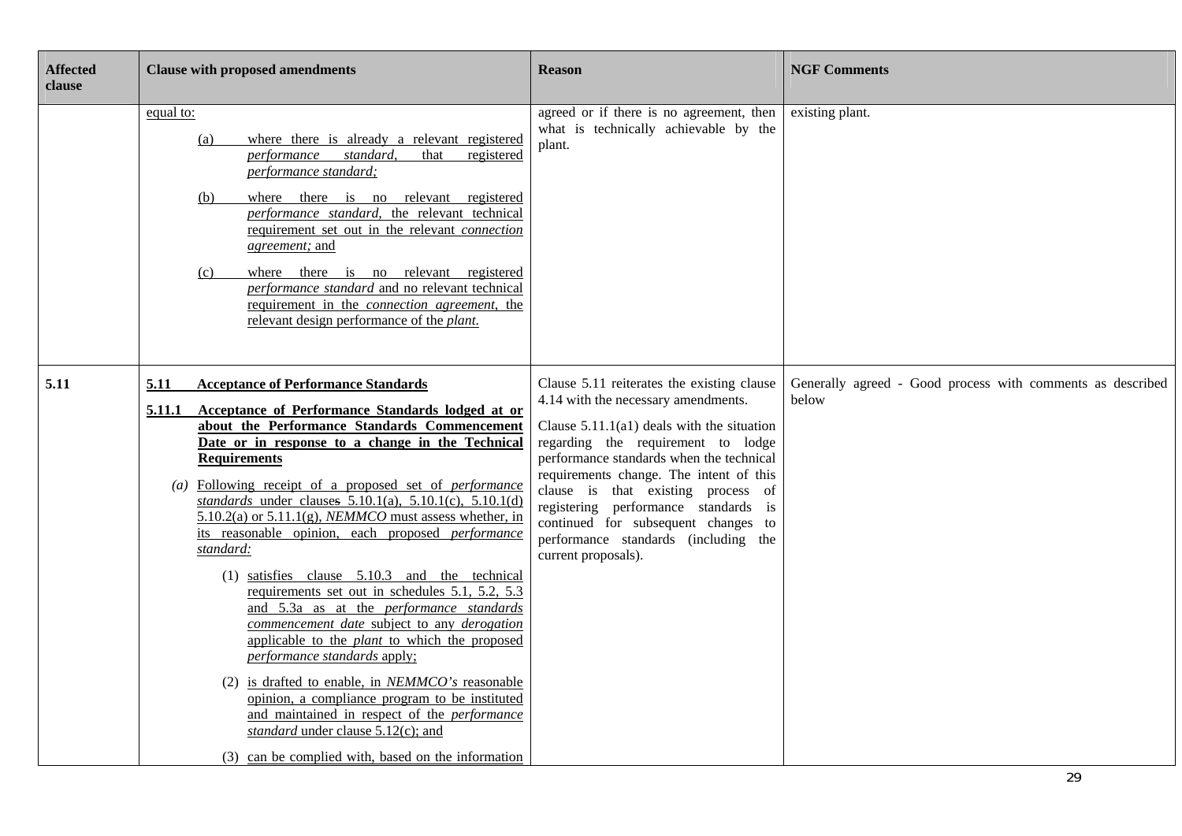| Affected clause | Clause with proposed amendments | Reason | NGF Comments |
|---|---|---|---|
| | equal to:<br><br>(a) where there is already a relevant registered *performance standard*, that registered *performance standard;*<br><br>(b) where there is no relevant registered *performance standard*, the relevant technical requirement set out in the relevant *connection agreement;* and<br><br>(c) where there is no relevant registered *performance standard* and no relevant technical requirement in the *connection agreement*, the relevant design performance of the *plant*. | agreed or if there is no agreement, then what is technically achievable by the plant. | existing plant. |
| **5.11** | **5.11 Acceptance of Performance Standards**<br><br>**5.11.1 Acceptance of Performance Standards lodged at or about the Performance Standards Commencement Date or in response to a change in the Technical Requirements**<br><br>*(a)* Following receipt of a proposed set of *performance standards* under clauses 5.10.1(a), 5.10.1(c), 5.10.1(d) 5.10.2(a) or 5.11.1(g), *NEMMCO* must assess whether, in its reasonable opinion, each proposed *performance standard:*<br><br>(1) satisfies clause 5.10.3 and the technical requirements set out in schedules 5.1, 5.2, 5.3 and 5.3a as at the *performance standards commencement date* subject to any *derogation* applicable to the *plant* to which the proposed *performance standards* apply;<br><br>(2) is drafted to enable, in *NEMMCO's* reasonable opinion, a compliance program to be instituted and maintained in respect of the *performance standard* under clause 5.12(c); and<br><br>(3) can be complied with, based on the information | Clause 5.11 reiterates the existing clause 4.14 with the necessary amendments.<br><br>Clause 5.11.1(a1) deals with the situation regarding the requirement to lodge performance standards when the technical requirements change. The intent of this clause is that existing process of registering performance standards is continued for subsequent changes to performance standards (including the current proposals). | Generally agreed - Good process with comments as described below |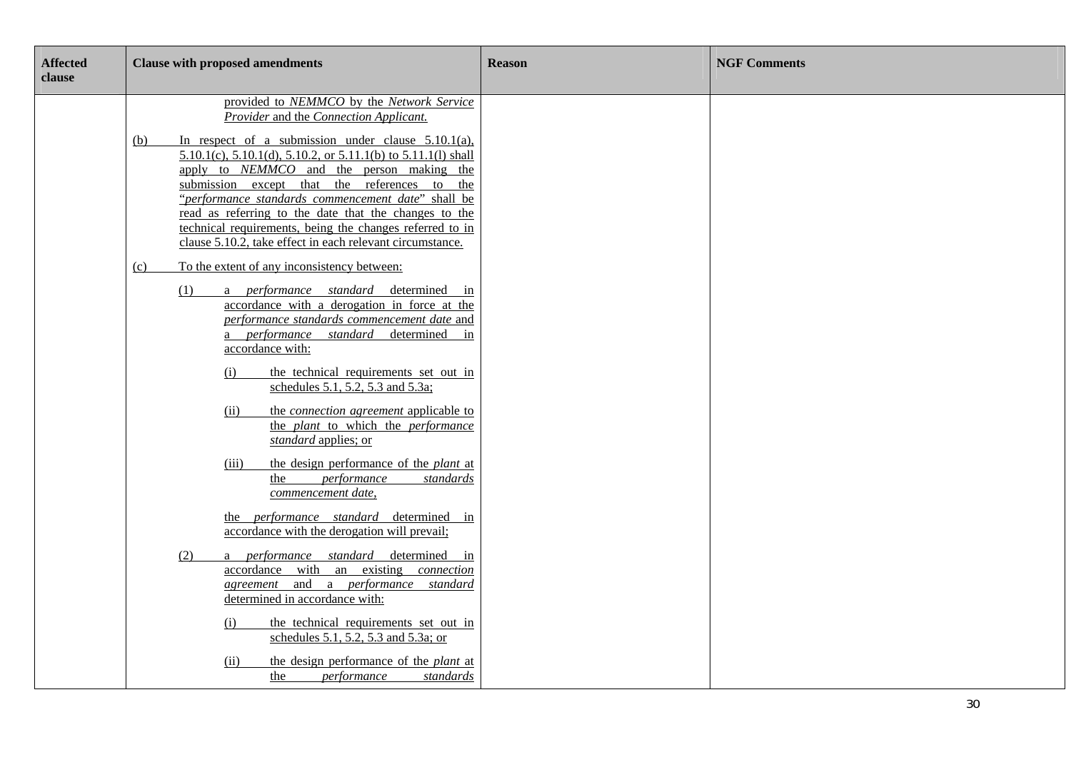| Affected clause | Clause with proposed amendments | Reason | NGF Comments |
|---|---|---|---|
| | provided to *NEMMCO* by the *Network Service Provider* and the *Connection Applicant.*<br><br>(b) In respect of a submission under clause 5.10.1(a), 5.10.1(c), 5.10.1(d), 5.10.2, or 5.11.1(b) to 5.11.1(l) shall apply to *NEMMCO* and the person making the submission except that the references to the "*performance standards commencement date*" shall be read as referring to the date that the changes to the technical requirements, being the changes referred to in clause 5.10.2, take effect in each relevant circumstance.<br><br>(c) To the extent of any inconsistency between:<br><br>(1) a *performance standard* determined in accordance with a derogation in force at the *performance standards commencement date* and a *performance standard* determined in accordance with:<br><br>(i) the technical requirements set out in schedules 5.1, 5.2, 5.3 and 5.3a;<br><br>(ii) the *connection agreement* applicable to the *plant* to which the *performance standard* applies; or<br><br>(iii) the design performance of the *plant* at the *performance standards commencement date*,<br><br>the *performance standard* determined in accordance with the derogation will prevail;<br><br>(2) a *performance standard* determined in accordance with an existing *connection agreement* and a *performance standard* determined in accordance with:<br><br>(i) the technical requirements set out in schedules 5.1, 5.2, 5.3 and 5.3a; or<br><br>(ii) the design performance of the *plant* at the *performance standards* | | |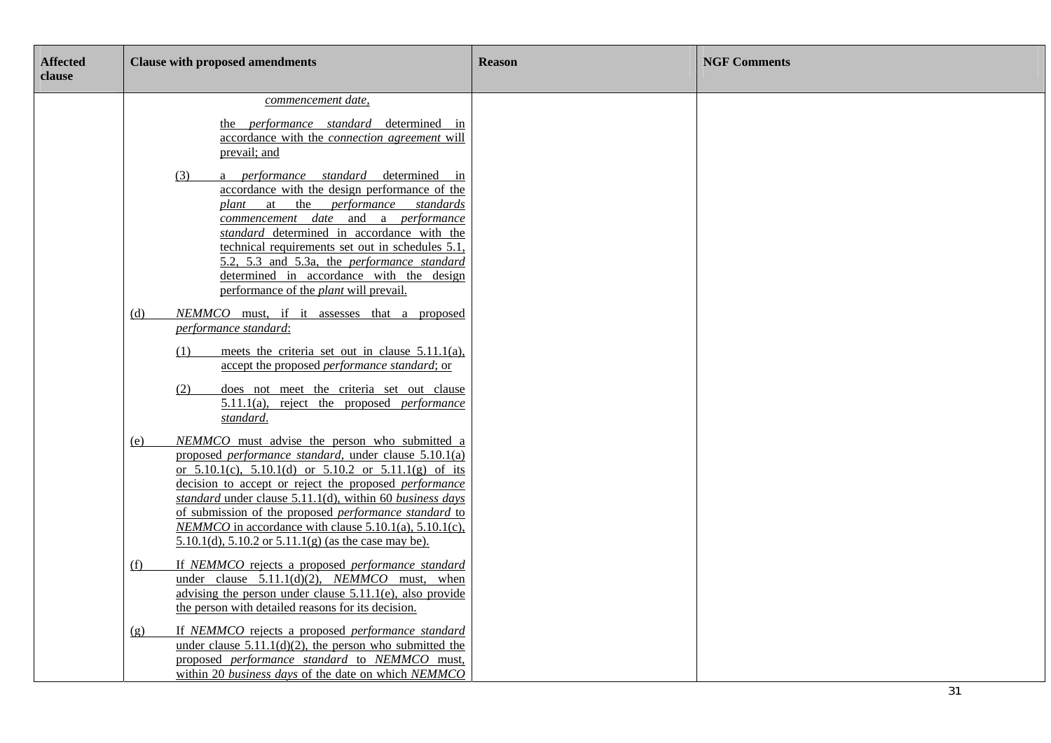| Affected clause | Clause with proposed amendments | Reason | NGF Comments |
|---|---|---|---|
| | *commencement date*,<br><br>the *performance standard* determined in accordance with the *connection agreement* will prevail; and<br><br>(3) a *performance standard* determined in accordance with the design performance of the *plant* at the *performance standards commencement date* and a *performance standard* determined in accordance with the technical requirements set out in schedules 5.1, 5.2, 5.3 and 5.3a, the *performance standard* determined in accordance with the design performance of the *plant* will prevail.<br><br>(d) *NEMMCO* must, if it assesses that a proposed *performance standard*:<br><br>(1) meets the criteria set out in clause 5.11.1(a), accept the proposed *performance standard*; or<br><br>(2) does not meet the criteria set out clause 5.11.1(a), reject the proposed *performance standard*.<br><br>(e) *NEMMCO* must advise the person who submitted a proposed *performance standard*, under clause 5.10.1(a) or 5.10.1(c), 5.10.1(d) or 5.10.2 or 5.11.1(g) of its decision to accept or reject the proposed *performance standard* under clause 5.11.1(d), within 60 *business days* of submission of the proposed *performance standard* to *NEMMCO* in accordance with clause 5.10.1(a), 5.10.1(c), 5.10.1(d), 5.10.2 or 5.11.1(g) (as the case may be).<br><br>(f) If *NEMMCO* rejects a proposed *performance standard* under clause 5.11.1(d)(2), *NEMMCO* must, when advising the person under clause 5.11.1(e), also provide the person with detailed reasons for its decision.<br><br>(g) If *NEMMCO* rejects a proposed *performance standard* under clause 5.11.1(d)(2), the person who submitted the proposed *performance standard* to *NEMMCO* must, within 20 *business days* of the date on which *NEMMCO* | | |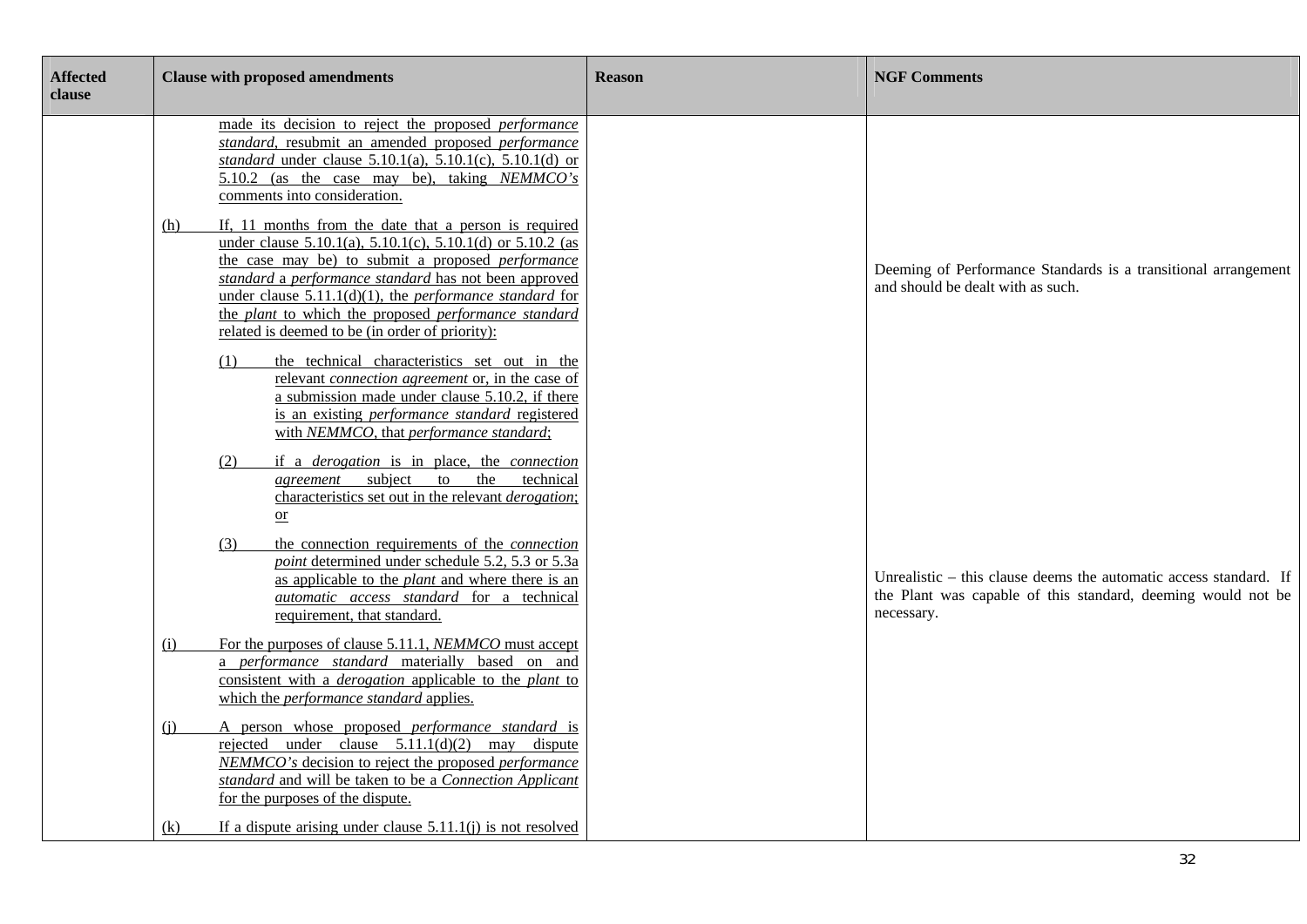| Affected clause | Clause with proposed amendments | Reason | NGF Comments |
|---|---|---|---|
| | made its decision to reject the proposed *performance standard*, resubmit an amended proposed *performance standard* under clause 5.10.1(a), 5.10.1(c), 5.10.1(d) or 5.10.2 (as the case may be), taking *NEMMCO's* comments into consideration.<br><br>(h) If, 11 months from the date that a person is required under clause 5.10.1(a), 5.10.1(c), 5.10.1(d) or 5.10.2 (as the case may be) to submit a proposed *performance standard* a *performance standard* has not been approved under clause 5.11.1(d)(1), the *performance standard* for the *plant* to which the proposed *performance standard* related is deemed to be (in order of priority):<br><br>(1) the technical characteristics set out in the relevant *connection agreement* or, in the case of a submission made under clause 5.10.2, if there is an existing *performance standard* registered with *NEMMCO*, that *performance standard*;<br><br>(2) if a *derogation* is in place, the *connection agreement* subject to the technical characteristics set out in the relevant *derogation*; or<br><br>(3) the connection requirements of the *connection point* determined under schedule 5.2, 5.3 or 5.3a as applicable to the *plant* and where there is an *automatic access standard* for a technical requirement, that standard.<br><br>(i) For the purposes of clause 5.11.1, *NEMMCO* must accept a *performance standard* materially based on and consistent with a *derogation* applicable to the *plant* to which the *performance standard* applies.<br><br>(j) A person whose proposed *performance standard* is rejected under clause 5.11.1(d)(2) may dispute *NEMMCO's* decision to reject the proposed *performance standard* and will be taken to be a *Connection Applicant* for the purposes of the dispute.<br><br>(k) If a dispute arising under clause 5.11.1(j) is not resolved | | Deeming of Performance Standards is a transitional arrangement and should be dealt with as such.<br><br>Unrealistic – this clause deems the automatic access standard. If the Plant was capable of this standard, deeming would not be necessary. |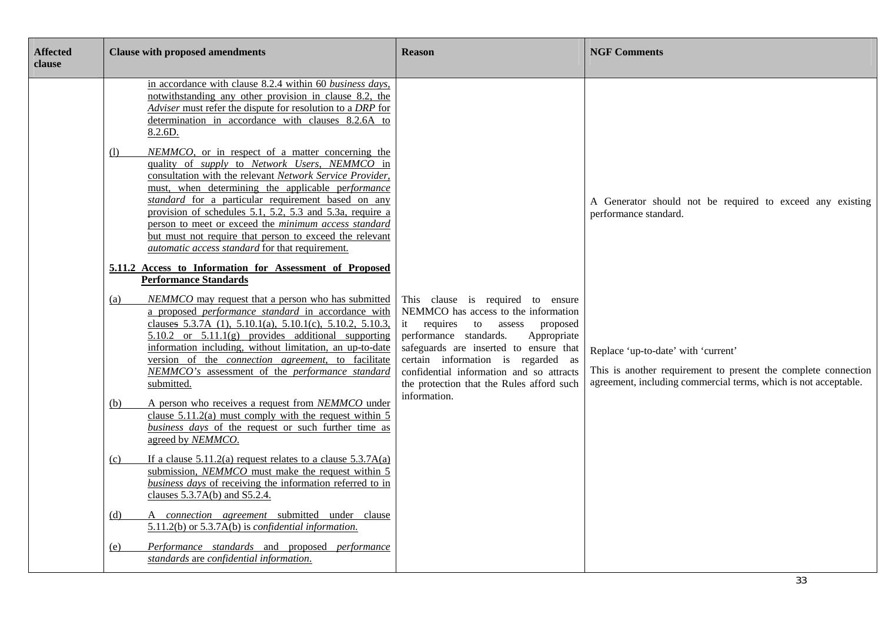| Affected clause | Clause with proposed amendments | Reason | NGF Comments |
|---|---|---|---|
| | in accordance with clause 8.2.4 within 60 *business days*, notwithstanding any other provision in clause 8.2, the *Adviser* must refer the dispute for resolution to a *DRP* for determination in accordance with clauses 8.2.6A to 8.2.6D. | | |
| | (l) *NEMMCO*, or in respect of a matter concerning the quality of *supply* to *Network Users*, *NEMMCO* in consultation with the relevant *Network Service Provider*, must, when determining the applicable *performance standard* for a particular requirement based on any provision of schedules 5.1, 5.2, 5.3 and 5.3a, require a person to meet or exceed the *minimum access standard* but must not require that person to exceed the relevant *automatic access standard* for that requirement. | | A Generator should not be required to exceed any existing performance standard. |
| | **5.11.2 Access to Information for Assessment of Proposed Performance Standards**<br><br>(a) *NEMMCO* may request that a person who has submitted a proposed *performance standard* in accordance with clauses 5.3.7A (1), 5.10.1(a), 5.10.1(c), 5.10.2, 5.10.3, 5.10.2 or 5.11.1(g) provides additional supporting information including, without limitation, an up-to-date version of the *connection agreement*, to facilitate *NEMMCO's* assessment of the *performance standard* submitted.<br><br>(b) A person who receives a request from *NEMMCO* under clause 5.11.2(a) must comply with the request within 5 *business days* of the request or such further time as agreed by *NEMMCO*.<br><br>(c) If a clause 5.11.2(a) request relates to a clause 5.3.7A(a) submission, *NEMMCO* must make the request within 5 *business days* of receiving the information referred to in clauses 5.3.7A(b) and S5.2.4.<br><br>(d) A *connection agreement* submitted under clause 5.11.2(b) or 5.3.7A(b) is *confidential information.*<br><br>(e) *Performance standards* and proposed *performance standards* are *confidential information*. | This clause is required to ensure NEMMCO has access to the information it requires to assess proposed performance standards. Appropriate safeguards are inserted to ensure that certain information is regarded as confidential information and so attracts the protection that the Rules afford such information. | Replace 'up-to-date' with 'current'<br><br>This is another requirement to present the complete connection agreement, including commercial terms, which is not acceptable. |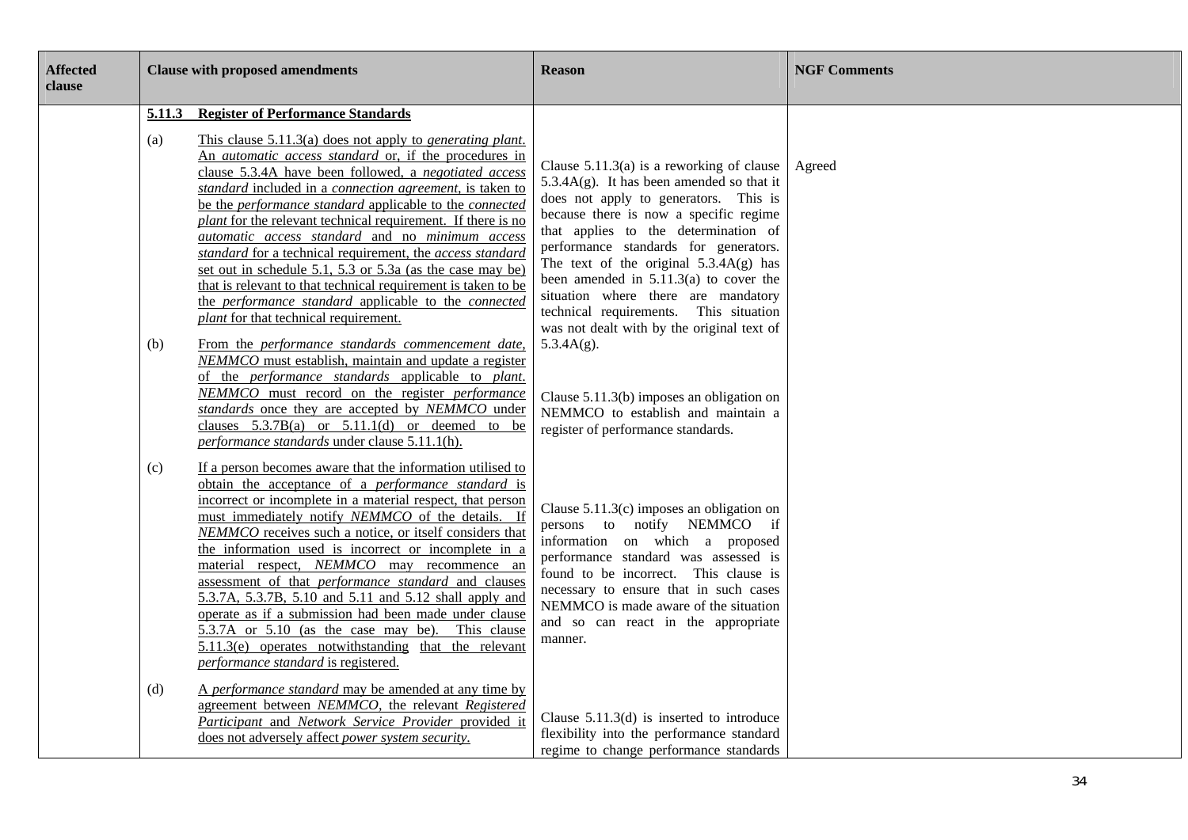| Affected clause | Clause with proposed amendments | Reason | NGF Comments |
|---|---|---|---|
| | **5.11.3 Register of Performance Standards** | | |
| | (a) This clause 5.11.3(a) does not apply to *generating plant*. An *automatic access standard* or, if the procedures in clause 5.3.4A have been followed, a *negotiated access standard* included in a *connection agreement*, is taken to be the *performance standard* applicable to the *connected plant* for the relevant technical requirement. If there is no *automatic access standard* and no *minimum access standard* for a technical requirement, the *access standard* set out in schedule 5.1, 5.3 or 5.3a (as the case may be) that is relevant to that technical requirement is taken to be the *performance standard* applicable to the *connected plant* for that technical requirement. | Clause 5.11.3(a) is a reworking of clause 5.3.4A(g). It has been amended so that it does not apply to generators. This is because there is now a specific regime that applies to the determination of performance standards for generators. The text of the original 5.3.4A(g) has been amended in 5.11.3(a) to cover the situation where there are mandatory technical requirements. This situation was not dealt with by the original text of 5.3.4A(g). | Agreed |
| | (b) From the *performance standards commencement date*, *NEMMCO* must establish, maintain and update a register of the *performance standards* applicable to *plant*. *NEMMCO* must record on the register *performance standards* once they are accepted by *NEMMCO* under clauses 5.3.7B(a) or 5.11.1(d) or deemed to be *performance standards* under clause 5.11.1(h). | Clause 5.11.3(b) imposes an obligation on NEMMCO to establish and maintain a register of performance standards. | |
| | (c) If a person becomes aware that the information utilised to obtain the acceptance of a *performance standard* is incorrect or incomplete in a material respect, that person must immediately notify *NEMMCO* of the details. If *NEMMCO* receives such a notice, or itself considers that the information used is incorrect or incomplete in a material respect, *NEMMCO* may recommence an assessment of that *performance standard* and clauses 5.3.7A, 5.3.7B, 5.10 and 5.11 and 5.12 shall apply and operate as if a submission had been made under clause 5.3.7A or 5.10 (as the case may be). This clause 5.11.3(e) operates notwithstanding that the relevant *performance standard* is registered. | Clause 5.11.3(c) imposes an obligation on persons to notify NEMMCO if information on which a proposed performance standard was assessed is found to be incorrect. This clause is necessary to ensure that in such cases NEMMCO is made aware of the situation and so can react in the appropriate manner. | |
| | (d) A *performance standard* may be amended at any time by agreement between *NEMMCO*, the relevant *Registered Participant* and *Network Service Provider* provided it does not adversely affect *power system security*. | Clause 5.11.3(d) is inserted to introduce flexibility into the performance standard regime to change performance standards | |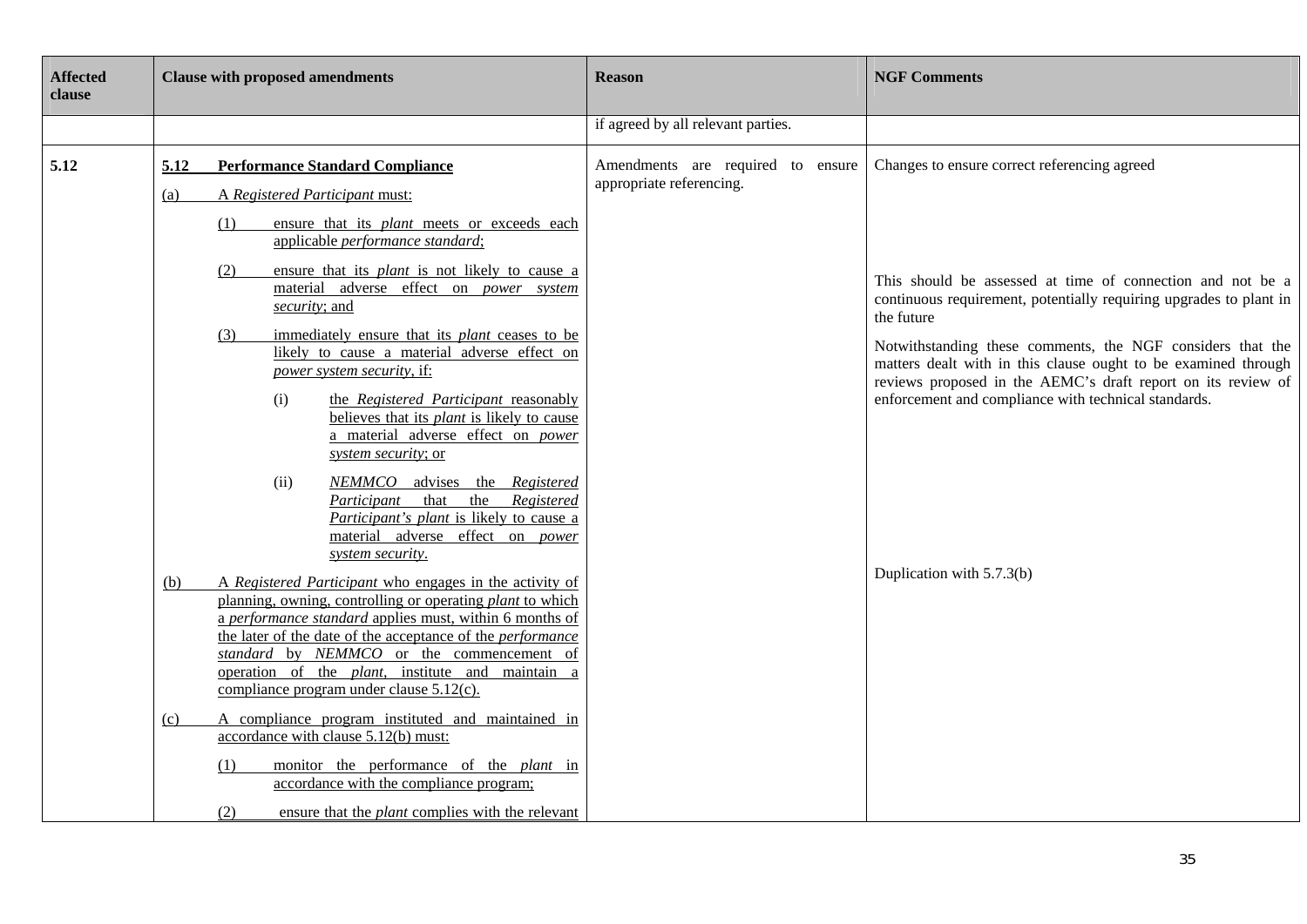| Affected clause | Clause with proposed amendments | Reason | NGF Comments |
|---|---|---|---|
| | | if agreed by all relevant parties. | |
| 5.12 | **5.12 Performance Standard Compliance**<br><br>(a) A *Registered Participant* must:<br><br>(1) ensure that its *plant* meets or exceeds each applicable *performance standard*;<br><br>(2) ensure that its *plant* is not likely to cause a material adverse effect on *power system security*; and<br><br>(3) immediately ensure that its *plant* ceases to be likely to cause a material adverse effect on *power system security*, if:<br><br>(i) the *Registered Participant* reasonably believes that its *plant* is likely to cause a material adverse effect on *power system security*; or<br><br>(ii) *NEMMCO* advises the *Registered Participant* that the *Registered Participant's plant* is likely to cause a material adverse effect on *power system security*.<br><br>(b) A *Registered Participant* who engages in the activity of planning, owning, controlling or operating *plant* to which a *performance standard* applies must, within 6 months of the later of the date of the acceptance of the *performance standard* by *NEMMCO* or the commencement of operation of the *plant*, institute and maintain a compliance program under clause 5.12(c).<br><br>(c) A compliance program instituted and maintained in accordance with clause 5.12(b) must:<br><br>(1) monitor the performance of the *plant* in accordance with the compliance program;<br><br>(2) ensure that the *plant* complies with the relevant | Amendments are required to ensure appropriate referencing. | Changes to ensure correct referencing agreed<br><br>This should be assessed at time of connection and not be a continuous requirement, potentially requiring upgrades to plant in the future<br><br>Notwithstanding these comments, the NGF considers that the matters dealt with in this clause ought to be examined through reviews proposed in the AEMC's draft report on its review of enforcement and compliance with technical standards.<br><br>Duplication with 5.7.3(b) |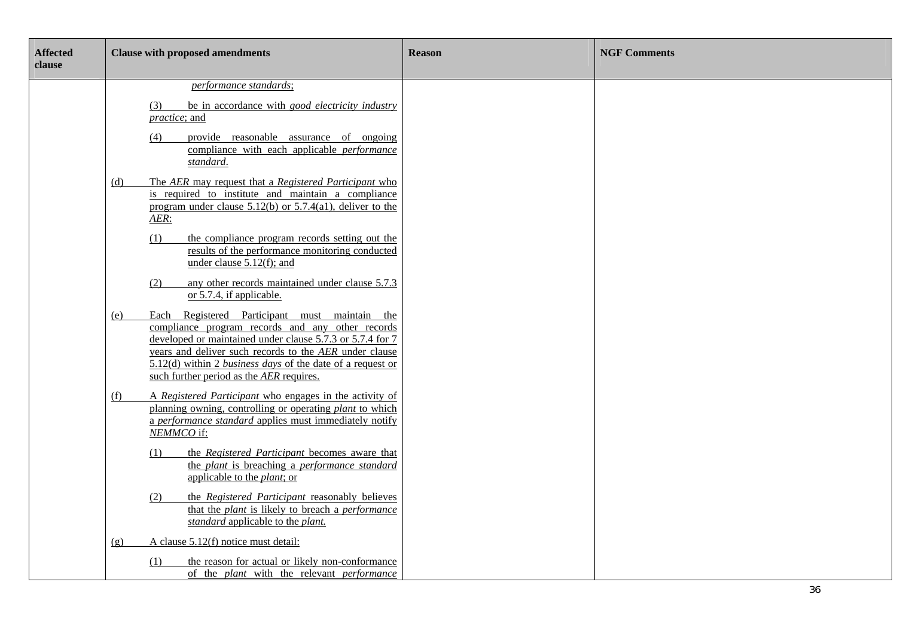| Affected clause | Clause with proposed amendments | Reason | NGF Comments |
|---|---|---|---|
| | *performance standards*;<br><br>(3) be in accordance with *good electricity industry practice*; and<br><br>(4) provide reasonable assurance of ongoing compliance with each applicable *performance standard*.<br><br>(d) The *AER* may request that a *Registered Participant* who is required to institute and maintain a compliance program under clause 5.12(b) or 5.7.4(a1), deliver to the *AER*:<br><br>(1) the compliance program records setting out the results of the performance monitoring conducted under clause 5.12(f); and<br><br>(2) any other records maintained under clause 5.7.3 or 5.7.4, if applicable.<br><br>(e) Each Registered Participant must maintain the compliance program records and any other records developed or maintained under clause 5.7.3 or 5.7.4 for 7 years and deliver such records to the *AER* under clause 5.12(d) within 2 *business days* of the date of a request or such further period as the *AER* requires.<br><br>(f) A *Registered Participant* who engages in the activity of planning owning, controlling or operating *plant* to which a *performance standard* applies must immediately notify *NEMMCO* if:<br><br>(1) the *Registered Participant* becomes aware that the *plant* is breaching a *performance standard* applicable to the *plant*; or<br><br>(2) the *Registered Participant* reasonably believes that the *plant* is likely to breach a *performance standard* applicable to the *plant.*<br><br>(g) A clause 5.12(f) notice must detail:<br><br>(1) the reason for actual or likely non-conformance of the *plant* with the relevant *performance* | | |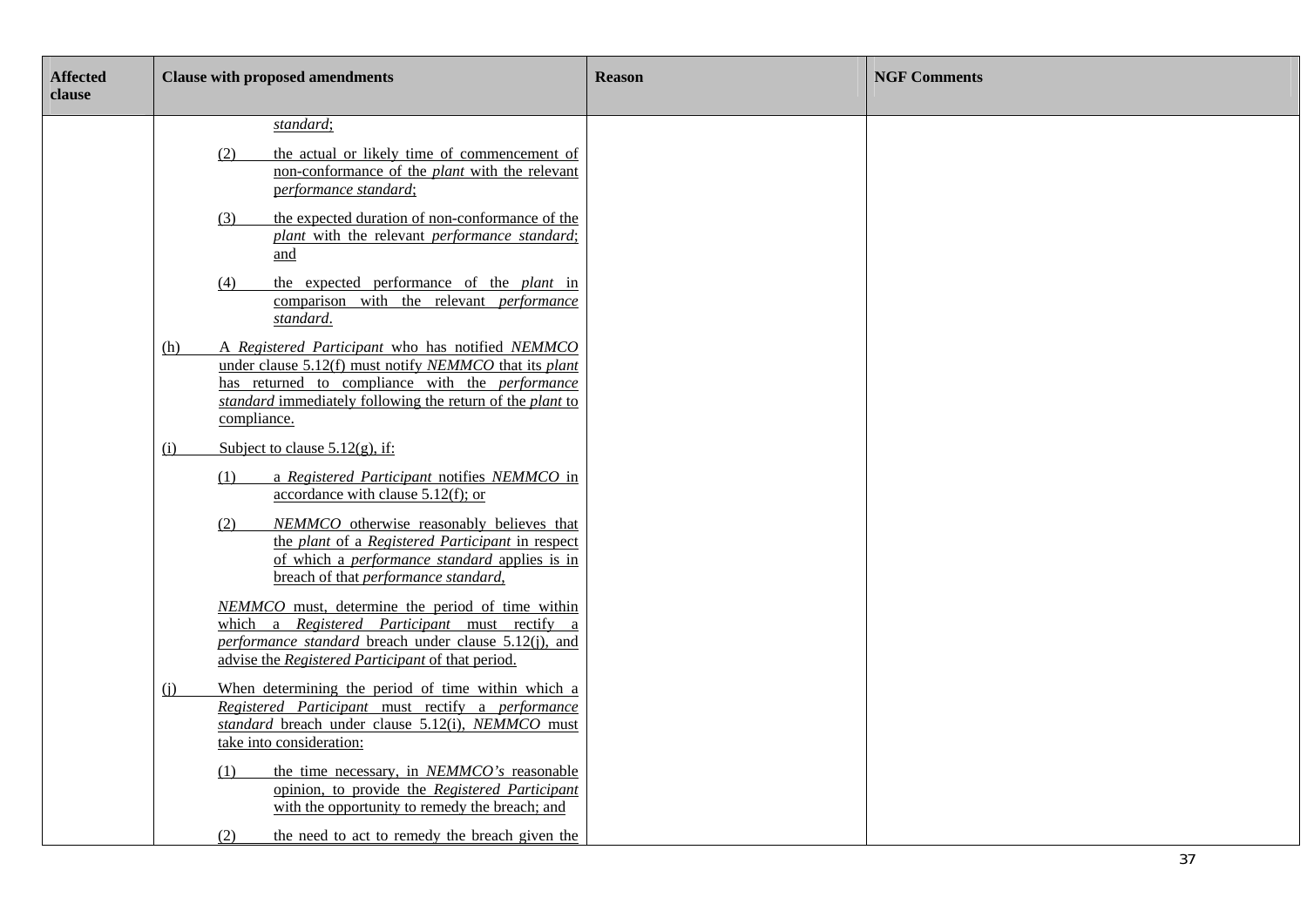| Affected clause | Clause with proposed amendments | Reason | NGF Comments |
|---|---|---|---|
| | *standard*;<br><br>(2) the actual or likely time of commencement of non-conformance of the *plant* with the relevant *performance standard*;<br><br>(3) the expected duration of non-conformance of the *plant* with the relevant *performance standard*; and<br><br>(4) the expected performance of the *plant* in comparison with the relevant *performance standard*.<br><br>(h) A *Registered Participant* who has notified *NEMMCO* under clause 5.12(f) must notify *NEMMCO* that its *plant* has returned to compliance with the *performance standard* immediately following the return of the *plant* to compliance.<br><br>(i) Subject to clause 5.12(g), if:<br><br>(1) a *Registered Participant* notifies *NEMMCO* in accordance with clause 5.12(f); or<br><br>(2) *NEMMCO* otherwise reasonably believes that the *plant* of a *Registered Participant* in respect of which a *performance standard* applies is in breach of that *performance standard*,<br><br>*NEMMCO* must, determine the period of time within which a *Registered Participant* must rectify a *performance standard* breach under clause 5.12(j), and advise the *Registered Participant* of that period.<br><br>(j) When determining the period of time within which a *Registered Participant* must rectify a *performance standard* breach under clause 5.12(i), *NEMMCO* must take into consideration:<br><br>(1) the time necessary, in *NEMMCO's* reasonable opinion, to provide the *Registered Participant* with the opportunity to remedy the breach; and<br><br>(2) the need to act to remedy the breach given the | | |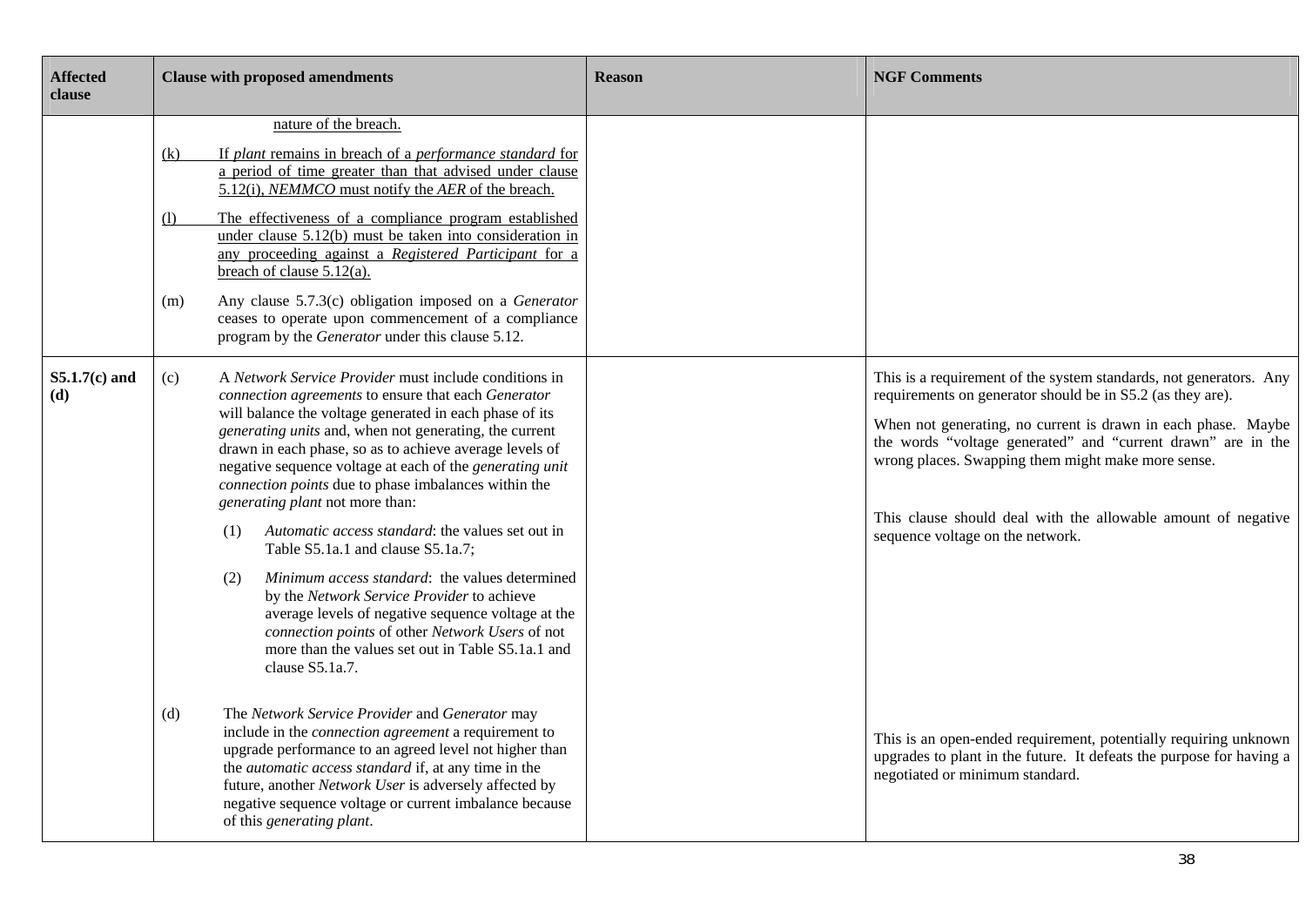| Affected clause | Clause with proposed amendments | Reason | NGF Comments |
|---|---|---|---|
| | nature of the breach.<br><br>(k) If *plant* remains in breach of a *performance standard* for a period of time greater than that advised under clause 5.12(i), *NEMMCO* must notify the *AER* of the breach.<br><br>(l) The effectiveness of a compliance program established under clause 5.12(b) must be taken into consideration in any proceeding against a *Registered Participant* for a breach of clause 5.12(a).<br><br>(m) Any clause 5.7.3(c) obligation imposed on a *Generator* ceases to operate upon commencement of a compliance program by the *Generator* under this clause 5.12. | | |
| **S5.1.7(c) and (d)** | (c) A *Network Service Provider* must include conditions in *connection agreements* to ensure that each *Generator* will balance the voltage generated in each phase of its *generating units* and, when not generating, the current drawn in each phase, so as to achieve average levels of negative sequence voltage at each of the *generating unit connection points* due to phase imbalances within the *generating plant* not more than:<br><br>(1) *Automatic access standard*: the values set out in Table S5.1a.1 and clause S5.1a.7;<br><br>(2) *Minimum access standard*: the values determined by the *Network Service Provider* to achieve average levels of negative sequence voltage at the *connection points* of other *Network Users* of not more than the values set out in Table S5.1a.1 and clause S5.1a.7. | | This is a requirement of the system standards, not generators. Any requirements on generator should be in S5.2 (as they are).<br><br>When not generating, no current is drawn in each phase. Maybe the words "voltage generated" and "current drawn" are in the wrong places. Swapping them might make more sense.<br><br>This clause should deal with the allowable amount of negative sequence voltage on the network. |
| | (d) The *Network Service Provider* and *Generator* may include in the *connection agreement* a requirement to upgrade performance to an agreed level not higher than the *automatic access standard* if, at any time in the future, another *Network User* is adversely affected by negative sequence voltage or current imbalance because of this *generating plant*. | | This is an open-ended requirement, potentially requiring unknown upgrades to plant in the future. It defeats the purpose for having a negotiated or minimum standard. |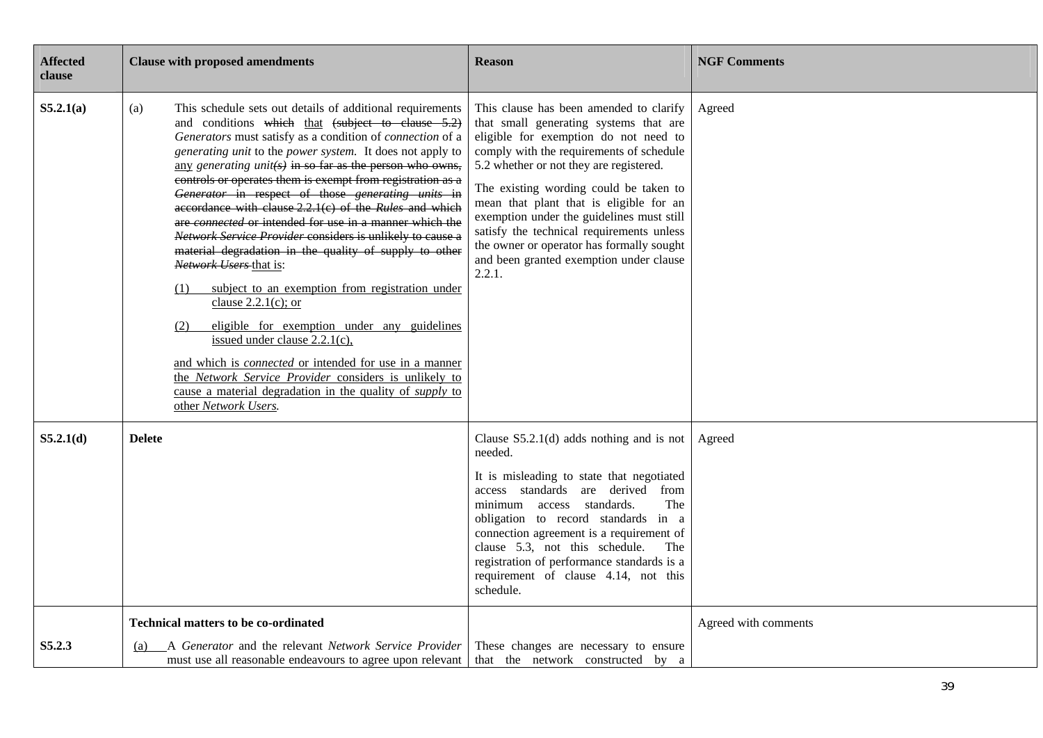| Affected clause | Clause with proposed amendments | Reason | NGF Comments |
|---|---|---|---|
| **S5.2.1(a)** | (a) This schedule sets out details of additional requirements and conditions ~~which~~ that ~~(subject to clause 5.2)~~ *Generators* must satisfy as a condition of *connection* of a *generating unit* to the *power system*. It does not apply to any *generating unit~~(s)~~* ~~in so far as the person who owns, controls or operates them is exempt from registration as a *Generator* in respect of those *generating units* in accordance with clause 2.2.1(c) of the *Rules* and which are *connected* or intended for use in a manner which the *Network Service Provider* considers is unlikely to cause a material degradation in the quality of supply to other *Network Users*~~ that is:<br>(1) subject to an exemption from registration under clause 2.2.1(c); or<br>(2) eligible for exemption under any guidelines issued under clause 2.2.1(c),<br>and which is *connected* or intended for use in a manner the *Network Service Provider* considers is unlikely to cause a material degradation in the quality of *supply* to other *Network Users.* | This clause has been amended to clarify that small generating systems that are eligible for exemption do not need to comply with the requirements of schedule 5.2 whether or not they are registered.<br>The existing wording could be taken to mean that plant that is eligible for an exemption under the guidelines must still satisfy the technical requirements unless the owner or operator has formally sought and been granted exemption under clause 2.2.1. | Agreed |
| **S5.2.1(d)** | **Delete** | Clause S5.2.1(d) adds nothing and is not needed.<br>It is misleading to state that negotiated access standards are derived from minimum access standards. The obligation to record standards in a connection agreement is a requirement of clause 5.3, not this schedule. The registration of performance standards is a requirement of clause 4.14, not this schedule. | Agreed |
| **S5.2.3** | **Technical matters to be co-ordinated**<br>(a) A *Generator* and the relevant *Network Service Provider* must use all reasonable endeavours to agree upon relevant | These changes are necessary to ensure that the network constructed by a | Agreed with comments |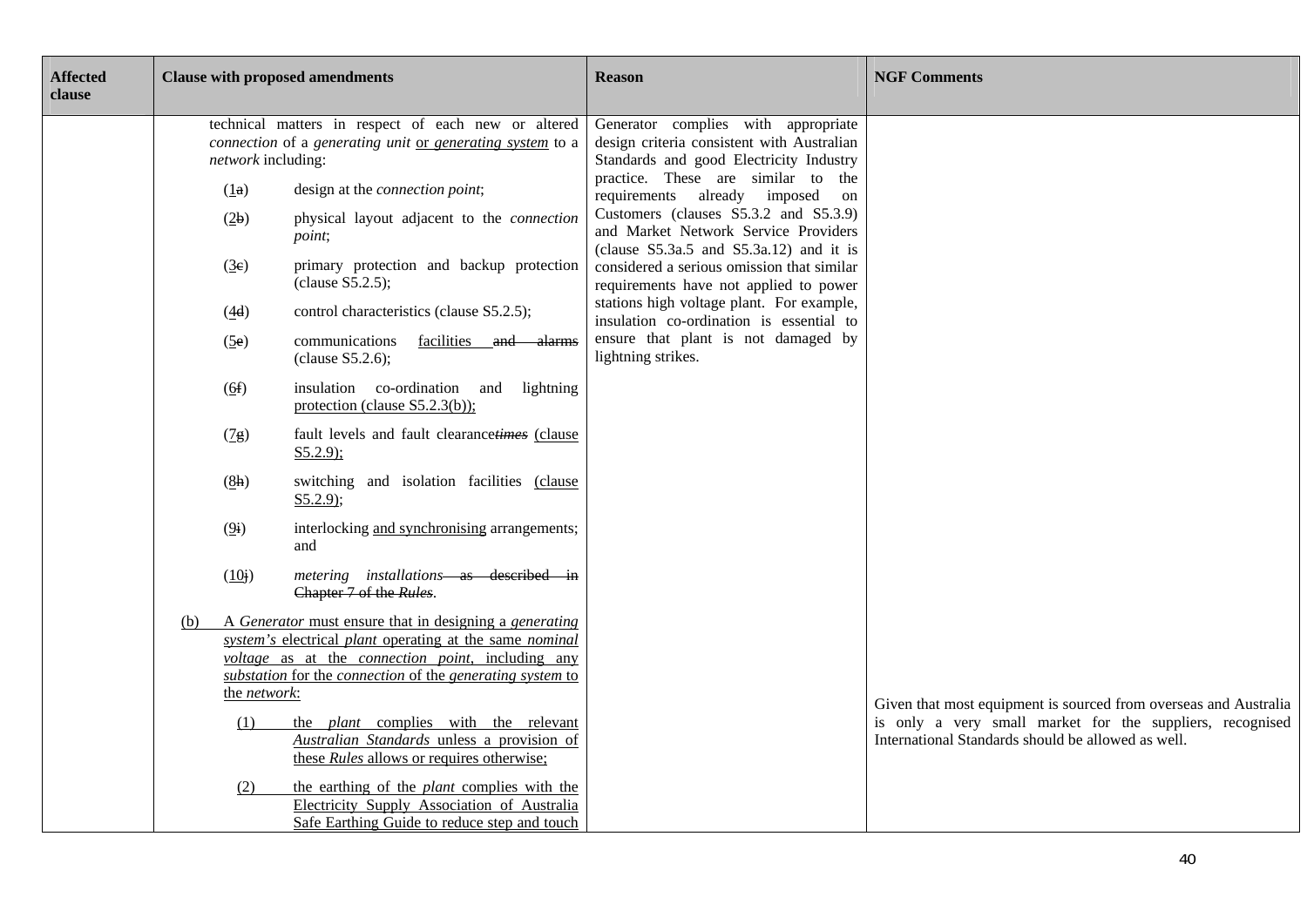| Affected clause | Clause with proposed amendments | Reason | NGF Comments |
|---|---|---|---|
| | technical matters in respect of each new or altered *connection* of a *generating unit* or *generating system* to a *network* including:<br><br>(1a) design at the *connection point*;<br><br>(2b) physical layout adjacent to the *connection point*;<br><br>(3c) primary protection and backup protection (clause S5.2.5);<br><br>(4d) control characteristics (clause S5.2.5);<br><br>(5e) communications facilities and alarms (clause S5.2.6);<br><br>(6f) insulation co-ordination and lightning protection (clause S5.2.3(b));<br><br>(7g) fault levels and fault clearance*times* (clause S5.2.9);<br><br>(8h) switching and isolation facilities (clause S5.2.9);<br><br>(9i) interlocking and synchronising arrangements; and<br><br>(10j) *metering installations* as described in Chapter 7 of the *Rules*.<br><br>(b) A *Generator* must ensure that in designing a *generating system's* electrical *plant* operating at the same *nominal voltage* as at the *connection point*, including any *substation* for the *connection* of the *generating system* to the *network*:<br><br>(1) the *plant* complies with the relevant *Australian Standards* unless a provision of these *Rules* allows or requires otherwise;<br><br>(2) the earthing of the *plant* complies with the Electricity Supply Association of Australia Safe Earthing Guide to reduce step and touch | Generator complies with appropriate design criteria consistent with Australian Standards and good Electricity Industry practice. These are similar to the requirements already imposed on Customers (clauses S5.3.2 and S5.3.9) and Market Network Service Providers (clause S5.3a.5 and S5.3a.12) and it is considered a serious omission that similar requirements have not applied to power stations high voltage plant. For example, insulation co-ordination is essential to ensure that plant is not damaged by lightning strikes. | Given that most equipment is sourced from overseas and Australia is only a very small market for the suppliers, recognised International Standards should be allowed as well. |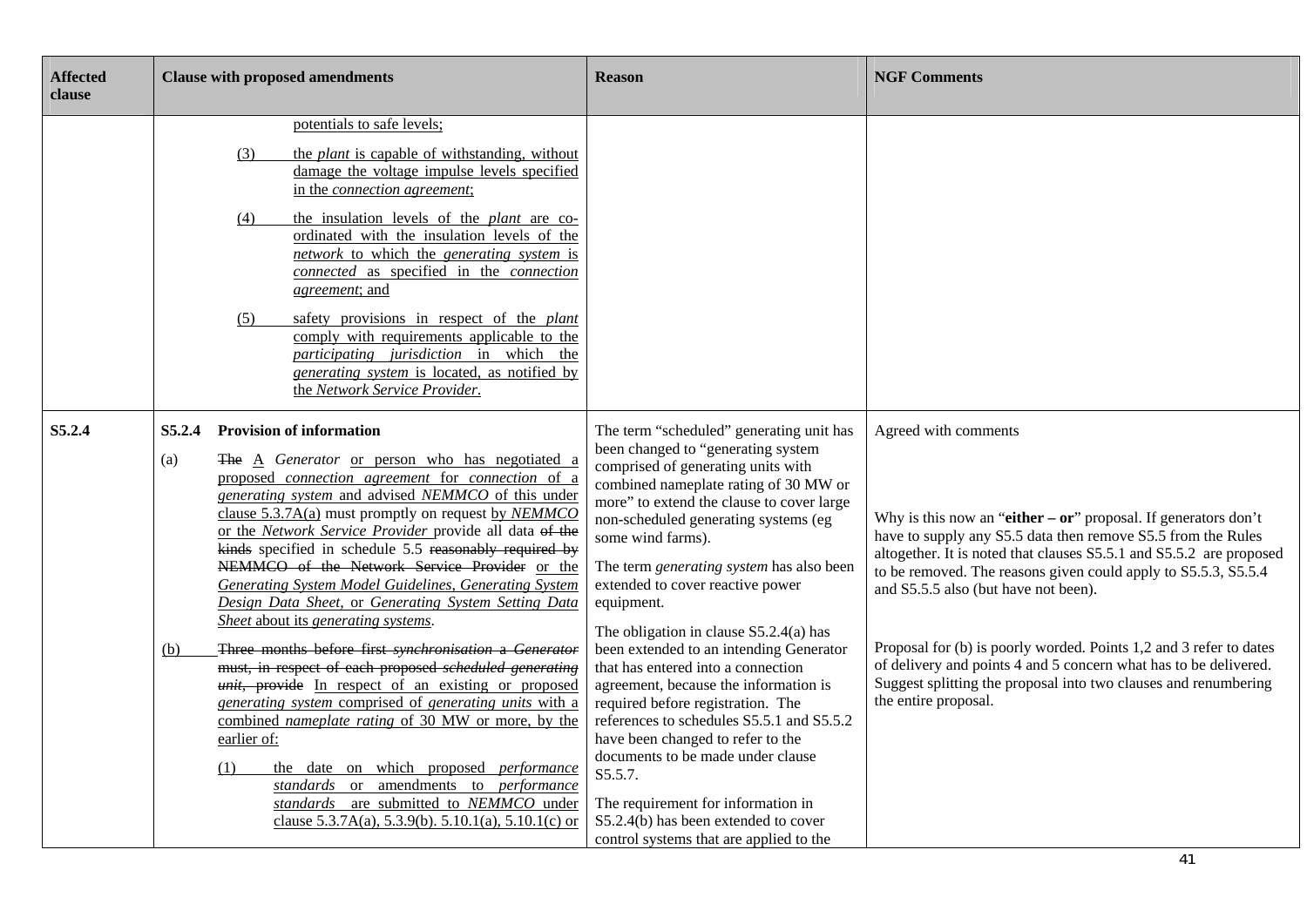| Affected clause | Clause with proposed amendments | Reason | NGF Comments |
|---|---|---|---|
| | potentials to safe levels;<br><br>(3) the *plant* is capable of withstanding, without damage the voltage impulse levels specified in the *connection agreement*;<br><br>(4) the insulation levels of the *plant* are co-ordinated with the insulation levels of the *network* to which the *generating system* is *connected* as specified in the *connection agreement*; and<br><br>(5) safety provisions in respect of the *plant* comply with requirements applicable to the *participating jurisdiction* in which the *generating system* is located, as notified by the *Network Service Provider*. | | |
| S5.2.4 | **S5.2.4 Provision of information**<br><br>(a) ~~The~~ A *Generator* or person who has negotiated a proposed *connection agreement* for *connection* of a *generating system* and advised *NEMMCO* of this under clause 5.3.7A(a) must promptly on request by *NEMMCO* or the *Network Service Provider* provide all data ~~of the kinds~~ specified in schedule 5.5 ~~reasonably required by NEMMCO or the Network Service Provider~~ or the *Generating System Model Guidelines*, *Generating System Design Data Sheet*, or *Generating System Setting Data Sheet* about its *generating systems*.<br><br>(b) ~~Three months before first *synchronisation* a *Generator* must, in respect of each proposed *scheduled generating unit*, provide~~ In respect of an existing or proposed *generating system* comprised of *generating units* with a combined *nameplate rating* of 30 MW or more, by the earlier of:<br><br>(1) the date on which proposed *performance standards* or amendments to *performance standards* are submitted to *NEMMCO* under clause 5.3.7A(a), 5.3.9(b). 5.10.1(a), 5.10.1(c) or | The term "scheduled" generating unit has been changed to "generating system comprised of generating units with combined nameplate rating of 30 MW or more" to extend the clause to cover large non-scheduled generating systems (eg some wind farms).<br><br>The term *generating system* has also been extended to cover reactive power equipment.<br><br>The obligation in clause S5.2.4(a) has been extended to an intending Generator that has entered into a connection agreement, because the information is required before registration. The references to schedules S5.5.1 and S5.5.2 have been changed to refer to the documents to be made under clause S5.5.7.<br><br>The requirement for information in S5.2.4(b) has been extended to cover control systems that are applied to the | Agreed with comments<br><br>Why is this now an "**either – or**" proposal. If generators don't have to supply any S5.5 data then remove S5.5 from the Rules altogether. It is noted that clauses S5.5.1 and S5.5.2 are proposed to be removed. The reasons given could apply to S5.5.3, S5.5.4 and S5.5.5 also (but have not been).<br><br>Proposal for (b) is poorly worded. Points 1,2 and 3 refer to dates of delivery and points 4 and 5 concern what has to be delivered. Suggest splitting the proposal into two clauses and renumbering the entire proposal. |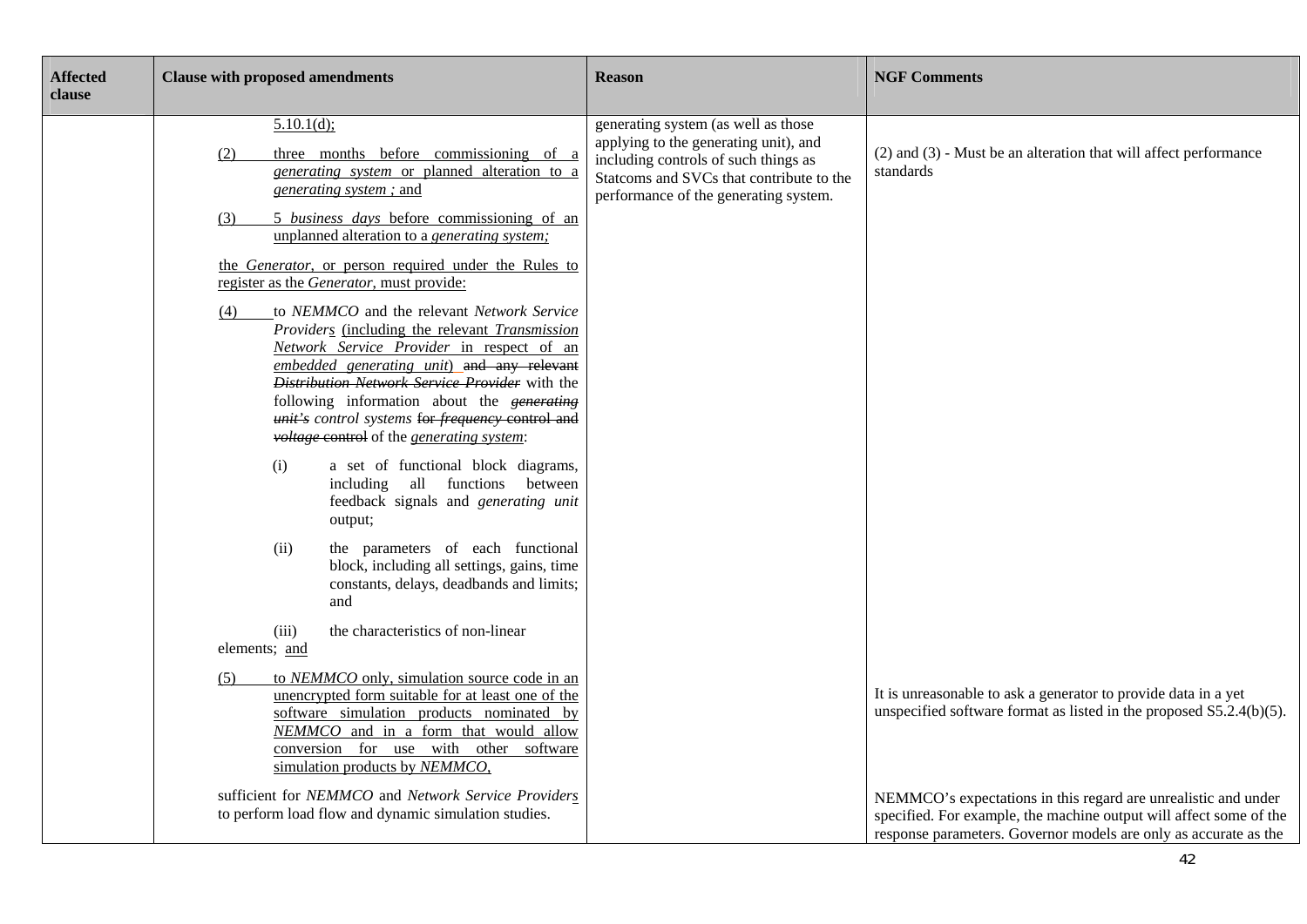| Affected clause | Clause with proposed amendments | Reason | NGF Comments |
|---|---|---|---|
| | 5.10.1(d);<br><br>(2) three months before commissioning of a *generating system* or planned alteration to a *generating system* ; and<br><br>(3) 5 *business days* before commissioning of an unplanned alteration to a *generating system;*<br><br>the *Generator*, or person required under the Rules to register as the *Generator*, must provide:<br><br>(4) to *NEMMCO* and the relevant *Network Service Providers* (including the relevant *Transmission Network Service Provider* in respect of an *embedded generating unit*) ~~and any relevant *Distribution Network Service Provider*~~ with the following information about the ~~*generating unit's*~~ *control systems* ~~for *frequency* control and *voltage* control~~ of the *generating system*:<br><br>(i) a set of functional block diagrams, including all functions between feedback signals and *generating unit* output;<br><br>(ii) the parameters of each functional block, including all settings, gains, time constants, delays, deadbands and limits; and<br><br>(iii) the characteristics of non-linear elements; and<br><br>(5) to *NEMMCO* only, simulation source code in an unencrypted form suitable for at least one of the software simulation products nominated by *NEMMCO* and in a form that would allow conversion for use with other software simulation products by *NEMMCO*,<br><br>sufficient for *NEMMCO* and *Network Service Providers* to perform load flow and dynamic simulation studies. | generating system (as well as those applying to the generating unit), and including controls of such things as Statcoms and SVCs that contribute to the performance of the generating system. | (2) and (3) - Must be an alteration that will affect performance standards<br><br>It is unreasonable to ask a generator to provide data in a yet unspecified software format as listed in the proposed S5.2.4(b)(5).<br><br>NEMMCO's expectations in this regard are unrealistic and under specified. For example, the machine output will affect some of the response parameters. Governor models are only as accurate as the |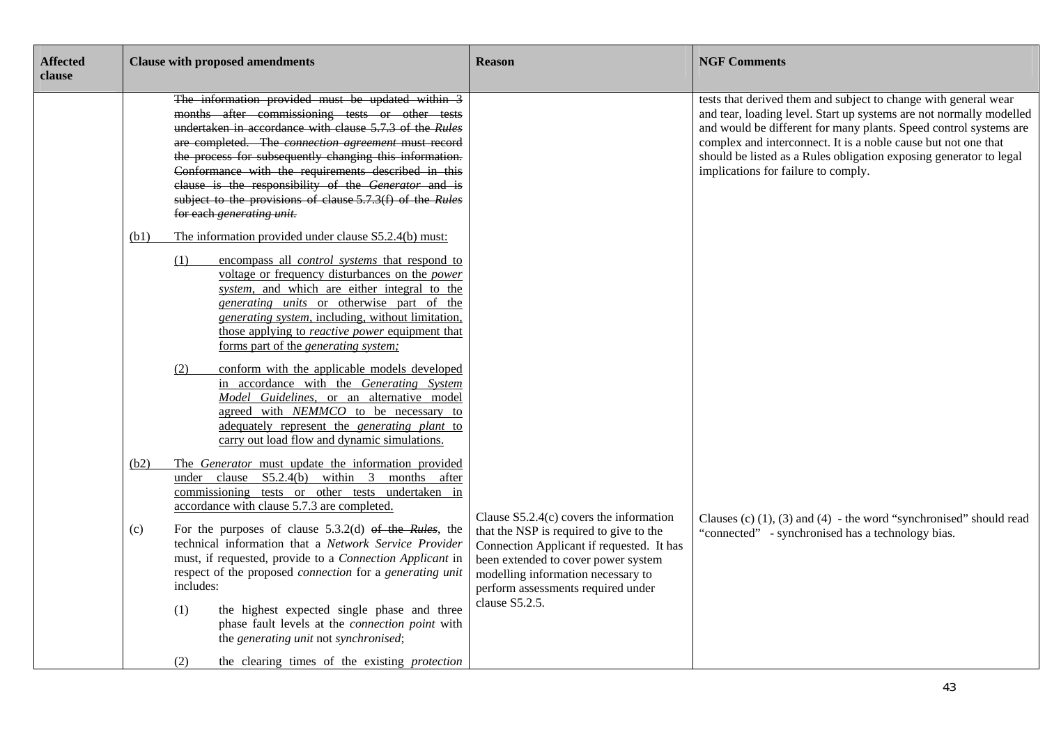| Affected clause | Clause with proposed amendments | Reason | NGF Comments |
|---|---|---|---|
| | ~~The information provided must be updated within 3 months after commissioning tests or other tests undertaken in accordance with clause 5.7.3 of the *Rules* are completed. The *connection agreement* must record the process for subsequently changing this information. Conformance with the requirements described in this clause is the responsibility of the *Generator* and is subject to the provisions of clause 5.7.3(f) of the *Rules* for each *generating unit*.~~<br><br><u>(b1) The information provided under clause S5.2.4(b) must:</u><br><br><u>(1) encompass all *control systems* that respond to voltage or frequency disturbances on the *power system*, and which are either integral to the *generating units* or otherwise part of the *generating system*, including, without limitation, those applying to *reactive power* equipment that forms part of the *generating system*;</u><br><br><u>(2) conform with the applicable models developed in accordance with the *Generating System Model Guidelines*, or an alternative model agreed with *NEMMCO* to be necessary to adequately represent the *generating plant* to carry out load flow and dynamic simulations.</u><br><br><u>(b2) The *Generator* must update the information provided under clause S5.2.4(b) within 3 months after commissioning tests or other tests undertaken in accordance with clause 5.7.3 are completed.</u> | | tests that derived them and subject to change with general wear and tear, loading level. Start up systems are not normally modelled and would be different for many plants. Speed control systems are complex and interconnect. It is a noble cause but not one that should be listed as a Rules obligation exposing generator to legal implications for failure to comply. |
| | (c) For the purposes of clause 5.3.2(d) ~~of the *Rules*~~, the technical information that a *Network Service Provider* must, if requested, provide to a *Connection Applicant* in respect of the proposed *connection* for a *generating unit* includes:<br><br>(1) the highest expected single phase and three phase fault levels at the *connection point* with the *generating unit* not *synchronised*;<br><br>(2) the clearing times of the existing *protection* | Clause S5.2.4(c) covers the information that the NSP is required to give to the Connection Applicant if requested. It has been extended to cover power system modelling information necessary to perform assessments required under clause S5.2.5. | Clauses (c) (1), (3) and (4) - the word "synchronised" should read "connected" - synchronised has a technology bias. |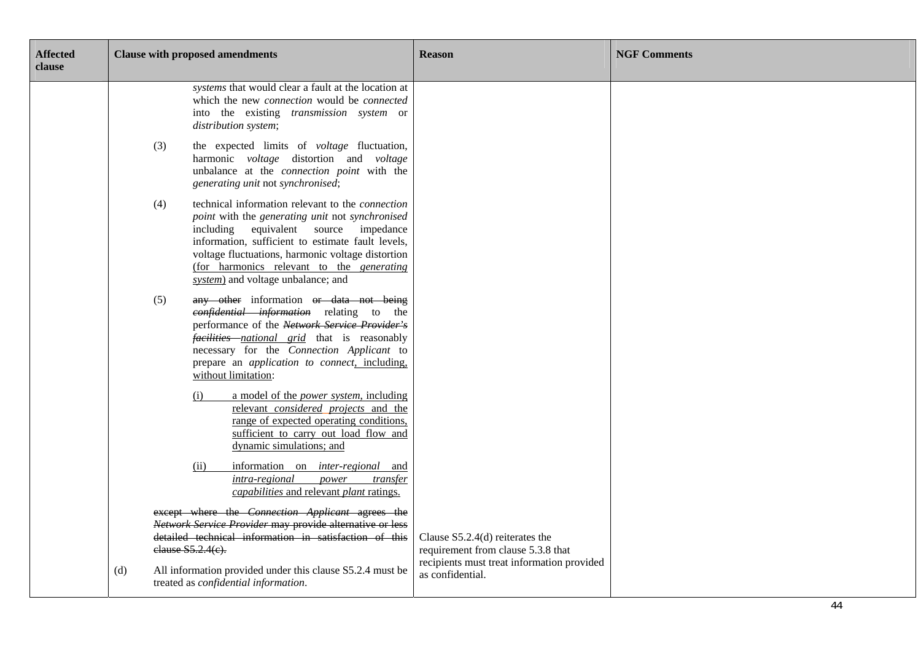| Affected clause | Clause with proposed amendments | Reason | NGF Comments |
|---|---|---|---|
| | *systems* that would clear a fault at the location at which the new *connection* would be *connected* into the existing *transmission system* or *distribution system*;<br><br>(3) the expected limits of *voltage* fluctuation, harmonic *voltage* distortion and *voltage* unbalance at the *connection point* with the *generating unit* not *synchronised*;<br><br>(4) technical information relevant to the *connection point* with the *generating unit* not *synchronised* including equivalent source impedance information, sufficient to estimate fault levels, voltage fluctuations, harmonic voltage distortion <u>(for harmonics relevant to the *generating system*)</u> and voltage unbalance; and<br><br>(5) ~~any other~~ information ~~or data not being *confidential information*~~ relating to the performance of the ~~*Network Service Provider's facilities*~~ <u>*national grid*</u> that is reasonably necessary for the *Connection Applicant* to prepare an *application to connect*<u>, including, without limitation</u>:<br><br><u>(i) a model of the *power system*, including relevant *considered projects* and the range of expected operating conditions, sufficient to carry out load flow and dynamic simulations; and</u><br><br><u>(ii) information on *inter-regional* and *intra-regional power transfer capabilities* and relevant *plant* ratings.</u><br><br>~~except where the *Connection Applicant* agrees the *Network Service Provider* may provide alternative or less detailed technical information in satisfaction of this clause S5.2.4(c).~~<br><br>(d) All information provided under this clause S5.2.4 must be treated as *confidential information*. | Clause S5.2.4(d) reiterates the requirement from clause 5.3.8 that recipients must treat information provided as confidential. | |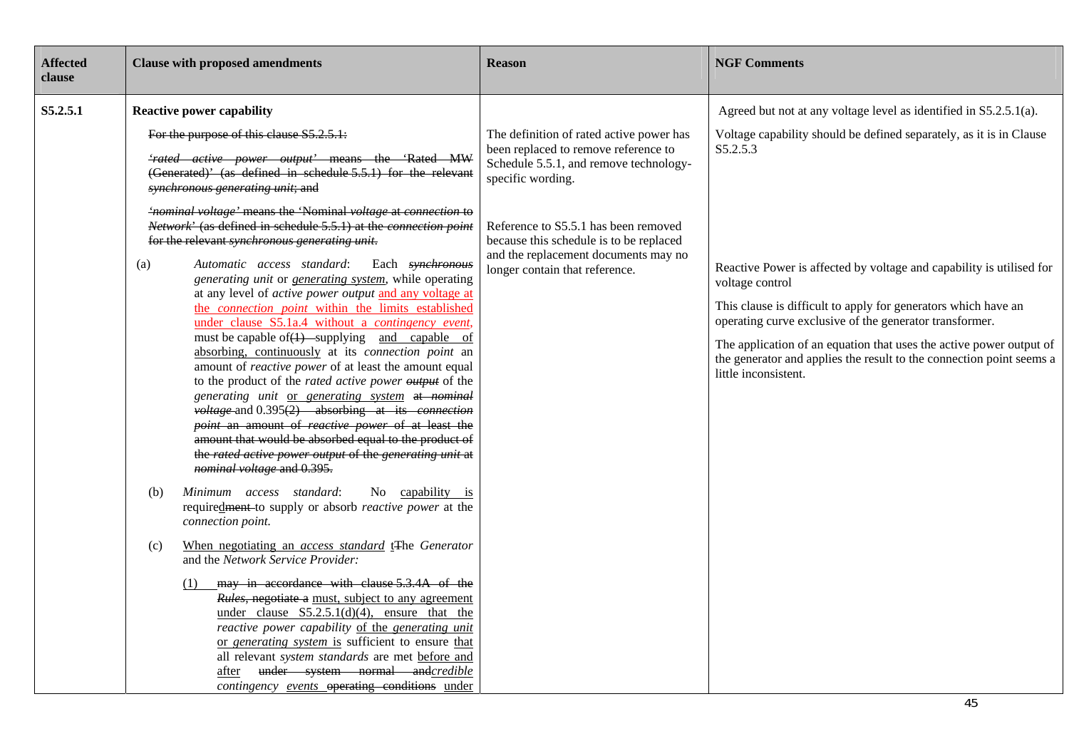| Affected clause | Clause with proposed amendments | Reason | NGF Comments |
|---|---|---|---|
| S5.2.5.1 | **Reactive power capability**<br><br>~~For the purpose of this clause S5.2.5.1:~~<br><br>~~*'rated active power output'* means the 'Rated MW (Generated)' (as defined in schedule 5.5.1) for the relevant *synchronous generating unit*; and~~<br><br>~~*'nominal voltage'* means the 'Nominal *voltage* at *connection* to *Network*' (as defined in schedule 5.5.1) at the *connection point* for the relevant *synchronous generating unit*.~~<br><br>(a) *Automatic access standard*: Each ~~*synchronous*~~ *generating unit* or <u>*generating system*</u>, while operating at any level of *active power output* <u>and any voltage at the *connection point* within the limits established under clause S5.1a.4 without a *contingency event*</u>, must be capable of~~(1)~~ supplying <u>and capable of absorbing, continuously</u> at its *connection point* an amount of *reactive power* of at least the amount equal to the product of the *rated active power* ~~*output*~~ of the *generating unit* <u>or *generating system*</u> ~~at *nominal voltage*~~ and 0.395~~(2) absorbing at its *connection point* an amount of *reactive power* of at least the amount that would be absorbed equal to the product of the *rated active power output* of the *generating unit* at *nominal voltage* and 0.395~~.<br><br>(b) *Minimum access standard*: No <u>capability is</u> require<u>d</u>~~ment~~ to supply or absorb *reactive power* at the *connection point.*<br><br>(c) <u>When negotiating an *access standard* t</u>~~T~~he *Generator* and the *Network Service Provider:*<br><br>~~(1) may in accordance with clause 5.3.4A of the *Rules*, negotiate a~~ <u>must, subject to any agreement under clause S5.2.5.1(d)(4), ensure that the</u> *reactive power capability* <u>of the *generating unit* or *generating system*</u> is sufficient to ensure <u>that</u> all relevant *system standards* are met <u>before and after</u> ~~under system normal and~~<u>*credible contingency events*</u> ~~operating conditions~~ <u>under</u> | The definition of rated active power has been replaced to remove reference to Schedule 5.5.1, and remove technology-specific wording.<br><br>Reference to S5.5.1 has been removed because this schedule is to be replaced and the replacement documents may no longer contain that reference. | Agreed but not at any voltage level as identified in S5.2.5.1(a).<br><br>Voltage capability should be defined separately, as it is in Clause S5.2.5.3<br><br>Reactive Power is affected by voltage and capability is utilised for voltage control<br><br>This clause is difficult to apply for generators which have an operating curve exclusive of the generator transformer.<br><br>The application of an equation that uses the active power output of the generator and applies the result to the connection point seems a little inconsistent. |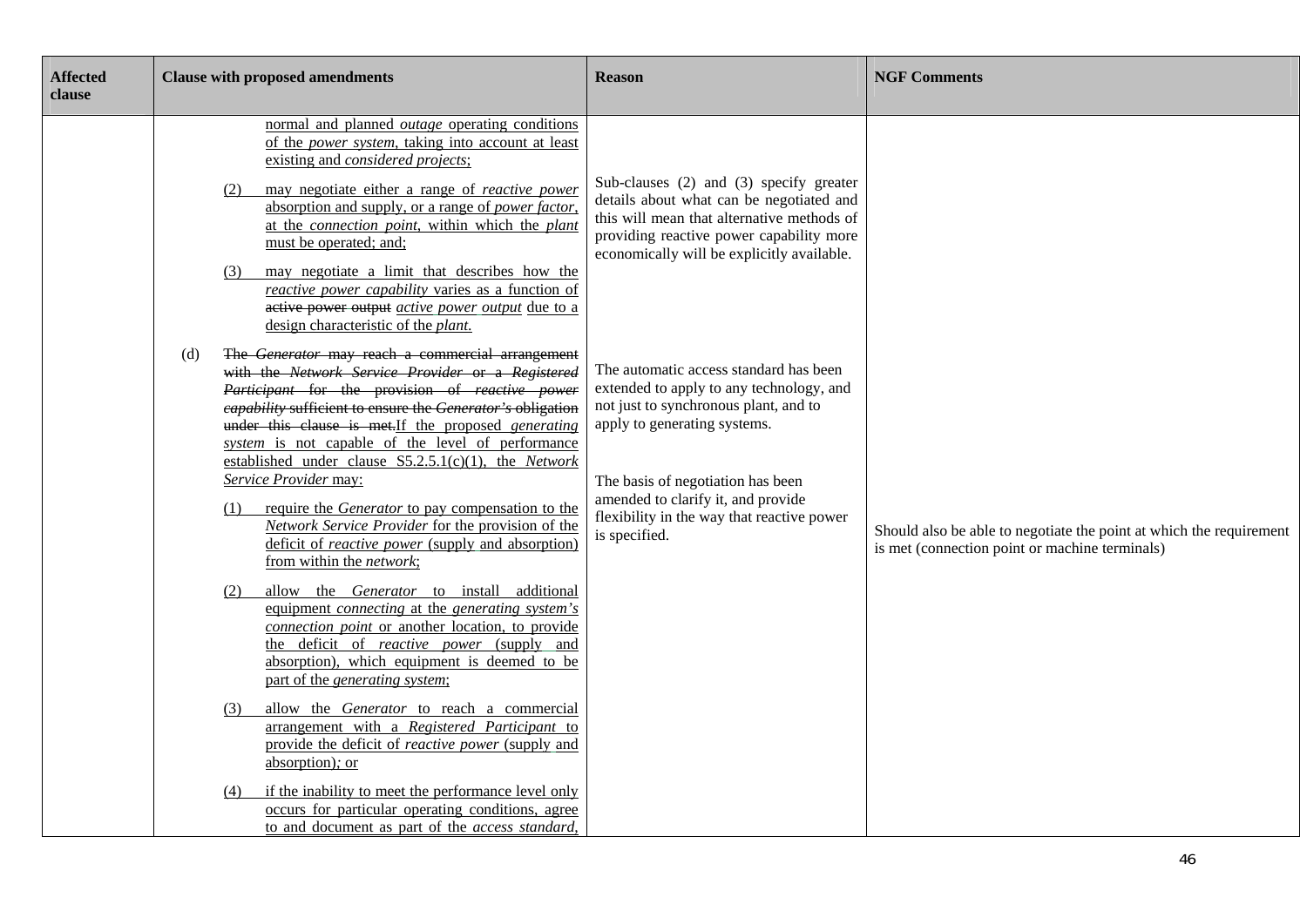| Affected clause | Clause with proposed amendments | Reason | NGF Comments |
|---|---|---|---|
| | normal and planned *outage* operating conditions of the *power system*, taking into account at least existing and *considered projects*;<br><br>(2) may negotiate either a range of *reactive power* absorption and supply, or a range of *power factor*, at the *connection point*, within which the *plant* must be operated; and;<br><br>(3) may negotiate a limit that describes how the *reactive power capability* varies as a function of ~~active power output~~ *active power output* due to a design characteristic of the *plant*.<br><br>(d) ~~The *Generator* may reach a commercial arrangement with the *Network Service Provider* or a *Registered Participant* for the provision of *reactive power capability* sufficient to ensure the *Generator's* obligation under this clause is met.~~If the proposed *generating system* is not capable of the level of performance established under clause S5.2.5.1(c)(1), the *Network Service Provider* may:<br><br>(1) require the *Generator* to pay compensation to the *Network Service Provider* for the provision of the deficit of *reactive power* (supply and absorption) from within the *network*;<br><br>(2) allow the *Generator* to install additional equipment *connecting* at the *generating system's connection point* or another location, to provide the deficit of *reactive power* (supply and absorption), which equipment is deemed to be part of the *generating system*;<br><br>(3) allow the *Generator* to reach a commercial arrangement with a *Registered Participant* to provide the deficit of *reactive power* (supply and absorption); or<br><br>(4) if the inability to meet the performance level only occurs for particular operating conditions, agree to and document as part of the *access standard*, | Sub-clauses (2) and (3) specify greater details about what can be negotiated and this will mean that alternative methods of providing reactive power capability more economically will be explicitly available.<br><br>The automatic access standard has been extended to apply to any technology, and not just to synchronous plant, and to apply to generating systems.<br><br>The basis of negotiation has been amended to clarify it, and provide flexibility in the way that reactive power is specified. | Should also be able to negotiate the point at which the requirement is met (connection point or machine terminals) |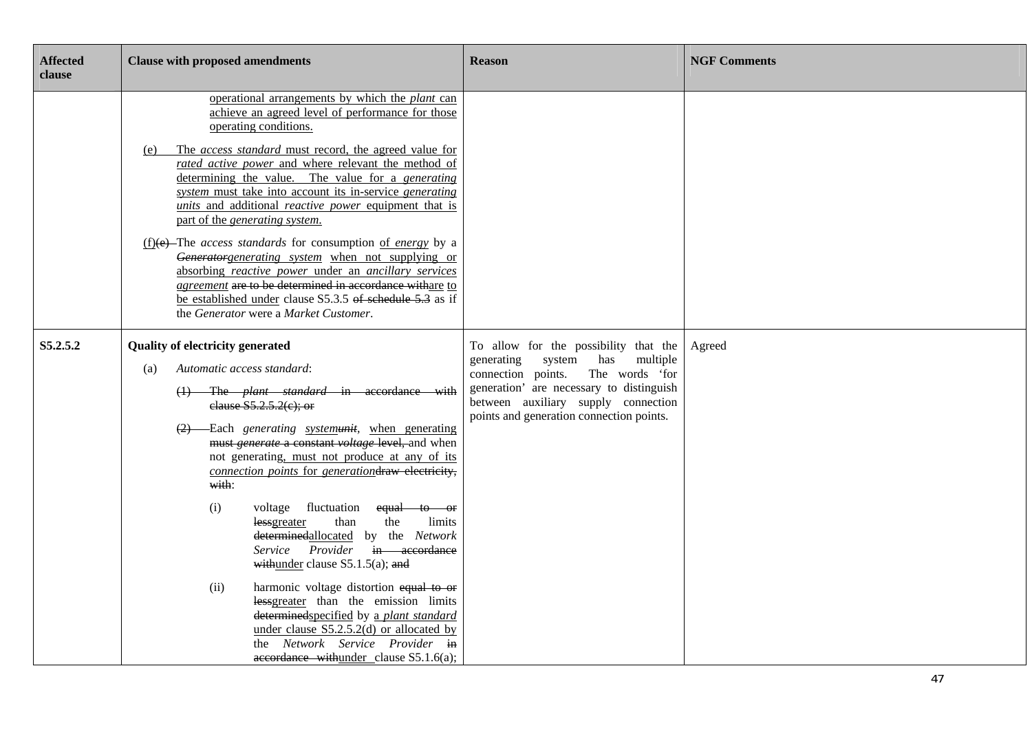| Affected clause | Clause with proposed amendments | Reason | NGF Comments |
|---|---|---|---|
| | operational arrangements by which the *plant* can achieve an agreed level of performance for those operating conditions.<br><br>(e) The *access standard* must record, the agreed value for *rated active power* and where relevant the method of determining the value. The value for a *generating system* must take into account its in-service *generating units* and additional *reactive power* equipment that is part of the *generating system*.<br><br>(f)~~(e)~~ The *access standards* for consumption of *energy* by a ~~*Generator*~~*generating system* when not supplying or absorbing *reactive power* under an *ancillary services agreement* ~~are to be determined in accordance with~~are to be established under clause S5.3.5 ~~of schedule 5.3~~ as if the *Generator* were a *Market Customer*. | | |
| S5.2.5.2 | **Quality of electricity generated**<br><br>(a) *Automatic access standard*:<br><br>~~(1) The *plant standard* in accordance with clause S5.2.5.2(c); or~~<br><br>~~(2)~~ Each *generating system*~~*unit*~~, when generating ~~must *generate* a constant *voltage* level,~~ and when not generating, must not produce at any of its *connection points* for *generation*~~draw electricity, with~~:<br><br>(i) voltage fluctuation ~~equal to or less~~greater than the limits ~~determined~~allocated by the *Network Service Provider* ~~in accordance with~~under clause S5.1.5(a); ~~and~~<br><br>(ii) harmonic voltage distortion ~~equal to or less~~greater than the emission limits ~~determined~~specified by a *plant standard* under clause S5.2.5.2(d) or allocated by the *Network Service Provider* ~~in accordance with~~under clause S5.1.6(a); | To allow for the possibility that the generating system has multiple connection points. The words 'for generation' are necessary to distinguish between auxiliary supply connection points and generation connection points. | Agreed |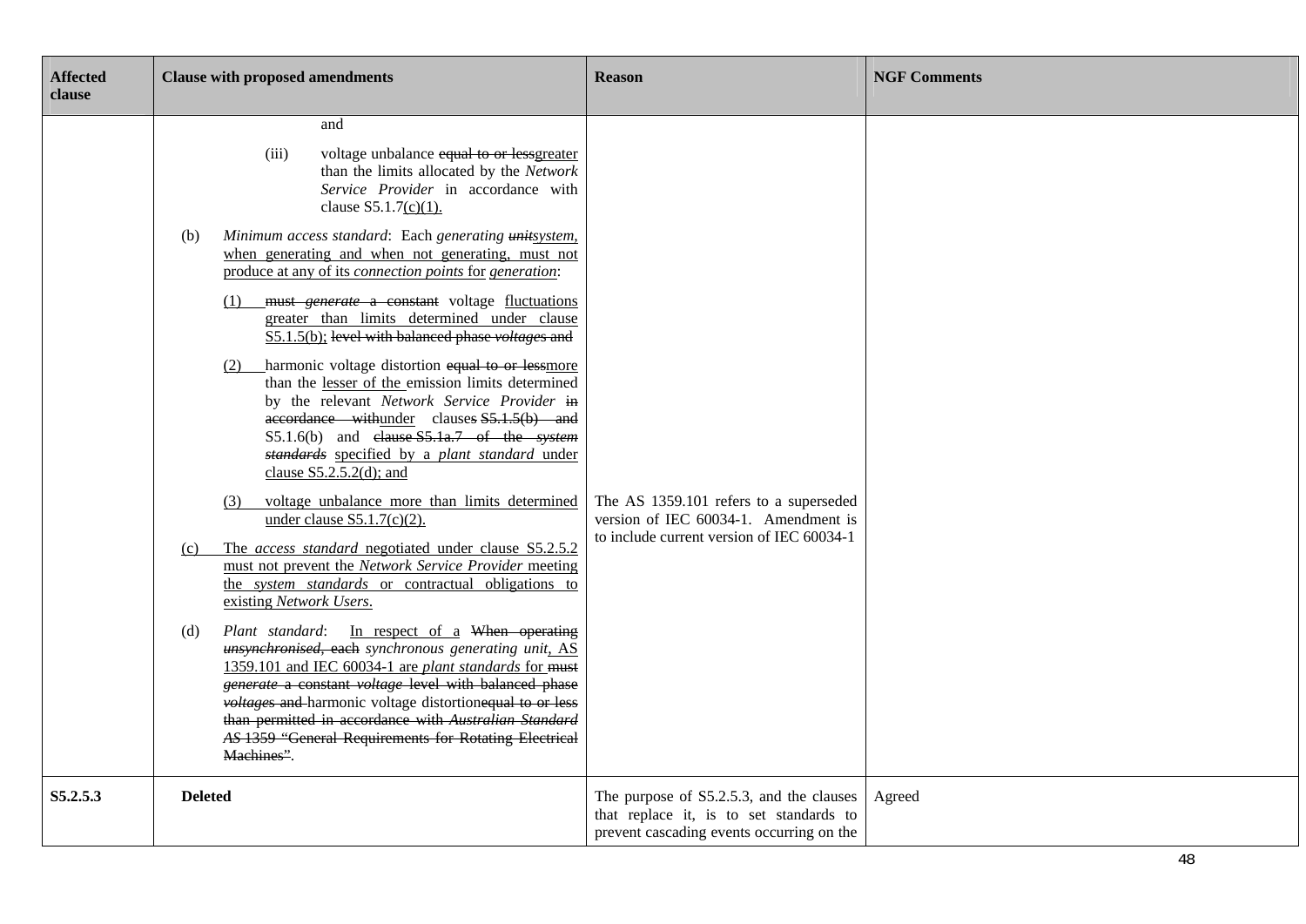| Affected clause | Clause with proposed amendments | Reason | NGF Comments |
| --- | --- | --- | --- |
| | and<br><br>(iii) voltage unbalance ~~equal to or less~~greater than the limits allocated by the *Network Service Provider* in accordance with clause S5.1.7(c)(1).<br><br>(b) *Minimum access standard*: Each *generating* ~~*unit*~~*system*, when generating and when not generating, must not produce at any of its *connection points* for *generation*:<br><br>(1) ~~must *generate* a constant~~ voltage fluctuations greater than limits determined under clause S5.1.5(b); ~~level with balanced phase *voltages* and~~<br><br>(2) harmonic voltage distortion ~~equal to or less~~more than the lesser of the emission limits determined by the relevant *Network Service Provider* ~~in accordance with~~under clause~~s~~ ~~S5.1.5(b) and~~ S5.1.6(b) and ~~clause S5.1a.7 of the *system standards*~~ specified by a *plant standard* under clause S5.2.5.2(d); and<br><br>(3) voltage unbalance more than limits determined under clause S5.1.7(c)(2).<br><br>(c) The *access standard* negotiated under clause S5.2.5.2 must not prevent the *Network Service Provider* meeting the *system standards* or contractual obligations to existing *Network Users*.<br><br>(d) *Plant standard*: In respect of a ~~When operating *unsynchronised*, each~~ *synchronous generating unit*, AS 1359.101 and IEC 60034-1 are *plant standards* for ~~must *generate* a constant *voltage* level with balanced phase *voltages* and~~ harmonic voltage distortion~~equal to or less than permitted in accordance with *Australian Standard AS* 1359 "General Requirements for Rotating Electrical Machines"~~. | The AS 1359.101 refers to a superseded version of IEC 60034-1. Amendment is to include current version of IEC 60034-1 | |
| **S5.2.5.3** | **Deleted** | The purpose of S5.2.5.3, and the clauses that replace it, is to set standards to prevent cascading events occurring on the | Agreed |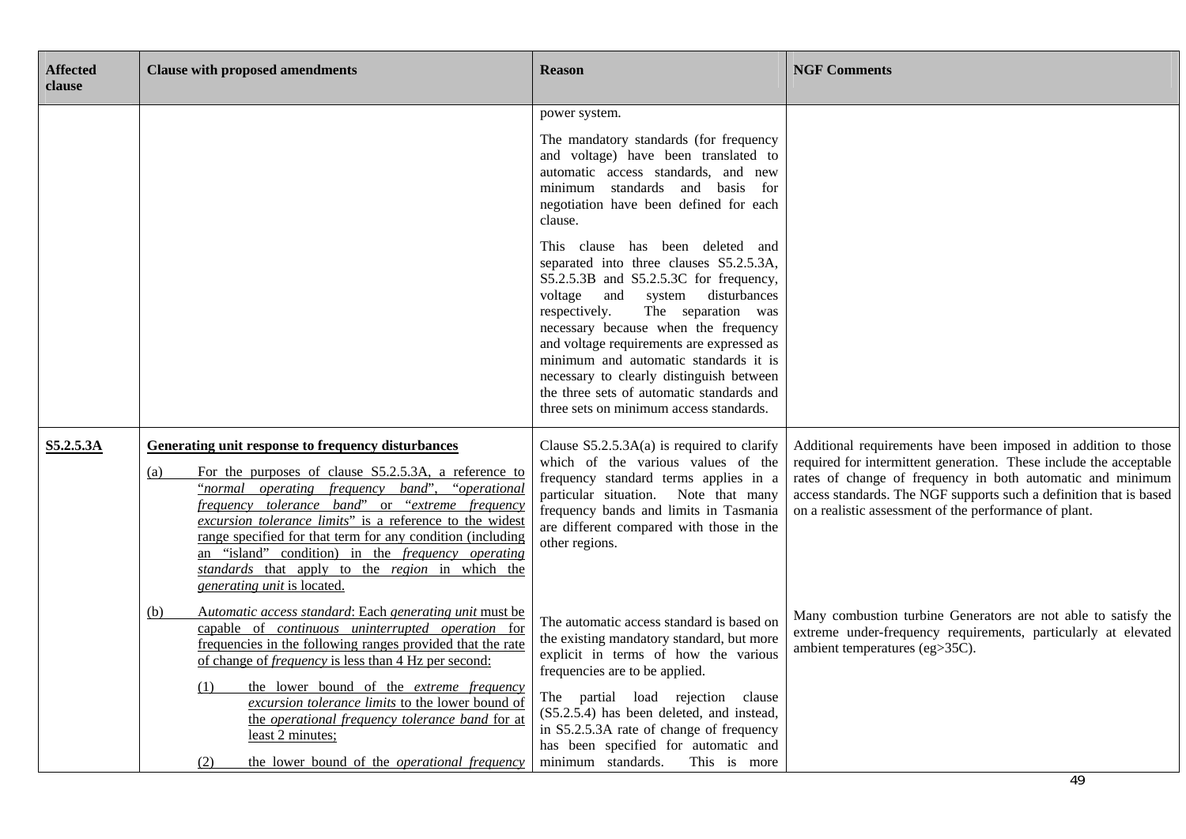| Affected clause | Clause with proposed amendments | Reason | NGF Comments |
|---|---|---|---|
| | | power system.<br><br>The mandatory standards (for frequency and voltage) have been translated to automatic access standards, and new minimum standards and basis for negotiation have been defined for each clause.<br><br>This clause has been deleted and separated into three clauses S5.2.5.3A, S5.2.5.3B and S5.2.5.3C for frequency, voltage and system disturbances respectively. The separation was necessary because when the frequency and voltage requirements are expressed as minimum and automatic standards it is necessary to clearly distinguish between the three sets of automatic standards and three sets on minimum access standards. | |
| S5.2.5.3A | **Generating unit response to frequency disturbances**<br><br>(a) For the purposes of clause S5.2.5.3A, a reference to "*normal operating frequency band*", "*operational frequency tolerance band*" or "*extreme frequency excursion tolerance limits*" is a reference to the widest range specified for that term for any condition (including an "island" condition) in the *frequency operating standards* that apply to the *region* in which the *generating unit* is located. | Clause S5.2.5.3A(a) is required to clarify which of the various values of the frequency standard terms applies in a particular situation. Note that many frequency bands and limits in Tasmania are different compared with those in the other regions. | Additional requirements have been imposed in addition to those required for intermittent generation. These include the acceptable rates of change of frequency in both automatic and minimum access standards. The NGF supports such a definition that is based on a realistic assessment of the performance of plant. |
| | (b) A*utomatic access standard*: Each *generating unit* must be capable of *continuous uninterrupted operation* for frequencies in the following ranges provided that the rate of change of *frequency* is less than 4 Hz per second:<br><br>(1) the lower bound of the *extreme frequency excursion tolerance limits* to the lower bound of the *operational frequency tolerance band* for at least 2 minutes;<br><br>(2) the lower bound of the *operational frequency* | The automatic access standard is based on the existing mandatory standard, but more explicit in terms of how the various frequencies are to be applied.<br><br>The partial load rejection clause (S5.2.5.4) has been deleted, and instead, in S5.2.5.3A rate of change of frequency has been specified for automatic and minimum standards. This is more | Many combustion turbine Generators are not able to satisfy the extreme under-frequency requirements, particularly at elevated ambient temperatures (eg>35C). |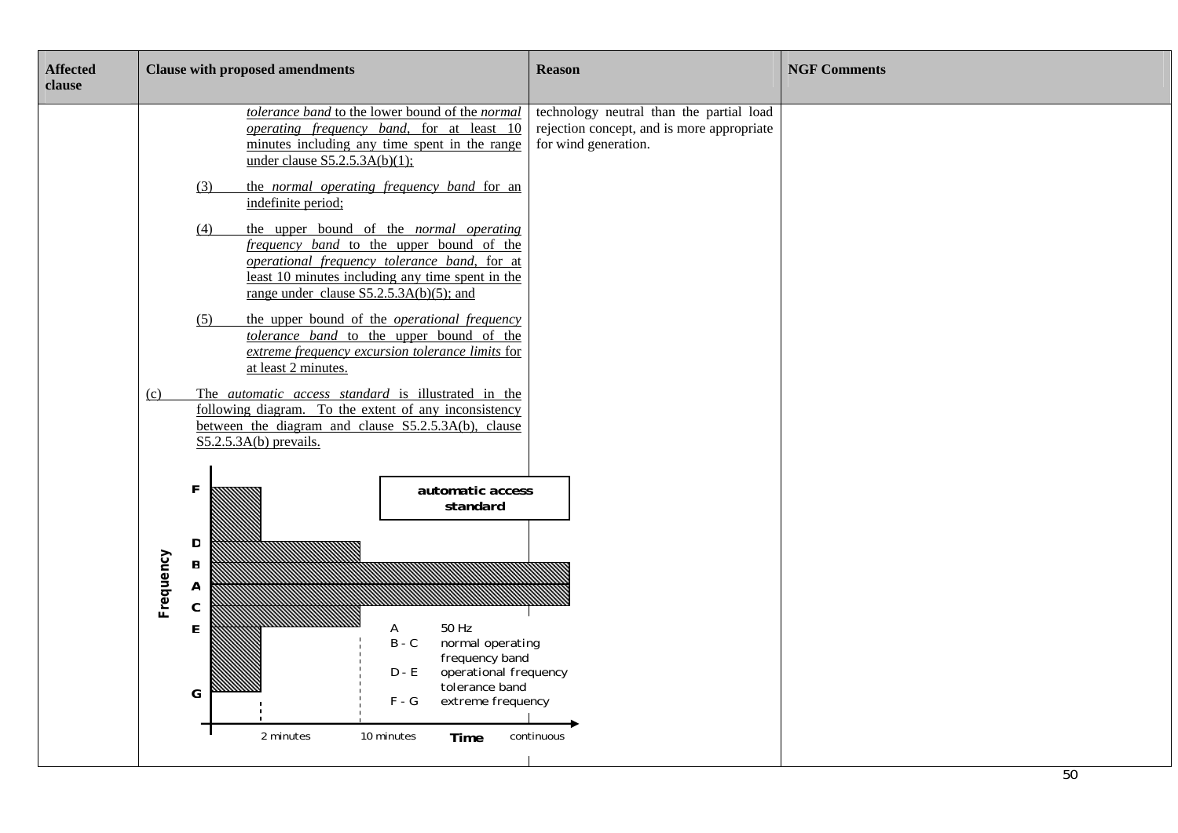| Affected clause | Clause with proposed amendments | Reason | NGF Comments |
|---|---|---|---|
| | *tolerance band* to the lower bound of the *normal operating frequency band*, for at least 10 minutes including any time spent in the range under clause S5.2.5.3A(b)(1);<br><br>(3) the *normal operating frequency band* for an indefinite period;<br><br>(4) the upper bound of the *normal operating frequency band* to the upper bound of the *operational frequency tolerance band*, for at least 10 minutes including any time spent in the range under clause S5.2.5.3A(b)(5); and<br><br>(5) the upper bound of the *operational frequency tolerance band* to the upper bound of the *extreme frequency excursion tolerance limits* for at least 2 minutes.<br><br>(c) The *automatic access standard* is illustrated in the following diagram. To the extent of any inconsistency between the diagram and clause S5.2.5.3A(b), clause S5.2.5.3A(b) prevails.<br><br>**automatic access standard**<br><br>Frequency: F, D, B, A, C, E, G<br><br>A 50 Hz<br>B - C normal operating frequency band<br>D - E operational frequency tolerance band<br>F - G extreme frequency<br><br>Time: 2 minutes, 10 minutes, continuous | technology neutral than the partial load rejection concept, and is more appropriate for wind generation. | |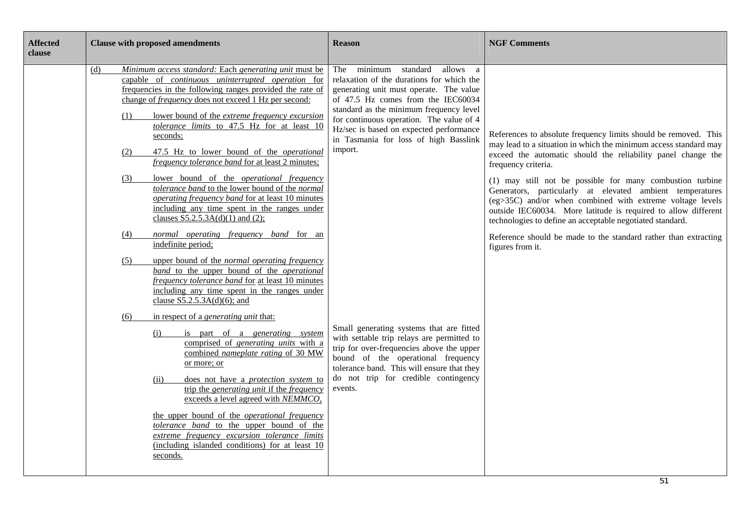| Affected clause | Clause with proposed amendments | Reason | NGF Comments |
|---|---|---|---|
| | (d) *Minimum access standard:* Each *generating unit* must be capable of *continuous uninterrupted operation* for frequencies in the following ranges provided the rate of change of *frequency* does not exceed 1 Hz per second:<br><br>(1) lower bound of the *extreme frequency excursion tolerance limits* to 47.5 Hz for at least 10 seconds;<br><br>(2) 47.5 Hz to lower bound of the *operational frequency tolerance band* for at least 2 minutes;<br><br>(3) lower bound of the *operational frequency tolerance band* to the lower bound of the *normal operating frequency band* for at least 10 minutes including any time spent in the ranges under clauses S5.2.5.3A(d)(1) and (2);<br><br>(4) *normal operating frequency band* for an indefinite period;<br><br>(5) upper bound of the *normal operating frequency band* to the upper bound of the *operational frequency tolerance band* for at least 10 minutes including any time spent in the ranges under clause S5.2.5.3A(d)(6); and<br><br>(6) in respect of a *generating unit* that:<br><br>(i) is part of a *generating system* comprised of *generating units* with a combined *nameplate rating* of 30 MW or more; or<br><br>(ii) does not have a *protection system* to trip the *generating unit* if the *frequency* exceeds a level agreed with *NEMMCO*,<br><br>the upper bound of the *operational frequency tolerance band* to the upper bound of the *extreme frequency excursion tolerance limits* (including islanded conditions) for at least 10 seconds. | The minimum standard allows a relaxation of the durations for which the generating unit must operate. The value of 47.5 Hz comes from the IEC60034 standard as the minimum frequency level for continuous operation. The value of 4 Hz/sec is based on expected performance in Tasmania for loss of high Basslink import.<br><br>Small generating systems that are fitted with settable trip relays are permitted to trip for over-frequencies above the upper bound of the operational frequency tolerance band. This will ensure that they do not trip for credible contingency events. | References to absolute frequency limits should be removed. This may lead to a situation in which the minimum access standard may exceed the automatic should the reliability panel change the frequency criteria.<br><br>(1) may still not be possible for many combustion turbine Generators, particularly at elevated ambient temperatures (eg>35C) and/or when combined with extreme voltage levels outside IEC60034. More latitude is required to allow different technologies to define an acceptable negotiated standard.<br><br>Reference should be made to the standard rather than extracting figures from it. |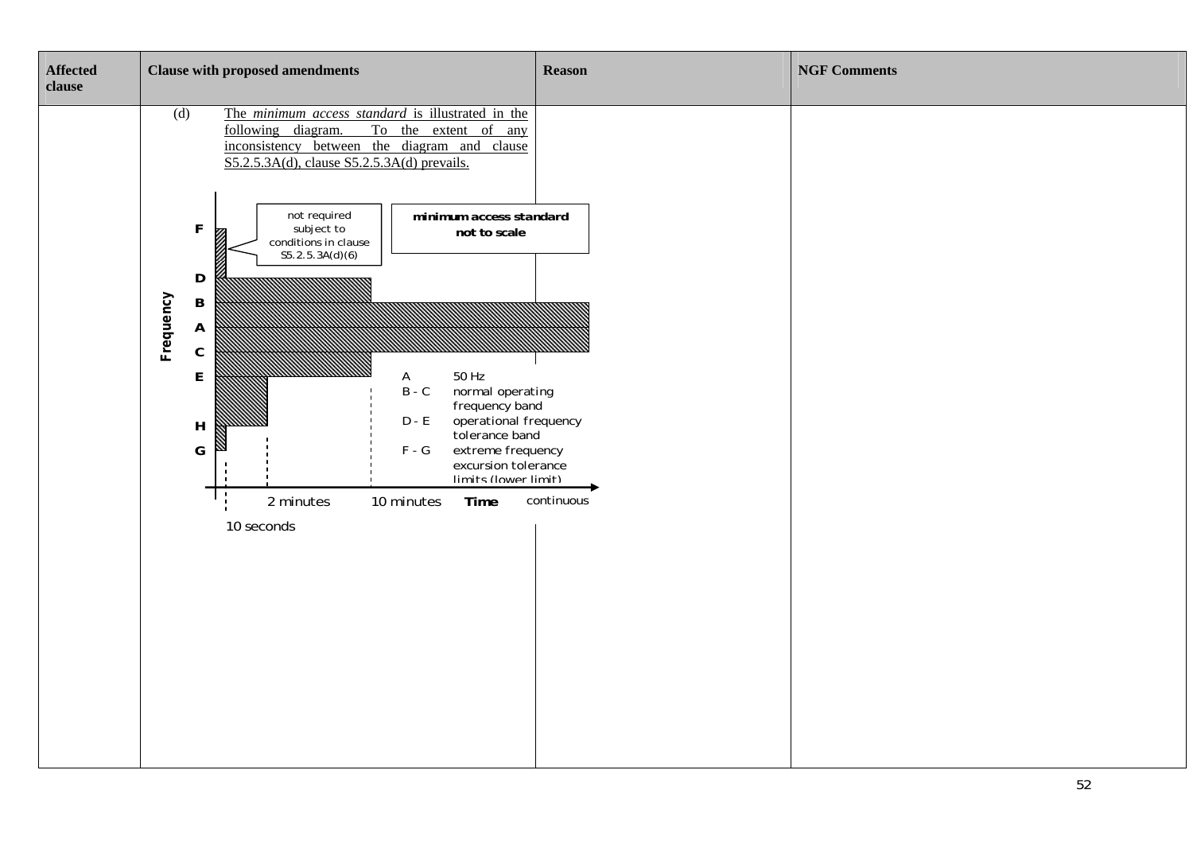| Affected clause | Clause with proposed amendments | Reason | NGF Comments |
|---|---|---|---|
| | (d) The *minimum access standard* is illustrated in the following diagram. To the extent of any inconsistency between the diagram and clause S5.2.5.3A(d), clause S5.2.5.3A(d) prevails. | | |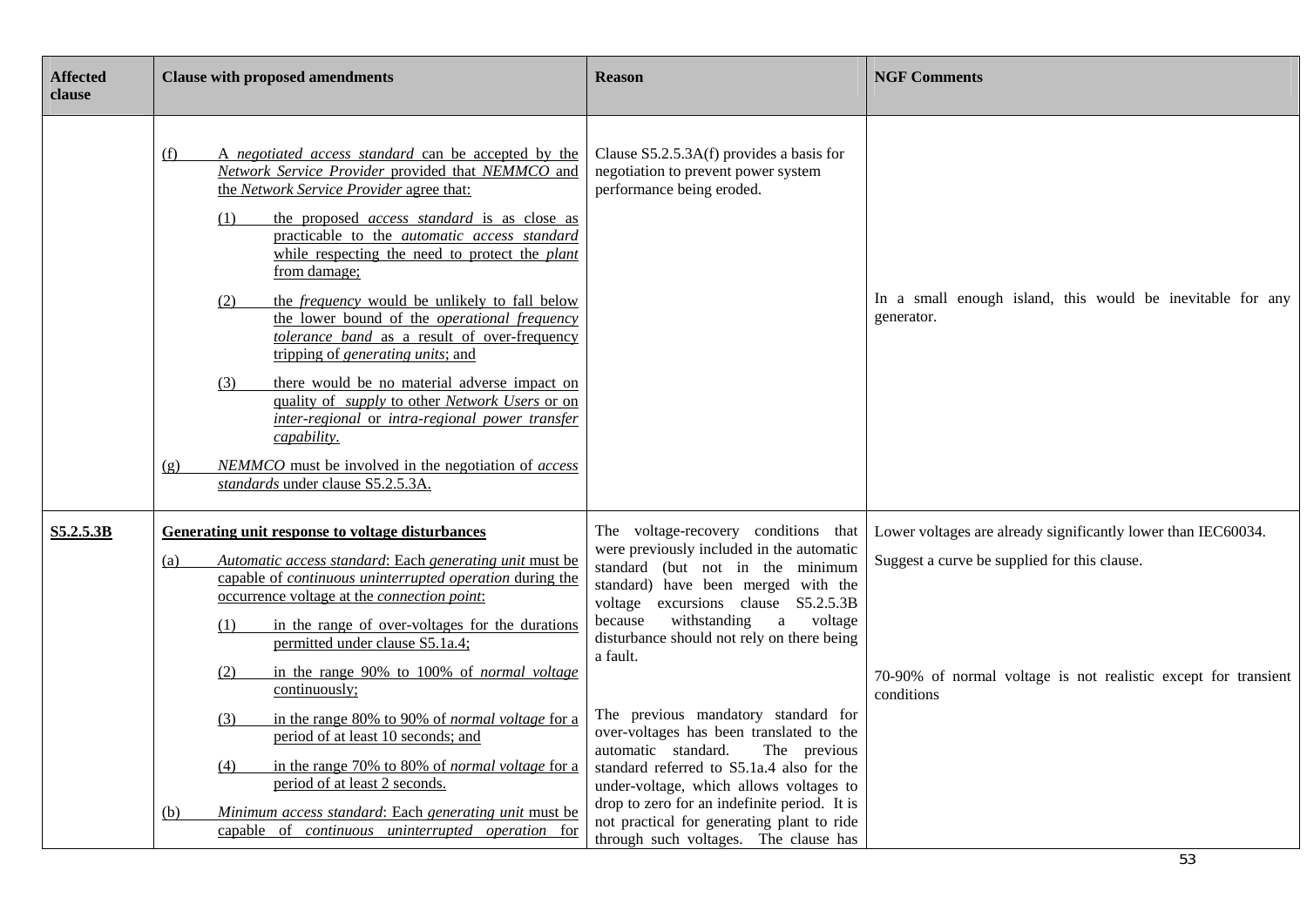| Affected clause | Clause with proposed amendments | Reason | NGF Comments |
|---|---|---|---|
| | (f) A *negotiated access standard* can be accepted by the *Network Service Provider* provided that *NEMMCO* and the *Network Service Provider* agree that:<br><br>(1) the proposed *access standard* is as close as practicable to the *automatic access standard* while respecting the need to protect the *plant* from damage;<br><br>(2) the *frequency* would be unlikely to fall below the lower bound of the *operational frequency tolerance band* as a result of over-frequency tripping of *generating units*; and<br><br>(3) there would be no material adverse impact on quality of *supply* to other *Network Users* or on *inter-regional* or *intra-regional power transfer capability*.<br><br>(g) *NEMMCO* must be involved in the negotiation of *access standards* under clause S5.2.5.3A. | Clause S5.2.5.3A(f) provides a basis for negotiation to prevent power system performance being eroded. | In a small enough island, this would be inevitable for any generator. |
| **S5.2.5.3B** | **Generating unit response to voltage disturbances**<br><br>(a) *Automatic access standard*: Each *generating unit* must be capable of *continuous uninterrupted operation* during the occurrence voltage at the *connection point*:<br><br>(1) in the range of over-voltages for the durations permitted under clause S5.1a.4;<br><br>(2) in the range 90% to 100% of *normal voltage* continuously;<br><br>(3) in the range 80% to 90% of *normal voltage* for a period of at least 10 seconds; and<br><br>(4) in the range 70% to 80% of *normal voltage* for a period of at least 2 seconds.<br><br>(b) *Minimum access standard*: Each *generating unit* must be capable of *continuous uninterrupted operation* for | The voltage-recovery conditions that were previously included in the automatic standard (but not in the minimum standard) have been merged with the voltage excursions clause S5.2.5.3B because withstanding a voltage disturbance should not rely on there being a fault.<br><br>The previous mandatory standard for over-voltages has been translated to the automatic standard. The previous standard referred to S5.1a.4 also for the under-voltage, which allows voltages to drop to zero for an indefinite period. It is not practical for generating plant to ride through such voltages. The clause has | Lower voltages are already significantly lower than IEC60034.<br><br>Suggest a curve be supplied for this clause.<br><br>70-90% of normal voltage is not realistic except for transient conditions |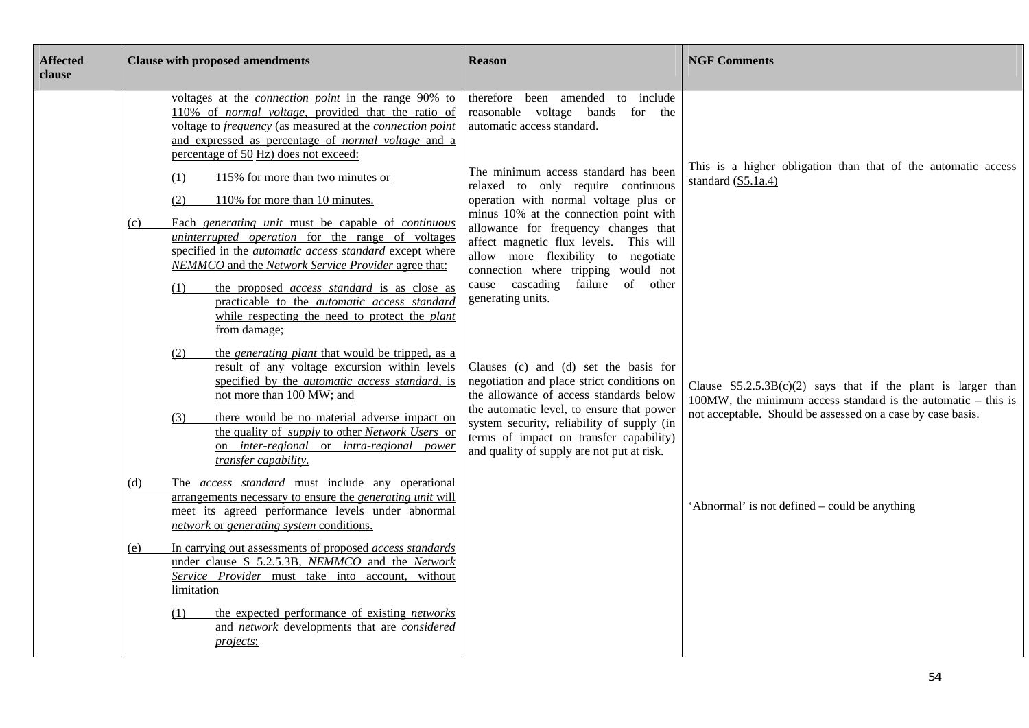| Affected clause | Clause with proposed amendments | Reason | NGF Comments |
|---|---|---|---|
| | voltages at the *connection point* in the range 90% to 110% of *normal voltage*, provided that the ratio of voltage to *frequency* (as measured at the *connection point* and expressed as percentage of *normal voltage* and a percentage of 50 Hz) does not exceed:<br><br>(1) 115% for more than two minutes or<br><br>(2) 110% for more than 10 minutes. | therefore been amended to include reasonable voltage bands for the automatic access standard.<br><br>The minimum access standard has been relaxed to only require continuous operation with normal voltage plus or minus 10% at the connection point with allowance for frequency changes that affect magnetic flux levels. This will allow more flexibility to negotiate connection where tripping would not cause cascading failure of other generating units. | This is a higher obligation than that of the automatic access standard (S5.1a.4) |
| | (c) Each *generating unit* must be capable of *continuous uninterrupted operation* for the range of voltages specified in the *automatic access standard* except where *NEMMCO* and the *Network Service Provider* agree that:<br><br>(1) the proposed *access standard* is as close as practicable to the *automatic access standard* while respecting the need to protect the *plant* from damage;<br><br>(2) the *generating plant* that would be tripped, as a result of any voltage excursion within levels specified by the *automatic access standard*, is not more than 100 MW; and<br><br>(3) there would be no material adverse impact on the quality of *supply* to other *Network Users* or on *inter-regional* or *intra-regional power transfer capability*. | Clauses (c) and (d) set the basis for negotiation and place strict conditions on the allowance of access standards below the automatic level, to ensure that power system security, reliability of supply (in terms of impact on transfer capability) and quality of supply are not put at risk. | Clause S5.2.5.3B(c)(2) says that if the plant is larger than 100MW, the minimum access standard is the automatic – this is not acceptable. Should be assessed on a case by case basis. |
| | (d) The *access standard* must include any operational arrangements necessary to ensure the *generating unit* will meet its agreed performance levels under abnormal *network* or *generating system* conditions. | | 'Abnormal' is not defined – could be anything |
| | (e) In carrying out assessments of proposed *access standards* under clause S 5.2.5.3B, *NEMMCO* and the *Network Service Provider* must take into account, without limitation<br><br>(1) the expected performance of existing *networks* and *network* developments that are *considered projects*; | | |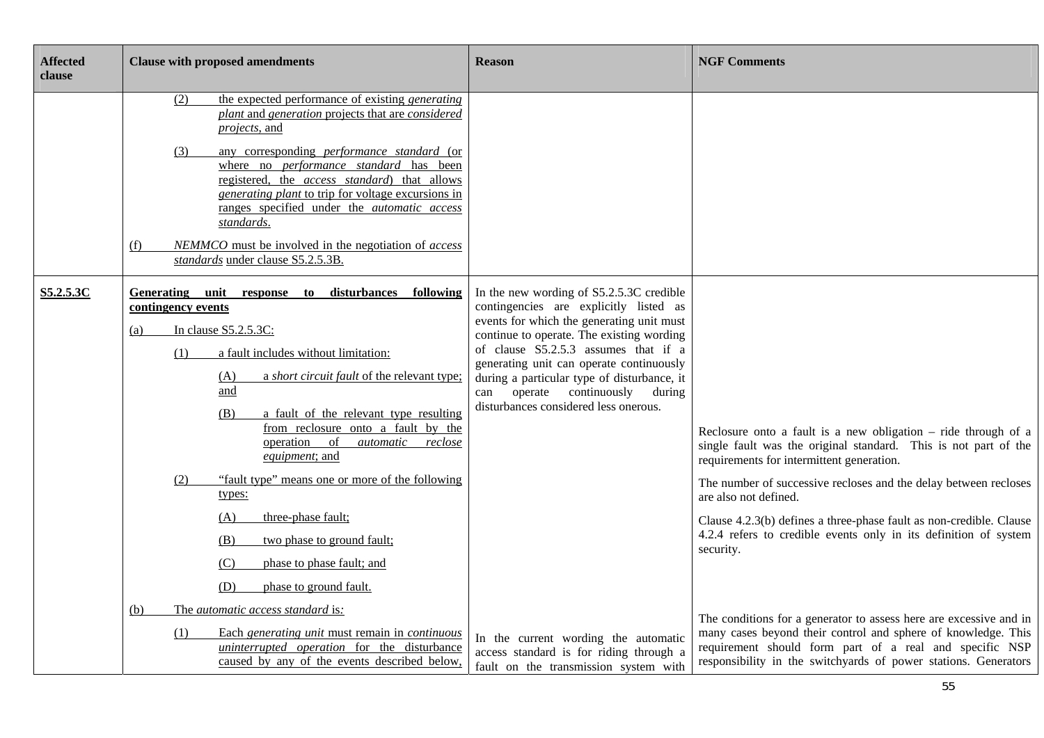| Affected clause | Clause with proposed amendments | Reason | NGF Comments |
|---|---|---|---|
| | (2) the expected performance of existing *generating plant* and *generation* projects that are *considered projects*, and<br><br>(3) any corresponding *performance standard* (or where no *performance standard* has been registered, the *access standard*) that allows *generating plant* to trip for voltage excursions in ranges specified under the *automatic access standards*.<br><br>(f) *NEMMCO* must be involved in the negotiation of *access standards* under clause S5.2.5.3B. | | |
| S5.2.5.3C | **Generating unit response to disturbances following contingency events**<br><br>(a) In clause S5.2.5.3C:<br><br>(1) a fault includes without limitation:<br><br>(A) a *short circuit fault* of the relevant type; and<br><br>(B) a fault of the relevant type resulting from reclosure onto a fault by the operation of *automatic reclose equipment*; and<br><br>(2) "fault type" means one or more of the following types:<br><br>(A) three-phase fault;<br><br>(B) two phase to ground fault;<br><br>(C) phase to phase fault; and<br><br>(D) phase to ground fault.<br><br>(b) The *automatic access standard* is:<br><br>(1) Each *generating unit* must remain in *continuous uninterrupted operation* for the disturbance caused by any of the events described below, | In the new wording of S5.2.5.3C credible contingencies are explicitly listed as events for which the generating unit must continue to operate. The existing wording of clause S5.2.5.3 assumes that if a generating unit can operate continuously during a particular type of disturbance, it can operate continuously during disturbances considered less onerous.<br><br>In the current wording the automatic access standard is for riding through a fault on the transmission system with | Reclosure onto a fault is a new obligation – ride through of a single fault was the original standard. This is not part of the requirements for intermittent generation.<br><br>The number of successive recloses and the delay between recloses are also not defined.<br><br>Clause 4.2.3(b) defines a three-phase fault as non-credible. Clause 4.2.4 refers to credible events only in its definition of system security.<br><br>The conditions for a generator to assess here are excessive and in many cases beyond their control and sphere of knowledge. This requirement should form part of a real and specific NSP responsibility in the switchyards of power stations. Generators |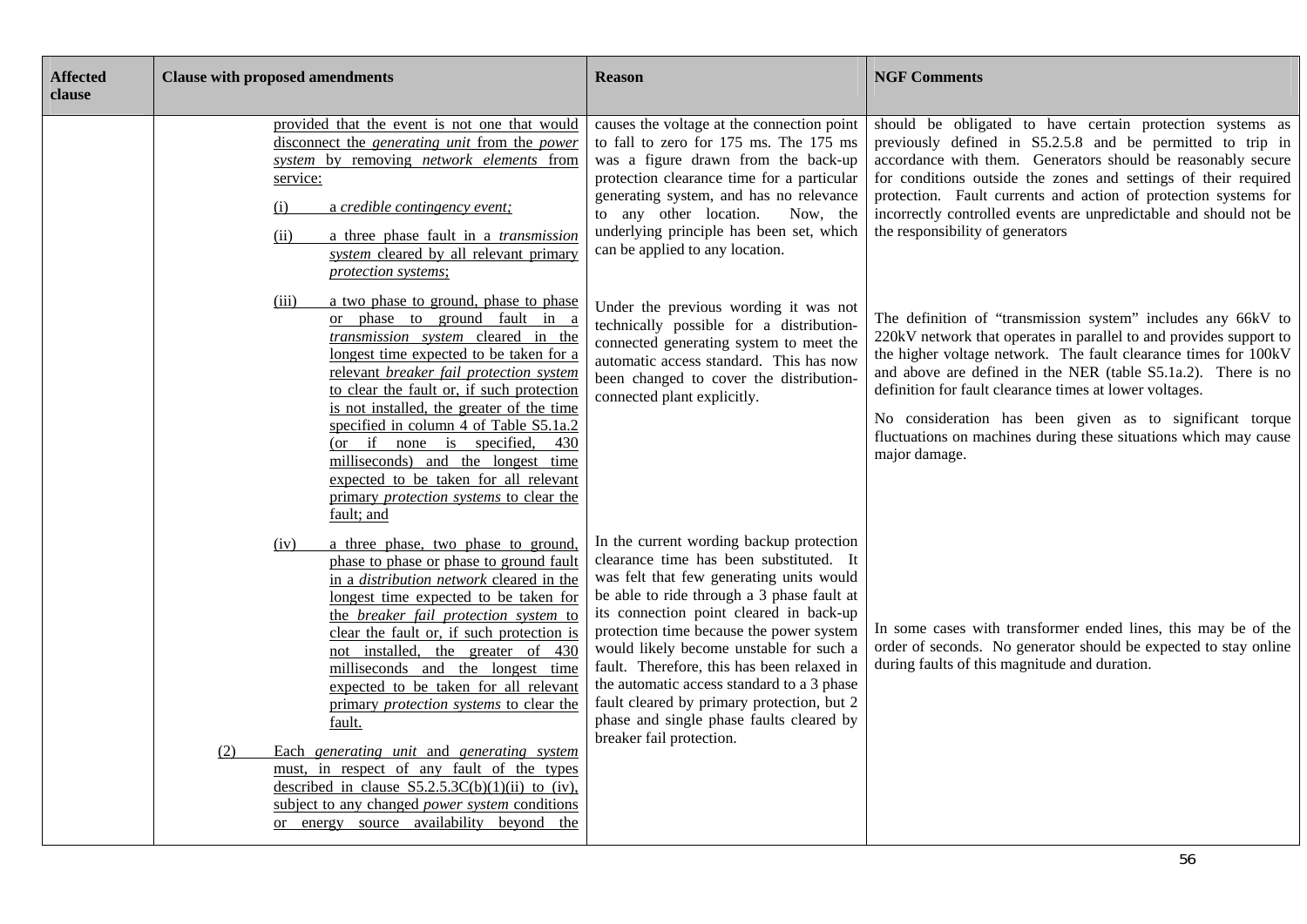| Affected clause | Clause with proposed amendments | Reason | NGF Comments |
|---|---|---|---|
| | provided that the event is not one that would disconnect the *generating unit* from the *power system* by removing *network elements* from service:<br><br>(i) a *credible contingency event;*<br><br>(ii) a three phase fault in a *transmission system* cleared by all relevant primary *protection systems*; | causes the voltage at the connection point to fall to zero for 175 ms. The 175 ms was a figure drawn from the back-up protection clearance time for a particular generating system, and has no relevance to any other location. Now, the underlying principle has been set, which can be applied to any location. | should be obligated to have certain protection systems as previously defined in S5.2.5.8 and be permitted to trip in accordance with them. Generators should be reasonably secure for conditions outside the zones and settings of their required protection. Fault currents and action of protection systems for incorrectly controlled events are unpredictable and should not be the responsibility of generators |
| | (iii) a two phase to ground, phase to phase or phase to ground fault in a *transmission system* cleared in the longest time expected to be taken for a relevant *breaker fail protection system* to clear the fault or, if such protection is not installed, the greater of the time specified in column 4 of Table S5.1a.2 (or if none is specified, 430 milliseconds) and the longest time expected to be taken for all relevant primary *protection systems* to clear the fault; and | Under the previous wording it was not technically possible for a distribution-connected generating system to meet the automatic access standard. This has now been changed to cover the distribution-connected plant explicitly. | The definition of "transmission system" includes any 66kV to 220kV network that operates in parallel to and provides support to the higher voltage network. The fault clearance times for 100kV and above are defined in the NER (table S5.1a.2). There is no definition for fault clearance times at lower voltages.<br><br>No consideration has been given as to significant torque fluctuations on machines during these situations which may cause major damage. |
| | (iv) a three phase, two phase to ground, phase to phase or phase to ground fault in a *distribution network* cleared in the longest time expected to be taken for the *breaker fail protection system* to clear the fault or, if such protection is not installed, the greater of 430 milliseconds and the longest time expected to be taken for all relevant primary *protection systems* to clear the fault.<br><br>(2) Each *generating unit* and *generating system* must, in respect of any fault of the types described in clause S5.2.5.3C(b)(1)(ii) to (iv), subject to any changed *power system* conditions or energy source availability beyond the | In the current wording backup protection clearance time has been substituted. It was felt that few generating units would be able to ride through a 3 phase fault at its connection point cleared in back-up protection time because the power system would likely become unstable for such a fault. Therefore, this has been relaxed in the automatic access standard to a 3 phase fault cleared by primary protection, but 2 phase and single phase faults cleared by breaker fail protection. | In some cases with transformer ended lines, this may be of the order of seconds. No generator should be expected to stay online during faults of this magnitude and duration. |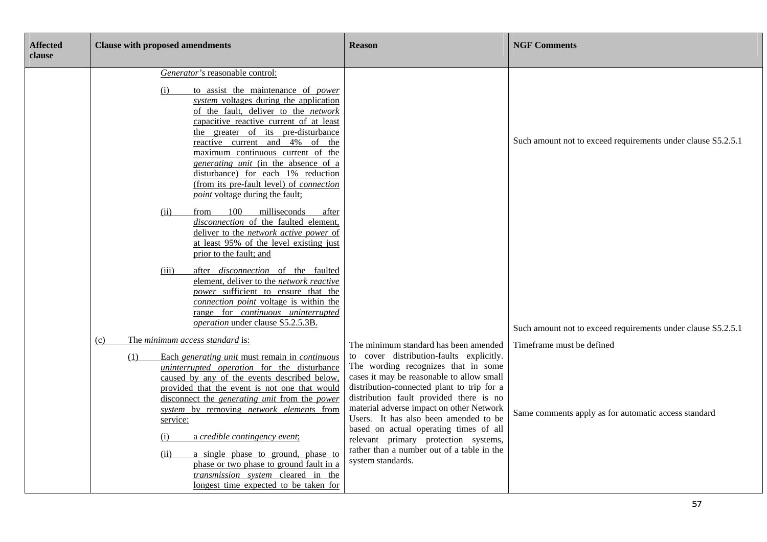| Affected clause | Clause with proposed amendments | Reason | NGF Comments |
|---|---|---|---|
| | *Generator's* reasonable control:<br><br>(i) to assist the maintenance of *power system* voltages during the application of the fault, deliver to the *network* capacitive reactive current of at least the greater of its pre-disturbance reactive current and 4% of the maximum continuous current of the *generating unit* (in the absence of a disturbance) for each 1% reduction (from its pre-fault level) of *connection point* voltage during the fault;<br><br>(ii) from 100 milliseconds after *disconnection* of the faulted element, deliver to the *network active power* of at least 95% of the level existing just prior to the fault; and<br><br>(iii) after *disconnection* of the faulted element, deliver to the *network reactive power* sufficient to ensure that the *connection point* voltage is within the range for *continuous uninterrupted operation* under clause S5.2.5.3B. | | Such amount not to exceed requirements under clause S5.2.5.1<br><br>Such amount not to exceed requirements under clause S5.2.5.1 |
| | (c) The *minimum access standard* is:<br><br>(1) Each *generating unit* must remain in *continuous uninterrupted operation* for the disturbance caused by any of the events described below, provided that the event is not one that would disconnect the *generating unit* from the *power system* by removing *network elements* from service:<br><br>(i) a *credible contingency event*;<br><br>(ii) a single phase to ground, phase to phase or two phase to ground fault in a *transmission system* cleared in the longest time expected to be taken for | The minimum standard has been amended to cover distribution-faults explicitly. The wording recognizes that in some cases it may be reasonable to allow small distribution-connected plant to trip for a distribution fault provided there is no material adverse impact on other Network Users. It has also been amended to be based on actual operating times of all relevant primary protection systems, rather than a number out of a table in the system standards. | Timeframe must be defined<br><br>Same comments apply as for automatic access standard |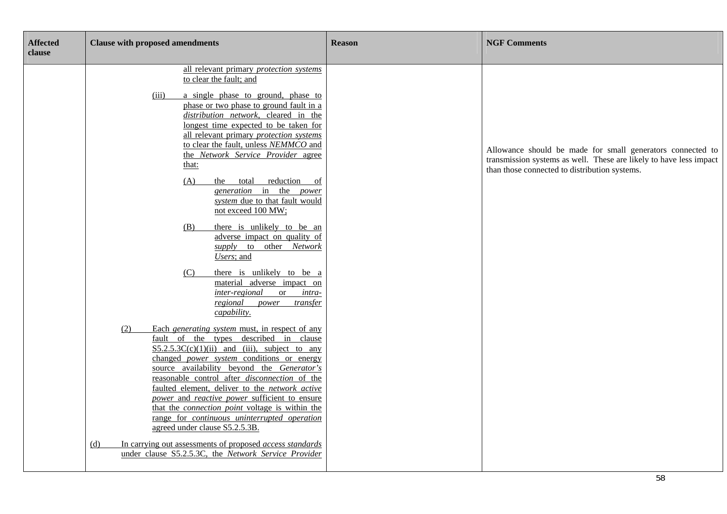| Affected clause | Clause with proposed amendments | Reason | NGF Comments |
|---|---|---|---|
| | all relevant primary *protection systems* to clear the fault; and<br><br>(iii) a single phase to ground, phase to phase or two phase to ground fault in a *distribution network*, cleared in the longest time expected to be taken for all relevant primary *protection systems* to clear the fault, unless *NEMMCO* and the *Network Service Provider* agree that:<br><br>(A) the total reduction of *generation* in the *power system* due to that fault would not exceed 100 MW;<br><br>(B) there is unlikely to be an adverse impact on quality of *supply* to other *Network Users*; and<br><br>(C) there is unlikely to be a material adverse impact on *inter-regional* or *intra-regional power transfer capability*.<br><br>(2) Each *generating system* must, in respect of any fault of the types described in clause S5.2.5.3C(c)(1)(ii) and (iii), subject to any changed *power system* conditions or energy source availability beyond the *Generator's* reasonable control after *disconnection* of the faulted element, deliver to the *network active power* and *reactive power* sufficient to ensure that the *connection point* voltage is within the range for *continuous uninterrupted operation* agreed under clause S5.2.5.3B.<br><br>(d) In carrying out assessments of proposed *access standards* under clause S5.2.5.3C, the *Network Service Provider* | | Allowance should be made for small generators connected to transmission systems as well. These are likely to have less impact than those connected to distribution systems. |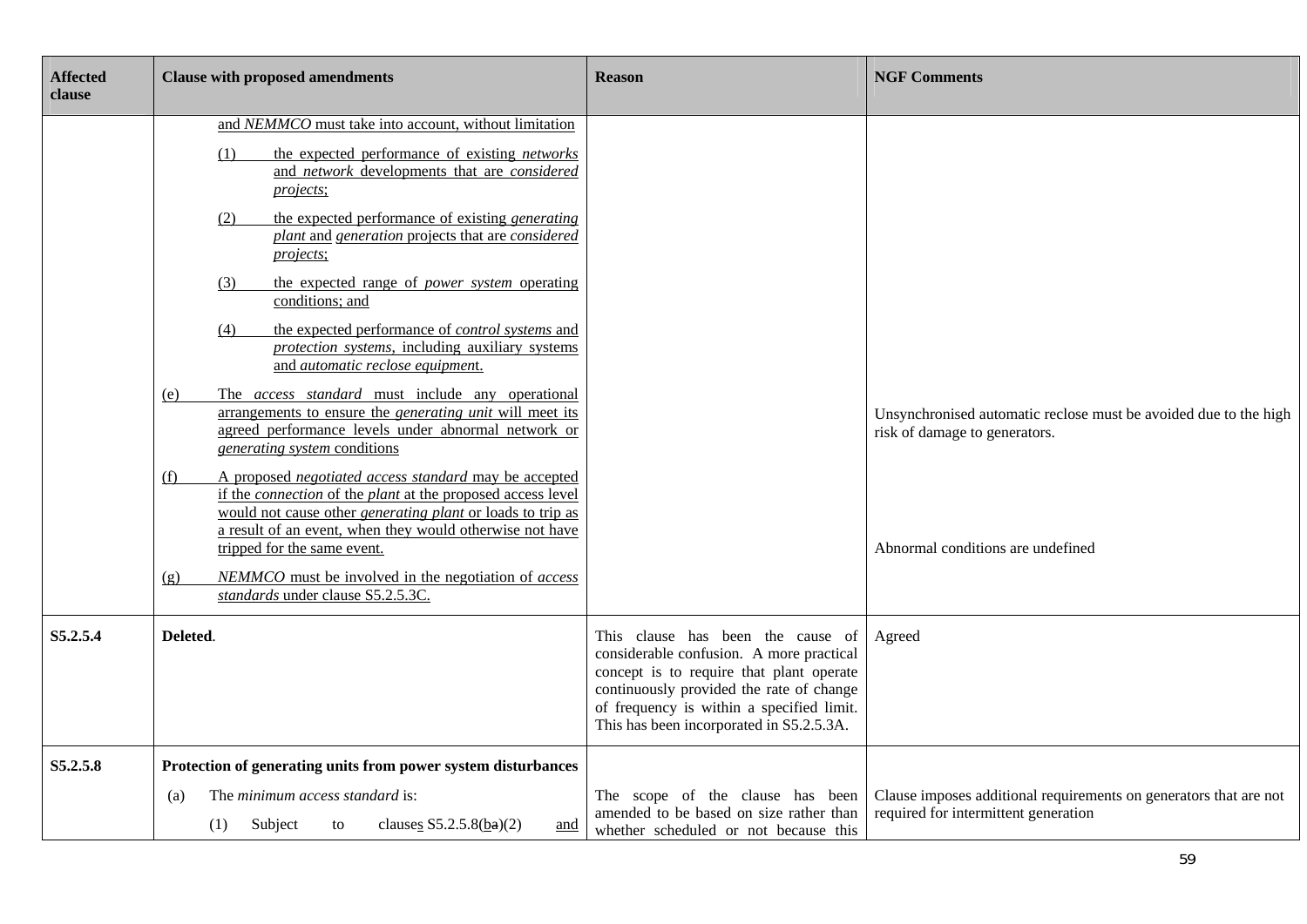| Affected clause | Clause with proposed amendments | Reason | NGF Comments |
|---|---|---|---|
| | and *NEMMCO* must take into account, without limitation<br><br>(1) the expected performance of existing *networks* and *network* developments that are *considered projects*;<br><br>(2) the expected performance of existing *generating plant* and *generation* projects that are *considered projects*;<br><br>(3) the expected range of *power system* operating conditions; and<br><br>(4) the expected performance of *control systems* and *protection systems*, including auxiliary systems and *automatic reclose equipment*.<br><br>(e) The *access standard* must include any operational arrangements to ensure the *generating unit* will meet its agreed performance levels under abnormal network or *generating system* conditions<br><br>(f) A proposed *negotiated access standard* may be accepted if the *connection* of the *plant* at the proposed access level would not cause other *generating plant* or loads to trip as a result of an event, when they would otherwise not have tripped for the same event.<br><br>(g) *NEMMCO* must be involved in the negotiation of *access standards* under clause S5.2.5.3C. | | Unsynchronised automatic reclose must be avoided due to the high risk of damage to generators.<br><br>Abnormal conditions are undefined |
| S5.2.5.4 | **Deleted**. | This clause has been the cause of considerable confusion. A more practical concept is to require that plant operate continuously provided the rate of change of frequency is within a specified limit. This has been incorporated in S5.2.5.3A. | Agreed |
| S5.2.5.8 | **Protection of generating units from power system disturbances**<br><br>(a) The *minimum access standard* is:<br><br>(1) Subject to clauses S5.2.5.8(~~a~~b)(2) and | The scope of the clause has been amended to be based on size rather than whether scheduled or not because this | Clause imposes additional requirements on generators that are not required for intermittent generation |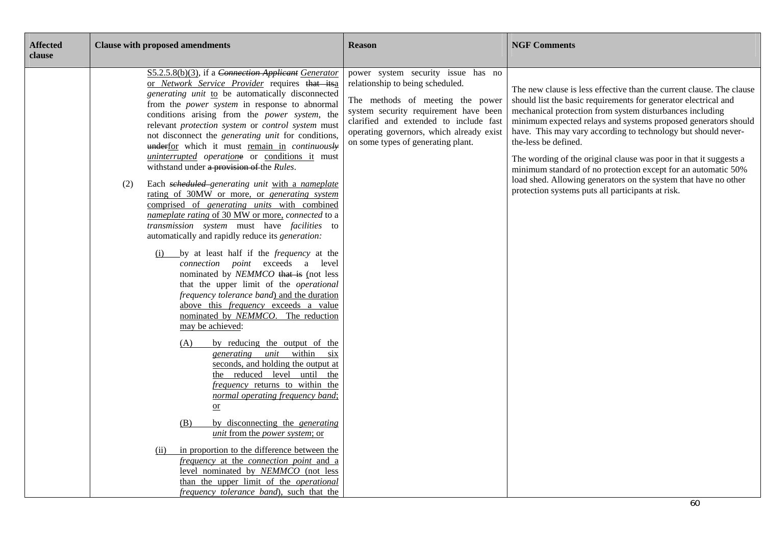| Affected clause | Clause with proposed amendments | Reason | NGF Comments |
|---|---|---|---|
| | S5.2.5.8(b)(3), if a ~~*Connection Applicant*~~ *Generator* or *Network Service Provider* requires ~~that its~~a *generating unit* to be automatically disconnected from the *power system* in response to abnormal conditions arising from the *power system*, the relevant *protection system* or *control system* must not disconnect the *generating unit* for conditions, ~~under~~for which it must remain in *continuously* *uninterrupted operation*~~e~~ or conditions it must withstand under ~~a provision of~~ the *Rules*.<br><br>(2) Each ~~*scheduled*~~ *generating unit* with a *nameplate* rating of 30MW or more, or *generating system* comprised of *generating units* with combined *nameplate rating* of 30 MW or more, *connected* to a *transmission system* must have *facilities* to automatically and rapidly reduce its *generation:*<br><br>(i) by at least half if the *frequency* at the *connection point* exceeds a level nominated by *NEMMCO* ~~that is~~ (not less that the upper limit of the *operational frequency tolerance band*) and the duration above this *frequency* exceeds a value nominated by *NEMMCO*. The reduction may be achieved:<br><br>(A) by reducing the output of the *generating unit* within six seconds, and holding the output at the reduced level until the *frequency* returns to within the *normal operating frequency band*; or<br><br>(B) by disconnecting the *generating unit* from the *power system*; or<br><br>(ii) in proportion to the difference between the *frequency* at the *connection point* and a level nominated by *NEMMCO* (not less than the upper limit of the *operational frequency tolerance band*), such that the | power system security issue has no relationship to being scheduled.<br><br>The methods of meeting the power system security requirement have been clarified and extended to include fast operating governors, which already exist on some types of generating plant. | The new clause is less effective than the current clause. The clause should list the basic requirements for generator electrical and mechanical protection from system disturbances including minimum expected relays and systems proposed generators should have. This may vary according to technology but should never-the-less be defined.<br><br>The wording of the original clause was poor in that it suggests a minimum standard of no protection except for an automatic 50% load shed. Allowing generators on the system that have no other protection systems puts all participants at risk. |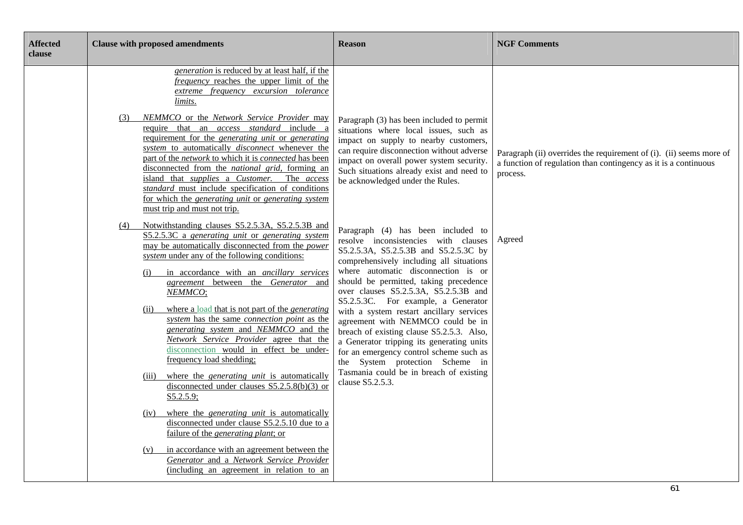| Affected clause | Clause with proposed amendments | Reason | NGF Comments |
|---|---|---|---|
| | *generation* is reduced by at least half, if the *frequency* reaches the upper limit of the *extreme frequency excursion tolerance limits*.<br><br>(3) *NEMMCO* or the *Network Service Provider* may require that an *access standard* include a requirement for the *generating unit* or *generating system* to automatically *disconnect* whenever the part of the *network* to which it is *connected* has been disconnected from the *national grid*, forming an island that *supplies* a *Customer*. The *access standard* must include specification of conditions for which the *generating unit* or *generating system* must trip and must not trip. | Paragraph (3) has been included to permit situations where local issues, such as impact on supply to nearby customers, can require disconnection without adverse impact on overall power system security. Such situations already exist and need to be acknowledged under the Rules. | Paragraph (ii) overrides the requirement of (i). (ii) seems more of a function of regulation than contingency as it is a continuous process. |
| | (4) Notwithstanding clauses S5.2.5.3A, S5.2.5.3B and S5.2.5.3C a *generating unit* or *generating system* may be automatically disconnected from the *power system* under any of the following conditions:<br><br>(i) in accordance with an *ancillary services agreement* between the *Generator* and *NEMMCO*;<br><br>(ii) where a load that is not part of the *generating system* has the same *connection point* as the *generating system* and *NEMMCO* and the *Network Service Provider* agree that the disconnection would in effect be under-frequency load shedding;<br><br>(iii) where the *generating unit* is automatically disconnected under clauses S5.2.5.8(b)(3) or S5.2.5.9;<br><br>(iv) where the *generating unit* is automatically disconnected under clause S5.2.5.10 due to a failure of the *generating plant*; or<br><br>(v) in accordance with an agreement between the *Generator* and a *Network Service Provider* (including an agreement in relation to an | Paragraph (4) has been included to resolve inconsistencies with clauses S5.2.5.3A, S5.2.5.3B and S5.2.5.3C by comprehensively including all situations where automatic disconnection is or should be permitted, taking precedence over clauses S5.2.5.3A, S5.2.5.3B and S5.2.5.3C. For example, a Generator with a system restart ancillary services agreement with NEMMCO could be in breach of existing clause S5.2.5.3. Also, a Generator tripping its generating units for an emergency control scheme such as the System protection Scheme in Tasmania could be in breach of existing clause S5.2.5.3. | Agreed |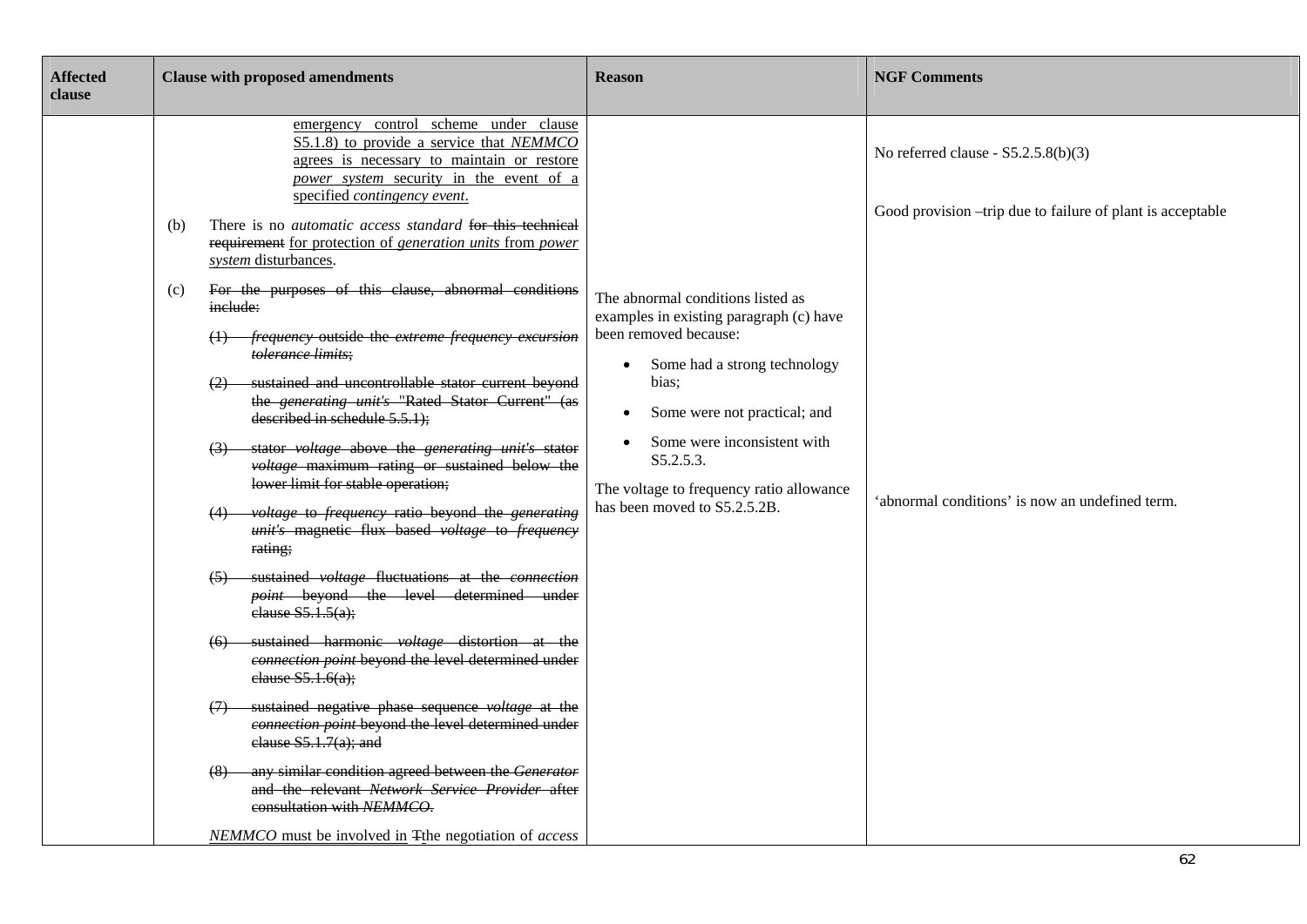| Affected clause | Clause with proposed amendments | Reason | NGF Comments |
|---|---|---|---|
| | emergency control scheme under clause S5.1.8) to provide a service that *NEMMCO* agrees is necessary to maintain or restore *power system* security in the event of a specified *contingency event*.<br><br>(b) There is no *automatic access standard* ~~for this technical requirement~~ for protection of *generation units* from *power system* disturbances.<br><br>(c) ~~For the purposes of this clause, abnormal conditions include:~~<br><br>~~(1) *frequency* outside the *extreme frequency excursion tolerance limits*;~~<br><br>~~(2) sustained and uncontrollable stator current beyond the *generating unit's* "Rated Stator Current" (as described in schedule 5.5.1);~~<br><br>~~(3) stator *voltage* above the *generating unit's* stator *voltage* maximum rating or sustained below the lower limit for stable operation;~~<br><br>~~(4) *voltage* to *frequency* ratio beyond the *generating unit's* magnetic flux based *voltage* to *frequency* rating;~~<br><br>~~(5) sustained *voltage* fluctuations at the *connection point* beyond the level determined under clause S5.1.5(a);~~<br><br>~~(6) sustained harmonic *voltage* distortion at the *connection point* beyond the level determined under clause S5.1.6(a);~~<br><br>~~(7) sustained negative phase sequence *voltage* at the *connection point* beyond the level determined under clause S5.1.7(a); and~~<br><br>~~(8) any similar condition agreed between the *Generator* and the relevant *Network Service Provider* after consultation with *NEMMCO*.~~<br><br>*NEMMCO* must be involved in ~~T~~the negotiation of *access* | The abnormal conditions listed as examples in existing paragraph (c) have been removed because:<br><br>• Some had a strong technology bias;<br>• Some were not practical; and<br>• Some were inconsistent with S5.2.5.3.<br><br>The voltage to frequency ratio allowance has been moved to S5.2.5.2B. | No referred clause - S5.2.5.8(b)(3)<br><br>Good provision –trip due to failure of plant is acceptable<br><br>'abnormal conditions' is now an undefined term. |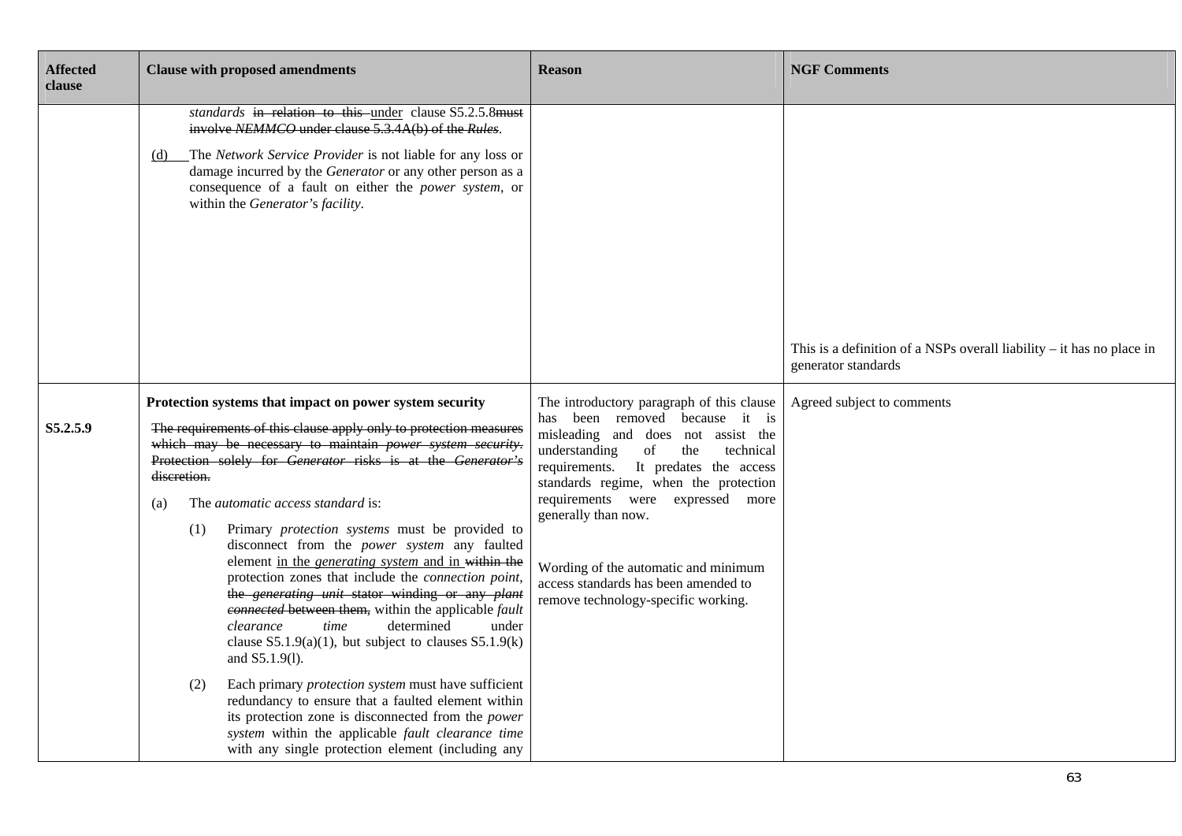| Affected clause | Clause with proposed amendments | Reason | NGF Comments |
|---|---|---|---|
| | *standards* ~~in relation to this~~ <u>under</u> clause S5.2.5.8~~must involve *NEMMCO* under clause 5.3.4A(b) of the *Rules*~~.<br><br><u>(d)</u> The *Network Service Provider* is not liable for any loss or damage incurred by the *Generator* or any other person as a consequence of a fault on either the *power system*, or within the *Generator's facility*. | | This is a definition of a NSPs overall liability – it has no place in generator standards |
| S5.2.5.9 | **Protection systems that impact on power system security**<br><br>~~The requirements of this clause apply only to protection measures which may be necessary to maintain *power system security*. Protection solely for *Generator* risks is at the *Generator's* discretion.~~<br><br>(a) The *automatic access standard* is:<br><br>(1) Primary *protection systems* must be provided to disconnect from the *power system* any faulted element <u>in the *generating system* and in</u> ~~within the~~ protection zones that include the *connection point*, ~~the *generating unit* stator winding or any *plant connected* between them,~~ within the applicable *fault clearance time* determined under clause S5.1.9(a)(1), but subject to clauses S5.1.9(k) and S5.1.9(l).<br><br>(2) Each primary *protection system* must have sufficient redundancy to ensure that a faulted element within its protection zone is disconnected from the *power system* within the applicable *fault clearance time* with any single protection element (including any | The introductory paragraph of this clause has been removed because it is misleading and does not assist the understanding of the technical requirements. It predates the access standards regime, when the protection requirements were expressed more generally than now.<br><br>Wording of the automatic and minimum access standards has been amended to remove technology-specific working. | Agreed subject to comments |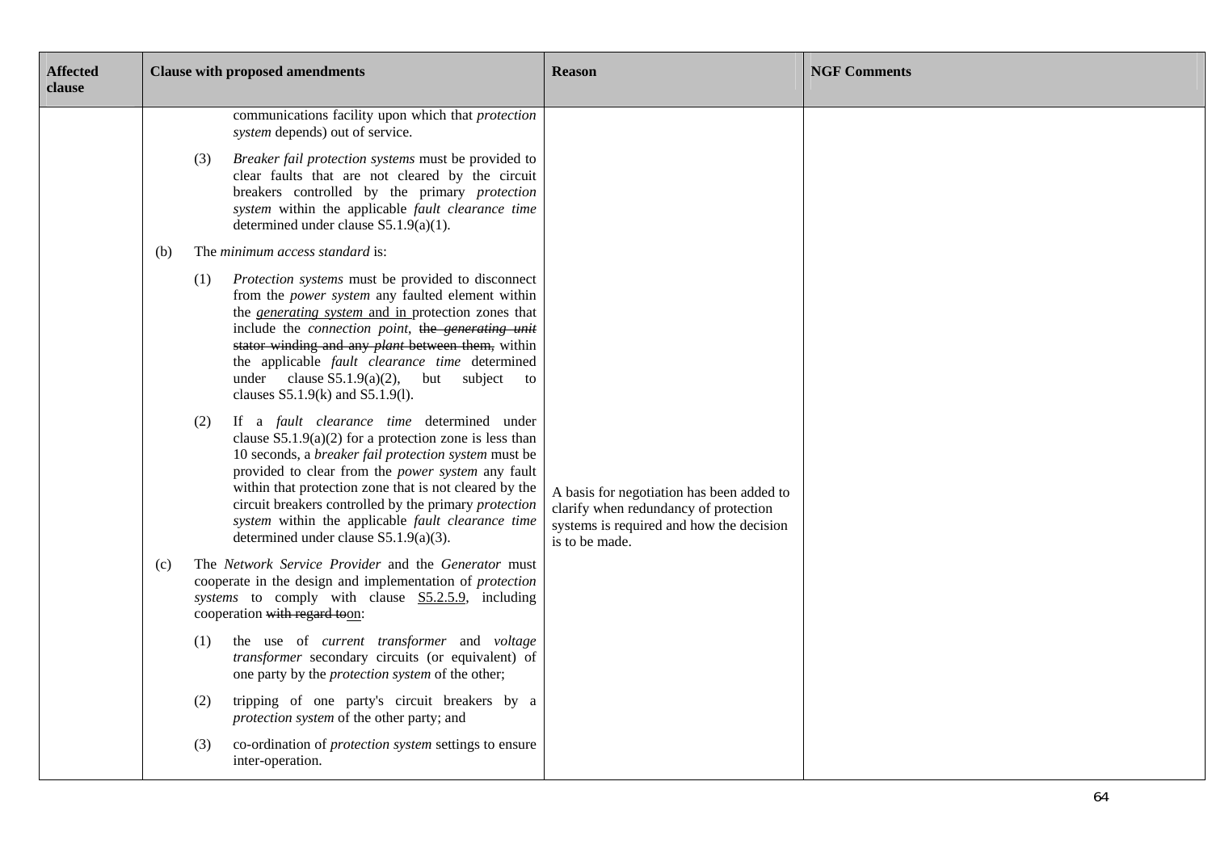| Affected clause | Clause with proposed amendments | Reason | NGF Comments |
|---|---|---|---|
| | communications facility upon which that *protection system* depends) out of service.<br><br>(3) *Breaker fail protection systems* must be provided to clear faults that are not cleared by the circuit breakers controlled by the primary *protection system* within the applicable *fault clearance time* determined under clause S5.1.9(a)(1).<br><br>(b) The *minimum access standard* is:<br><br>(1) *Protection systems* must be provided to disconnect from the *power system* any faulted element within the <u>*generating system* and in </u>protection zones that include the *connection point*, ~~the *generating unit* stator winding and any *plant* between them,~~ within the applicable *fault clearance time* determined under clause S5.1.9(a)(2), but subject to clauses S5.1.9(k) and S5.1.9(l).<br><br>(2) If a *fault clearance time* determined under clause S5.1.9(a)(2) for a protection zone is less than 10 seconds, a *breaker fail protection system* must be provided to clear from the *power system* any fault within that protection zone that is not cleared by the circuit breakers controlled by the primary *protection system* within the applicable *fault clearance time* determined under clause S5.1.9(a)(3).<br><br>(c) The *Network Service Provider* and the *Generator* must cooperate in the design and implementation of *protection systems* to comply with clause <u>S5.2.5.9</u>, including cooperation ~~with regard to~~<u>on</u>:<br><br>(1) the use of *current transformer* and *voltage transformer* secondary circuits (or equivalent) of one party by the *protection system* of the other;<br><br>(2) tripping of one party's circuit breakers by a *protection system* of the other party; and<br><br>(3) co-ordination of *protection system* settings to ensure inter-operation. | A basis for negotiation has been added to clarify when redundancy of protection systems is required and how the decision is to be made. | |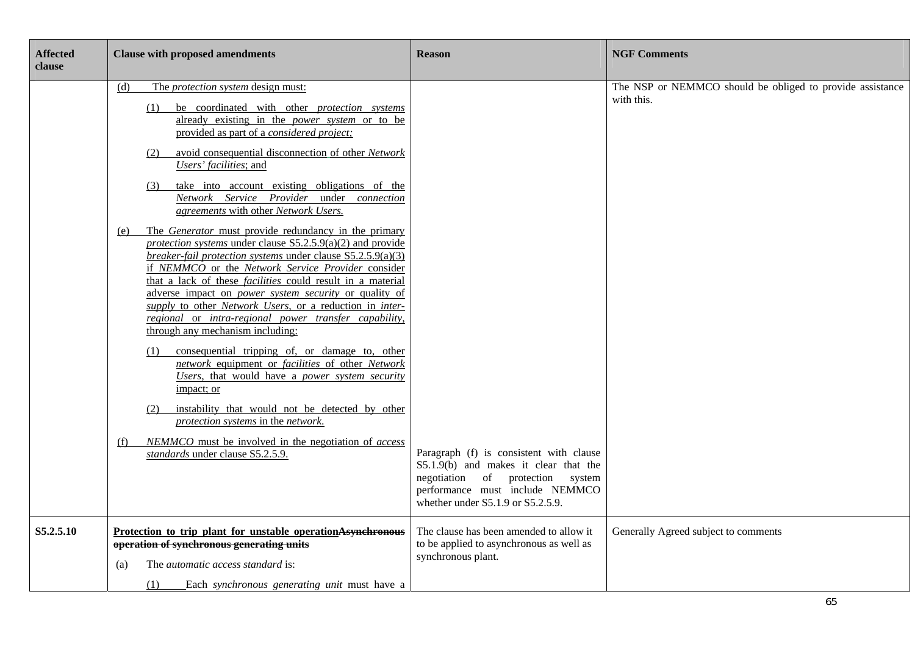| Affected clause | Clause with proposed amendments | Reason | NGF Comments |
|---|---|---|---|
| | (d) The *protection system* design must:<br><br>(1) be coordinated with other *protection systems* already existing in the *power system* or to be provided as part of a *considered project;*<br><br>(2) avoid consequential disconnection of other *Network Users' facilities*; and<br><br>(3) take into account existing obligations of the *Network Service Provider* under *connection agreements* with other *Network Users.*<br><br>(e) The *Generator* must provide redundancy in the primary *protection systems* under clause S5.2.5.9(a)(2) and provide *breaker-fail protection systems* under clause S5.2.5.9(a)(3) if *NEMMCO* or the *Network Service Provider* consider that a lack of these *facilities* could result in a material adverse impact on *power system security* or quality of *supply* to other *Network Users*, or a reduction in *inter-regional* or *intra-regional power transfer capability*, through any mechanism including:<br><br>(1) consequential tripping of, or damage to, other *network* equipment or *facilities* of other *Network Users*, that would have a *power system security* impact; or<br><br>(2) instability that would not be detected by other *protection systems* in the *network*.<br><br>(f) *NEMMCO* must be involved in the negotiation of *access standards* under clause S5.2.5.9. | Paragraph (f) is consistent with clause S5.1.9(b) and makes it clear that the negotiation of protection system performance must include NEMMCO whether under S5.1.9 or S5.2.5.9. | The NSP or NEMMCO should be obliged to provide assistance with this. |
| **S5.2.5.10** | **Protection to trip plant for unstable operation~~Asynchronous operation of synchronous generating units~~**<br><br>(a) The *automatic access standard* is:<br><br>(1) Each *synchronous generating unit* must have a | The clause has been amended to allow it to be applied to asynchronous as well as synchronous plant. | Generally Agreed subject to comments |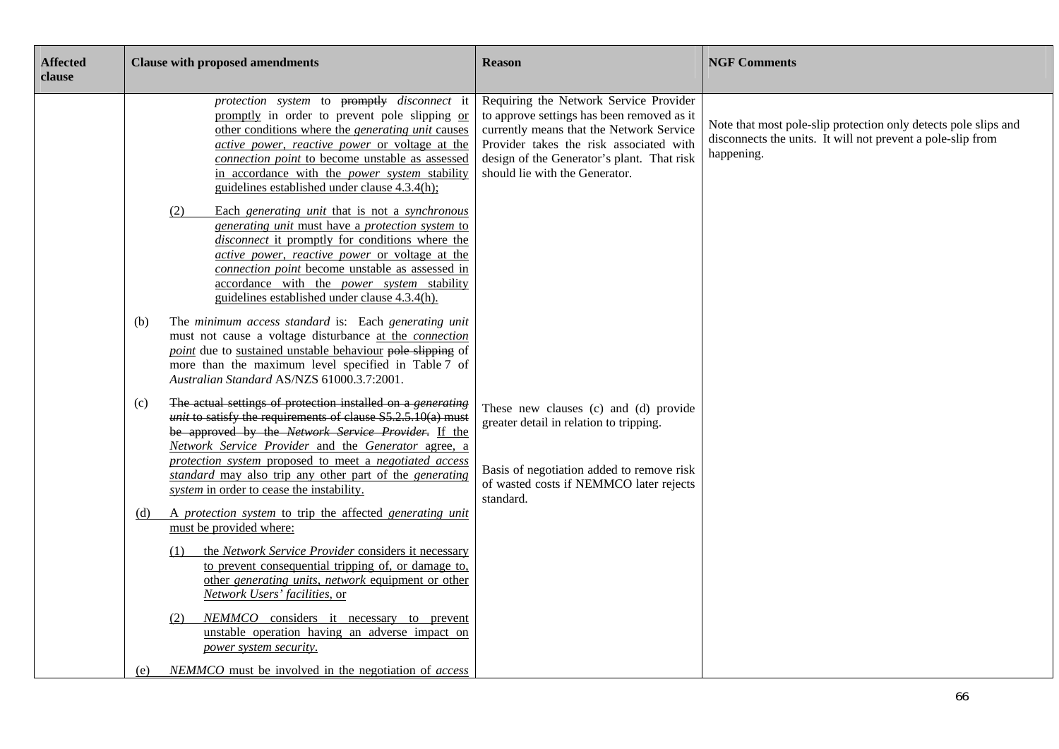| Affected clause | Clause with proposed amendments | Reason | NGF Comments |
|---|---|---|---|
| | *protection system* to ~~promptly~~ *disconnect* it <u>promptly</u> in order to prevent pole slipping <u>or other conditions where the *generating unit* causes *active power*, *reactive power* or voltage at the *connection point* to become unstable as assessed in accordance with the *power system* stability guidelines established under clause 4.3.4(h);</u><br><br><u>(2) Each *generating unit* that is not a *synchronous generating unit* must have a *protection system* to *disconnect* it promptly for conditions where the *active power*, *reactive power* or voltage at the *connection point* become unstable as assessed in accordance with the *power system* stability guidelines established under clause 4.3.4(h).</u><br><br>(b) The *minimum access standard* is: Each *generating unit* must not cause a voltage disturbance <u>at the *connection point*</u> due to <u>sustained unstable behaviour</u> ~~pole slipping~~ of more than the maximum level specified in Table 7 of *Australian Standard* AS/NZS 61000.3.7:2001.<br><br>(c) ~~The actual settings of protection installed on a *generating unit* to satisfy the requirements of clause S5.2.5.10(a) must be approved by the *Network Service Provider*.~~ <u>If the *Network Service Provider* and the *Generator* agree, a *protection system* proposed to meet a *negotiated access standard* may also trip any other part of the *generating system* in order to cease the instability.</u><br><br><u>(d) A *protection system* to trip the affected *generating unit* must be provided where:</u><br><br><u>(1) the *Network Service Provider* considers it necessary to prevent consequential tripping of, or damage to, other *generating units*, *network* equipment or other *Network Users' facilities*, or</u><br><br><u>(2) *NEMMCO* considers it necessary to prevent unstable operation having an adverse impact on *power system security*.</u><br><br><u>(e) *NEMMCO* must be involved in the negotiation of *access*</u> | Requiring the Network Service Provider to approve settings has been removed as it currently means that the Network Service Provider takes the risk associated with design of the Generator's plant. That risk should lie with the Generator.<br><br>These new clauses (c) and (d) provide greater detail in relation to tripping.<br><br>Basis of negotiation added to remove risk of wasted costs if NEMMCO later rejects standard. | Note that most pole-slip protection only detects pole slips and disconnects the units. It will not prevent a pole-slip from happening. |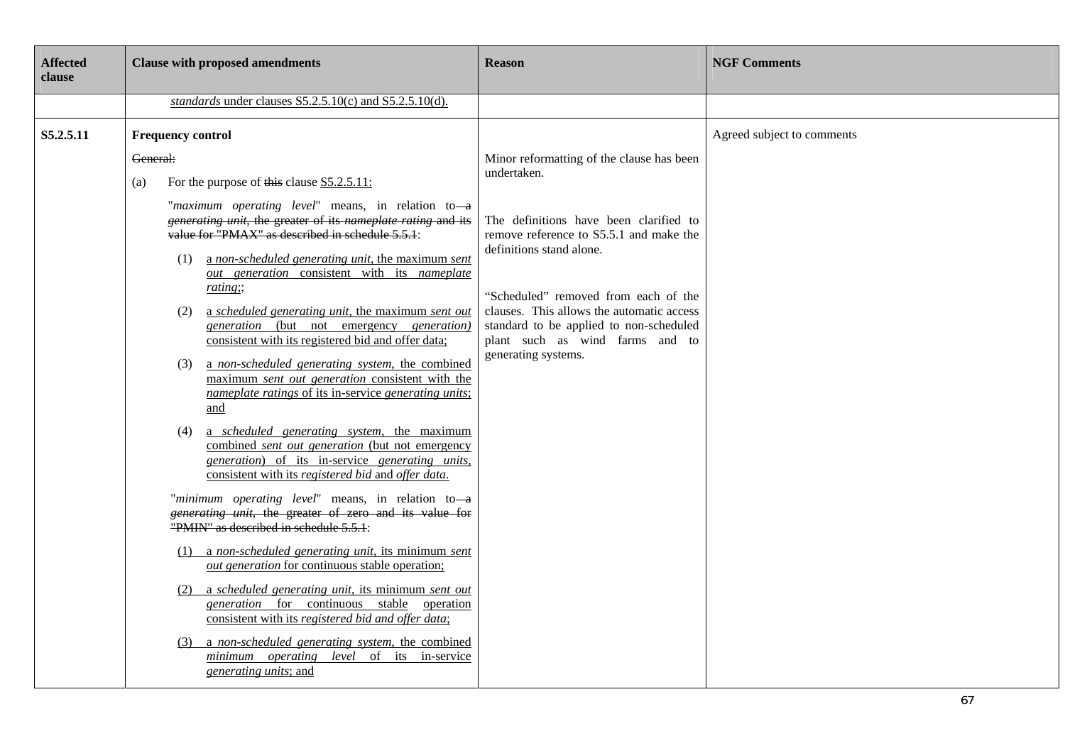| Affected clause | Clause with proposed amendments | Reason | NGF Comments |
|---|---|---|---|
| | *standards* under clauses S5.2.5.10(c) and S5.2.5.10(d). | | |
| S5.2.5.11 | **Frequency control**<br><br>~~General:~~<br><br>(a) For the purpose of ~~this~~ clause S5.2.5.11:<br><br>"*maximum operating level*" means, in relation to ~~a *generating unit*, the greater of its *nameplate rating* and its value for "PMAX" as described in schedule 5.5.1~~:<br><br>(1) a *non-scheduled generating unit*, the maximum *sent out generation* consistent with its *nameplate rating*;;<br><br>(2) a *scheduled generating unit*, the maximum *sent out generation* (but not emergency *generation*) consistent with its registered bid and offer data;<br><br>(3) a *non-scheduled generating system*, the combined maximum *sent out generation* consistent with the *nameplate ratings* of its in-service *generating units*; and<br><br>(4) a *scheduled generating system*, the maximum combined *sent out generation* (but not emergency *generation*) of its in-service *generating units*, consistent with its *registered bid* and *offer data*.<br><br>"*minimum operating level*" means, in relation to ~~a *generating unit*, the greater of zero and its value for "PMIN" as described in schedule 5.5.1~~:<br><br>(1) a *non-scheduled generating unit*, its minimum *sent out generation* for continuous stable operation;<br><br>(2) a *scheduled generating unit*, its minimum *sent out generation* for continuous stable operation consistent with its *registered bid and offer data*;<br><br>(3) a *non-scheduled generating system*, the combined *minimum operating level* of its in-service *generating units*; and | Minor reformatting of the clause has been undertaken.<br><br>The definitions have been clarified to remove reference to S5.5.1 and make the definitions stand alone.<br><br>"Scheduled" removed from each of the clauses. This allows the automatic access standard to be applied to non-scheduled plant such as wind farms and to generating systems. | Agreed subject to comments |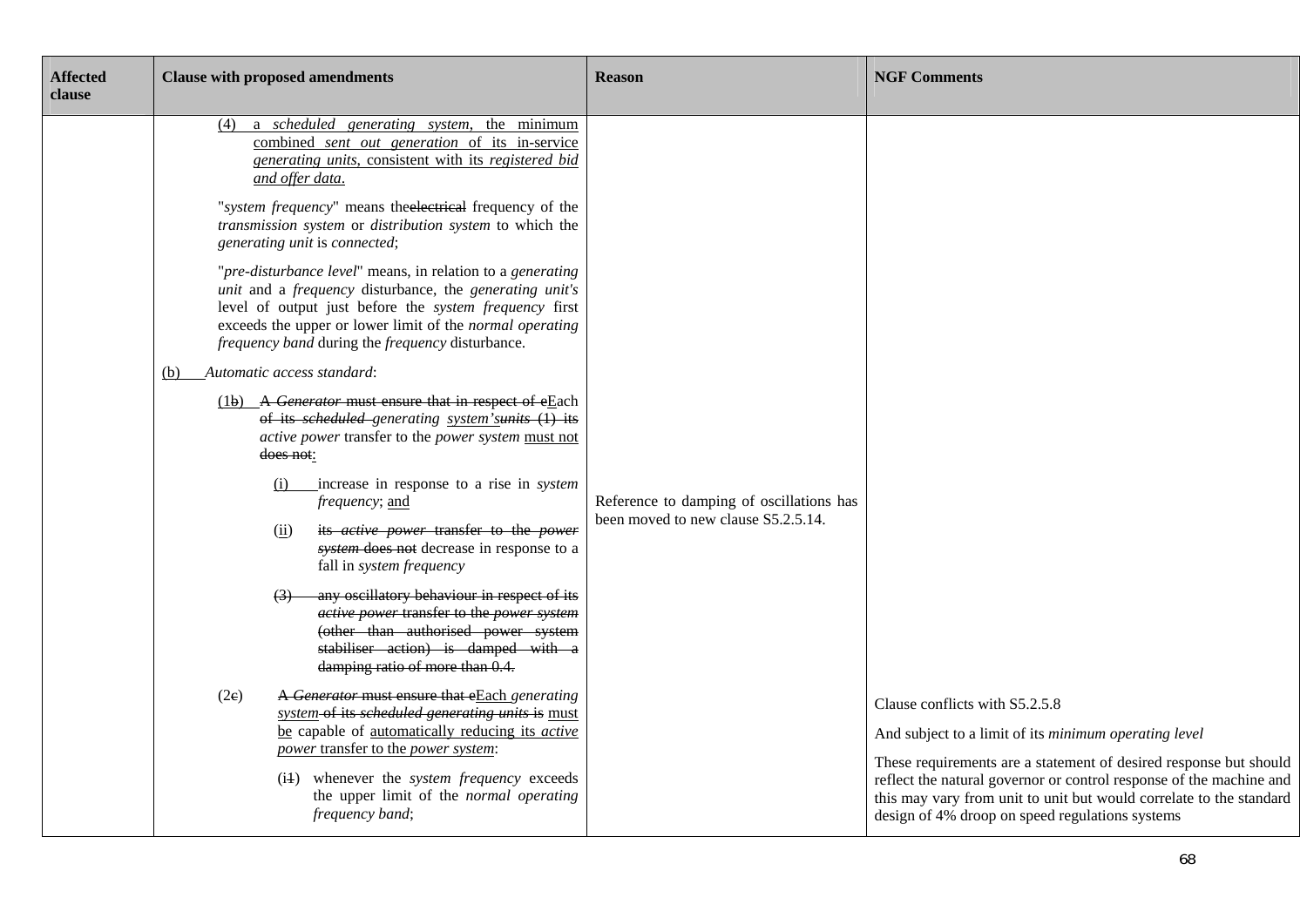| Affected clause | Clause with proposed amendments | Reason | NGF Comments |
|---|---|---|---|
| | (4) a *scheduled generating system*, the minimum combined *sent out generation* of its in-service *generating units*, consistent with its *registered bid and offer data*.<br><br>"*system frequency*" means the~~electrical~~ frequency of the *transmission system* or *distribution system* to which the *generating unit* is *connected*;<br><br>"*pre-disturbance level*" means, in relation to a *generating unit* and a *frequency* disturbance, the *generating unit's* level of output just before the *system frequency* first exceeds the upper or lower limit of the *normal operating frequency band* during the *frequency* disturbance.<br><br>(b) *Automatic access standard*:<br><br>(1~~b~~) ~~A *Generator* must ensure that in respect of e~~Each ~~of its *scheduled*~~ *generating* system's~~*units* (1) its~~ *active power* transfer to the *power system* must not ~~does not~~:<br><br>(i) increase in response to a rise in *system frequency*; and<br><br>(ii) ~~its *active power* transfer to the *power system* does not~~ decrease in response to a fall in *system frequency*<br><br>~~(3) any oscillatory behaviour in respect of its *active power* transfer to the *power system* (other than authorised power system stabiliser action) is damped with a damping ratio of more than 0.4.~~<br><br>(2~~c~~) ~~A *Generator* must ensure that e~~Each *generating system* ~~of its *scheduled generating units* is~~ must be capable of automatically reducing its *active power* transfer to the *power system*:<br><br>(i~~1~~) whenever the *system frequency* exceeds the upper limit of the *normal operating frequency band*; | Reference to damping of oscillations has been moved to new clause S5.2.5.14. | Clause conflicts with S5.2.5.8<br><br>And subject to a limit of its *minimum operating level*<br><br>These requirements are a statement of desired response but should reflect the natural governor or control response of the machine and this may vary from unit to unit but would correlate to the standard design of 4% droop on speed regulations systems |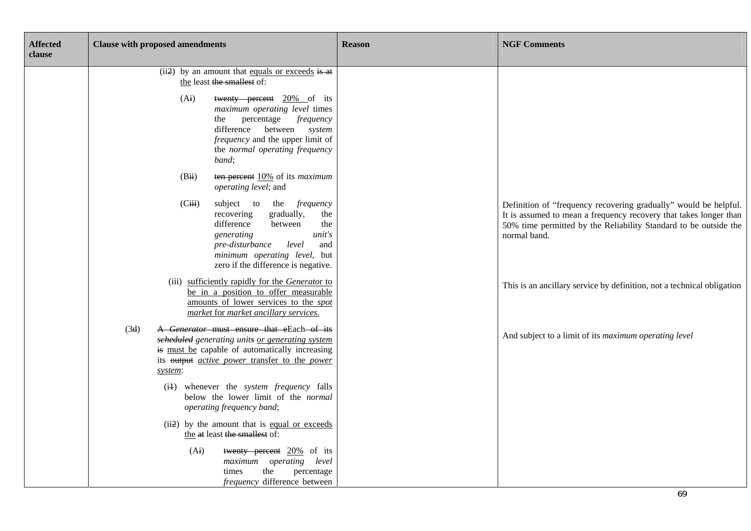| Affected clause | Clause with proposed amendments | Reason | NGF Comments |
|---|---|---|---|
| | (ii2) by an amount that equals or exceeds is at the least the smallest of: | | |
| | (Ai) twenty percent 20% of its *maximum operating level* times the percentage *frequency* difference between *system frequency* and the upper limit of the *normal operating frequency band*; | | |
| | (Bii) ten percent 10% of its *maximum operating level*; and | | |
| | (Ciii) subject to the *frequency* recovering gradually, the difference between the *generating unit's pre-disturbance level* and *minimum operating level*, but zero if the difference is negative. | | Definition of "frequency recovering gradually" would be helpful. It is assumed to mean a frequency recovery that takes longer than 50% time permitted by the Reliability Standard to be outside the normal band. |
| | (iii) sufficiently rapidly for the *Generator* to be in a position to offer measurable amounts of lower services to the *spot market* for *market ancillary services*. | | This is an ancillary service by definition, not a technical obligation |
| | (3d) A *Generator* must ensure that eEach of its *scheduled generating units* or *generating system* is must be capable of automatically increasing its output *active power* transfer to the *power system*: | | And subject to a limit of its *maximum operating level* |
| | (i1) whenever the *system frequency* falls below the lower limit of the *normal operating frequency band*; | | |
| | (ii2) by the amount that is equal or exceeds the at least the smallest of: | | |
| | (Ai) twenty percent 20% of its *maximum operating level* times the percentage *frequency* difference between | | |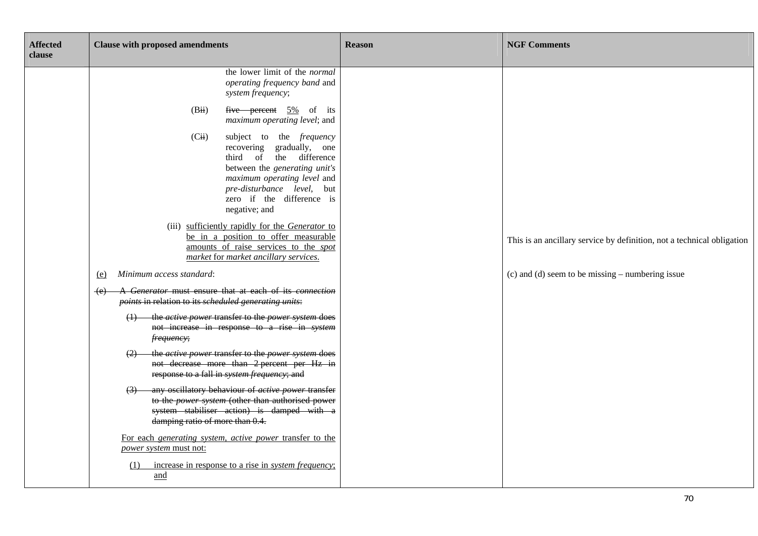| Affected clause | Clause with proposed amendments | Reason | NGF Comments |
|---|---|---|---|
| | the lower limit of the *normal operating frequency band* and *system frequency*;<br><br>(B~~ii~~) ~~five percent~~ <u>5%</u> of its *maximum operating level*; and<br><br>(C~~ii~~) subject to the *frequency* recovering gradually, one third of the difference between the *generating unit's maximum operating level* and *pre-disturbance level*, but zero if the difference is negative; and<br><br><u>(iii) sufficiently rapidly for the *Generator* to be in a position to offer measurable amounts of raise services to the *spot market* for *market ancillary services*.</u> | | This is an ancillary service by definition, not a technical obligation |
| | <u>(e)</u> *Minimum access standard*:<br><br>~~(e) A *Generator* must ensure that at each of its *connection points* in relation to its *scheduled generating units*:~~<br><br>~~(1) the *active power* transfer to the *power system* does not increase in response to a rise in *system frequency*;~~<br><br>~~(2) the *active power* transfer to the *power system* does not decrease more than 2 percent per Hz in response to a fall in *system frequency*; and~~<br><br>~~(3) any oscillatory behaviour of *active power* transfer to the *power system* (other than authorised power system stabiliser action) is damped with a damping ratio of more than 0.4.~~<br><br><u>For each *generating system*, *active power* transfer to the *power system* must not:</u><br><br><u>(1) increase in response to a rise in *system frequency*; and</u> | | (c) and (d) seem to be missing – numbering issue |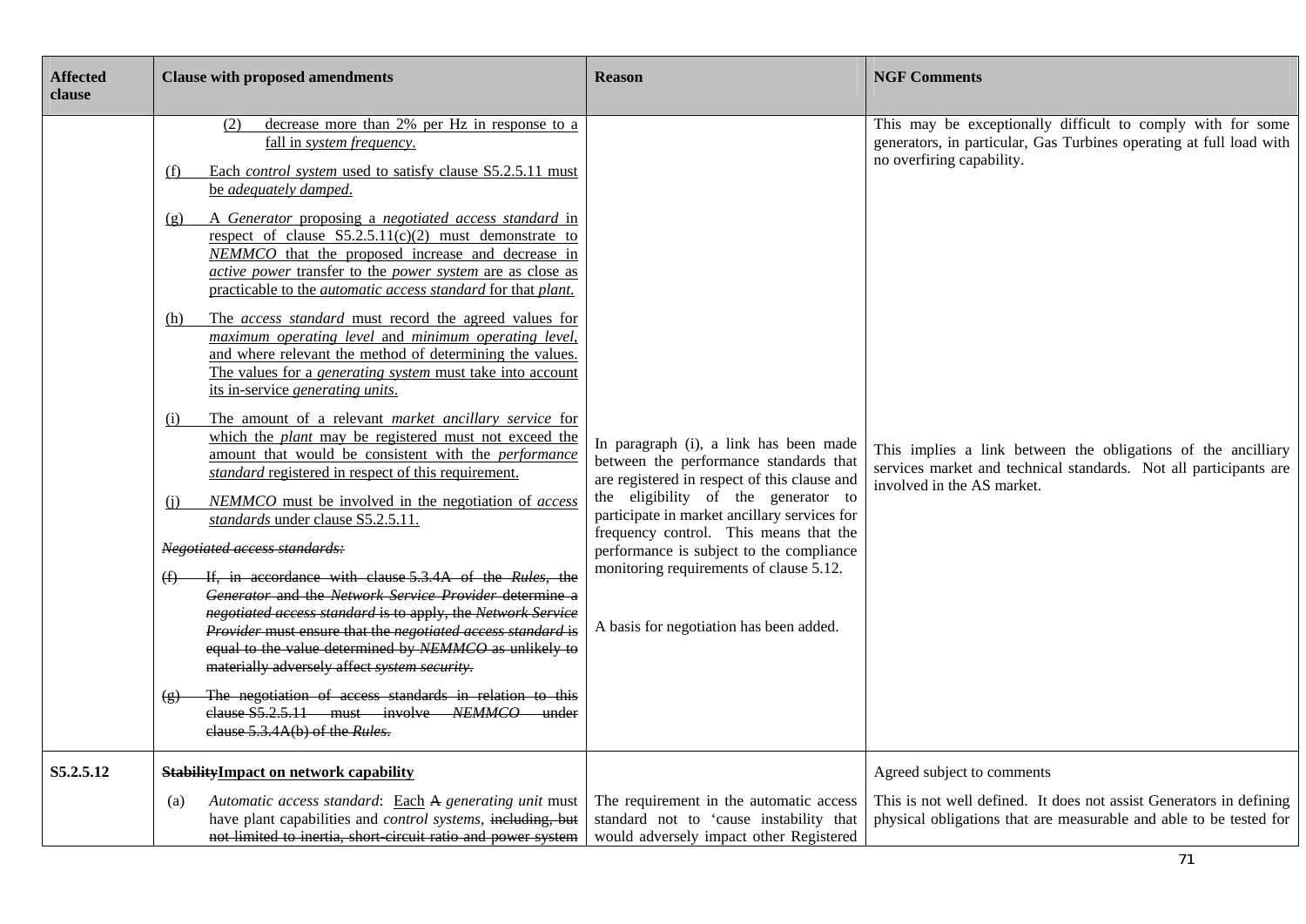| Affected clause | Clause with proposed amendments | Reason | NGF Comments |
|---|---|---|---|
| | (2) decrease more than 2% per Hz in response to a fall in *system frequency*.<br><br>(f) Each *control system* used to satisfy clause S5.2.5.11 must be *adequately damped*.<br><br>(g) A *Generator* proposing a *negotiated access standard* in respect of clause S5.2.5.11(c)(2) must demonstrate to *NEMMCO* that the proposed increase and decrease in *active power* transfer to the *power system* are as close as practicable to the *automatic access standard* for that *plant.*<br><br>(h) The *access standard* must record the agreed values for *maximum operating level* and *minimum operating level*, and where relevant the method of determining the values. The values for a *generating system* must take into account its in-service *generating units*.<br><br>(i) The amount of a relevant *market ancillary service* for which the *plant* may be registered must not exceed the amount that would be consistent with the *performance standard* registered in respect of this requirement.<br><br>(j) *NEMMCO* must be involved in the negotiation of *access standards* under clause S5.2.5.11.<br><br>~~*Negotiated access standards:*~~<br><br>~~(f) If, in accordance with clause 5.3.4A of the *Rules*, the *Generator* and the *Network Service Provider* determine a *negotiated access standard* is to apply, the *Network Service Provider* must ensure that the *negotiated access standard* is equal to the value determined by *NEMMCO* as unlikely to materially adversely affect *system security*.~~<br><br>~~(g) The negotiation of access standards in relation to this clause S5.2.5.11 must involve *NEMMCO* under clause 5.3.4A(b) of the *Rules*.~~ | In paragraph (i), a link has been made between the performance standards that are registered in respect of this clause and the eligibility of the generator to participate in market ancillary services for frequency control. This means that the performance is subject to the compliance monitoring requirements of clause 5.12.<br><br>A basis for negotiation has been added. | This may be exceptionally difficult to comply with for some generators, in particular, Gas Turbines operating at full load with no overfiring capability.<br><br>This implies a link between the obligations of the ancilliary services market and technical standards. Not all participants are involved in the AS market. |
| **S5.2.5.12** | **~~Stability~~Impact on network capability**<br><br>(a) *Automatic access standard*: Each ~~A~~ *generating unit* must have plant capabilities and *control systems*, ~~including, but not limited to inertia, short-circuit ratio and power system~~ | The requirement in the automatic access standard not to 'cause instability that would adversely impact other Registered | Agreed subject to comments<br><br>This is not well defined. It does not assist Generators in defining physical obligations that are measurable and able to be tested for |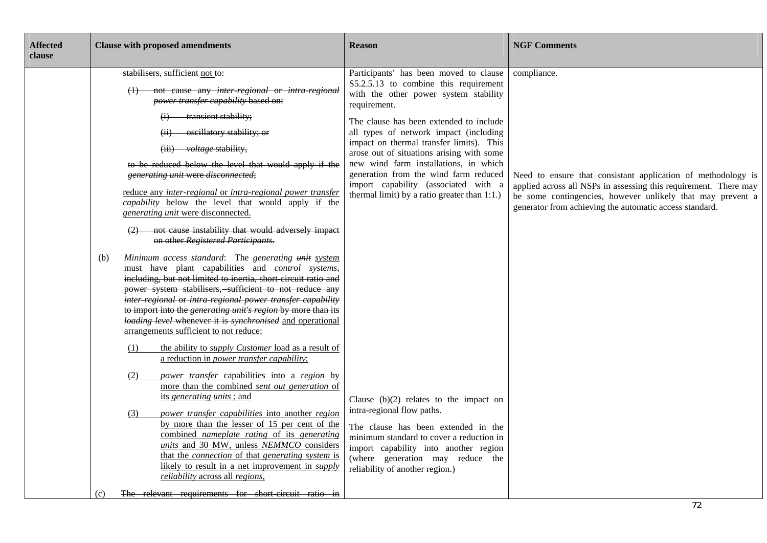| Affected clause | Clause with proposed amendments | Reason | NGF Comments |
|---|---|---|---|
| | ~~stabilisers,~~ sufficient not to~~:~~<br><br>~~(1) not cause any *inter-regional* or *intra-regional power transfer capability* based on:~~<br><br>~~(i) transient stability;~~<br><br>~~(ii) oscillatory stability; or~~<br><br>~~(iii) *voltage* stability,~~<br><br>~~to be reduced below the level that would apply if the *generating unit* were *disconnected*;~~<br><br>reduce any *inter-regional* or *intra-regional power transfer capability* below the level that would apply if the *generating unit* were disconnected.<br><br>~~(2) not cause instability that would adversely impact on other *Registered Participants*.~~<br><br>(b) *Minimum access standard*: The *generating* ~~*unit*~~ *system* must have plant capabilities and *control systems*~~, including, but not limited to inertia, short-circuit ratio and power system stabilisers, sufficient to not reduce any *inter-regional* or *intra-regional power transfer capability* to import into the *generating unit's region* by more than its *loading level* whenever it is *synchronised*~~ and operational arrangements sufficient to not reduce:<br><br>(1) the ability to *supply Customer* load as a result of a reduction in *power transfer capability*;<br><br>(2) *power transfer* capabilities into a *region* by more than the combined *sent out generation* of its *generating units* ; and<br><br>(3) *power transfer capabilities* into another *region* by more than the lesser of 15 per cent of the combined *nameplate rating* of its *generating units* and 30 MW, unless *NEMMCO* considers that the *connection* of that *generating system* is likely to result in a net improvement in *supply reliability* across all *regions*,<br><br>(c) ~~The relevant requirements for short-circuit ratio in~~ | Participants' has been moved to clause S5.2.5.13 to combine this requirement with the other power system stability requirement.<br><br>The clause has been extended to include all types of network impact (including impact on thermal transfer limits). This arose out of situations arising with some new wind farm installations, in which generation from the wind farm reduced import capability (associated with a thermal limit) by a ratio greater than 1:1.)<br><br>Clause (b)(2) relates to the impact on intra-regional flow paths.<br><br>The clause has been extended in the minimum standard to cover a reduction in import capability into another region (where generation may reduce the reliability of another region.) | compliance.<br><br>Need to ensure that consistant application of methodology is applied across all NSPs in assessing this requirement. There may be some contingencies, however unlikely that may prevent a generator from achieving the automatic access standard. |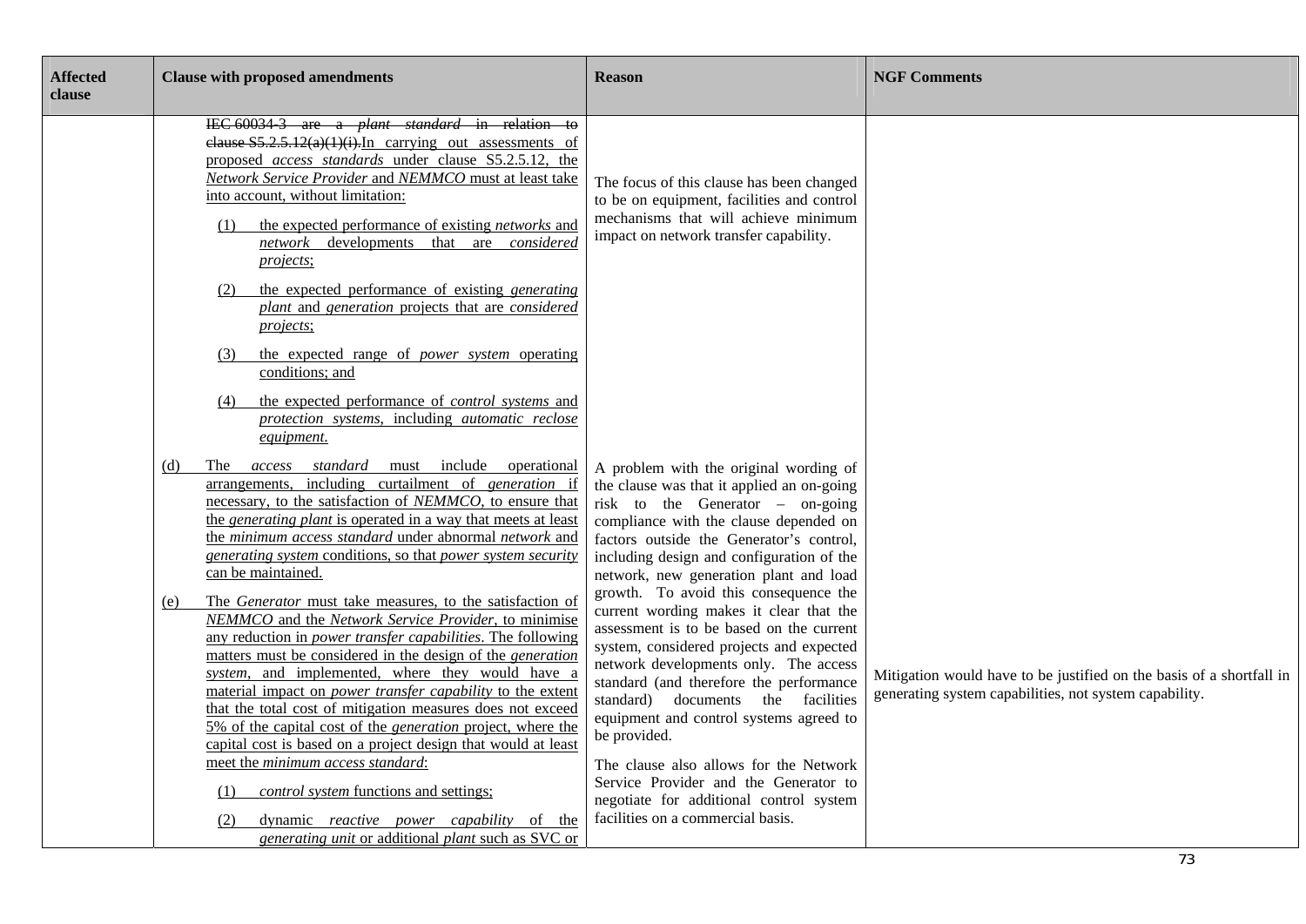| Affected clause | Clause with proposed amendments | Reason | NGF Comments |
|---|---|---|---|
| | ~~IEC 60034-3 are a *plant standard* in relation to clause S5.2.5.12(a)(1)(i).~~In carrying out assessments of proposed *access standards* under clause S5.2.5.12, the *Network Service Provider* and *NEMMCO* must at least take into account, without limitation:<br><br>(1) the expected performance of existing *networks* and *network* developments that are *considered projects*;<br><br>(2) the expected performance of existing *generating plant* and *generation* projects that are *considered projects*;<br><br>(3) the expected range of *power system* operating conditions; and<br><br>(4) the expected performance of *control systems* and *protection systems*, including *automatic reclose equipment*. | The focus of this clause has been changed to be on equipment, facilities and control mechanisms that will achieve minimum impact on network transfer capability. | |
| | (d) The *access standard* must include operational arrangements, including curtailment of *generation* if necessary, to the satisfaction of *NEMMCO*, to ensure that the *generating plant* is operated in a way that meets at least the *minimum access standard* under abnormal *network* and *generating system* conditions, so that *power system security* can be maintained.<br><br>(e) The *Generator* must take measures, to the satisfaction of *NEMMCO* and the *Network Service Provider*, to minimise any reduction in *power transfer capabilities*. The following matters must be considered in the design of the *generation system*, and implemented, where they would have a material impact on *power transfer capability* to the extent that the total cost of mitigation measures does not exceed 5% of the capital cost of the *generation* project, where the capital cost is based on a project design that would at least meet the *minimum access standard*:<br><br>(1) *control system* functions and settings;<br><br>(2) dynamic *reactive power capability* of the *generating unit* or additional *plant* such as SVC or | A problem with the original wording of the clause was that it applied an on-going risk to the Generator – on-going compliance with the clause depended on factors outside the Generator's control, including design and configuration of the network, new generation plant and load growth. To avoid this consequence the current wording makes it clear that the assessment is to be based on the current system, considered projects and expected network developments only. The access standard (and therefore the performance standard) documents the facilities equipment and control systems agreed to be provided.<br><br>The clause also allows for the Network Service Provider and the Generator to negotiate for additional control system facilities on a commercial basis. | Mitigation would have to be justified on the basis of a shortfall in generating system capabilities, not system capability. |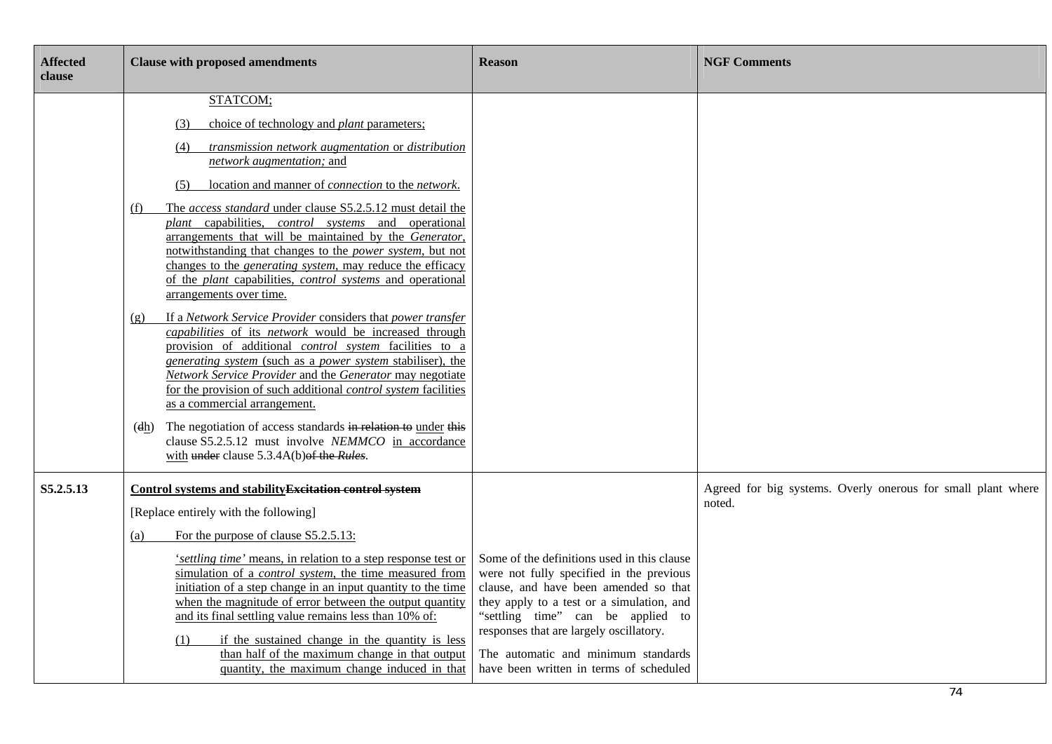| Affected clause | Clause with proposed amendments | Reason | NGF Comments |
| --- | --- | --- | --- |
| | STATCOM;<br><br>(3) choice of technology and *plant* parameters;<br><br>(4) *transmission network augmentation* or *distribution network augmentation;* and<br><br>(5) location and manner of *connection* to the *network*.<br><br>(f) The *access standard* under clause S5.2.5.12 must detail the *plant* capabilities, *control systems* and operational arrangements that will be maintained by the *Generator*, notwithstanding that changes to the *power system*, but not changes to the *generating system*, may reduce the efficacy of the *plant* capabilities, *control systems* and operational arrangements over time.<br><br>(g) If a *Network Service Provider* considers that *power transfer capabilities* of its *network* would be increased through provision of additional *control system* facilities to a *generating system* (such as a *power system* stabiliser), the *Network Service Provider* and the *Generator* may negotiate for the provision of such additional *control system* facilities as a commercial arrangement.<br><br>(~~d~~h) The negotiation of access standards ~~in relation to~~ under ~~this~~ clause S5.2.5.12 must involve *NEMMCO* in accordance with ~~under~~ clause 5.3.4A(b)~~of the *Rules*~~. | | |
| S5.2.5.13 | **Control systems and stability~~Excitation control system~~**<br><br>[Replace entirely with the following]<br><br>(a) For the purpose of clause S5.2.5.13:<br><br>'*settling time*' means, in relation to a step response test or simulation of a *control system*, the time measured from initiation of a step change in an input quantity to the time when the magnitude of error between the output quantity and its final settling value remains less than 10% of:<br><br>(1) if the sustained change in the quantity is less than half of the maximum change in that output quantity, the maximum change induced in that | Some of the definitions used in this clause were not fully specified in the previous clause, and have been amended so that they apply to a test or a simulation, and "settling time" can be applied to responses that are largely oscillatory.<br><br>The automatic and minimum standards have been written in terms of scheduled | Agreed for big systems. Overly onerous for small plant where noted. |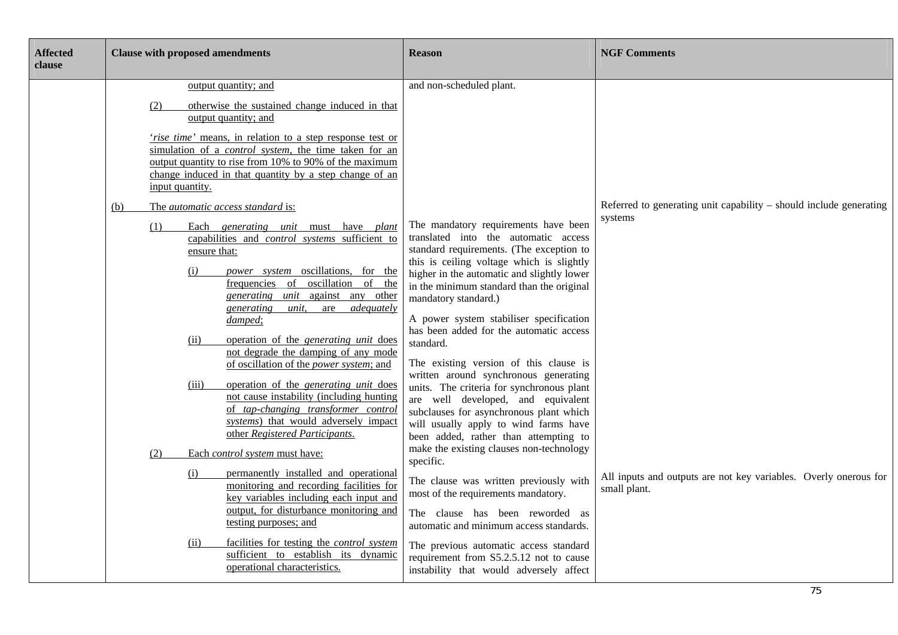| Affected clause | Clause with proposed amendments | Reason | NGF Comments |
|---|---|---|---|
| | output quantity; and<br><br>(2) otherwise the sustained change induced in that output quantity; and<br><br>'*rise time*' means, in relation to a step response test or simulation of a *control system*, the time taken for an output quantity to rise from 10% to 90% of the maximum change induced in that quantity by a step change of an input quantity.<br><br>(b) The *automatic access standard* is:<br><br>(1) Each *generating unit* must have *plant* capabilities and *control systems* sufficient to ensure that:<br><br>(i) *power system* oscillations, for the frequencies of oscillation of the *generating unit* against any other *generating unit*, are *adequately damped*;<br><br>(ii) operation of the *generating unit* does not degrade the damping of any mode of oscillation of the *power system*; and<br><br>(iii) operation of the *generating unit* does not cause instability (including hunting of *tap-changing transformer control systems*) that would adversely impact other *Registered Participants*.<br><br>(2) Each *control system* must have:<br><br>(i) permanently installed and operational monitoring and recording facilities for key variables including each input and output, for disturbance monitoring and testing purposes; and<br><br>(ii) facilities for testing the *control system* sufficient to establish its dynamic operational characteristics. | and non-scheduled plant.<br><br>The mandatory requirements have been translated into the automatic access standard requirements. (The exception to this is ceiling voltage which is slightly higher in the automatic and slightly lower in the minimum standard than the original mandatory standard.)<br><br>A power system stabiliser specification has been added for the automatic access standard.<br><br>The existing version of this clause is written around synchronous generating units. The criteria for synchronous plant are well developed, and equivalent subclauses for asynchronous plant which will usually apply to wind farms have been added, rather than attempting to make the existing clauses non-technology specific.<br><br>The clause was written previously with most of the requirements mandatory.<br><br>The clause has been reworded as automatic and minimum access standards.<br><br>The previous automatic access standard requirement from S5.2.5.12 not to cause instability that would adversely affect | Referred to generating unit capability – should include generating systems<br><br>All inputs and outputs are not key variables. Overly onerous for small plant. |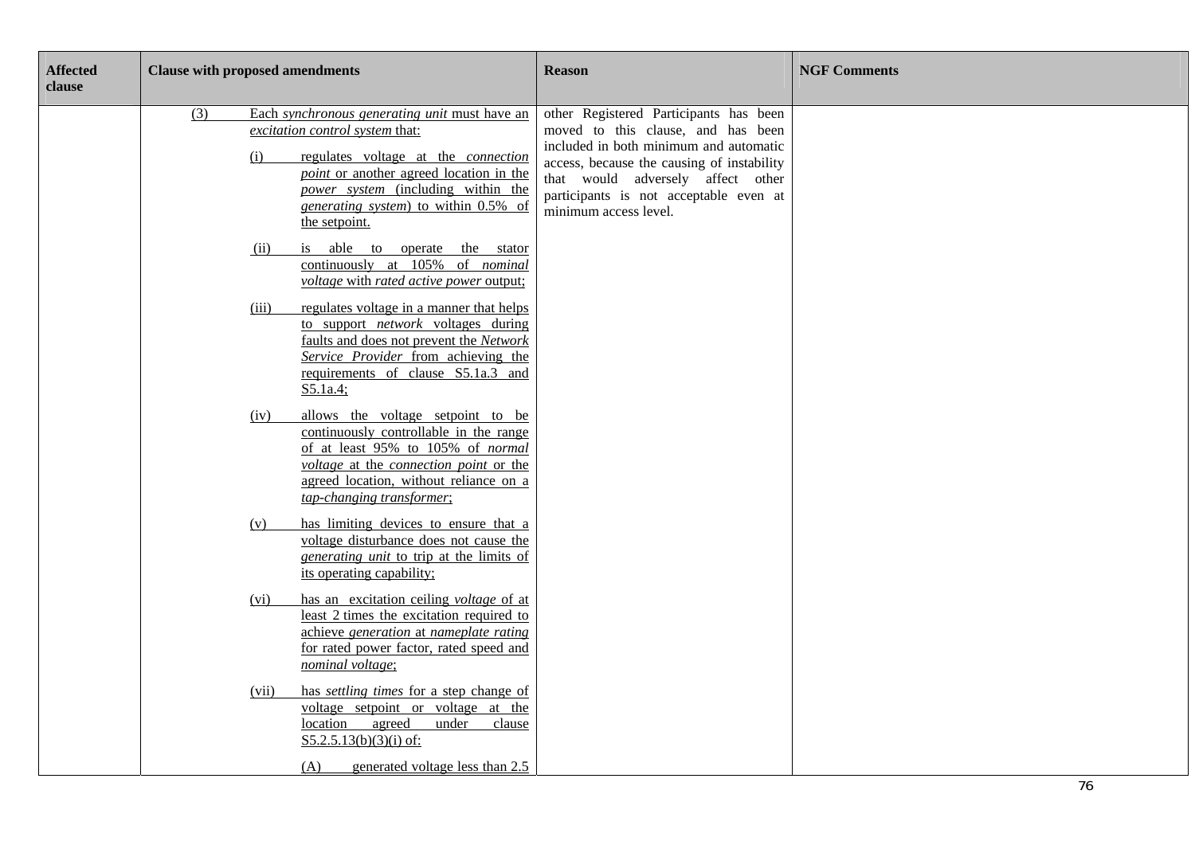| Affected clause | Clause with proposed amendments | Reason | NGF Comments |
|---|---|---|---|
| | (3) Each *synchronous generating unit* must have an *excitation control system* that:<br><br>(i) regulates voltage at the *connection point* or another agreed location in the *power system* (including within the *generating system*) to within 0.5% of the setpoint.<br><br>(ii) is able to operate the stator continuously at 105% of *nominal voltage* with *rated active power* output;<br><br>(iii) regulates voltage in a manner that helps to support *network* voltages during faults and does not prevent the *Network Service Provider* from achieving the requirements of clause S5.1a.3 and S5.1a.4;<br><br>(iv) allows the voltage setpoint to be continuously controllable in the range of at least 95% to 105% of *normal voltage* at the *connection point* or the agreed location, without reliance on a *tap-changing transformer*;<br><br>(v) has limiting devices to ensure that a voltage disturbance does not cause the *generating unit* to trip at the limits of its operating capability;<br><br>(vi) has an excitation ceiling *voltage* of at least 2 times the excitation required to achieve *generation* at *nameplate rating* for rated power factor, rated speed and *nominal voltage*;<br><br>(vii) has *settling times* for a step change of voltage setpoint or voltage at the location agreed under clause S5.2.5.13(b)(3)(i) of:<br><br>(A) generated voltage less than 2.5 | other Registered Participants has been moved to this clause, and has been included in both minimum and automatic access, because the causing of instability that would adversely affect other participants is not acceptable even at minimum access level. | |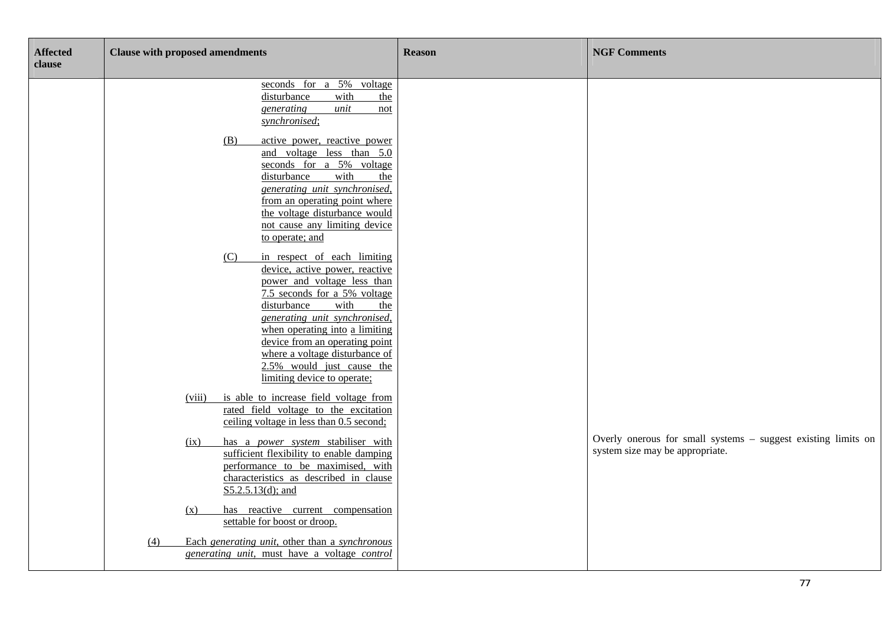| Affected clause | Clause with proposed amendments | Reason | NGF Comments |
|---|---|---|---|
| | seconds for a 5% voltage disturbance with the *generating unit* not *synchronised*;<br><br>(B) active power, reactive power and voltage less than 5.0 seconds for a 5% voltage disturbance with the *generating unit synchronised*, from an operating point where the voltage disturbance would not cause any limiting device to operate; and<br><br>(C) in respect of each limiting device, active power, reactive power and voltage less than 7.5 seconds for a 5% voltage disturbance with the *generating unit synchronised*, when operating into a limiting device from an operating point where a voltage disturbance of 2.5% would just cause the limiting device to operate;<br><br>(viii) is able to increase field voltage from rated field voltage to the excitation ceiling voltage in less than 0.5 second;<br><br>(ix) has a *power system* stabiliser with sufficient flexibility to enable damping performance to be maximised, with characteristics as described in clause S5.2.5.13(d); and<br><br>(x) has reactive current compensation settable for boost or droop.<br><br>(4) Each *generating unit*, other than a *synchronous generating unit*, must have a voltage *control* | | Overly onerous for small systems – suggest existing limits on system size may be appropriate. |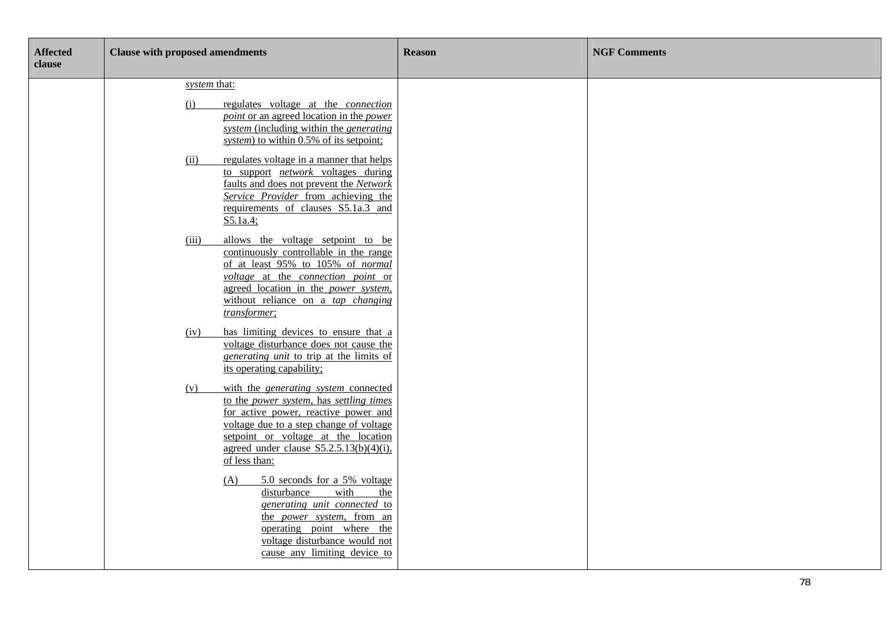| Affected clause | Clause with proposed amendments | Reason | NGF Comments |
|---|---|---|---|
| | *system* that:<br><br>(i) regulates voltage at the *connection point* or an agreed location in the *power system* (including within the *generating system*) to within 0.5% of its setpoint;<br><br>(ii) regulates voltage in a manner that helps to support *network* voltages during faults and does not prevent the *Network Service Provider* from achieving the requirements of clauses S5.1a.3 and S5.1a.4;<br><br>(iii) allows the voltage setpoint to be continuously controllable in the range of at least 95% to 105% of *normal voltage* at the *connection point* or agreed location in the *power system*, without reliance on a *tap changing transformer*;<br><br>(iv) has limiting devices to ensure that a voltage disturbance does not cause the *generating unit* to trip at the limits of its operating capability;<br><br>(v) with the *generating system* connected to the *power system*, has *settling times* for active power, reactive power and voltage due to a step change of voltage setpoint or voltage at the location agreed under clause S5.2.5.13(b)(4)(i), of less than:<br><br>(A) 5.0 seconds for a 5% voltage disturbance with the *generating unit connected* to the *power system*, from an operating point where the voltage disturbance would not cause any limiting device to | | |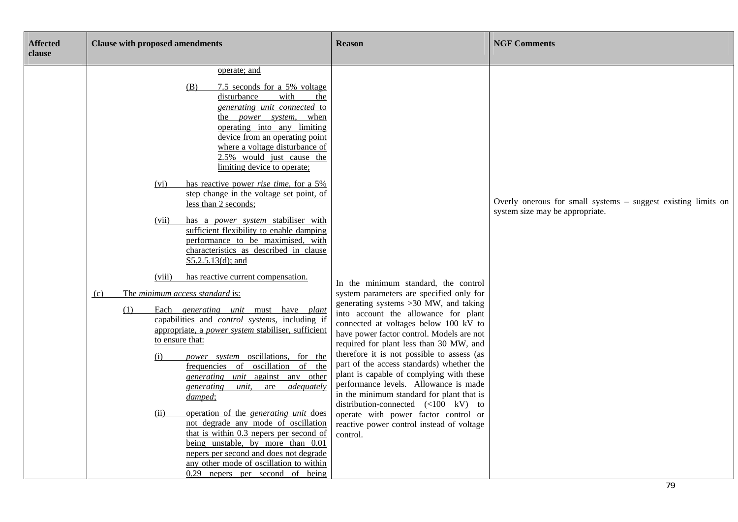| Affected clause | Clause with proposed amendments | Reason | NGF Comments |
|---|---|---|---|
| | operate; and<br><br>(B) 7.5 seconds for a 5% voltage disturbance with the *generating unit connected* to the *power system*, when operating into any limiting device from an operating point where a voltage disturbance of 2.5% would just cause the limiting device to operate;<br><br>(vi) has reactive power *rise time*, for a 5% step change in the voltage set point, of less than 2 seconds;<br><br>(vii) has a *power system* stabiliser with sufficient flexibility to enable damping performance to be maximised, with characteristics as described in clause S5.2.5.13(d); and<br><br>(viii) has reactive current compensation.<br><br>(c) The *minimum access standard* is:<br><br>(1) Each *generating unit* must have *plant* capabilities and *control systems*, including if appropriate, a *power system* stabiliser, sufficient to ensure that:<br><br>(i) *power system* oscillations, for the frequencies of oscillation of the *generating unit* against any other *generating unit*, are *adequately damped*;<br><br>(ii) operation of the *generating unit* does not degrade any mode of oscillation that is within 0.3 nepers per second of being unstable, by more than 0.01 nepers per second and does not degrade any other mode of oscillation to within 0.29 nepers per second of being | In the minimum standard, the control system parameters are specified only for generating systems >30 MW, and taking into account the allowance for plant connected at voltages below 100 kV to have power factor control. Models are not required for plant less than 30 MW, and therefore it is not possible to assess (as part of the access standards) whether the plant is capable of complying with these performance levels. Allowance is made in the minimum standard for plant that is distribution-connected (<100 kV) to operate with power factor control or reactive power control instead of voltage control. | Overly onerous for small systems – suggest existing limits on system size may be appropriate. |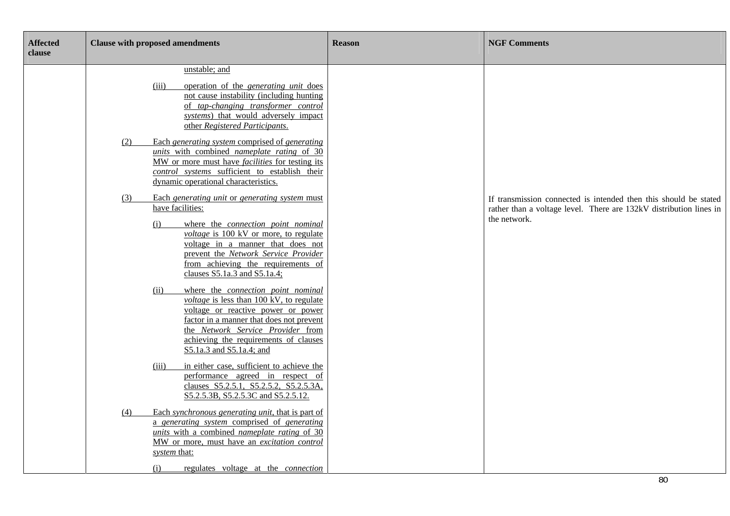| Affected clause | Clause with proposed amendments | Reason | NGF Comments |
|---|---|---|---|
| | unstable; and<br><br>(iii) operation of the *generating unit* does not cause instability (including hunting of *tap-changing transformer control systems*) that would adversely impact other *Registered Participants*.<br><br>(2) Each *generating system* comprised of *generating units* with combined *nameplate rating* of 30 MW or more must have *facilities* for testing its *control systems* sufficient to establish their dynamic operational characteristics.<br><br>(3) Each *generating unit* or *generating system* must have facilities:<br><br>(i) where the *connection point nominal voltage* is 100 kV or more, to regulate voltage in a manner that does not prevent the *Network Service Provider* from achieving the requirements of clauses S5.1a.3 and S5.1a.4;<br><br>(ii) where the *connection point nominal voltage* is less than 100 kV, to regulate voltage or reactive power or power factor in a manner that does not prevent the *Network Service Provider* from achieving the requirements of clauses S5.1a.3 and S5.1a.4; and<br><br>(iii) in either case, sufficient to achieve the performance agreed in respect of clauses S5.2.5.1, S5.2.5.2, S5.2.5.3A, S5.2.5.3B, S5.2.5.3C and S5.2.5.12.<br><br>(4) Each *synchronous generating unit*, that is part of a *generating system* comprised of *generating units* with a combined *nameplate rating* of 30 MW or more, must have an *excitation control system* that:<br><br>(i) regulates voltage at the *connection* | | If transmission connected is intended then this should be stated rather than a voltage level. There are 132kV distribution lines in the network. |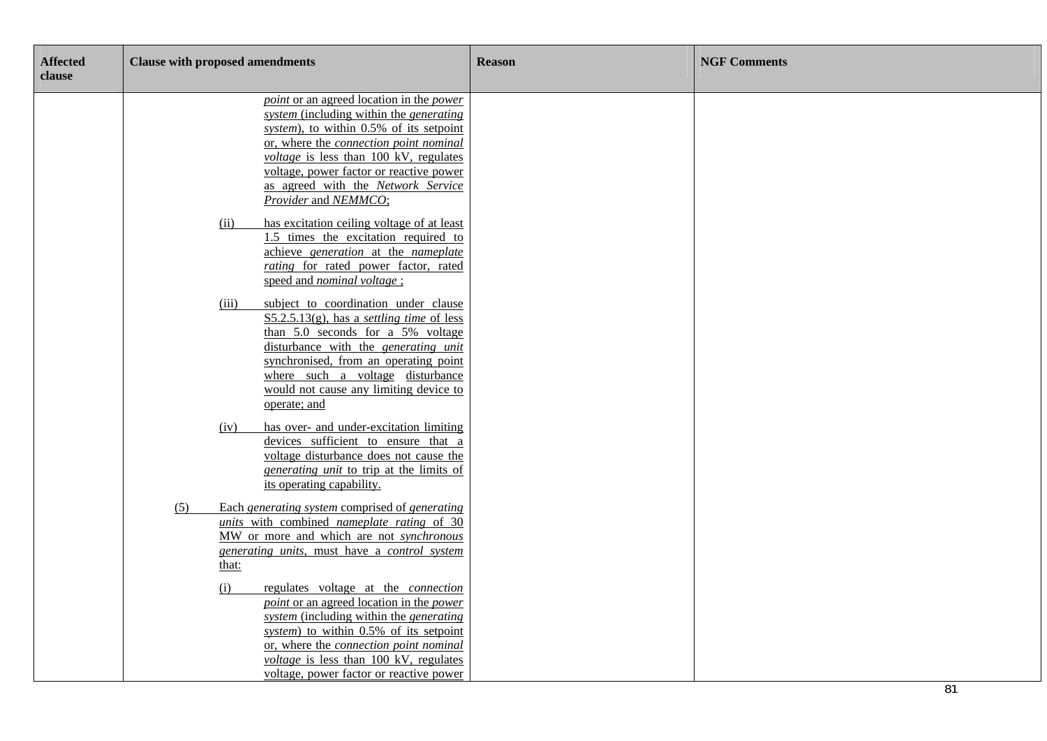| Affected clause | Clause with proposed amendments | Reason | NGF Comments |
|---|---|---|---|
| | *point* or an agreed location in the *power system* (including within the *generating system*), to within 0.5% of its setpoint or, where the *connection point nominal voltage* is less than 100 kV, regulates voltage, power factor or reactive power as agreed with the *Network Service Provider* and *NEMMCO*;<br><br>(ii) has excitation ceiling voltage of at least 1.5 times the excitation required to achieve *generation* at the *nameplate rating* for rated power factor, rated speed and *nominal voltage* ;<br><br>(iii) subject to coordination under clause S5.2.5.13(g), has a *settling time* of less than 5.0 seconds for a 5% voltage disturbance with the *generating unit* synchronised, from an operating point where such a voltage disturbance would not cause any limiting device to operate; and<br><br>(iv) has over- and under-excitation limiting devices sufficient to ensure that a voltage disturbance does not cause the *generating unit* to trip at the limits of its operating capability.<br><br>(5) Each *generating system* comprised of *generating units* with combined *nameplate rating* of 30 MW or more and which are not *synchronous generating units*, must have a *control system* that:<br><br>(i) regulates voltage at the *connection point* or an agreed location in the *power system* (including within the *generating system*) to within 0.5% of its setpoint or, where the *connection point nominal voltage* is less than 100 kV, regulates voltage, power factor or reactive power | | |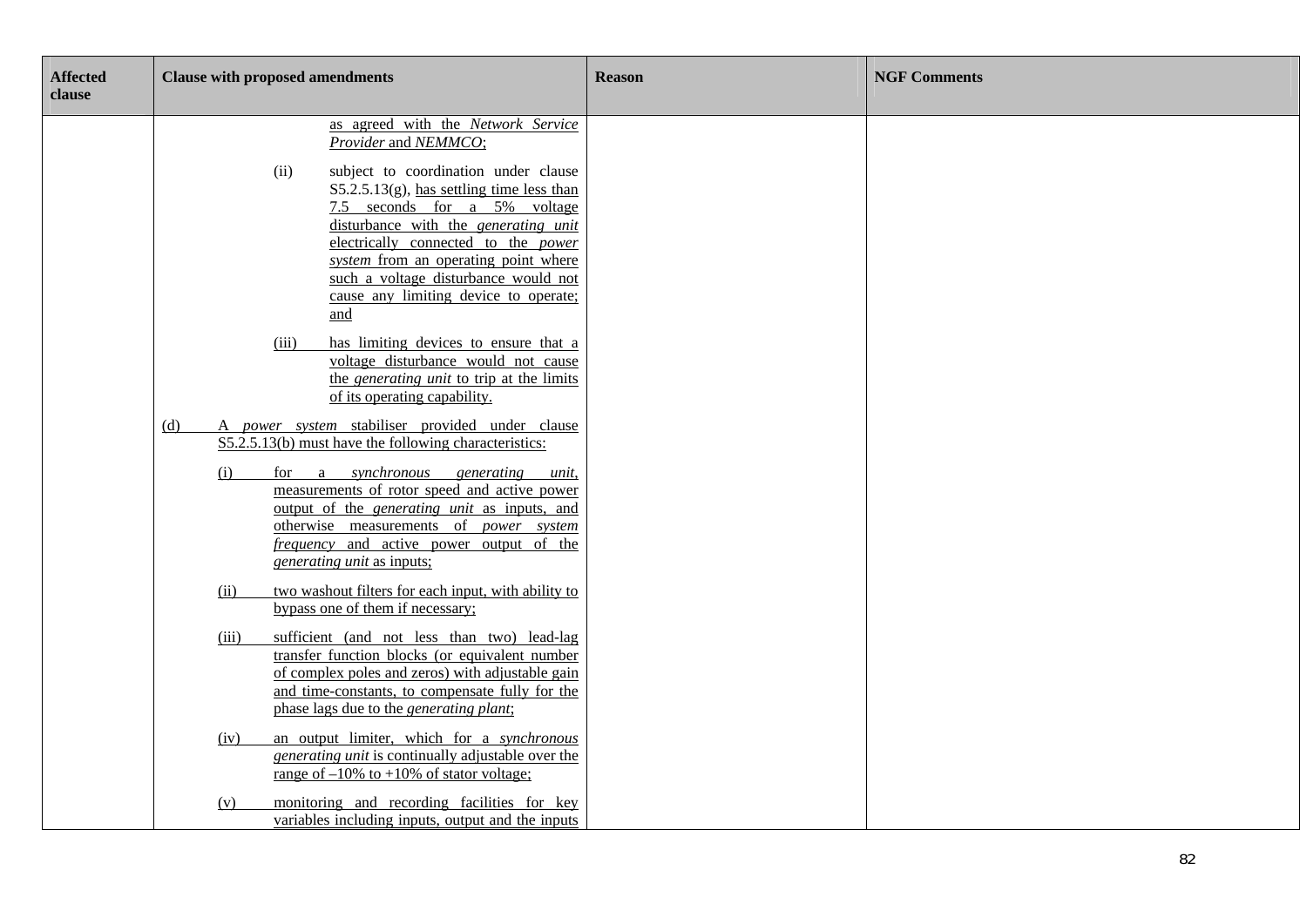| Affected clause | Clause with proposed amendments | Reason | NGF Comments |
|---|---|---|---|
| | as agreed with the *Network Service Provider* and *NEMMCO*;<br><br>(ii) subject to coordination under clause S5.2.5.13(g), has settling time less than 7.5 seconds for a 5% voltage disturbance with the *generating unit* electrically connected to the *power system* from an operating point where such a voltage disturbance would not cause any limiting device to operate; and<br><br>(iii) has limiting devices to ensure that a voltage disturbance would not cause the *generating unit* to trip at the limits of its operating capability.<br><br>(d) A *power system* stabiliser provided under clause S5.2.5.13(b) must have the following characteristics:<br><br>(i) for a *synchronous generating unit*, measurements of rotor speed and active power output of the *generating unit* as inputs, and otherwise measurements of *power system frequency* and active power output of the *generating unit* as inputs;<br><br>(ii) two washout filters for each input, with ability to bypass one of them if necessary;<br><br>(iii) sufficient (and not less than two) lead-lag transfer function blocks (or equivalent number of complex poles and zeros) with adjustable gain and time-constants, to compensate fully for the phase lags due to the *generating plant*;<br><br>(iv) an output limiter, which for a *synchronous generating unit* is continually adjustable over the range of –10% to +10% of stator voltage;<br><br>(v) monitoring and recording facilities for key variables including inputs, output and the inputs | | |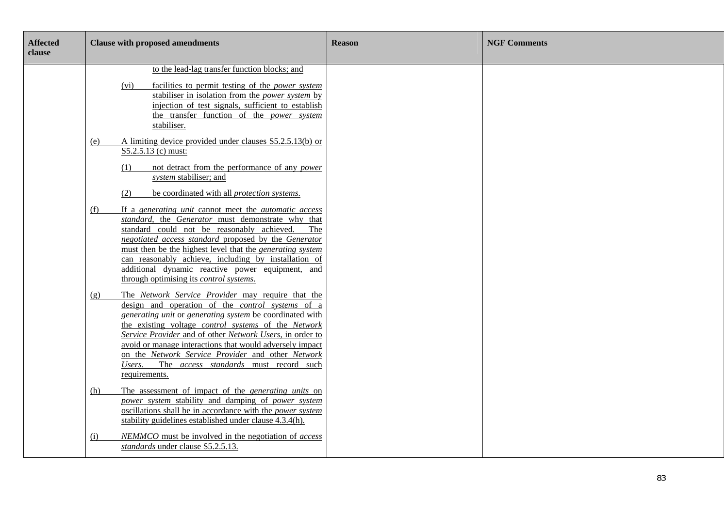| Affected clause | Clause with proposed amendments | Reason | NGF Comments |
|---|---|---|---|
| | to the lead-lag transfer function blocks; and<br><br>(vi) facilities to permit testing of the *power system* stabiliser in isolation from the *power system* by injection of test signals, sufficient to establish the transfer function of the *power system* stabiliser.<br><br>(e) A limiting device provided under clauses S5.2.5.13(b) or S5.2.5.13 (c) must:<br><br>(1) not detract from the performance of any *power system* stabiliser; and<br><br>(2) be coordinated with all *protection systems*.<br><br>(f) If a *generating unit* cannot meet the *automatic access standard*, the *Generator* must demonstrate why that standard could not be reasonably achieved. The *negotiated access standard* proposed by the *Generator* must then be the highest level that the *generating system* can reasonably achieve, including by installation of additional dynamic reactive power equipment, and through optimising its *control systems*.<br><br>(g) The *Network Service Provider* may require that the design and operation of the *control systems* of a *generating unit* or *generating system* be coordinated with the existing voltage *control systems* of the *Network Service Provider* and of other *Network Users*, in order to avoid or manage interactions that would adversely impact on the *Network Service Provider* and other *Network Users*. The *access standards* must record such requirements.<br><br>(h) The assessment of impact of the *generating units* on *power system* stability and damping of *power system* oscillations shall be in accordance with the *power system* stability guidelines established under clause 4.3.4(h).<br><br>(i) *NEMMCO* must be involved in the negotiation of *access standards* under clause S5.2.5.13. | | |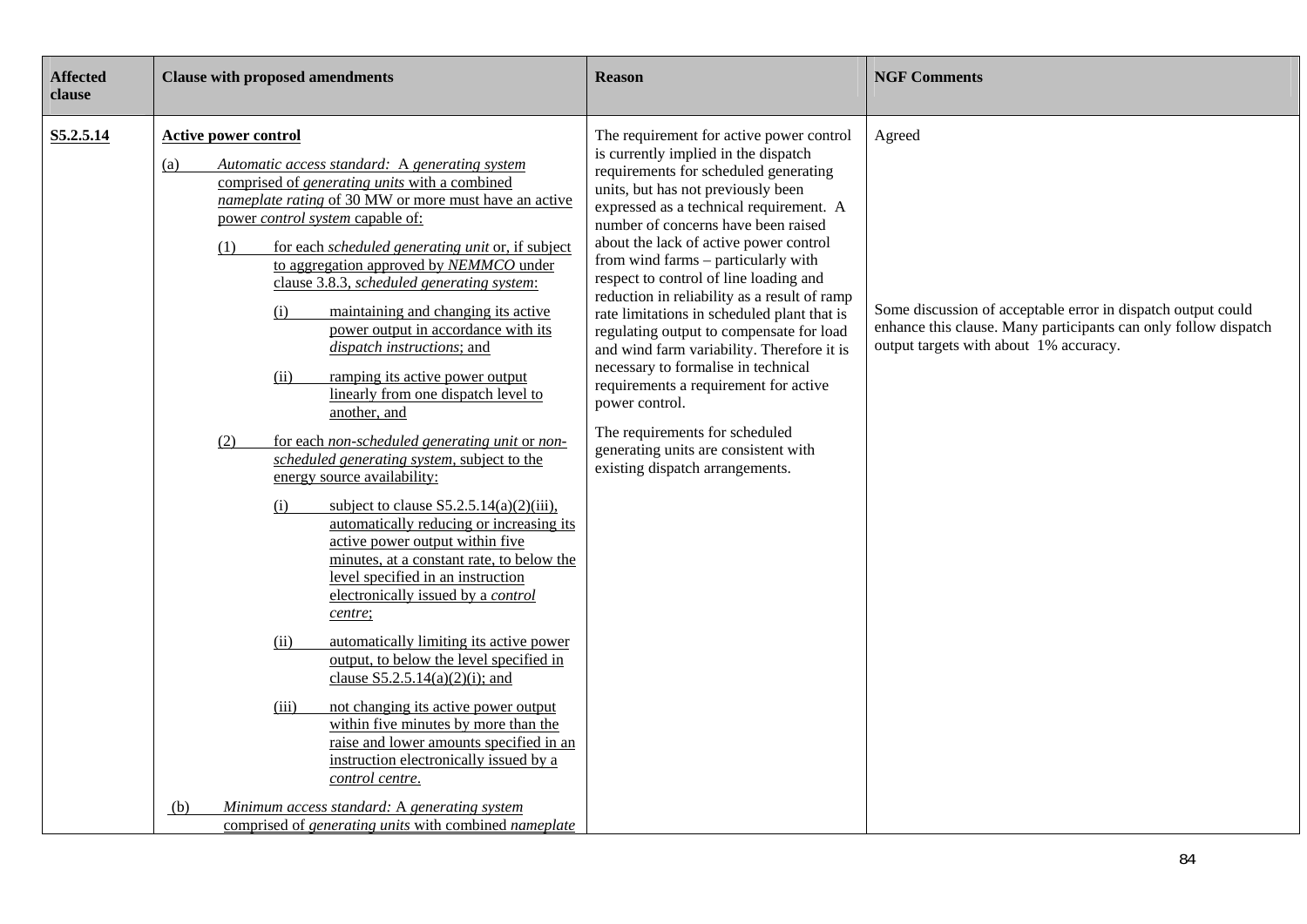| Affected clause | Clause with proposed amendments | Reason | NGF Comments |
|---|---|---|---|
| S5.2.5.14 | **Active power control**<br><br>(a) *Automatic access standard:* A *generating system* comprised of *generating units* with a combined *nameplate rating* of 30 MW or more must have an active power *control system* capable of:<br><br>(1) for each *scheduled generating unit* or, if subject to aggregation approved by *NEMMCO* under clause 3.8.3, *scheduled generating system*:<br><br>(i) maintaining and changing its active power output in accordance with its *dispatch instructions*; and<br><br>(ii) ramping its active power output linearly from one dispatch level to another, and<br><br>(2) for each *non-scheduled generating unit* or *non-scheduled generating system*, subject to the energy source availability:<br><br>(i) subject to clause S5.2.5.14(a)(2)(iii), automatically reducing or increasing its active power output within five minutes, at a constant rate, to below the level specified in an instruction electronically issued by a *control centre*;<br><br>(ii) automatically limiting its active power output, to below the level specified in clause S5.2.5.14(a)(2)(i); and<br><br>(iii) not changing its active power output within five minutes by more than the raise and lower amounts specified in an instruction electronically issued by a *control centre*.<br><br>(b) *Minimum access standard:* A *generating system* comprised of *generating units* with combined *nameplate* | The requirement for active power control is currently implied in the dispatch requirements for scheduled generating units, but has not previously been expressed as a technical requirement. A number of concerns have been raised about the lack of active power control from wind farms – particularly with respect to control of line loading and reduction in reliability as a result of ramp rate limitations in scheduled plant that is regulating output to compensate for load and wind farm variability. Therefore it is necessary to formalise in technical requirements a requirement for active power control.<br><br>The requirements for scheduled generating units are consistent with existing dispatch arrangements. | Agreed<br><br>Some discussion of acceptable error in dispatch output could enhance this clause. Many participants can only follow dispatch output targets with about 1% accuracy. |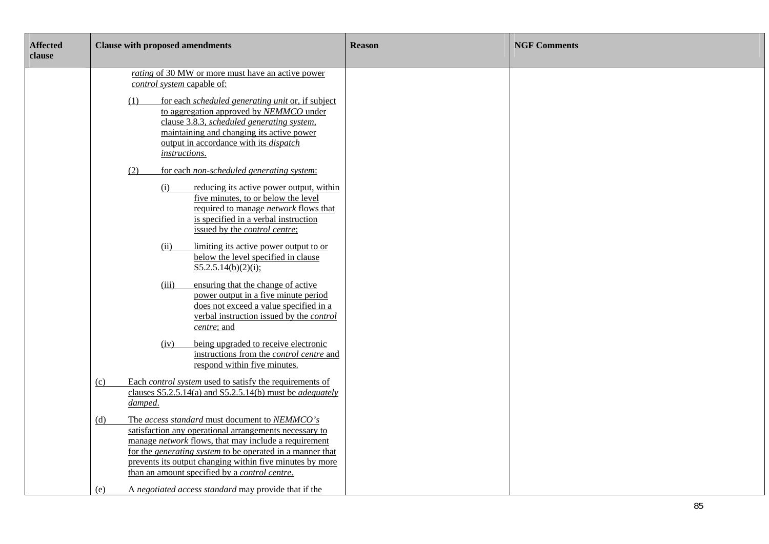| Affected clause | Clause with proposed amendments | Reason | NGF Comments |
|---|---|---|---|
| | *rating* of 30 MW or more must have an active power *control system* capable of:<br><br>(1) for each *scheduled generating unit* or, if subject to aggregation approved by *NEMMCO* under clause 3.8.3, *scheduled generating system*, maintaining and changing its active power output in accordance with its *dispatch instructions*.<br><br>(2) for each *non-scheduled generating system*:<br><br>(i) reducing its active power output, within five minutes, to or below the level required to manage *network* flows that is specified in a verbal instruction issued by the *control centre*;<br><br>(ii) limiting its active power output to or below the level specified in clause S5.2.5.14(b)(2)(i);<br><br>(iii) ensuring that the change of active power output in a five minute period does not exceed a value specified in a verbal instruction issued the *control centre*; and<br><br>(iv) being upgraded to receive electronic instructions from the *control centre* and respond within five minutes.<br><br>(c) Each *control system* used to satisfy the requirements of clauses S5.2.5.14(a) and S5.2.5.14(b) must be *adequately damped*.<br><br>(d) The *access standard* must document to *NEMMCO's* satisfaction any operational arrangements necessary to manage *network* flows, that may include a requirement for the *generating system* to be operated in a manner that prevents its output changing within five minutes by more than an amount specified by a *control centre*.<br><br>(e) A *negotiated access standard* may provide that if the | | |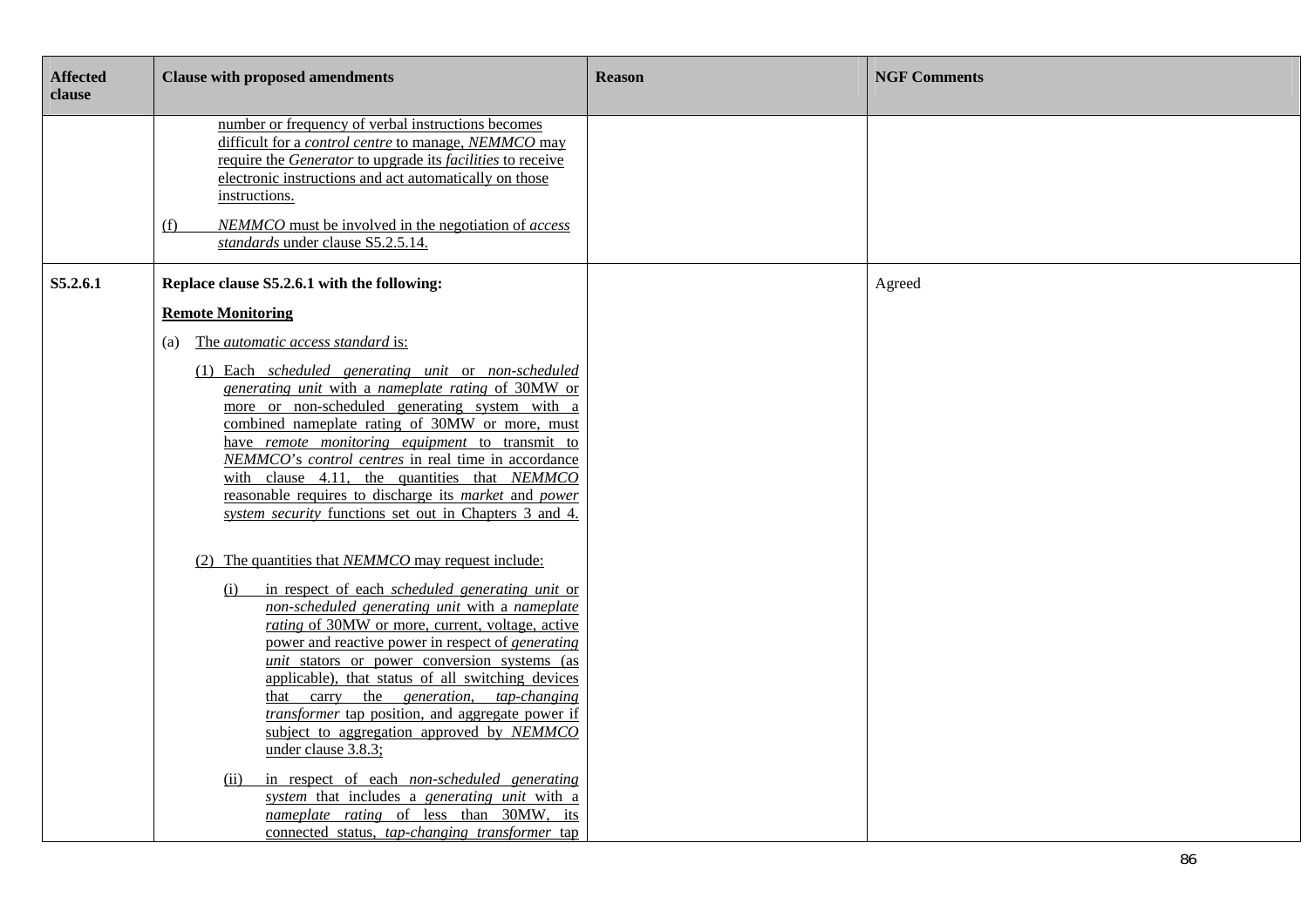| Affected clause | Clause with proposed amendments | Reason | NGF Comments |
|---|---|---|---|
| | number or frequency of verbal instructions becomes difficult for a *control centre* to manage, *NEMMCO* may require the *Generator* to upgrade its *facilities* to receive electronic instructions and act automatically on those instructions.<br><br>(f) *NEMMCO* must be involved in the negotiation of *access standards* under clause S5.2.5.14. | | |
| **S5.2.6.1** | **Replace clause S5.2.6.1 with the following:**<br><br>**Remote Monitoring**<br><br>(a) The *automatic access standard* is:<br><br>(1) Each *scheduled generating unit* or *non-scheduled generating unit* with a *nameplate rating* of 30MW or more or non-scheduled generating system with a combined nameplate rating of 30MW or more, must have *remote monitoring equipment* to transmit to *NEMMCO*'s *control centres* in real time in accordance with clause 4.11, the quantities that *NEMMCO* reasonable requires to discharge its *market* and *power system security* functions set out in Chapters 3 and 4.<br><br>(2) The quantities that *NEMMCO* may request include:<br><br>(i) in respect of each *scheduled generating unit* or *non-scheduled generating unit* with a *nameplate rating* of 30MW or more, current, voltage, active power and reactive power in respect of *generating unit* stators or power conversion systems (as applicable), that status of all switching devices that carry the *generation*, *tap-changing transformer* tap position, and aggregate power if subject to aggregation approved by *NEMMCO* under clause 3.8.3;<br><br>(ii) in respect of each *non-scheduled generating system* that includes a *generating unit* with a *nameplate rating* of less than 30MW, its connected status, *tap-changing transformer* tap | | Agreed |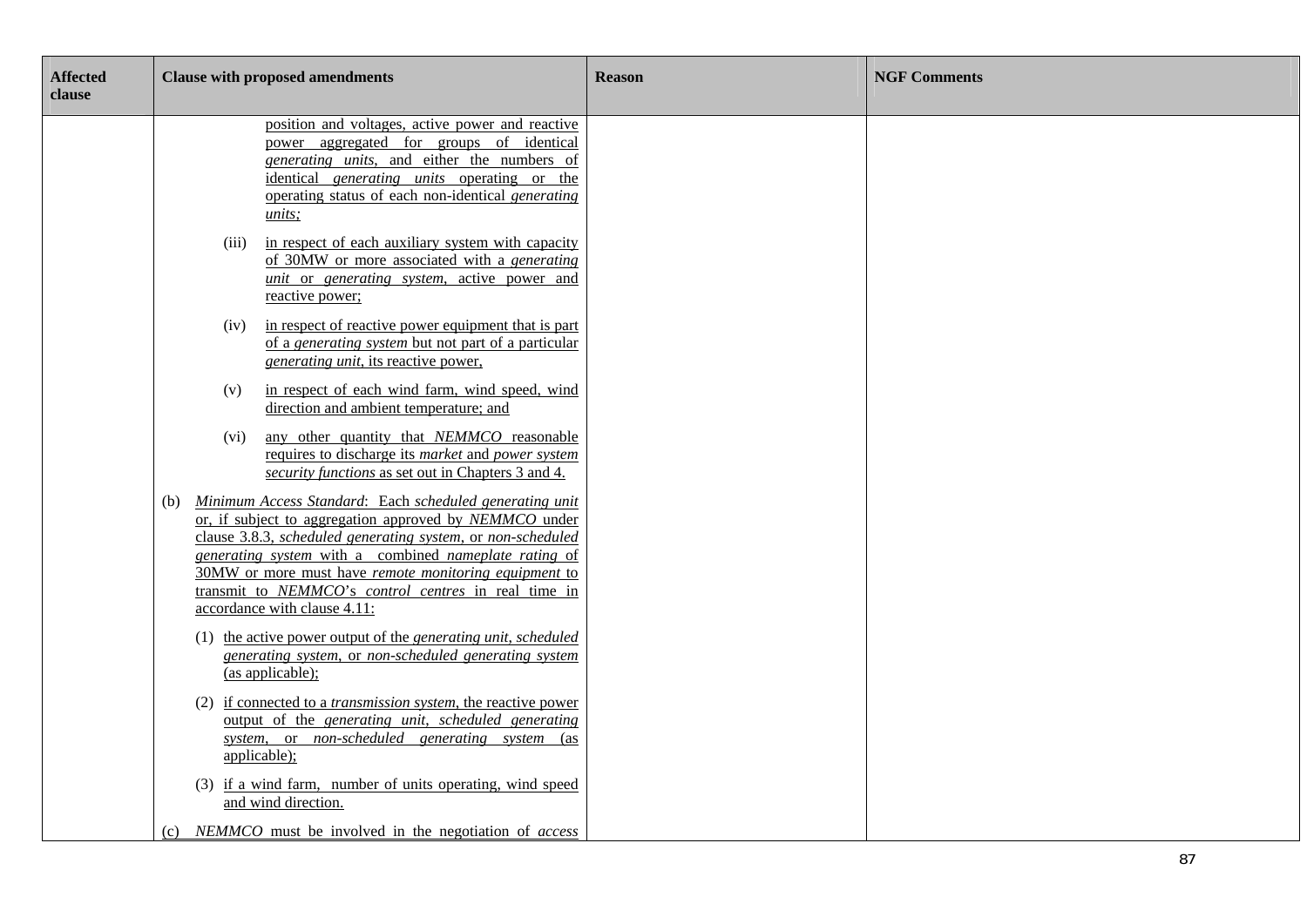| Affected clause | Clause with proposed amendments | Reason | NGF Comments |
|---|---|---|---|
| | position and voltages, active power and reactive power aggregated for groups of identical *generating units*, and either the numbers of identical *generating units* operating or the operating status of each non-identical *generating units;*<br><br>(iii) in respect of each auxiliary system with capacity of 30MW or more associated with a *generating unit* or *generating system*, active power and reactive power;<br><br>(iv) in respect of reactive power equipment that is part of a *generating system* but not part of a particular *generating unit*, its reactive power,<br><br>(v) in respect of each wind farm, wind speed, wind direction and ambient temperature; and<br><br>(vi) any other quantity that *NEMMCO* reasonable requires to discharge its *market* and *power system security functions* as set out in Chapters 3 and 4.<br><br>(b) *Minimum Access Standard*: Each *scheduled generating unit* or, if subject to aggregation approved by *NEMMCO* under clause 3.8.3, *scheduled generating system*, or *non-scheduled generating system* with a combined *nameplate rating* of 30MW or more must have *remote monitoring equipment* to transmit to *NEMMCO*'s *control centres* in real time in accordance with clause 4.11:<br><br>(1) the active power output of the *generating unit, scheduled generating system*, or *non-scheduled generating system* (as applicable);<br><br>(2) if connected to a *transmission system*, the reactive power output of the *generating unit, scheduled generating system*, or *non-scheduled generating system* (as applicable);<br><br>(3) if a wind farm, number of units operating, wind speed and wind direction.<br><br>(c) *NEMMCO* must be involved in the negotiation of *access* | | |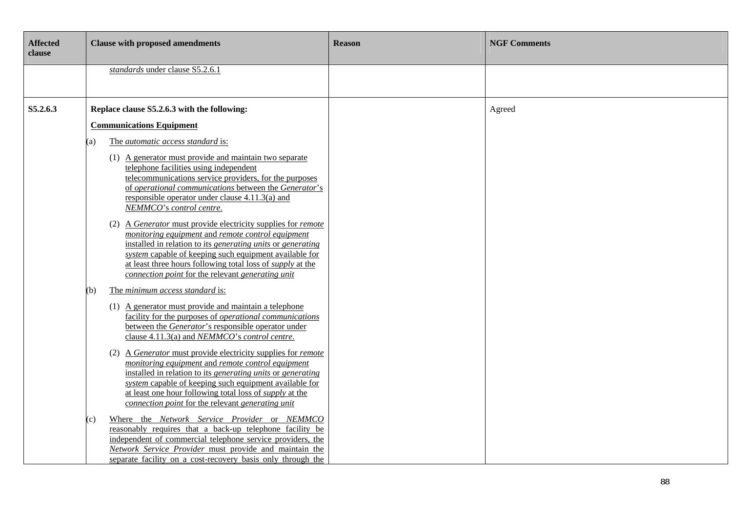| Affected clause | Clause with proposed amendments | Reason | NGF Comments |
|---|---|---|---|
| | *standards* under clause S5.2.6.1 | | |
| S5.2.6.3 | **Replace clause S5.2.6.3 with the following:**<br><br>**Communications Equipment**<br><br>(a) The *automatic access standard* is:<br><br>(1) A generator must provide and maintain two separate telephone facilities using independent telecommunications service providers, for the purposes of *operational communications* between the *Generator*'s responsible operator under clause 4.11.3(a) and *NEMMCO*'s *control centre*.<br><br>(2) A *Generator* must provide electricity supplies for *remote monitoring equipment* and *remote control equipment* installed in relation to its *generating units* or *generating system* capable of keeping such equipment available for at least three hours following total loss of *supply* at the *connection point* for the relevant *generating unit*<br><br>(b) The *minimum access standard* is:<br><br>(1) A generator must provide and maintain a telephone facility for the purposes of *operational communications* between the *Generator*'s responsible operator under clause 4.11.3(a) and *NEMMCO*'s *control centre*.<br><br>(2) A *Generator* must provide electricity supplies for *remote monitoring equipment* and *remote control equipment* installed in relation to its *generating units* or *generating system* capable of keeping such equipment available for at least one hour following total loss of *supply* at the *connection point* for the relevant *generating unit*<br><br>(c) Where the *Network Service Provider* or *NEMMCO* reasonably requires that a back-up telephone facility be independent of commercial telephone service providers, the *Network Service Provider* must provide and maintain the separate facility on a cost-recovery basis only through the | | Agreed |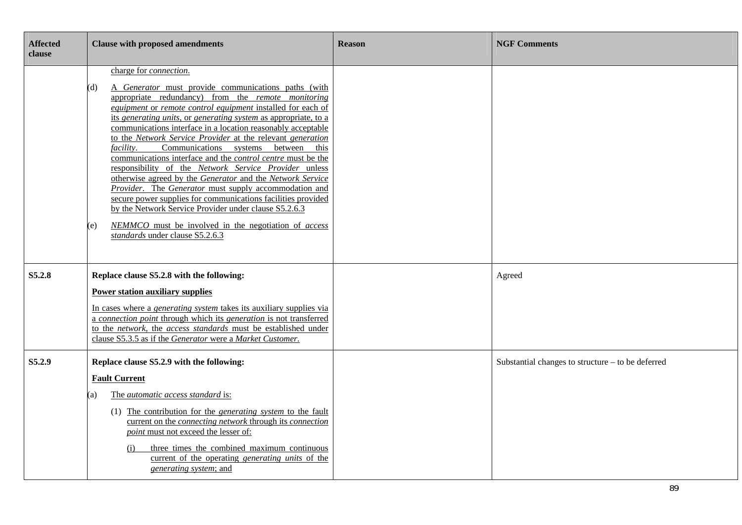| Affected clause | Clause with proposed amendments | Reason | NGF Comments |
|---|---|---|---|
| | charge for *connection*.<br><br>(d) A *Generator* must provide communications paths (with appropriate redundancy) from the *remote monitoring equipment* or *remote control equipment* installed for each of its *generating units*, or *generating system* as appropriate, to a communications interface in a location reasonably acceptable to the *Network Service Provider* at the relevant *generation facility*. Communications systems between this communications interface and the *control centre* must be the responsibility of the *Network Service Provider* unless otherwise agreed by the *Generator* and the *Network Service Provider*. The *Generator* must supply accommodation and secure power supplies for communications facilities provided by the Network Service Provider under clause S5.2.6.3<br><br>(e) *NEMMCO* must be involved in the negotiation of *access standards* under clause S5.2.6.3 | | |
| **S5.2.8** | **Replace clause S5.2.8 with the following:**<br><br>**Power station auxiliary supplies**<br><br>In cases where a *generating system* takes its auxiliary supplies via a *connection point* through which its *generation* is not transferred to the *network*, the *access standards* must be established under clause S5.3.5 as if the *Generator* were a *Market Customer*. | | Agreed |
| **S5.2.9** | **Replace clause S5.2.9 with the following:**<br><br>**Fault Current**<br><br>(a) The *automatic access standard* is:<br><br>(1) The contribution for the *generating system* to the fault current on the *connecting network* through its *connection point* must not exceed the lesser of:<br><br>(i) three times the combined maximum continuous current of the operating *generating units* of the *generating system*; and | | Substantial changes to structure – to be deferred |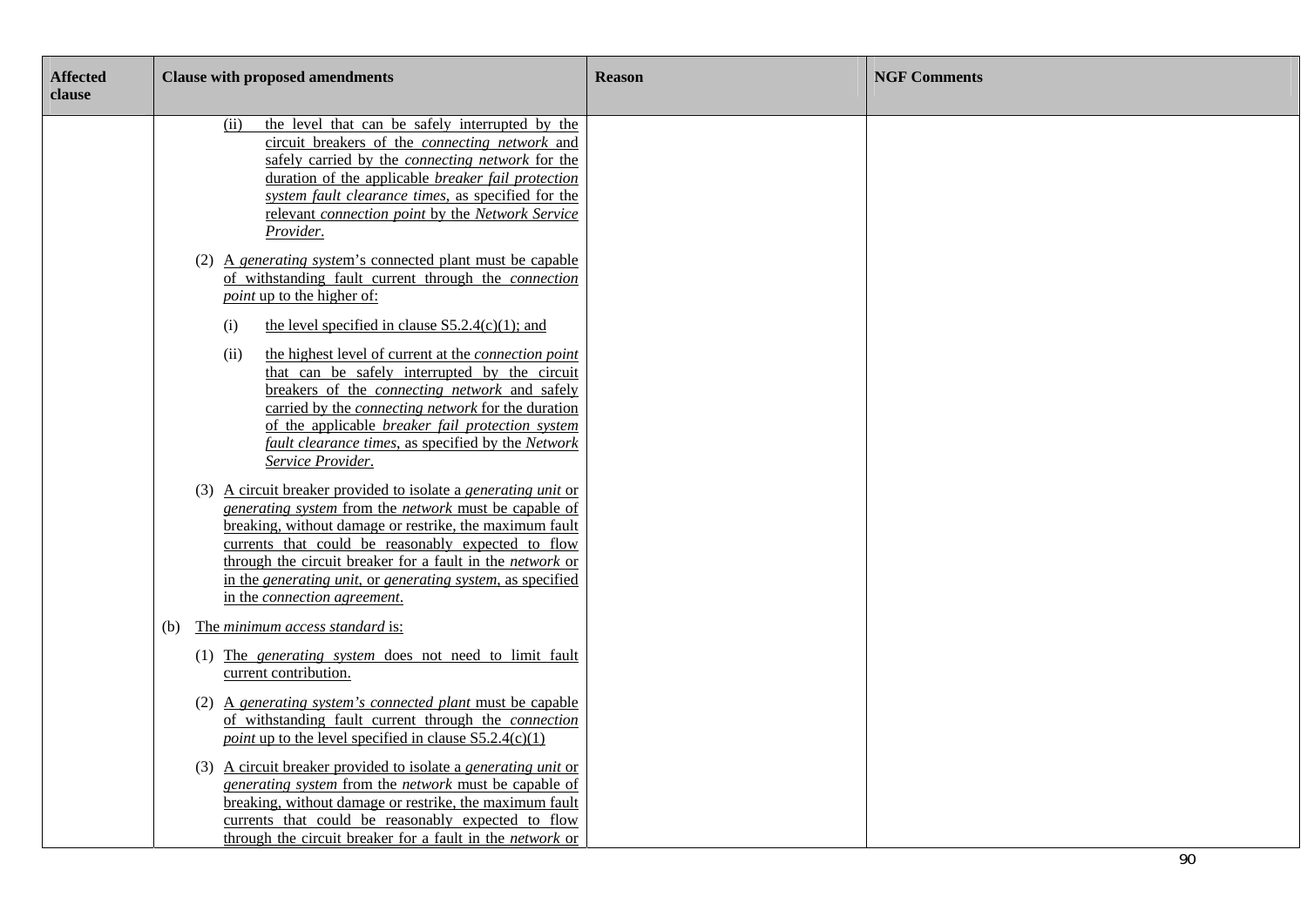| Affected clause | Clause with proposed amendments | Reason | NGF Comments |
|---|---|---|---|
| | (ii) the level that can be safely interrupted by the circuit breakers of the *connecting network* and safely carried by the *connecting network* for the duration of the applicable *breaker fail protection system fault clearance times*, as specified for the relevant *connection point* by the *Network Service Provider*.<br><br>(2) A *generating system*'s connected plant must be capable of withstanding fault current through the *connection point* up to the higher of:<br><br>(i) the level specified in clause S5.2.4(c)(1); and<br><br>(ii) the highest level of current at the *connection point* that can be safely interrupted by the circuit breakers of the *connecting network* and safely carried by the *connecting network* for the duration of the applicable *breaker fail protection system fault clearance times*, as specified by the *Network Service Provider*.<br><br>(3) A circuit breaker provided to isolate a *generating unit* or *generating system* from the *network* must be capable of breaking, without damage or restrike, the maximum fault currents that could be reasonably expected to flow through the circuit breaker for a fault in the *network* or in the *generating unit*, or *generating system*, as specified in the *connection agreement*.<br><br>(b) The *minimum access standard* is:<br><br>(1) The *generating system* does not need to limit fault current contribution.<br><br>(2) A *generating system's connected plant* must be capable of withstanding fault current through the *connection point* up to the level specified in clause S5.2.4(c)(1)<br><br>(3) A circuit breaker provided to isolate a *generating unit* or *generating system* from the *network* must be capable of breaking, without damage or restrike, the maximum fault currents that could be reasonably expected to flow through the circuit breaker for a fault in the *network* or | | |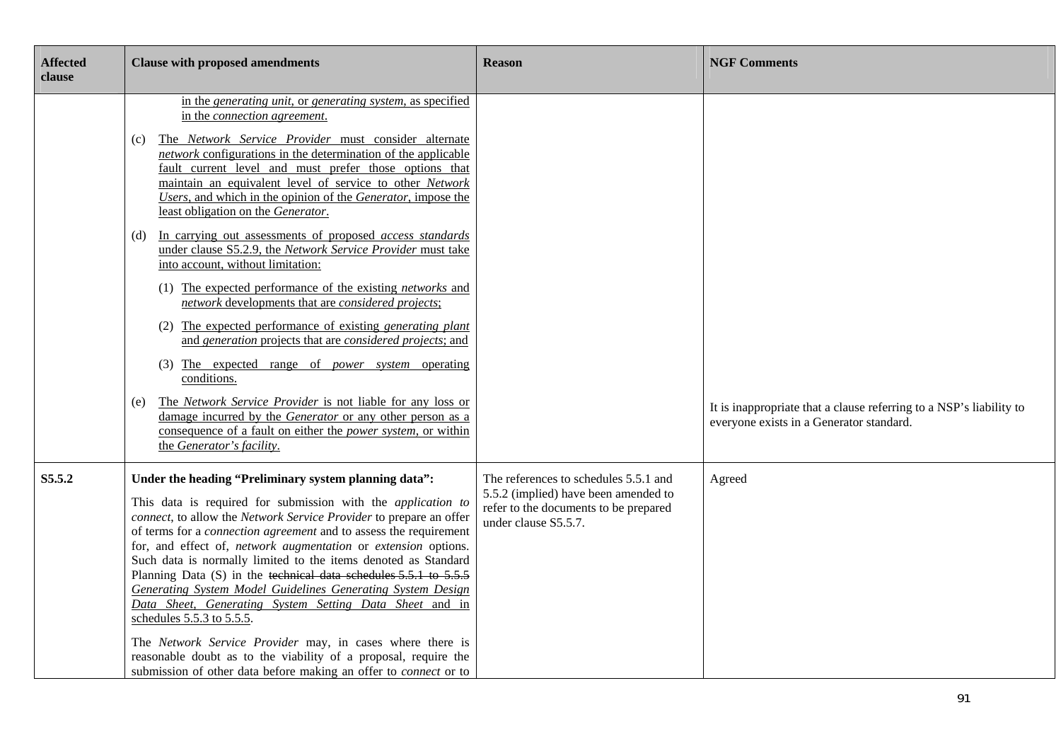| Affected clause | Clause with proposed amendments | Reason | NGF Comments |
|---|---|---|---|
| | in the *generating unit*, or *generating system*, as specified in the *connection agreement*.<br><br>(c) The *Network Service Provider* must consider alternate *network* configurations in the determination of the applicable fault current level and must prefer those options that maintain an equivalent level of service to other *Network Users*, and which in the opinion of the *Generator*, impose the least obligation on the *Generator*.<br><br>(d) In carrying out assessments of proposed *access standards* under clause S5.2.9, the *Network Service Provider* must take into account, without limitation:<br><br>(1) The expected performance of the existing *networks* and *network* developments that are *considered projects*;<br><br>(2) The expected performance of existing *generating plant* and *generation* projects that are *considered projects*; and<br><br>(3) The expected range of *power system* operating conditions.<br><br>(e) The *Network Service Provider* is not liable for any loss or damage incurred by the *Generator* or any other person as a consequence of a fault on either the *power system*, or within the *Generator's facility*. | | It is inappropriate that a clause referring to a NSP's liability to everyone exists in a Generator standard. |
| **S5.5.2** | **Under the heading "Preliminary system planning data":**<br><br>This data is required for submission with the *application to connect*, to allow the *Network Service Provider* to prepare an offer of terms for a *connection agreement* and to assess the requirement for, and effect of, *network augmentation* or *extension* options. Such data is normally limited to the items denoted as Standard Planning Data (S) in the ~~technical data schedules 5.5.1 to 5.5.5~~ *Generating System Model Guidelines Generating System Design Data Sheet, Generating System Setting Data Sheet* and in schedules 5.5.3 to 5.5.5.<br><br>The *Network Service Provider* may, in cases where there is reasonable doubt as to the viability of a proposal, require the submission of other data before making an offer to *connect* or to | The references to schedules 5.5.1 and 5.5.2 (implied) have been amended to refer to the documents to be prepared under clause S5.5.7. | Agreed |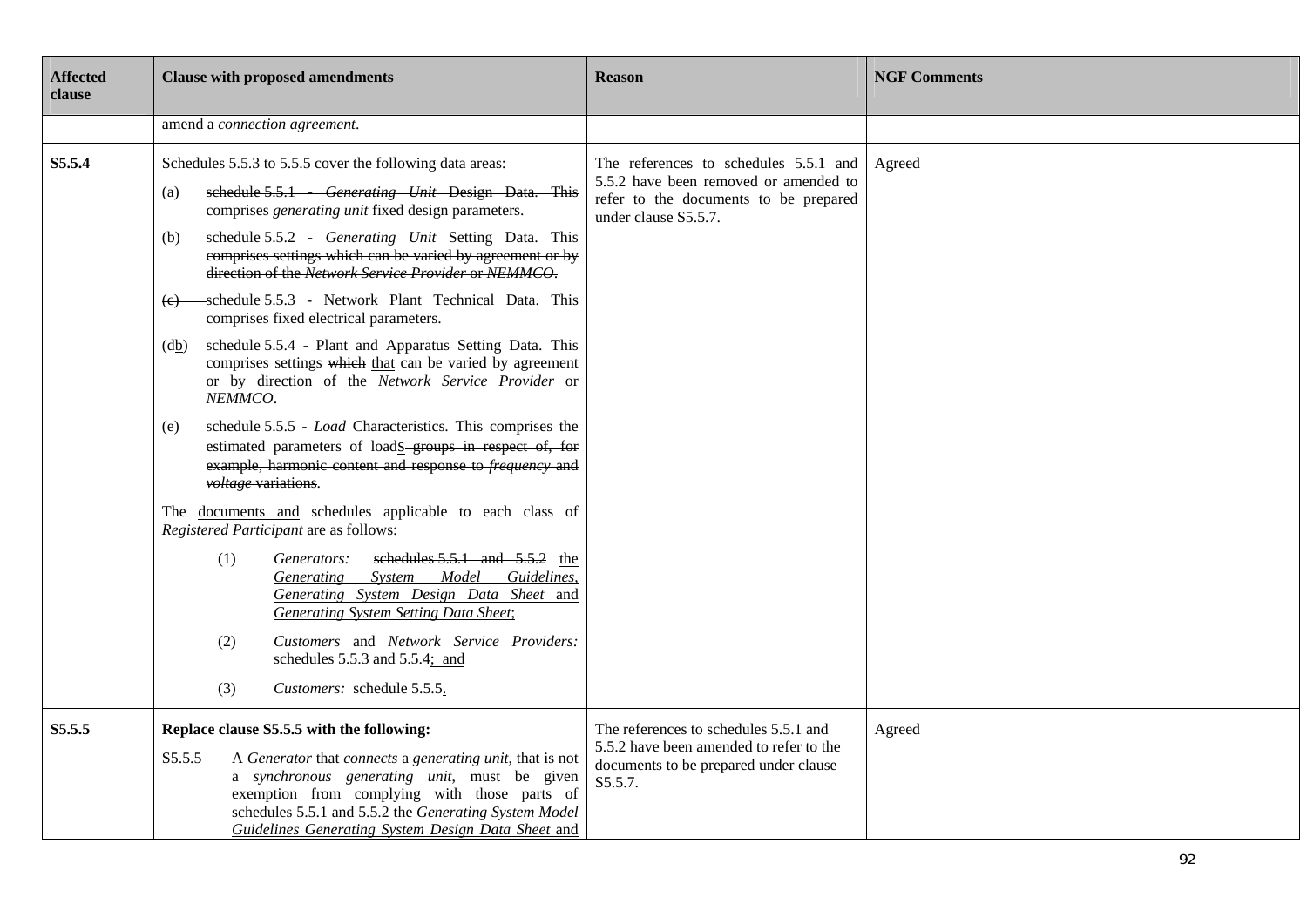| Affected clause | Clause with proposed amendments | Reason | NGF Comments |
| --- | --- | --- | --- |
| | amend a *connection agreement*. | | |
| **S5.5.4** | Schedules 5.5.3 to 5.5.5 cover the following data areas:<br><br>(a) ~~schedule 5.5.1 - *Generating Unit* Design Data. This comprises *generating unit* fixed design parameters.~~<br><br>~~(b) schedule 5.5.2 - *Generating Unit* Setting Data. This comprises settings which can be varied by agreement or by direction of the *Network Service Provider* or *NEMMCO*.~~<br><br>~~(c)~~ schedule 5.5.3 - Network Plant Technical Data. This comprises fixed electrical parameters.<br><br>(~~d~~b) schedule 5.5.4 - Plant and Apparatus Setting Data. This comprises settings ~~which~~ that can be varied by agreement or by direction of the *Network Service Provider* or *NEMMCO*.<br><br>(e) schedule 5.5.5 - *Load* Characteristics. This comprises the estimated parameters of loads ~~groups in respect of, for example, harmonic content and response to *frequency* and *voltage* variations~~.<br><br>The documents and schedules applicable to each class of *Registered Participant* are as follows:<br><br>(1) *Generators:* ~~schedules 5.5.1 and 5.5.2~~ the *Generating System Model Guidelines*, *Generating System Design Data Sheet* and *Generating System Setting Data Sheet*;<br><br>(2) *Customers* and *Network Service Providers:* schedules 5.5.3 and 5.5.4; and<br><br>(3) *Customers:* schedule 5.5.5. | The references to schedules 5.5.1 and 5.5.2 have been removed or amended to refer to the documents to be prepared under clause S5.5.7. | Agreed |
| **S5.5.5** | **Replace clause S5.5.5 with the following:**<br><br>S5.5.5 A *Generator* that *connects* a *generating unit*, that is not a *synchronous generating unit*, must be given exemption from complying with those parts of ~~schedules 5.5.1 and 5.5.2~~ the *Generating System Model Guidelines Generating System Design Data Sheet* and | The references to schedules 5.5.1 and 5.5.2 have been amended to refer to the documents to be prepared under clause S5.5.7. | Agreed |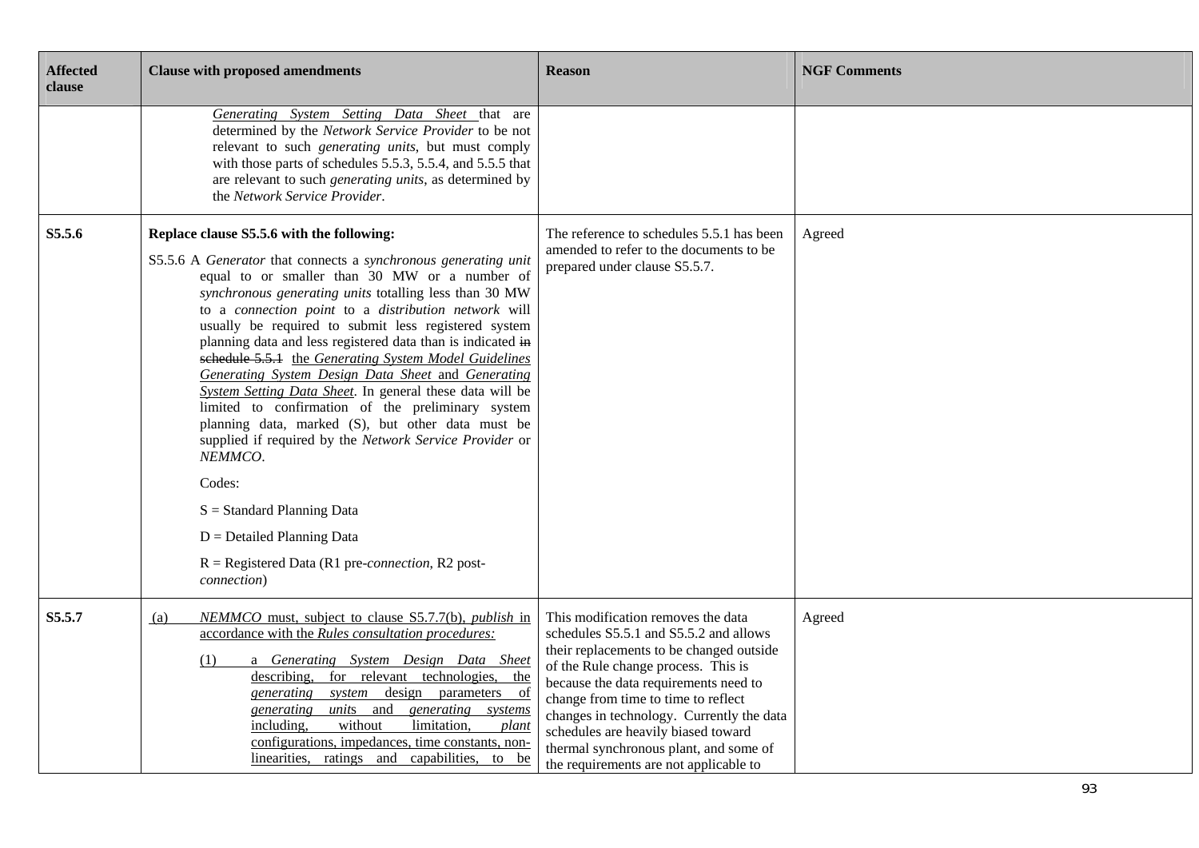| Affected clause | Clause with proposed amendments | Reason | NGF Comments |
|---|---|---|---|
| | *Generating System Setting Data Sheet* that are determined by the *Network Service Provider* to be not relevant to such *generating units*, but must comply with those parts of schedules 5.5.3, 5.5.4, and 5.5.5 that are relevant to such *generating units*, as determined by the *Network Service Provider*. | | |
| S5.5.6 | **Replace clause S5.5.6 with the following:**<br><br>S5.5.6 A *Generator* that connects a *synchronous generating unit* equal to or smaller than 30 MW or a number of *synchronous generating units* totalling less than 30 MW to a *connection point* to a *distribution network* will usually be required to submit less registered system planning data and less registered data than is indicated ~~in schedule 5.5.1~~ the *Generating System Model Guidelines Generating System Design Data Sheet* and *Generating System Setting Data Sheet*. In general these data will be limited to confirmation of the preliminary system planning data, marked (S), but other data must be supplied if required by the *Network Service Provider* or *NEMMCO*.<br><br>Codes:<br><br>S = Standard Planning Data<br><br>D = Detailed Planning Data<br><br>R = Registered Data (R1 pre-*connection*, R2 post-*connection*) | The reference to schedules 5.5.1 has been amended to refer to the documents to be prepared under clause S5.5.7. | Agreed |
| S5.5.7 | (a) *NEMMCO* must, subject to clause S5.5.7(b), *publish* in accordance with the *Rules consultation procedures:*<br><br>(1) a *Generating System Design Data Sheet* describing, for relevant technologies, the *generating system* design parameters of *generating units* and *generating systems* including, without limitation, *plant* configurations, impedances, time constants, non-linearities, ratings and capabilities, to be | This modification removes the data schedules S5.5.1 and S5.5.2 and allows their replacements to be changed outside of the Rule change process. This is because the data requirements need to change from time to time to reflect changes in technology. Currently the data schedules are heavily biased toward thermal synchronous plant, and some of the requirements are not applicable to | Agreed |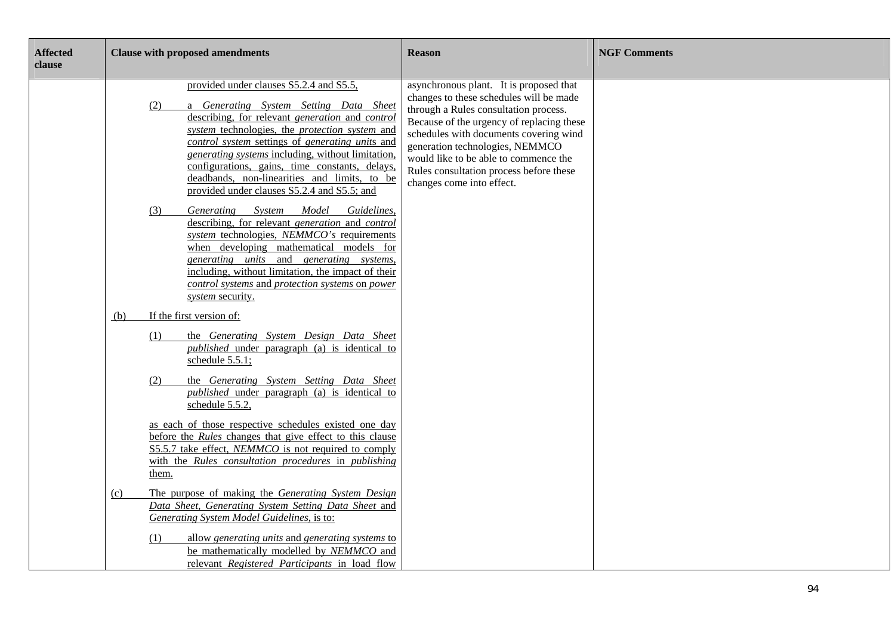| Affected clause | Clause with proposed amendments | Reason | NGF Comments |
|---|---|---|---|
| | provided under clauses S5.2.4 and S5.5,<br><br>(2) a *Generating System Setting Data Sheet* describing, for relevant *generation* and *control system* technologies, the *protection system* and *control system* settings of *generating units* and *generating systems* including, without limitation, configurations, gains, time constants, delays, deadbands, non-linearities and limits, to be provided under clauses S5.2.4 and S5.5; and<br><br>(3) *Generating System Model Guidelines*, describing, for relevant *generation* and *control system* technologies, *NEMMCO's* requirements when developing mathematical models for *generating units* and *generating systems*, including, without limitation, the impact of their *control systems* and *protection systems* on *power system* security.<br><br>(b) If the first version of:<br><br>(1) the *Generating System Design Data Sheet* *published* under paragraph (a) is identical to schedule 5.5.1;<br><br>(2) the *Generating System Setting Data Sheet* *published* under paragraph (a) is identical to schedule 5.5.2,<br><br>as each of those respective schedules existed one day before the *Rules* changes that give effect to this clause S5.5.7 take effect, *NEMMCO* is not required to comply with the *Rules consultation procedures* in *publishing* them.<br><br>(c) The purpose of making the *Generating System Design Data Sheet*, *Generating System Setting Data Sheet* and *Generating System Model Guidelines*, is to:<br><br>(1) allow *generating units* and *generating systems* to be mathematically modelled by *NEMMCO* and relevant *Registered Participants* in load flow | asynchronous plant. It is proposed that changes to these schedules will be made through a Rules consultation process. Because of the urgency of replacing these schedules with documents covering wind generation technologies, NEMMCO would like to be able to commence the Rules consultation process before these changes come into effect. | |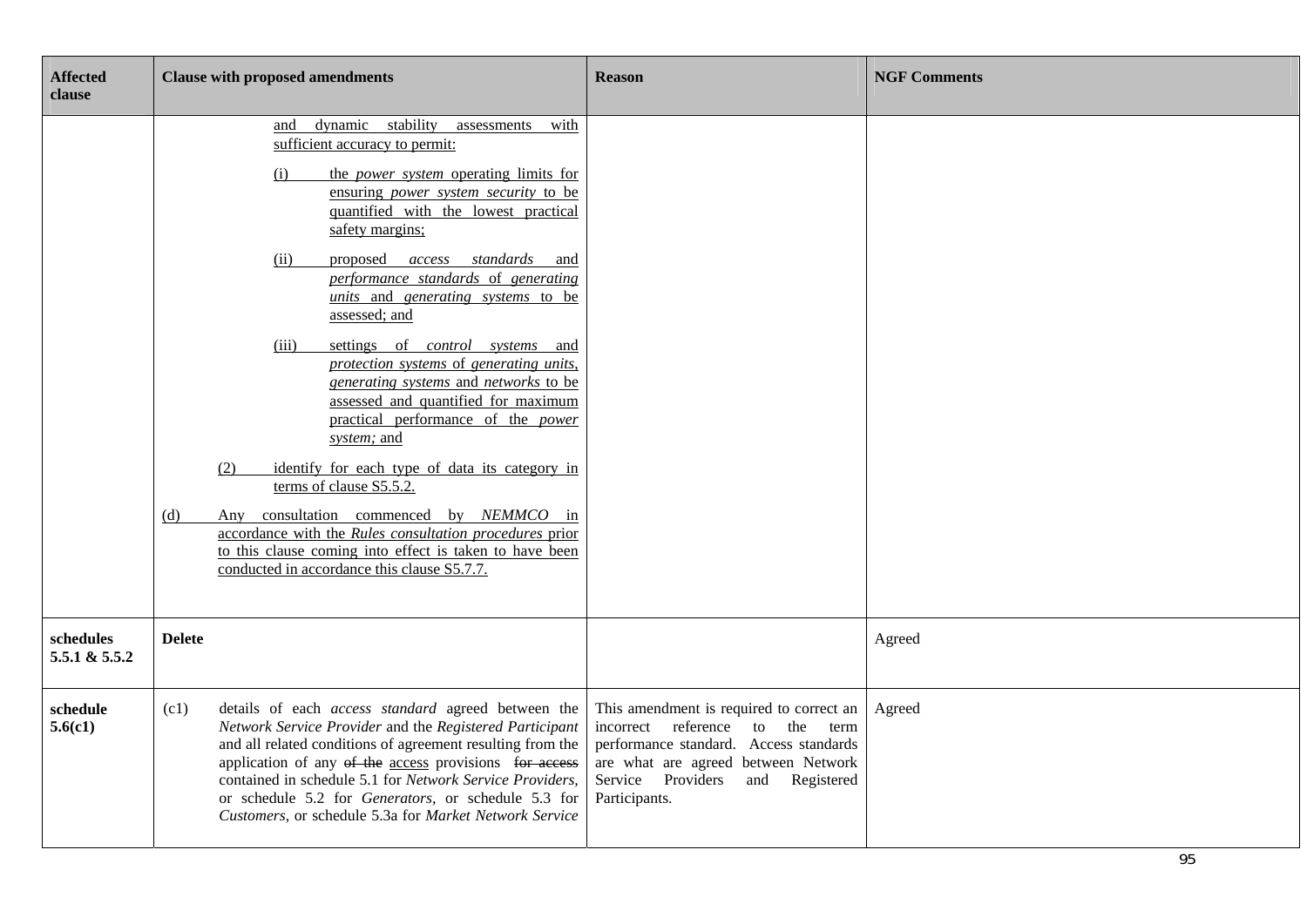| Affected clause | Clause with proposed amendments | Reason | NGF Comments |
|---|---|---|---|
| | and dynamic stability assessments with sufficient accuracy to permit:<br><br>(i) the *power system* operating limits for ensuring *power system security* to be quantified with the lowest practical safety margins;<br><br>(ii) proposed *access standards* and *performance standards* of *generating units* and *generating systems* to be assessed; and<br><br>(iii) settings of *control systems* and *protection systems* of *generating units*, *generating systems* and *networks* to be assessed and quantified for maximum practical performance of the *power system;* and<br><br>(2) identify for each type of data its category in terms of clause S5.5.2.<br><br>(d) Any consultation commenced by *NEMMCO* in accordance with the *Rules consultation procedures* prior to this clause coming into effect is taken to have been conducted in accordance this clause S5.7.7. | | |
| **schedules 5.5.1 & 5.5.2** | **Delete** | | Agreed |
| **schedule 5.6(c1)** | (c1) details of each *access standard* agreed between the *Network Service Provider* and the *Registered Participant* and all related conditions of agreement resulting from the application of any ~~of the~~ access provisions ~~for access~~ contained in schedule 5.1 for *Network Service Providers*, or schedule 5.2 for *Generators*, or schedule 5.3 for *Customers*, or schedule 5.3a for *Market Network Service* | This amendment is required to correct an incorrect reference to the term performance standard. Access standards are what are agreed between Network Service Providers and Registered Participants. | Agreed |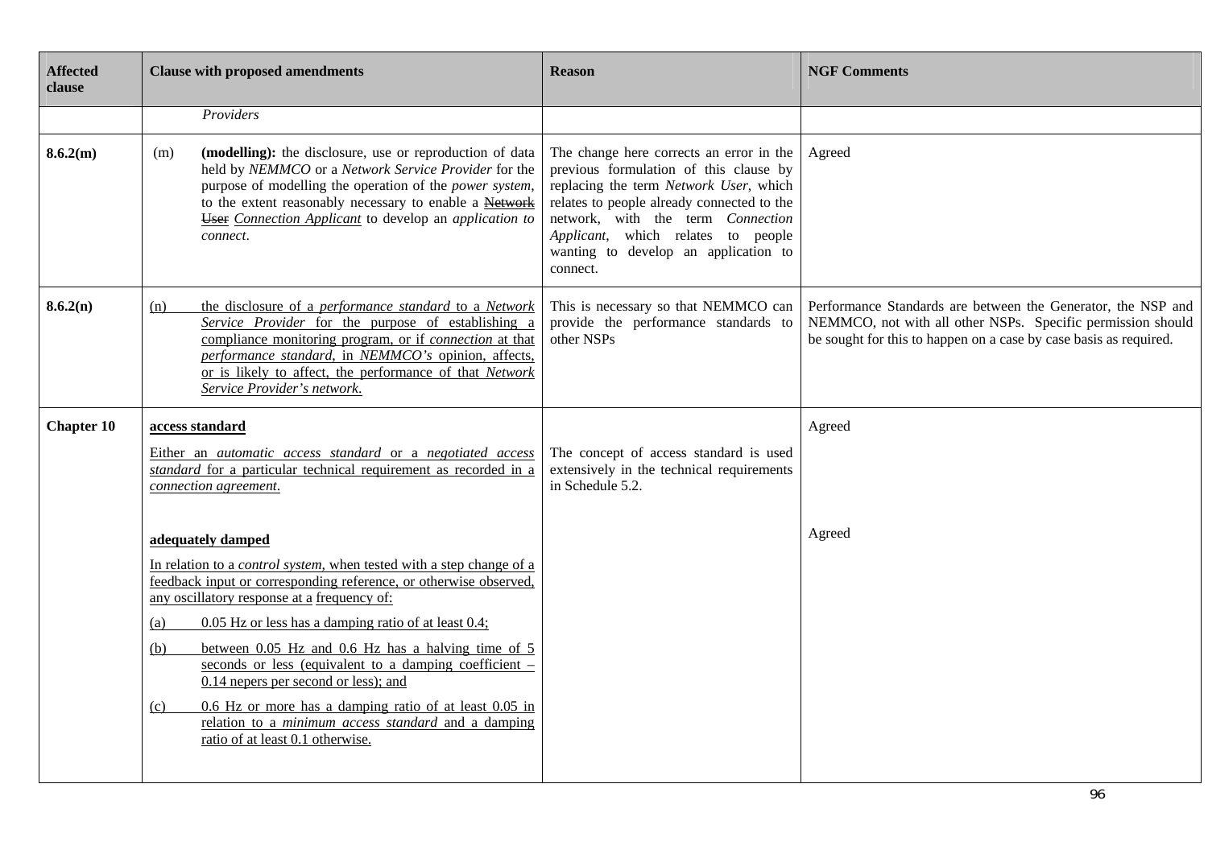| Affected clause | Clause with proposed amendments | Reason | NGF Comments |
|---|---|---|---|
| | *Providers* | | |
| **8.6.2(m)** | (m) **(modelling):** the disclosure, use or reproduction of data held by *NEMMCO* or a *Network Service Provider* for the purpose of modelling the operation of the *power system*, to the extent reasonably necessary to enable a ~~Network User~~ *Connection Applicant* to develop an *application to connect*. | The change here corrects an error in the previous formulation of this clause by replacing the term *Network User*, which relates to people already connected to the network, with the term *Connection Applicant*, which relates to people wanting to develop an application to connect. | Agreed |
| **8.6.2(n)** | (n) the disclosure of a *performance standard* to a *Network Service Provider* for the purpose of establishing a compliance monitoring program, or if *connection* at that *performance standard*, in *NEMMCO's* opinion, affects, or is likely to affect, the performance of that *Network Service Provider's network*. | This is necessary so that NEMMCO can provide the performance standards to other NSPs | Performance Standards are between the Generator, the NSP and NEMMCO, not with all other NSPs. Specific permission should be sought for this to happen on a case by case basis as required. |
| **Chapter 10** | **access standard**<br><br>Either an *automatic access standard* or a *negotiated access standard* for a particular technical requirement as recorded in a *connection agreement*.<br><br>**adequately damped**<br><br>In relation to a *control system*, when tested with a step change of a feedback input or corresponding reference, or otherwise observed, any oscillatory response at a frequency of:<br><br>(a) 0.05 Hz or less has a damping ratio of at least 0.4;<br><br>(b) between 0.05 Hz and 0.6 Hz has a halving time of 5 seconds or less (equivalent to a damping coefficient – 0.14 nepers per second or less); and<br><br>(c) 0.6 Hz or more has a damping ratio of at least 0.05 in relation to a *minimum access standard* and a damping ratio of at least 0.1 otherwise. | The concept of access standard is used extensively in the technical requirements in Schedule 5.2. | Agreed<br><br>Agreed |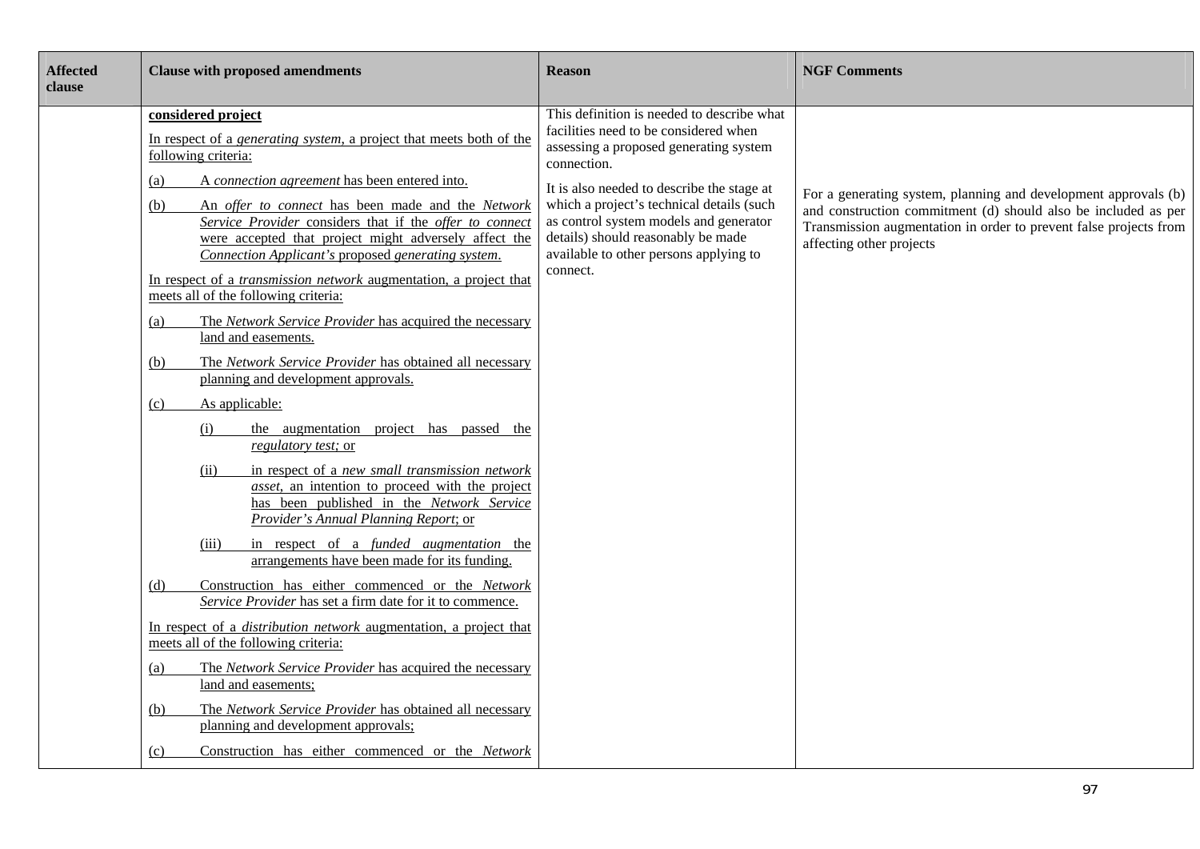| Affected clause | Clause with proposed amendments | Reason | NGF Comments |
|---|---|---|---|
| | **considered project**<br><br>In respect of a *generating system*, a project that meets both of the following criteria:<br><br>(a) A *connection agreement* has been entered into.<br><br>(b) An *offer to connect* has been made and the *Network Service Provider* considers that if the *offer to connect* were accepted that project might adversely affect the *Connection Applicant's* proposed *generating system*.<br><br>In respect of a *transmission network* augmentation, a project that meets all of the following criteria:<br><br>(a) The *Network Service Provider* has acquired the necessary land and easements.<br><br>(b) The *Network Service Provider* has obtained all necessary planning and development approvals.<br><br>(c) As applicable:<br><br>(i) the augmentation project has passed the *regulatory test;* or<br><br>(ii) in respect of a *new small transmission network asset*, an intention to proceed with the project has been published in the *Network Service Provider's Annual Planning Report*; or<br><br>(iii) in respect of a *funded augmentation* the arrangements have been made for its funding.<br><br>(d) Construction has either commenced or the *Network Service Provider* has set a firm date for it to commence.<br><br>In respect of a *distribution network* augmentation, a project that meets all of the following criteria:<br><br>(a) The *Network Service Provider* has acquired the necessary land and easements;<br><br>(b) The *Network Service Provider* has obtained all necessary planning and development approvals;<br><br>(c) Construction has either commenced or the *Network* | This definition is needed to describe what facilities need to be considered when assessing a proposed generating system connection.<br><br>It is also needed to describe the stage at which a project's technical details (such as control system models and generator details) should reasonably be made available to other persons applying to connect. | For a generating system, planning and development approvals (b) and construction commitment (d) should also be included as per Transmission augmentation in order to prevent false projects from affecting other projects |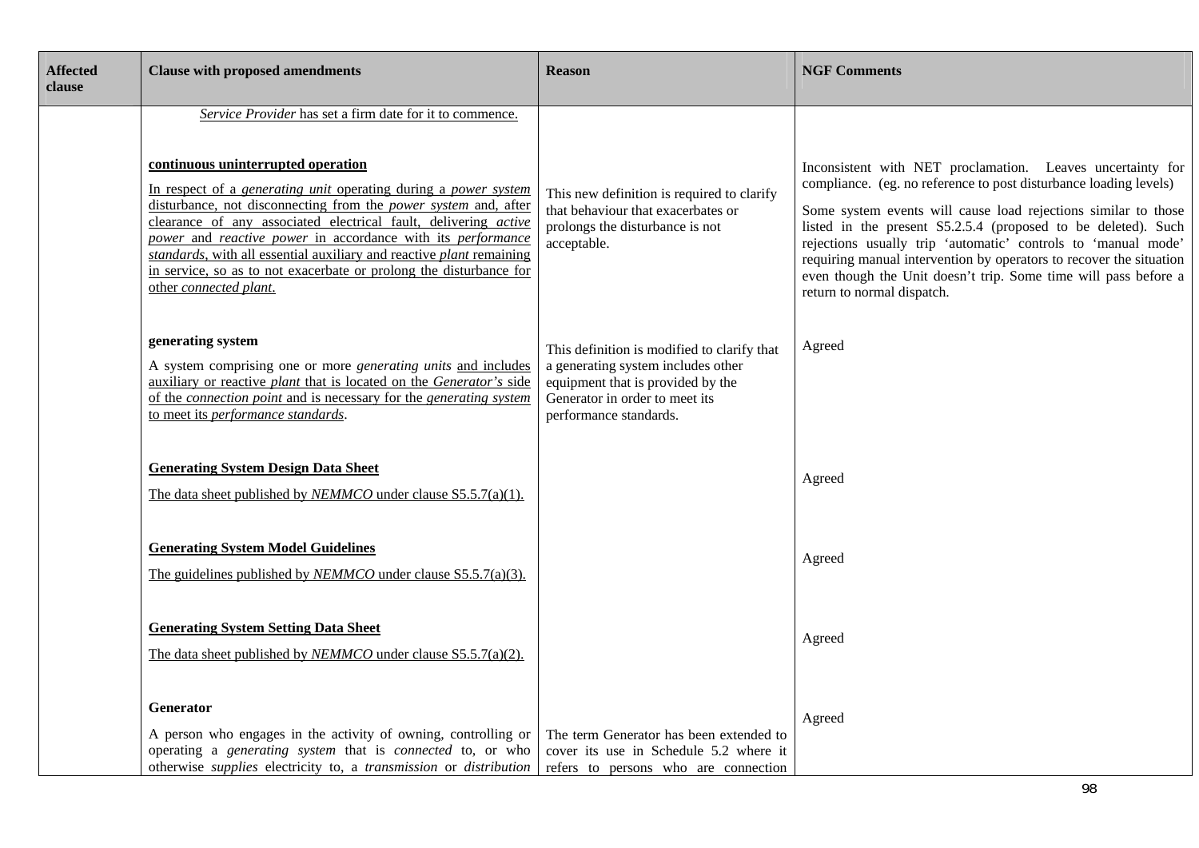| Affected clause | Clause with proposed amendments | Reason | NGF Comments |
|---|---|---|---|
| | *Service Provider* has set a firm date for it to commence. | | |
| | **continuous uninterrupted operation**<br><br>In respect of a *generating unit* operating during a *power system* disturbance, not disconnecting from the *power system* and, after clearance of any associated electrical fault, delivering *active power* and *reactive power* in accordance with its *performance standards*, with all essential auxiliary and reactive *plant* remaining in service, so as to not exacerbate or prolong the disturbance for other *connected plant*. | This new definition is required to clarify that behaviour that exacerbates or prolongs the disturbance is not acceptable. | Inconsistent with NET proclamation. Leaves uncertainty for compliance. (eg. no reference to post disturbance loading levels)<br><br>Some system events will cause load rejections similar to those listed in the present S5.2.5.4 (proposed to be deleted). Such rejections usually trip 'automatic' controls to 'manual mode' requiring manual intervention by operators to recover the situation even though the Unit doesn't trip. Some time will pass before a return to normal dispatch. |
| | **generating system**<br><br>A system comprising one or more *generating units* and includes auxiliary or reactive *plant* that is located on the *Generator's* side of the *connection point* and is necessary for the *generating system* to meet its *performance standards*. | This definition is modified to clarify that a generating system includes other equipment that is provided by the Generator in order to meet its performance standards. | Agreed |
| | **Generating System Design Data Sheet**<br><br>The data sheet published by *NEMMCO* under clause S5.5.7(a)(1). | | Agreed |
| | **Generating System Model Guidelines**<br><br>The guidelines published by *NEMMCO* under clause S5.5.7(a)(3). | | Agreed |
| | **Generating System Setting Data Sheet**<br><br>The data sheet published by *NEMMCO* under clause S5.5.7(a)(2). | | Agreed |
| | **Generator**<br><br>A person who engages in the activity of owning, controlling or operating a *generating system* that is *connected* to, or who otherwise *supplies* electricity to, a *transmission* or *distribution* | The term Generator has been extended to cover its use in Schedule 5.2 where it refers to persons who are connection | Agreed |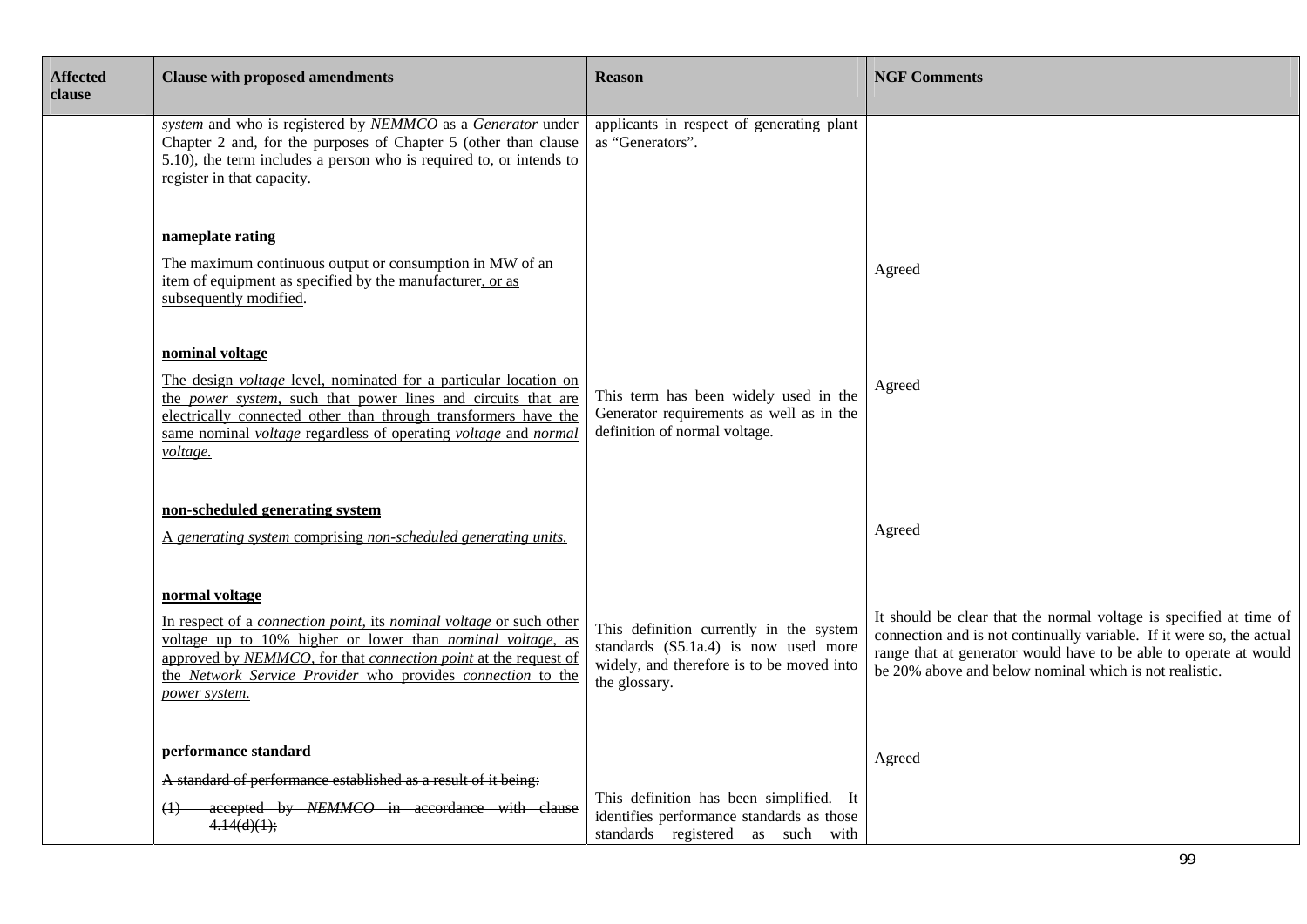| Affected clause | Clause with proposed amendments | Reason | NGF Comments |
|---|---|---|---|
| | *system* and who is registered by *NEMMCO* as a *Generator* under Chapter 2 and, for the purposes of Chapter 5 (other than clause 5.10), the term includes a person who is required to, or intends to register in that capacity. | applicants in respect of generating plant as "Generators". | |
| | **nameplate rating**<br><br>The maximum continuous output or consumption in MW of an item of equipment as specified by the manufacturer, or as subsequently modified. | | Agreed |
| | **nominal voltage**<br><br>The design *voltage* level, nominated for a particular location on the *power system*, such that power lines and circuits that are electrically connected other than through transformers have the same nominal *voltage* regardless of operating *voltage* and *normal voltage.* | This term has been widely used in the Generator requirements as well as in the definition of normal voltage. | Agreed |
| | **non-scheduled generating system**<br><br>A *generating system* comprising *non-scheduled generating units.* | | Agreed |
| | **normal voltage**<br><br>In respect of a *connection point,* its *nominal voltage* or such other voltage up to 10% higher or lower than *nominal voltage*, as approved by *NEMMCO*, for that *connection point* at the request of the *Network Service Provider* who provides *connection* to the *power system.* | This definition currently in the system standards (S5.1a.4) is now used more widely, and therefore is to be moved into the glossary. | It should be clear that the normal voltage is specified at time of connection and is not continually variable. If it were so, the actual range that at generator would have to be able to operate at would be 20% above and below nominal which is not realistic. |
| | **performance standard**<br><br>~~A standard of performance established as a result of it being:~~<br><br>~~(1) accepted by *NEMMCO* in accordance with clause 4.14(d)(1);~~ | This definition has been simplified. It identifies performance standards as those standards registered as such with | Agreed |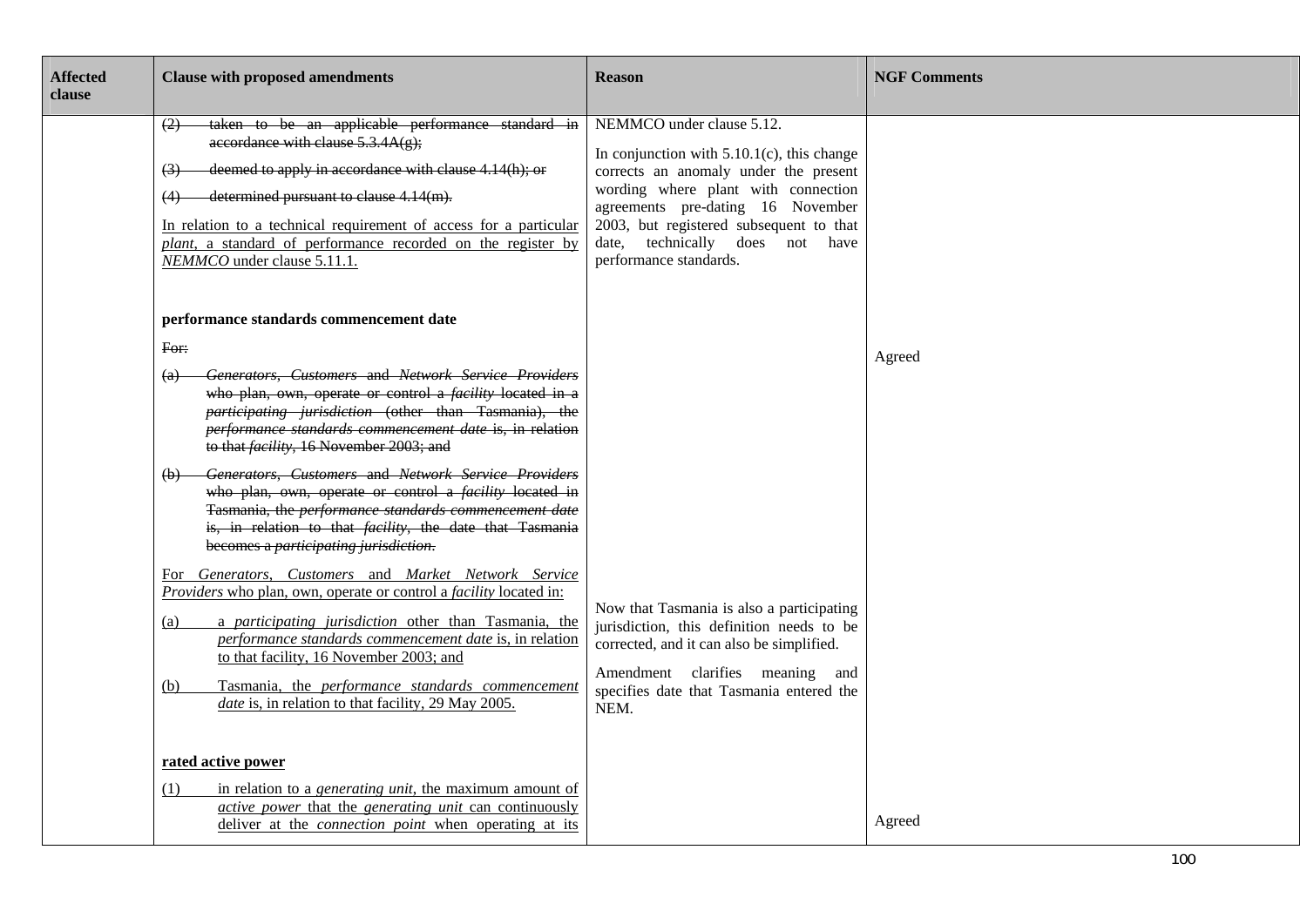| Affected clause | Clause with proposed amendments | Reason | NGF Comments |
|---|---|---|---|
| | ~~(2) taken to be an applicable performance standard in accordance with clause 5.3.4A(g);~~<br><br>~~(3) deemed to apply in accordance with clause 4.14(h); or~~<br><br>~~(4) determined pursuant to clause 4.14(m).~~<br><br><u>In relation to a technical requirement of access for a particular *plant*, a standard of performance recorded on the register by *NEMMCO* under clause 5.11.1.</u> | NEMMCO under clause 5.12.<br><br>In conjunction with 5.10.1(c), this change corrects an anomaly under the present wording where plant with connection agreements pre-dating 16 November 2003, but registered subsequent to that date, technically does not have performance standards. | |
| | **performance standards commencement date**<br><br>~~For:~~<br><br>~~(a) *Generators*, *Customers* and *Network Service Providers* who plan, own, operate or control a *facility* located in a *participating jurisdiction* (other than Tasmania), the *performance standards commencement date* is, in relation to that *facility*, 16 November 2003; and~~<br><br>~~(b) *Generators*, *Customers* and *Network Service Providers* who plan, own, operate or control a *facility* located in Tasmania, the *performance standards commencement date* is, in relation to that *facility*, the date that Tasmania becomes a *participating jurisdiction*.~~<br><br><u>For *Generators*, *Customers* and *Market Network Service Providers* who plan, own, operate or control a *facility* located in:</u><br><br><u>(a) a *participating jurisdiction* other than Tasmania, the *performance standards commencement date* is, in relation to that facility, 16 November 2003; and</u><br><br><u>(b) Tasmania, the *performance standards commencement date* is, in relation to that facility, 29 May 2005.</u> | Now that Tasmania is also a participating jurisdiction, this definition needs to be corrected, and it can also be simplified.<br><br>Amendment clarifies meaning and specifies date that Tasmania entered the NEM. | Agreed |
| | **rated active power**<br><br><u>(1) in relation to a *generating unit*, the maximum amount of *active power* that the *generating unit* can continuously deliver at the *connection point* when operating at its</u> | | Agreed |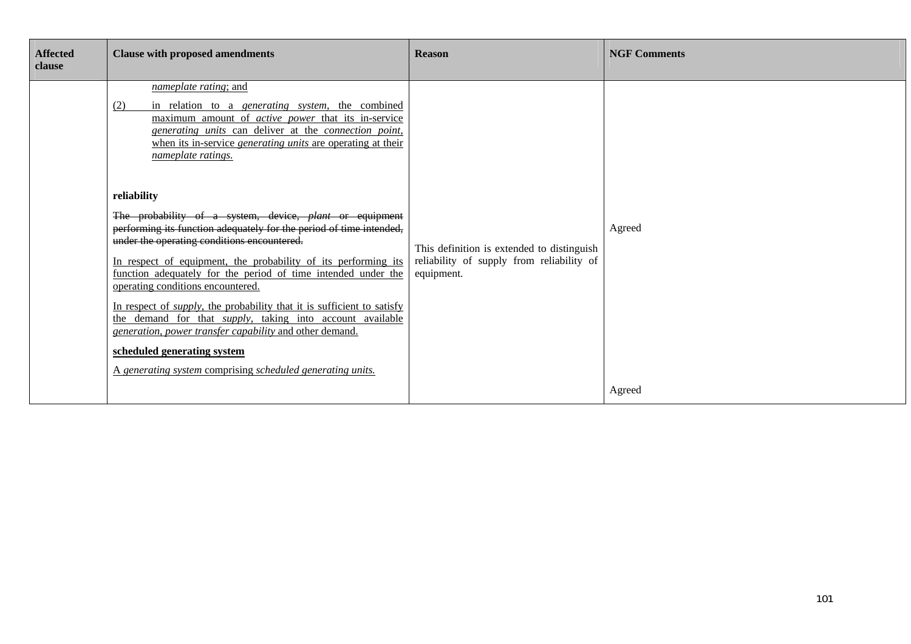| Affected clause | Clause with proposed amendments | Reason | NGF Comments |
|---|---|---|---|
| | *nameplate rating*; and<br><br>(2) in relation to a *generating system*, the combined maximum amount of *active power* that its in-service *generating units* can deliver at the *connection point*, when its in-service *generating units* are operating at their *nameplate ratings.*<br><br>**reliability**<br><br>~~The probability of a system, device, *plant* or equipment performing its function adequately for the period of time intended, under the operating conditions encountered.~~<br><br>In respect of equipment, the probability of its performing its function adequately for the period of time intended under the operating conditions encountered.<br><br>In respect of *supply*, the probability that it is sufficient to satisfy the demand for that *supply*, taking into account available *generation*, *power transfer capability* and other demand.<br><br>**scheduled generating system**<br><br>A *generating system* comprising *scheduled generating units.* | This definition is extended to distinguish reliability of supply from reliability of equipment. | Agreed<br><br>Agreed |